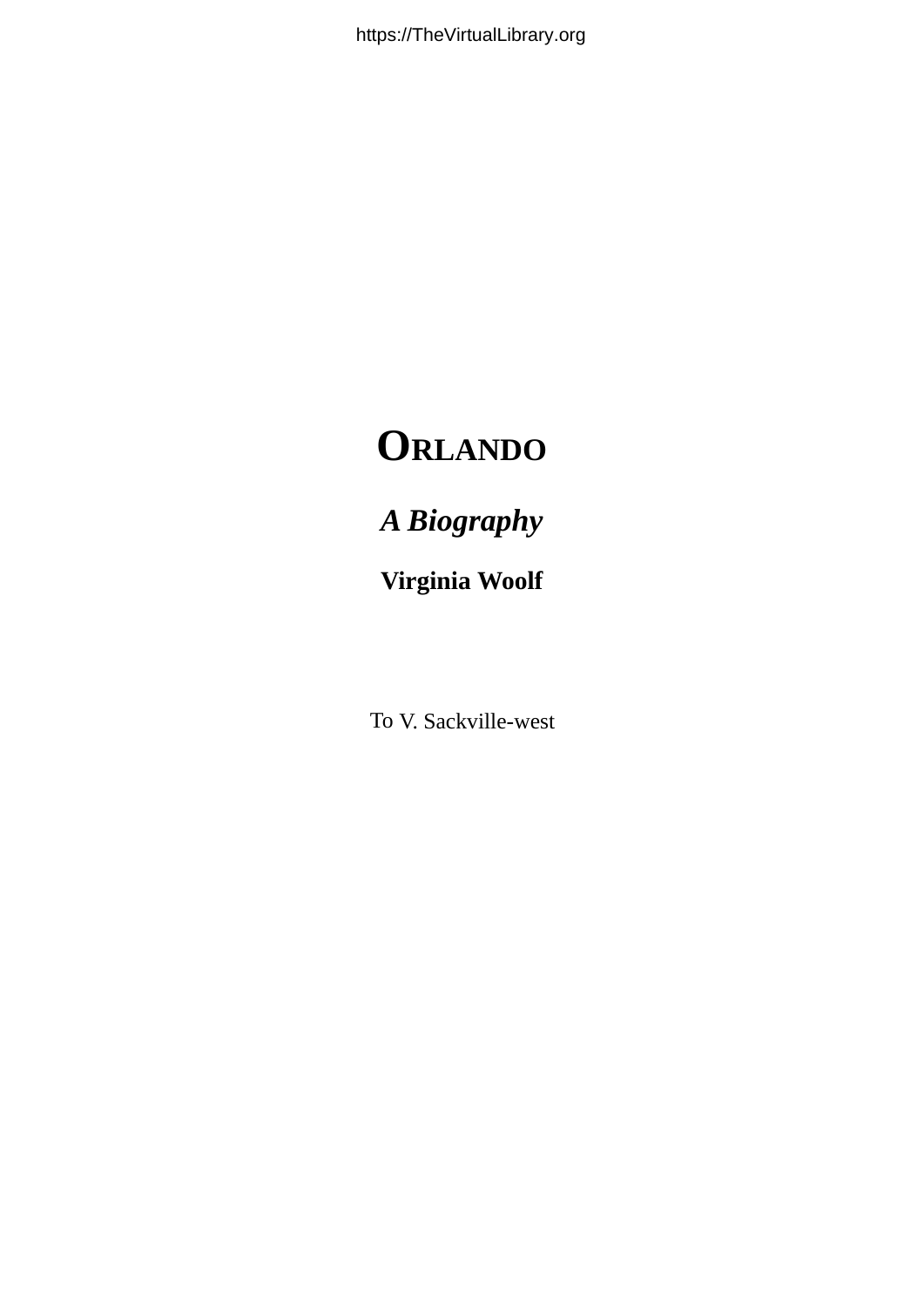# Orlando

***A Biography***

**Virginia Woolf**

To V. Sackville-west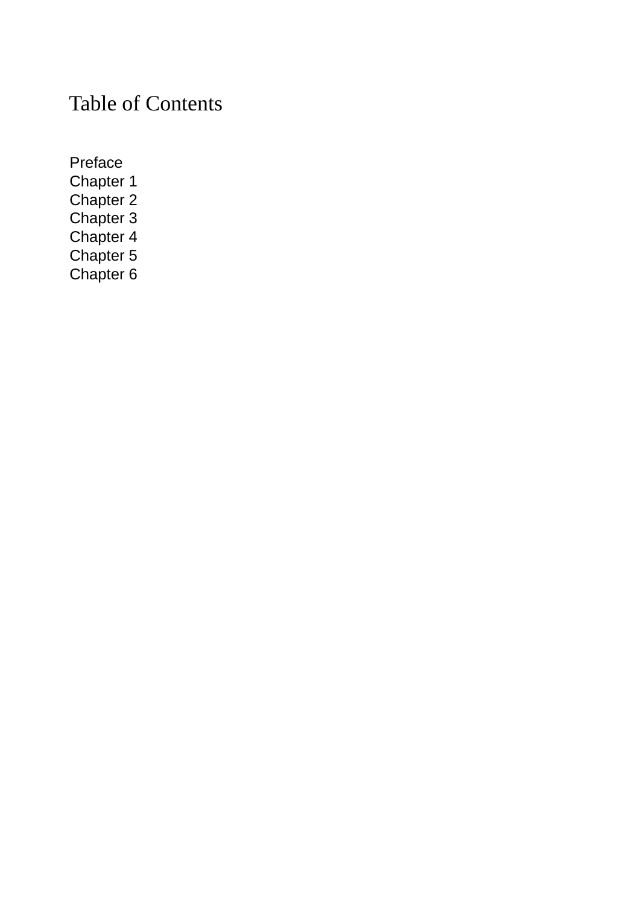# Table of Contents

Preface
Chapter 1
Chapter 2
Chapter 3
Chapter 4
Chapter 5
Chapter 6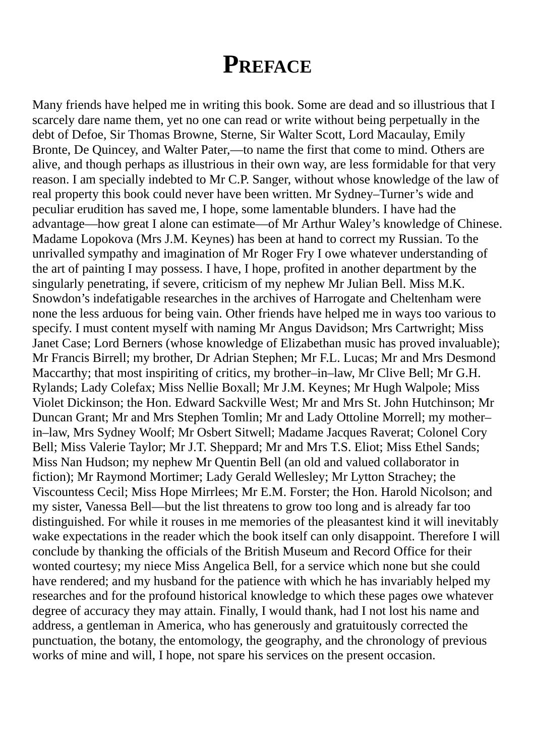# Preface

Many friends have helped me in writing this book. Some are dead and so illustrious that I scarcely dare name them, yet no one can read or write without being perpetually in the debt of Defoe, Sir Thomas Browne, Sterne, Sir Walter Scott, Lord Macaulay, Emily Bronte, De Quincey, and Walter Pater,—to name the first that come to mind. Others are alive, and though perhaps as illustrious in their own way, are less formidable for that very reason. I am specially indebted to Mr C.P. Sanger, without whose knowledge of the law of real property this book could never have been written. Mr Sydney–Turner's wide and peculiar erudition has saved me, I hope, some lamentable blunders. I have had the advantage—how great I alone can estimate—of Mr Arthur Waley's knowledge of Chinese. Madame Lopokova (Mrs J.M. Keynes) has been at hand to correct my Russian. To the unrivalled sympathy and imagination of Mr Roger Fry I owe whatever understanding of the art of painting I may possess. I have, I hope, profited in another department by the singularly penetrating, if severe, criticism of my nephew Mr Julian Bell. Miss M.K. Snowdon's indefatigable researches in the archives of Harrogate and Cheltenham were none the less arduous for being vain. Other friends have helped me in ways too various to specify. I must content myself with naming Mr Angus Davidson; Mrs Cartwright; Miss Janet Case; Lord Berners (whose knowledge of Elizabethan music has proved invaluable); Mr Francis Birrell; my brother, Dr Adrian Stephen; Mr F.L. Lucas; Mr and Mrs Desmond Maccarthy; that most inspiriting of critics, my brother–in–law, Mr Clive Bell; Mr G.H. Rylands; Lady Colefax; Miss Nellie Boxall; Mr J.M. Keynes; Mr Hugh Walpole; Miss Violet Dickinson; the Hon. Edward Sackville West; Mr and Mrs St. John Hutchinson; Mr Duncan Grant; Mr and Mrs Stephen Tomlin; Mr and Lady Ottoline Morrell; my mother–in–law, Mrs Sydney Woolf; Mr Osbert Sitwell; Madame Jacques Raverat; Colonel Cory Bell; Miss Valerie Taylor; Mr J.T. Sheppard; Mr and Mrs T.S. Eliot; Miss Ethel Sands; Miss Nan Hudson; my nephew Mr Quentin Bell (an old and valued collaborator in fiction); Mr Raymond Mortimer; Lady Gerald Wellesley; Mr Lytton Strachey; the Viscountess Cecil; Miss Hope Mirrlees; Mr E.M. Forster; the Hon. Harold Nicolson; and my sister, Vanessa Bell—but the list threatens to grow too long and is already far too distinguished. For while it rouses in me memories of the pleasantest kind it will inevitably wake expectations in the reader which the book itself can only disappoint. Therefore I will conclude by thanking the officials of the British Museum and Record Office for their wonted courtesy; my niece Miss Angelica Bell, for a service which none but she could have rendered; and my husband for the patience with which he has invariably helped my researches and for the profound historical knowledge to which these pages owe whatever degree of accuracy they may attain. Finally, I would thank, had I not lost his name and address, a gentleman in America, who has generously and gratuitously corrected the punctuation, the botany, the entomology, the geography, and the chronology of previous works of mine and will, I hope, not spare his services on the present occasion.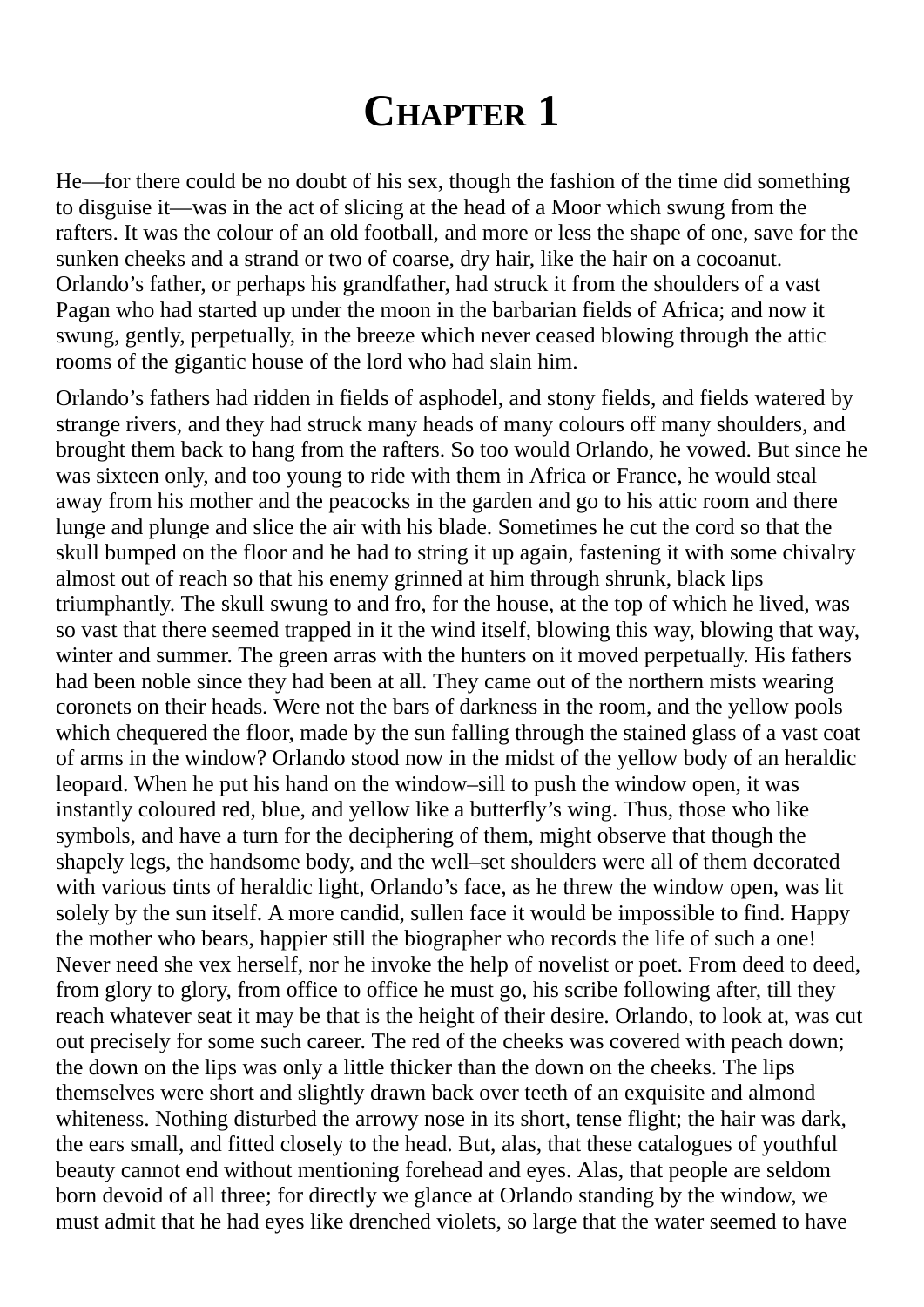# Chapter 1

He—for there could be no doubt of his sex, though the fashion of the time did something to disguise it—was in the act of slicing at the head of a Moor which swung from the rafters. It was the colour of an old football, and more or less the shape of one, save for the sunken cheeks and a strand or two of coarse, dry hair, like the hair on a cocoanut. Orlando's father, or perhaps his grandfather, had struck it from the shoulders of a vast Pagan who had started up under the moon in the barbarian fields of Africa; and now it swung, gently, perpetually, in the breeze which never ceased blowing through the attic rooms of the gigantic house of the lord who had slain him.

Orlando's fathers had ridden in fields of asphodel, and stony fields, and fields watered by strange rivers, and they had struck many heads of many colours off many shoulders, and brought them back to hang from the rafters. So too would Orlando, he vowed. But since he was sixteen only, and too young to ride with them in Africa or France, he would steal away from his mother and the peacocks in the garden and go to his attic room and there lunge and plunge and slice the air with his blade. Sometimes he cut the cord so that the skull bumped on the floor and he had to string it up again, fastening it with some chivalry almost out of reach so that his enemy grinned at him through shrunk, black lips triumphantly. The skull swung to and fro, for the house, at the top of which he lived, was so vast that there seemed trapped in it the wind itself, blowing this way, blowing that way, winter and summer. The green arras with the hunters on it moved perpetually. His fathers had been noble since they had been at all. They came out of the northern mists wearing coronets on their heads. Were not the bars of darkness in the room, and the yellow pools which chequered the floor, made by the sun falling through the stained glass of a vast coat of arms in the window? Orlando stood now in the midst of the yellow body of an heraldic leopard. When he put his hand on the window–sill to push the window open, it was instantly coloured red, blue, and yellow like a butterfly's wing. Thus, those who like symbols, and have a turn for the deciphering of them, might observe that though the shapely legs, the handsome body, and the well–set shoulders were all of them decorated with various tints of heraldic light, Orlando's face, as he threw the window open, was lit solely by the sun itself. A more candid, sullen face it would be impossible to find. Happy the mother who bears, happier still the biographer who records the life of such a one! Never need she vex herself, nor he invoke the help of novelist or poet. From deed to deed, from glory to glory, from office to office he must go, his scribe following after, till they reach whatever seat it may be that is the height of their desire. Orlando, to look at, was cut out precisely for some such career. The red of the cheeks was covered with peach down; the down on the lips was only a little thicker than the down on the cheeks. The lips themselves were short and slightly drawn back over teeth of an exquisite and almond whiteness. Nothing disturbed the arrowy nose in its short, tense flight; the hair was dark, the ears small, and fitted closely to the head. But, alas, that these catalogues of youthful beauty cannot end without mentioning forehead and eyes. Alas, that people are seldom born devoid of all three; for directly we glance at Orlando standing by the window, we must admit that he had eyes like drenched violets, so large that the water seemed to have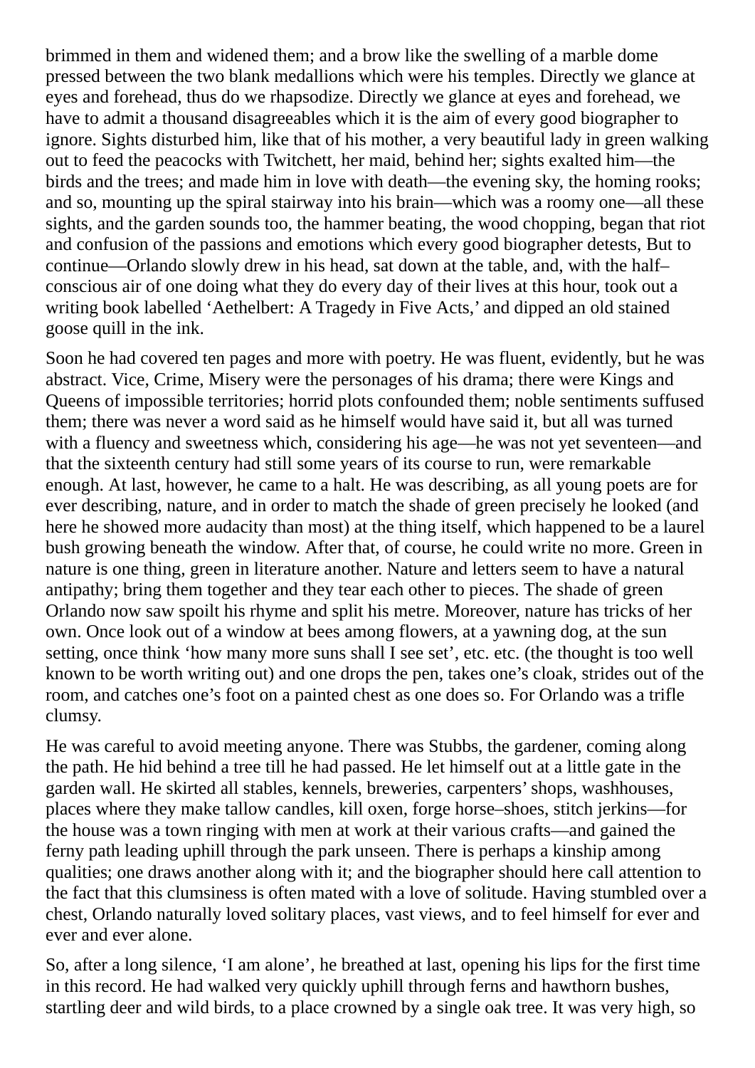brimmed in them and widened them; and a brow like the swelling of a marble dome pressed between the two blank medallions which were his temples. Directly we glance at eyes and forehead, thus do we rhapsodize. Directly we glance at eyes and forehead, we have to admit a thousand disagreeables which it is the aim of every good biographer to ignore. Sights disturbed him, like that of his mother, a very beautiful lady in green walking out to feed the peacocks with Twitchett, her maid, behind her; sights exalted him—the birds and the trees; and made him in love with death—the evening sky, the homing rooks; and so, mounting up the spiral stairway into his brain—which was a roomy one—all these sights, and the garden sounds too, the hammer beating, the wood chopping, began that riot and confusion of the passions and emotions which every good biographer detests, But to continue—Orlando slowly drew in his head, sat down at the table, and, with the half–conscious air of one doing what they do every day of their lives at this hour, took out a writing book labelled 'Aethelbert: A Tragedy in Five Acts,' and dipped an old stained goose quill in the ink.

Soon he had covered ten pages and more with poetry. He was fluent, evidently, but he was abstract. Vice, Crime, Misery were the personages of his drama; there were Kings and Queens of impossible territories; horrid plots confounded them; noble sentiments suffused them; there was never a word said as he himself would have said it, but all was turned with a fluency and sweetness which, considering his age—he was not yet seventeen—and that the sixteenth century had still some years of its course to run, were remarkable enough. At last, however, he came to a halt. He was describing, as all young poets are for ever describing, nature, and in order to match the shade of green precisely he looked (and here he showed more audacity than most) at the thing itself, which happened to be a laurel bush growing beneath the window. After that, of course, he could write no more. Green in nature is one thing, green in literature another. Nature and letters seem to have a natural antipathy; bring them together and they tear each other to pieces. The shade of green Orlando now saw spoilt his rhyme and split his metre. Moreover, nature has tricks of her own. Once look out of a window at bees among flowers, at a yawning dog, at the sun setting, once think 'how many more suns shall I see set', etc. etc. (the thought is too well known to be worth writing out) and one drops the pen, takes one's cloak, strides out of the room, and catches one's foot on a painted chest as one does so. For Orlando was a trifle clumsy.

He was careful to avoid meeting anyone. There was Stubbs, the gardener, coming along the path. He hid behind a tree till he had passed. He let himself out at a little gate in the garden wall. He skirted all stables, kennels, breweries, carpenters' shops, washhouses, places where they make tallow candles, kill oxen, forge horse–shoes, stitch jerkins—for the house was a town ringing with men at work at their various crafts—and gained the ferny path leading uphill through the park unseen. There is perhaps a kinship among qualities; one draws another along with it; and the biographer should here call attention to the fact that this clumsiness is often mated with a love of solitude. Having stumbled over a chest, Orlando naturally loved solitary places, vast views, and to feel himself for ever and ever and ever alone.

So, after a long silence, 'I am alone', he breathed at last, opening his lips for the first time in this record. He had walked very quickly uphill through ferns and hawthorn bushes, startling deer and wild birds, to a place crowned by a single oak tree. It was very high, so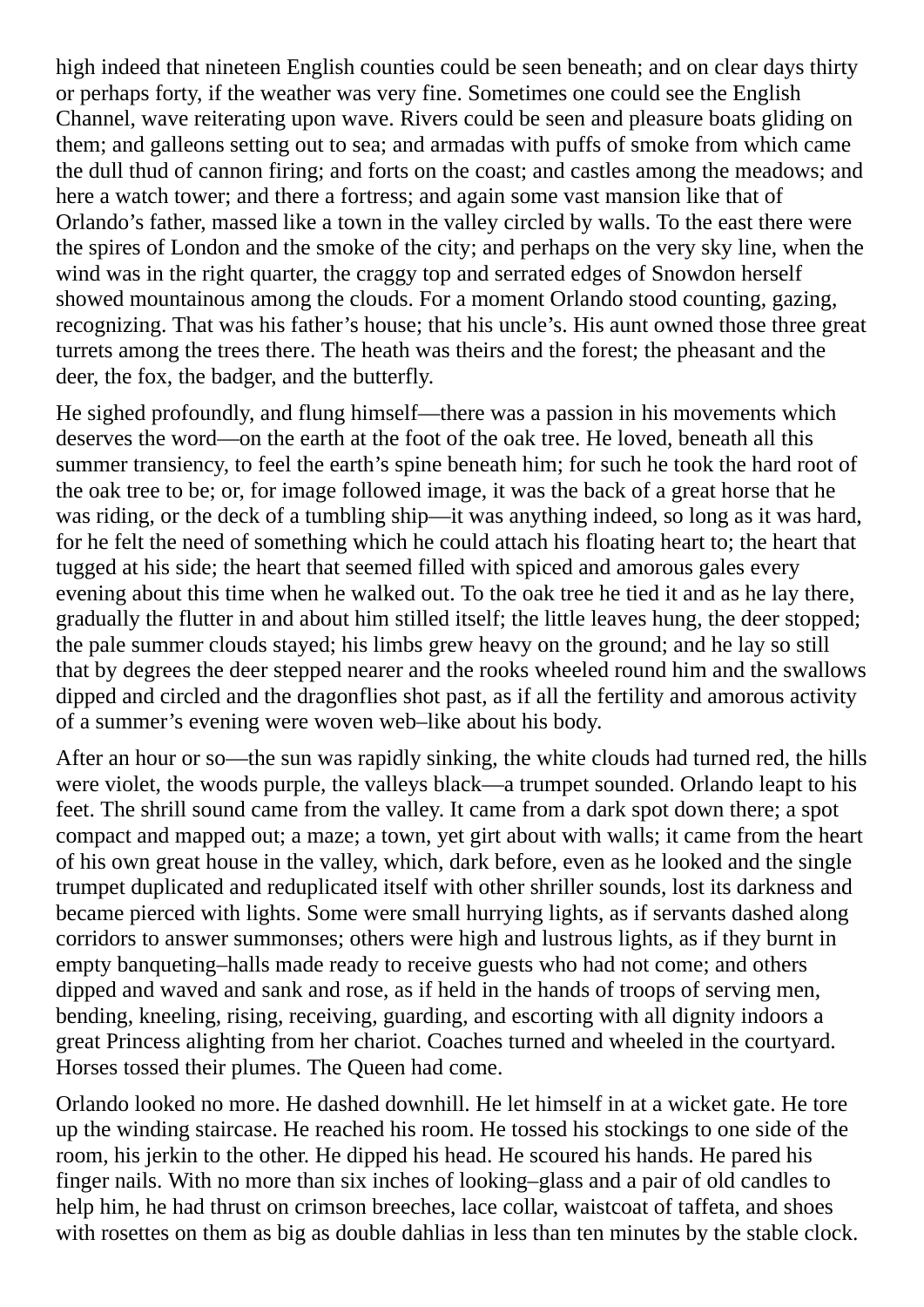high indeed that nineteen English counties could be seen beneath; and on clear days thirty or perhaps forty, if the weather was very fine. Sometimes one could see the English Channel, wave reiterating upon wave. Rivers could be seen and pleasure boats gliding on them; and galleons setting out to sea; and armadas with puffs of smoke from which came the dull thud of cannon firing; and forts on the coast; and castles among the meadows; and here a watch tower; and there a fortress; and again some vast mansion like that of Orlando's father, massed like a town in the valley circled by walls. To the east there were the spires of London and the smoke of the city; and perhaps on the very sky line, when the wind was in the right quarter, the craggy top and serrated edges of Snowdon herself showed mountainous among the clouds. For a moment Orlando stood counting, gazing, recognizing. That was his father's house; that his uncle's. His aunt owned those three great turrets among the trees there. The heath was theirs and the forest; the pheasant and the deer, the fox, the badger, and the butterfly.

He sighed profoundly, and flung himself—there was a passion in his movements which deserves the word—on the earth at the foot of the oak tree. He loved, beneath all this summer transiency, to feel the earth's spine beneath him; for such he took the hard root of the oak tree to be; or, for image followed image, it was the back of a great horse that he was riding, or the deck of a tumbling ship—it was anything indeed, so long as it was hard, for he felt the need of something which he could attach his floating heart to; the heart that tugged at his side; the heart that seemed filled with spiced and amorous gales every evening about this time when he walked out. To the oak tree he tied it and as he lay there, gradually the flutter in and about him stilled itself; the little leaves hung, the deer stopped; the pale summer clouds stayed; his limbs grew heavy on the ground; and he lay so still that by degrees the deer stepped nearer and the rooks wheeled round him and the swallows dipped and circled and the dragonflies shot past, as if all the fertility and amorous activity of a summer's evening were woven web–like about his body.

After an hour or so—the sun was rapidly sinking, the white clouds had turned red, the hills were violet, the woods purple, the valleys black—a trumpet sounded. Orlando leapt to his feet. The shrill sound came from the valley. It came from a dark spot down there; a spot compact and mapped out; a maze; a town, yet girt about with walls; it came from the heart of his own great house in the valley, which, dark before, even as he looked and the single trumpet duplicated and reduplicated itself with other shriller sounds, lost its darkness and became pierced with lights. Some were small hurrying lights, as if servants dashed along corridors to answer summonses; others were high and lustrous lights, as if they burnt in empty banqueting–halls made ready to receive guests who had not come; and others dipped and waved and sank and rose, as if held in the hands of troops of serving men, bending, kneeling, rising, receiving, guarding, and escorting with all dignity indoors a great Princess alighting from her chariot. Coaches turned and wheeled in the courtyard. Horses tossed their plumes. The Queen had come.

Orlando looked no more. He dashed downhill. He let himself in at a wicket gate. He tore up the winding staircase. He reached his room. He tossed his stockings to one side of the room, his jerkin to the other. He dipped his head. He scoured his hands. He pared his finger nails. With no more than six inches of looking–glass and a pair of old candles to help him, he had thrust on crimson breeches, lace collar, waistcoat of taffeta, and shoes with rosettes on them as big as double dahlias in less than ten minutes by the stable clock.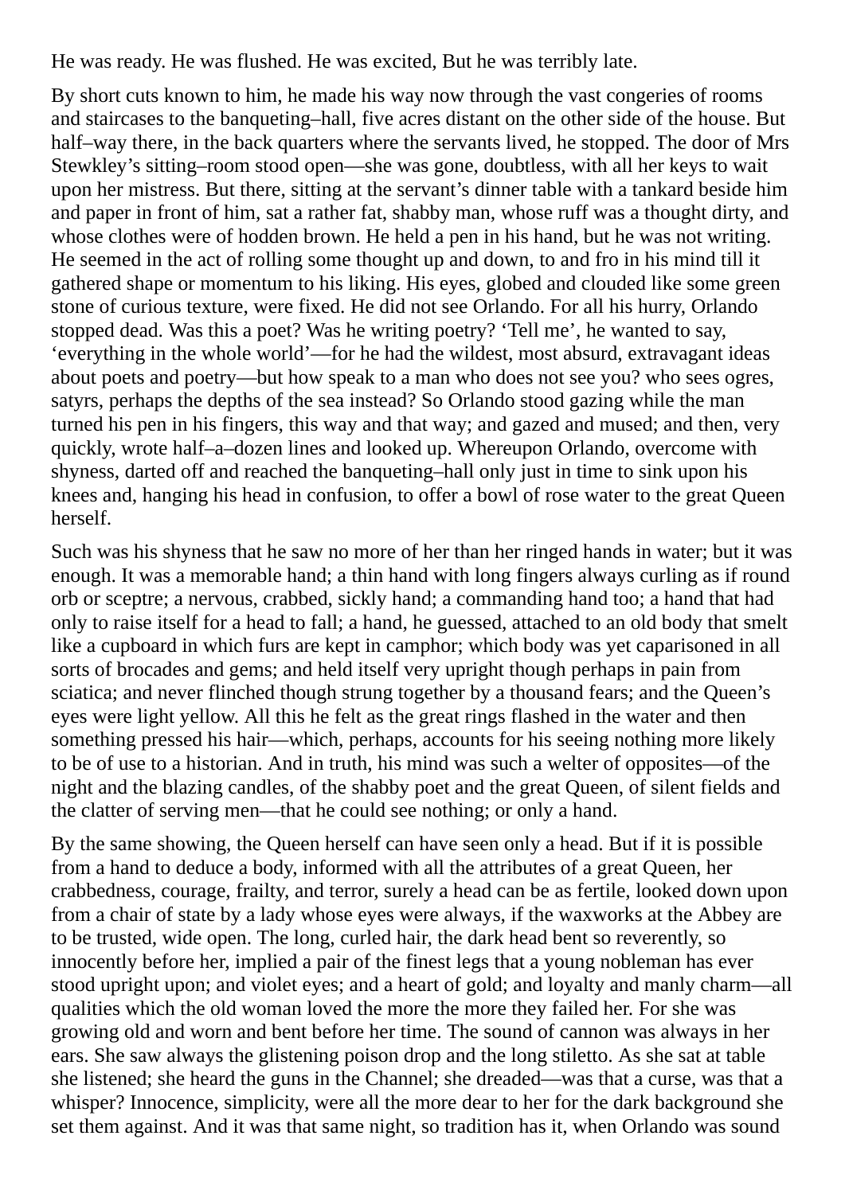He was ready. He was flushed. He was excited, But he was terribly late.

By short cuts known to him, he made his way now through the vast congeries of rooms and staircases to the banqueting–hall, five acres distant on the other side of the house. But half–way there, in the back quarters where the servants lived, he stopped. The door of Mrs Stewkley's sitting–room stood open—she was gone, doubtless, with all her keys to wait upon her mistress. But there, sitting at the servant's dinner table with a tankard beside him and paper in front of him, sat a rather fat, shabby man, whose ruff was a thought dirty, and whose clothes were of hodden brown. He held a pen in his hand, but he was not writing. He seemed in the act of rolling some thought up and down, to and fro in his mind till it gathered shape or momentum to his liking. His eyes, globed and clouded like some green stone of curious texture, were fixed. He did not see Orlando. For all his hurry, Orlando stopped dead. Was this a poet? Was he writing poetry? 'Tell me', he wanted to say, 'everything in the whole world'—for he had the wildest, most absurd, extravagant ideas about poets and poetry—but how speak to a man who does not see you? who sees ogres, satyrs, perhaps the depths of the sea instead? So Orlando stood gazing while the man turned his pen in his fingers, this way and that way; and gazed and mused; and then, very quickly, wrote half–a–dozen lines and looked up. Whereupon Orlando, overcome with shyness, darted off and reached the banqueting–hall only just in time to sink upon his knees and, hanging his head in confusion, to offer a bowl of rose water to the great Queen herself.

Such was his shyness that he saw no more of her than her ringed hands in water; but it was enough. It was a memorable hand; a thin hand with long fingers always curling as if round orb or sceptre; a nervous, crabbed, sickly hand; a commanding hand too; a hand that had only to raise itself for a head to fall; a hand, he guessed, attached to an old body that smelt like a cupboard in which furs are kept in camphor; which body was yet caparisoned in all sorts of brocades and gems; and held itself very upright though perhaps in pain from sciatica; and never flinched though strung together by a thousand fears; and the Queen's eyes were light yellow. All this he felt as the great rings flashed in the water and then something pressed his hair—which, perhaps, accounts for his seeing nothing more likely to be of use to a historian. And in truth, his mind was such a welter of opposites—of the night and the blazing candles, of the shabby poet and the great Queen, of silent fields and the clatter of serving men—that he could see nothing; or only a hand.

By the same showing, the Queen herself can have seen only a head. But if it is possible from a hand to deduce a body, informed with all the attributes of a great Queen, her crabbedness, courage, frailty, and terror, surely a head can be as fertile, looked down upon from a chair of state by a lady whose eyes were always, if the waxworks at the Abbey are to be trusted, wide open. The long, curled hair, the dark head bent so reverently, so innocently before her, implied a pair of the finest legs that a young nobleman has ever stood upright upon; and violet eyes; and a heart of gold; and loyalty and manly charm—all qualities which the old woman loved the more the more they failed her. For she was growing old and worn and bent before her time. The sound of cannon was always in her ears. She saw always the glistening poison drop and the long stiletto. As she sat at table she listened; she heard the guns in the Channel; she dreaded—was that a curse, was that a whisper? Innocence, simplicity, were all the more dear to her for the dark background she set them against. And it was that same night, so tradition has it, when Orlando was sound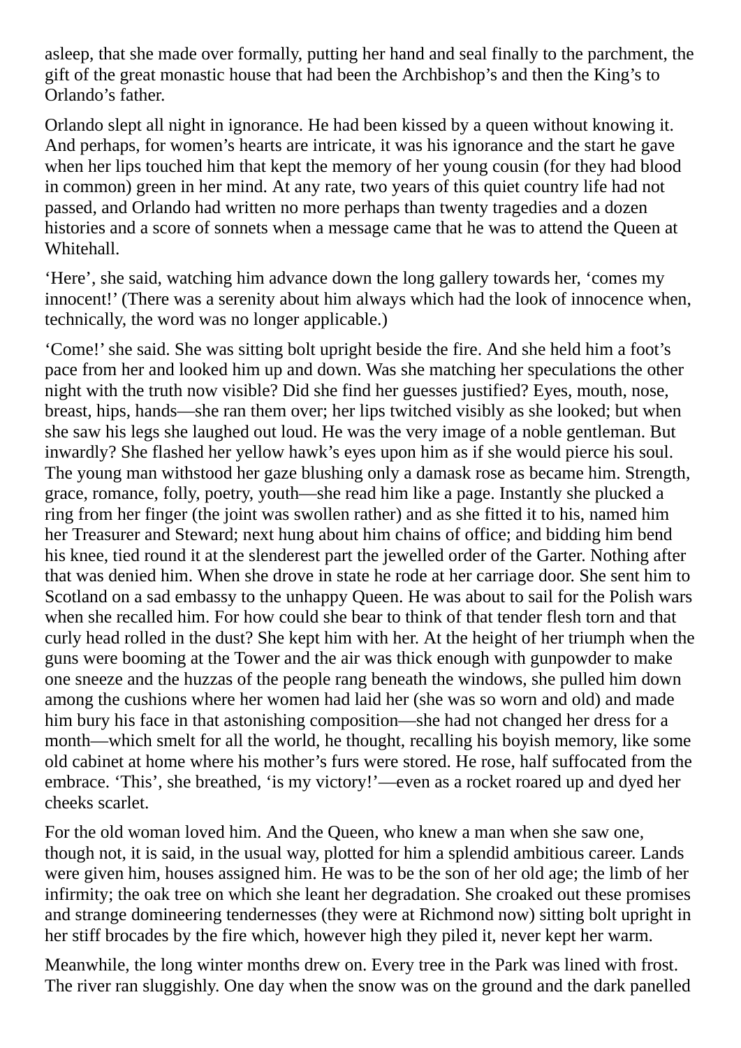asleep, that she made over formally, putting her hand and seal finally to the parchment, the gift of the great monastic house that had been the Archbishop's and then the King's to Orlando's father.

Orlando slept all night in ignorance. He had been kissed by a queen without knowing it. And perhaps, for women's hearts are intricate, it was his ignorance and the start he gave when her lips touched him that kept the memory of her young cousin (for they had blood in common) green in her mind. At any rate, two years of this quiet country life had not passed, and Orlando had written no more perhaps than twenty tragedies and a dozen histories and a score of sonnets when a message came that he was to attend the Queen at Whitehall.

'Here', she said, watching him advance down the long gallery towards her, 'comes my innocent!' (There was a serenity about him always which had the look of innocence when, technically, the word was no longer applicable.)

'Come!' she said. She was sitting bolt upright beside the fire. And she held him a foot's pace from her and looked him up and down. Was she matching her speculations the other night with the truth now visible? Did she find her guesses justified? Eyes, mouth, nose, breast, hips, hands—she ran them over; her lips twitched visibly as she looked; but when she saw his legs she laughed out loud. He was the very image of a noble gentleman. But inwardly? She flashed her yellow hawk's eyes upon him as if she would pierce his soul. The young man withstood her gaze blushing only a damask rose as became him. Strength, grace, romance, folly, poetry, youth—she read him like a page. Instantly she plucked a ring from her finger (the joint was swollen rather) and as she fitted it to his, named him her Treasurer and Steward; next hung about him chains of office; and bidding him bend his knee, tied round it at the slenderest part the jewelled order of the Garter. Nothing after that was denied him. When she drove in state he rode at her carriage door. She sent him to Scotland on a sad embassy to the unhappy Queen. He was about to sail for the Polish wars when she recalled him. For how could she bear to think of that tender flesh torn and that curly head rolled in the dust? She kept him with her. At the height of her triumph when the guns were booming at the Tower and the air was thick enough with gunpowder to make one sneeze and the huzzas of the people rang beneath the windows, she pulled him down among the cushions where her women had laid her (she was so worn and old) and made him bury his face in that astonishing composition—she had not changed her dress for a month—which smelt for all the world, he thought, recalling his boyish memory, like some old cabinet at home where his mother's furs were stored. He rose, half suffocated from the embrace. 'This', she breathed, 'is my victory!'—even as a rocket roared up and dyed her cheeks scarlet.

For the old woman loved him. And the Queen, who knew a man when she saw one, though not, it is said, in the usual way, plotted for him a splendid ambitious career. Lands were given him, houses assigned him. He was to be the son of her old age; the limb of her infirmity; the oak tree on which she leant her degradation. She croaked out these promises and strange domineering tendernesses (they were at Richmond now) sitting bolt upright in her stiff brocades by the fire which, however high they piled it, never kept her warm.

Meanwhile, the long winter months drew on. Every tree in the Park was lined with frost. The river ran sluggishly. One day when the snow was on the ground and the dark panelled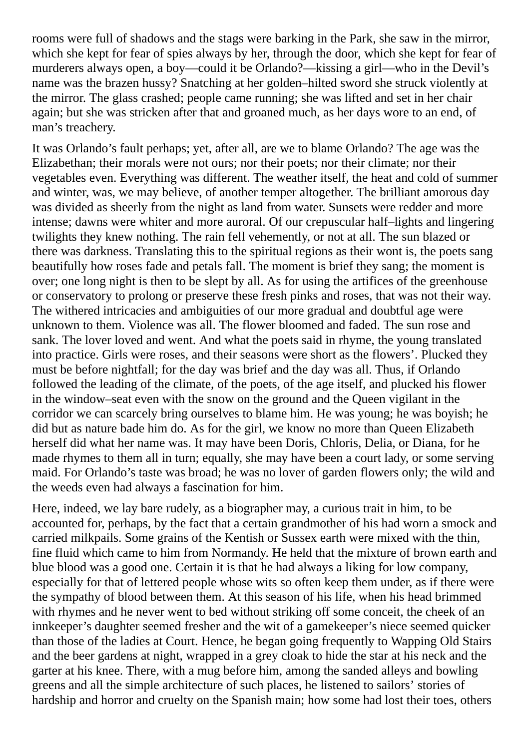rooms were full of shadows and the stags were barking in the Park, she saw in the mirror, which she kept for fear of spies always by her, through the door, which she kept for fear of murderers always open, a boy—could it be Orlando?—kissing a girl—who in the Devil's name was the brazen hussy? Snatching at her golden–hilted sword she struck violently at the mirror. The glass crashed; people came running; she was lifted and set in her chair again; but she was stricken after that and groaned much, as her days wore to an end, of man's treachery.

It was Orlando's fault perhaps; yet, after all, are we to blame Orlando? The age was the Elizabethan; their morals were not ours; nor their poets; nor their climate; nor their vegetables even. Everything was different. The weather itself, the heat and cold of summer and winter, was, we may believe, of another temper altogether. The brilliant amorous day was divided as sheerly from the night as land from water. Sunsets were redder and more intense; dawns were whiter and more auroral. Of our crepuscular half–lights and lingering twilights they knew nothing. The rain fell vehemently, or not at all. The sun blazed or there was darkness. Translating this to the spiritual regions as their wont is, the poets sang beautifully how roses fade and petals fall. The moment is brief they sang; the moment is over; one long night is then to be slept by all. As for using the artifices of the greenhouse or conservatory to prolong or preserve these fresh pinks and roses, that was not their way. The withered intricacies and ambiguities of our more gradual and doubtful age were unknown to them. Violence was all. The flower bloomed and faded. The sun rose and sank. The lover loved and went. And what the poets said in rhyme, the young translated into practice. Girls were roses, and their seasons were short as the flowers'. Plucked they must be before nightfall; for the day was brief and the day was all. Thus, if Orlando followed the leading of the climate, of the poets, of the age itself, and plucked his flower in the window–seat even with the snow on the ground and the Queen vigilant in the corridor we can scarcely bring ourselves to blame him. He was young; he was boyish; he did but as nature bade him do. As for the girl, we know no more than Queen Elizabeth herself did what her name was. It may have been Doris, Chloris, Delia, or Diana, for he made rhymes to them all in turn; equally, she may have been a court lady, or some serving maid. For Orlando's taste was broad; he was no lover of garden flowers only; the wild and the weeds even had always a fascination for him.

Here, indeed, we lay bare rudely, as a biographer may, a curious trait in him, to be accounted for, perhaps, by the fact that a certain grandmother of his had worn a smock and carried milkpails. Some grains of the Kentish or Sussex earth were mixed with the thin, fine fluid which came to him from Normandy. He held that the mixture of brown earth and blue blood was a good one. Certain it is that he had always a liking for low company, especially for that of lettered people whose wits so often keep them under, as if there were the sympathy of blood between them. At this season of his life, when his head brimmed with rhymes and he never went to bed without striking off some conceit, the cheek of an innkeeper's daughter seemed fresher and the wit of a gamekeeper's niece seemed quicker than those of the ladies at Court. Hence, he began going frequently to Wapping Old Stairs and the beer gardens at night, wrapped in a grey cloak to hide the star at his neck and the garter at his knee. There, with a mug before him, among the sanded alleys and bowling greens and all the simple architecture of such places, he listened to sailors' stories of hardship and horror and cruelty on the Spanish main; how some had lost their toes, others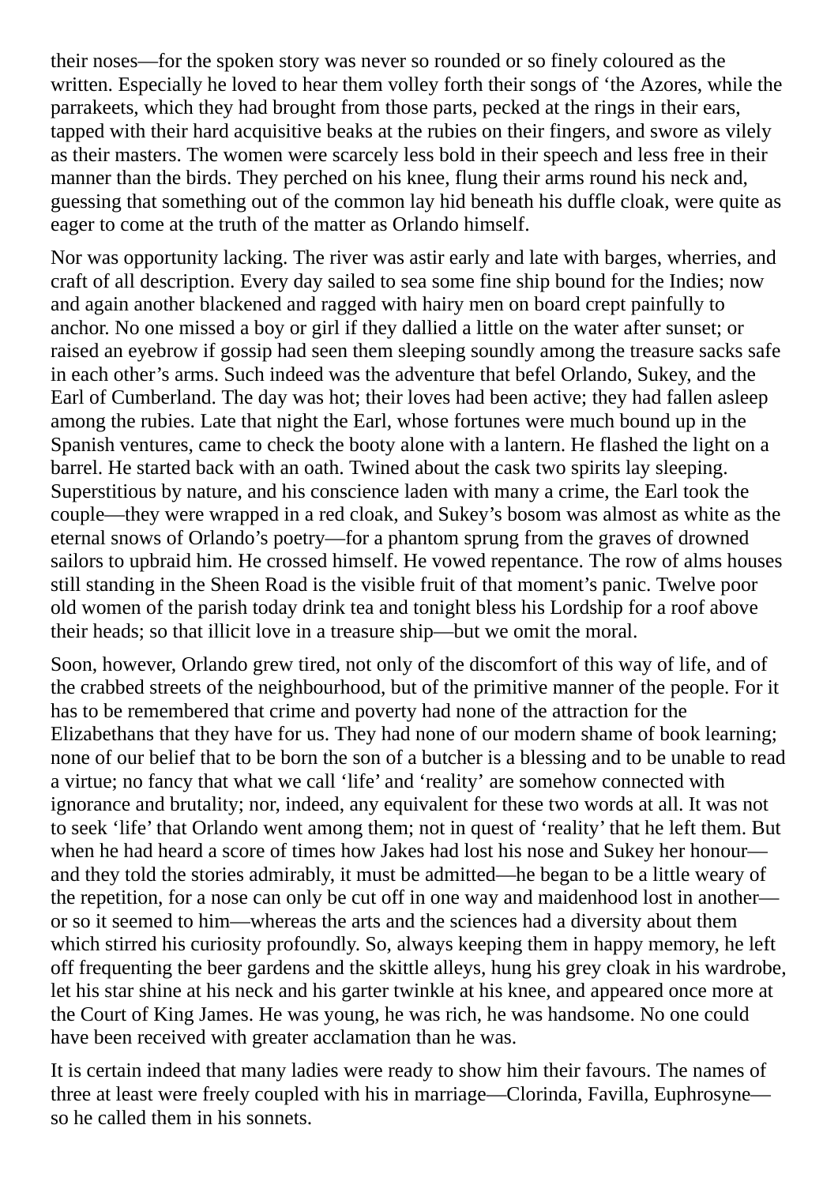their noses—for the spoken story was never so rounded or so finely coloured as the written. Especially he loved to hear them volley forth their songs of 'the Azores, while the parrakeets, which they had brought from those parts, pecked at the rings in their ears, tapped with their hard acquisitive beaks at the rubies on their fingers, and swore as vilely as their masters. The women were scarcely less bold in their speech and less free in their manner than the birds. They perched on his knee, flung their arms round his neck and, guessing that something out of the common lay hid beneath his duffle cloak, were quite as eager to come at the truth of the matter as Orlando himself.

Nor was opportunity lacking. The river was astir early and late with barges, wherries, and craft of all description. Every day sailed to sea some fine ship bound for the Indies; now and again another blackened and ragged with hairy men on board crept painfully to anchor. No one missed a boy or girl if they dallied a little on the water after sunset; or raised an eyebrow if gossip had seen them sleeping soundly among the treasure sacks safe in each other's arms. Such indeed was the adventure that befel Orlando, Sukey, and the Earl of Cumberland. The day was hot; their loves had been active; they had fallen asleep among the rubies. Late that night the Earl, whose fortunes were much bound up in the Spanish ventures, came to check the booty alone with a lantern. He flashed the light on a barrel. He started back with an oath. Twined about the cask two spirits lay sleeping. Superstitious by nature, and his conscience laden with many a crime, the Earl took the couple—they were wrapped in a red cloak, and Sukey's bosom was almost as white as the eternal snows of Orlando's poetry—for a phantom sprung from the graves of drowned sailors to upbraid him. He crossed himself. He vowed repentance. The row of alms houses still standing in the Sheen Road is the visible fruit of that moment's panic. Twelve poor old women of the parish today drink tea and tonight bless his Lordship for a roof above their heads; so that illicit love in a treasure ship—but we omit the moral.

Soon, however, Orlando grew tired, not only of the discomfort of this way of life, and of the crabbed streets of the neighbourhood, but of the primitive manner of the people. For it has to be remembered that crime and poverty had none of the attraction for the Elizabethans that they have for us. They had none of our modern shame of book learning; none of our belief that to be born the son of a butcher is a blessing and to be unable to read a virtue; no fancy that what we call 'life' and 'reality' are somehow connected with ignorance and brutality; nor, indeed, any equivalent for these two words at all. It was not to seek 'life' that Orlando went among them; not in quest of 'reality' that he left them. But when he had heard a score of times how Jakes had lost his nose and Sukey her honour—and they told the stories admirably, it must be admitted—he began to be a little weary of the repetition, for a nose can only be cut off in one way and maidenhood lost in another—or so it seemed to him—whereas the arts and the sciences had a diversity about them which stirred his curiosity profoundly. So, always keeping them in happy memory, he left off frequenting the beer gardens and the skittle alleys, hung his grey cloak in his wardrobe, let his star shine at his neck and his garter twinkle at his knee, and appeared once more at the Court of King James. He was young, he was rich, he was handsome. No one could have been received with greater acclamation than he was.

It is certain indeed that many ladies were ready to show him their favours. The names of three at least were freely coupled with his in marriage—Clorinda, Favilla, Euphrosyne—so he called them in his sonnets.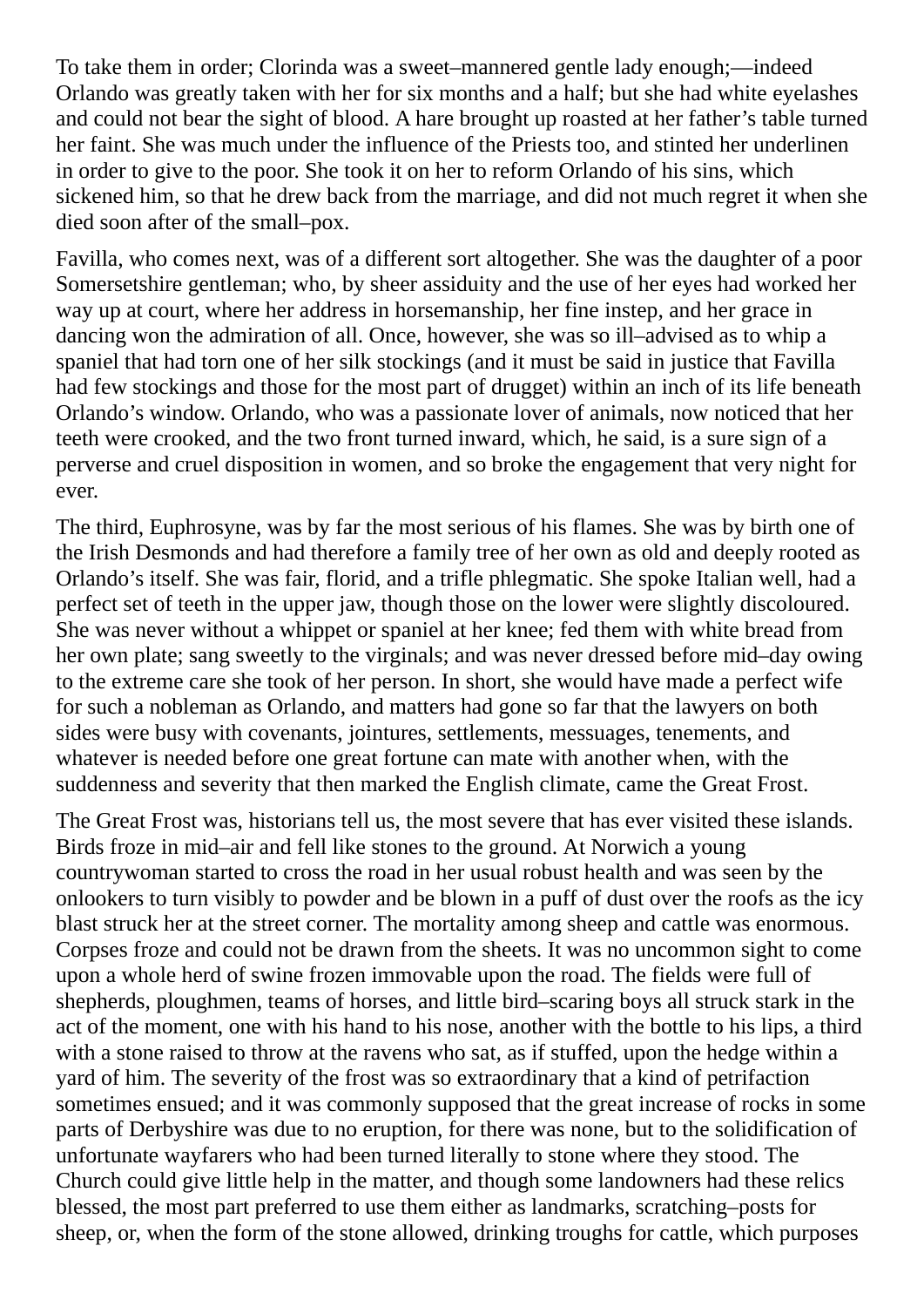To take them in order; Clorinda was a sweet–mannered gentle lady enough;—indeed Orlando was greatly taken with her for six months and a half; but she had white eyelashes and could not bear the sight of blood. A hare brought up roasted at her father's table turned her faint. She was much under the influence of the Priests too, and stinted her underlinen in order to give to the poor. She took it on her to reform Orlando of his sins, which sickened him, so that he drew back from the marriage, and did not much regret it when she died soon after of the small–pox.

Favilla, who comes next, was of a different sort altogether. She was the daughter of a poor Somersetshire gentleman; who, by sheer assiduity and the use of her eyes had worked her way up at court, where her address in horsemanship, her fine instep, and her grace in dancing won the admiration of all. Once, however, she was so ill–advised as to whip a spaniel that had torn one of her silk stockings (and it must be said in justice that Favilla had few stockings and those for the most part of drugget) within an inch of its life beneath Orlando's window. Orlando, who was a passionate lover of animals, now noticed that her teeth were crooked, and the two front turned inward, which, he said, is a sure sign of a perverse and cruel disposition in women, and so broke the engagement that very night for ever.

The third, Euphrosyne, was by far the most serious of his flames. She was by birth one of the Irish Desmonds and had therefore a family tree of her own as old and deeply rooted as Orlando's itself. She was fair, florid, and a trifle phlegmatic. She spoke Italian well, had a perfect set of teeth in the upper jaw, though those on the lower were slightly discoloured. She was never without a whippet or spaniel at her knee; fed them with white bread from her own plate; sang sweetly to the virginals; and was never dressed before mid–day owing to the extreme care she took of her person. In short, she would have made a perfect wife for such a nobleman as Orlando, and matters had gone so far that the lawyers on both sides were busy with covenants, jointures, settlements, messuages, tenements, and whatever is needed before one great fortune can mate with another when, with the suddenness and severity that then marked the English climate, came the Great Frost.

The Great Frost was, historians tell us, the most severe that has ever visited these islands. Birds froze in mid–air and fell like stones to the ground. At Norwich a young countrywoman started to cross the road in her usual robust health and was seen by the onlookers to turn visibly to powder and be blown in a puff of dust over the roofs as the icy blast struck her at the street corner. The mortality among sheep and cattle was enormous. Corpses froze and could not be drawn from the sheets. It was no uncommon sight to come upon a whole herd of swine frozen immovable upon the road. The fields were full of shepherds, ploughmen, teams of horses, and little bird–scaring boys all struck stark in the act of the moment, one with his hand to his nose, another with the bottle to his lips, a third with a stone raised to throw at the ravens who sat, as if stuffed, upon the hedge within a yard of him. The severity of the frost was so extraordinary that a kind of petrifaction sometimes ensued; and it was commonly supposed that the great increase of rocks in some parts of Derbyshire was due to no eruption, for there was none, but to the solidification of unfortunate wayfarers who had been turned literally to stone where they stood. The Church could give little help in the matter, and though some landowners had these relics blessed, the most part preferred to use them either as landmarks, scratching–posts for sheep, or, when the form of the stone allowed, drinking troughs for cattle, which purposes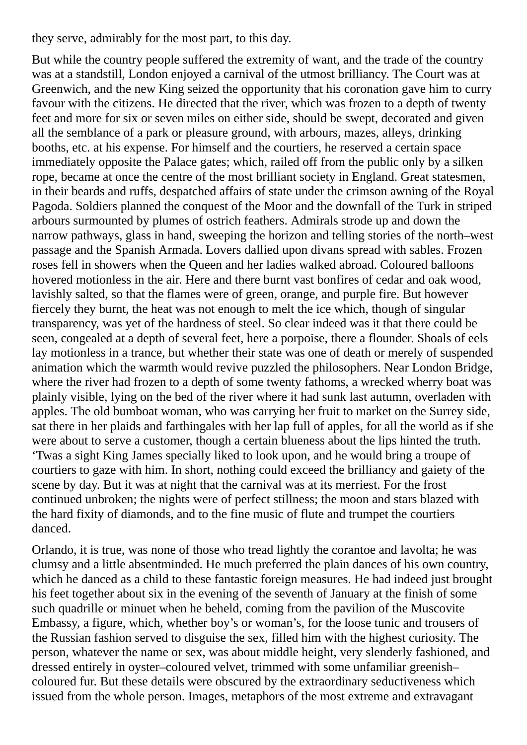they serve, admirably for the most part, to this day.

But while the country people suffered the extremity of want, and the trade of the country was at a standstill, London enjoyed a carnival of the utmost brilliancy. The Court was at Greenwich, and the new King seized the opportunity that his coronation gave him to curry favour with the citizens. He directed that the river, which was frozen to a depth of twenty feet and more for six or seven miles on either side, should be swept, decorated and given all the semblance of a park or pleasure ground, with arbours, mazes, alleys, drinking booths, etc. at his expense. For himself and the courtiers, he reserved a certain space immediately opposite the Palace gates; which, railed off from the public only by a silken rope, became at once the centre of the most brilliant society in England. Great statesmen, in their beards and ruffs, despatched affairs of state under the crimson awning of the Royal Pagoda. Soldiers planned the conquest of the Moor and the downfall of the Turk in striped arbours surmounted by plumes of ostrich feathers. Admirals strode up and down the narrow pathways, glass in hand, sweeping the horizon and telling stories of the north–west passage and the Spanish Armada. Lovers dallied upon divans spread with sables. Frozen roses fell in showers when the Queen and her ladies walked abroad. Coloured balloons hovered motionless in the air. Here and there burnt vast bonfires of cedar and oak wood, lavishly salted, so that the flames were of green, orange, and purple fire. But however fiercely they burnt, the heat was not enough to melt the ice which, though of singular transparency, was yet of the hardness of steel. So clear indeed was it that there could be seen, congealed at a depth of several feet, here a porpoise, there a flounder. Shoals of eels lay motionless in a trance, but whether their state was one of death or merely of suspended animation which the warmth would revive puzzled the philosophers. Near London Bridge, where the river had frozen to a depth of some twenty fathoms, a wrecked wherry boat was plainly visible, lying on the bed of the river where it had sunk last autumn, overladen with apples. The old bumboat woman, who was carrying her fruit to market on the Surrey side, sat there in her plaids and farthingales with her lap full of apples, for all the world as if she were about to serve a customer, though a certain blueness about the lips hinted the truth. 'Twas a sight King James specially liked to look upon, and he would bring a troupe of courtiers to gaze with him. In short, nothing could exceed the brilliancy and gaiety of the scene by day. But it was at night that the carnival was at its merriest. For the frost continued unbroken; the nights were of perfect stillness; the moon and stars blazed with the hard fixity of diamonds, and to the fine music of flute and trumpet the courtiers danced.

Orlando, it is true, was none of those who tread lightly the corantoe and lavolta; he was clumsy and a little absentminded. He much preferred the plain dances of his own country, which he danced as a child to these fantastic foreign measures. He had indeed just brought his feet together about six in the evening of the seventh of January at the finish of some such quadrille or minuet when he beheld, coming from the pavilion of the Muscovite Embassy, a figure, which, whether boy's or woman's, for the loose tunic and trousers of the Russian fashion served to disguise the sex, filled him with the highest curiosity. The person, whatever the name or sex, was about middle height, very slenderly fashioned, and dressed entirely in oyster–coloured velvet, trimmed with some unfamiliar greenish–coloured fur. But these details were obscured by the extraordinary seductiveness which issued from the whole person. Images, metaphors of the most extreme and extravagant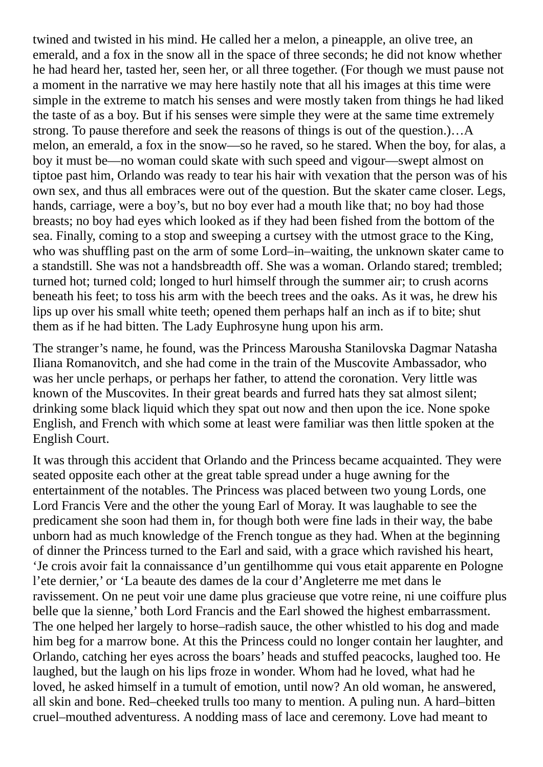twined and twisted in his mind. He called her a melon, a pineapple, an olive tree, an emerald, and a fox in the snow all in the space of three seconds; he did not know whether he had heard her, tasted her, seen her, or all three together. (For though we must pause not a moment in the narrative we may here hastily note that all his images at this time were simple in the extreme to match his senses and were mostly taken from things he had liked the taste of as a boy. But if his senses were simple they were at the same time extremely strong. To pause therefore and seek the reasons of things is out of the question.)…A melon, an emerald, a fox in the snow—so he raved, so he stared. When the boy, for alas, a boy it must be—no woman could skate with such speed and vigour—swept almost on tiptoe past him, Orlando was ready to tear his hair with vexation that the person was of his own sex, and thus all embraces were out of the question. But the skater came closer. Legs, hands, carriage, were a boy's, but no boy ever had a mouth like that; no boy had those breasts; no boy had eyes which looked as if they had been fished from the bottom of the sea. Finally, coming to a stop and sweeping a curtsey with the utmost grace to the King, who was shuffling past on the arm of some Lord–in–waiting, the unknown skater came to a standstill. She was not a handsbreadth off. She was a woman. Orlando stared; trembled; turned hot; turned cold; longed to hurl himself through the summer air; to crush acorns beneath his feet; to toss his arm with the beech trees and the oaks. As it was, he drew his lips up over his small white teeth; opened them perhaps half an inch as if to bite; shut them as if he had bitten. The Lady Euphrosyne hung upon his arm.

The stranger's name, he found, was the Princess Marousha Stanilovska Dagmar Natasha Iliana Romanovitch, and she had come in the train of the Muscovite Ambassador, who was her uncle perhaps, or perhaps her father, to attend the coronation. Very little was known of the Muscovites. In their great beards and furred hats they sat almost silent; drinking some black liquid which they spat out now and then upon the ice. None spoke English, and French with which some at least were familiar was then little spoken at the English Court.

It was through this accident that Orlando and the Princess became acquainted. They were seated opposite each other at the great table spread under a huge awning for the entertainment of the notables. The Princess was placed between two young Lords, one Lord Francis Vere and the other the young Earl of Moray. It was laughable to see the predicament she soon had them in, for though both were fine lads in their way, the babe unborn had as much knowledge of the French tongue as they had. When at the beginning of dinner the Princess turned to the Earl and said, with a grace which ravished his heart, 'Je crois avoir fait la connaissance d'un gentilhomme qui vous etait apparente en Pologne l'ete dernier,' or 'La beaute des dames de la cour d'Angleterre me met dans le ravissement. On ne peut voir une dame plus gracieuse que votre reine, ni une coiffure plus belle que la sienne,' both Lord Francis and the Earl showed the highest embarrassment. The one helped her largely to horse–radish sauce, the other whistled to his dog and made him beg for a marrow bone. At this the Princess could no longer contain her laughter, and Orlando, catching her eyes across the boars' heads and stuffed peacocks, laughed too. He laughed, but the laugh on his lips froze in wonder. Whom had he loved, what had he loved, he asked himself in a tumult of emotion, until now? An old woman, he answered, all skin and bone. Red–cheeked trulls too many to mention. A puling nun. A hard–bitten cruel–mouthed adventuress. A nodding mass of lace and ceremony. Love had meant to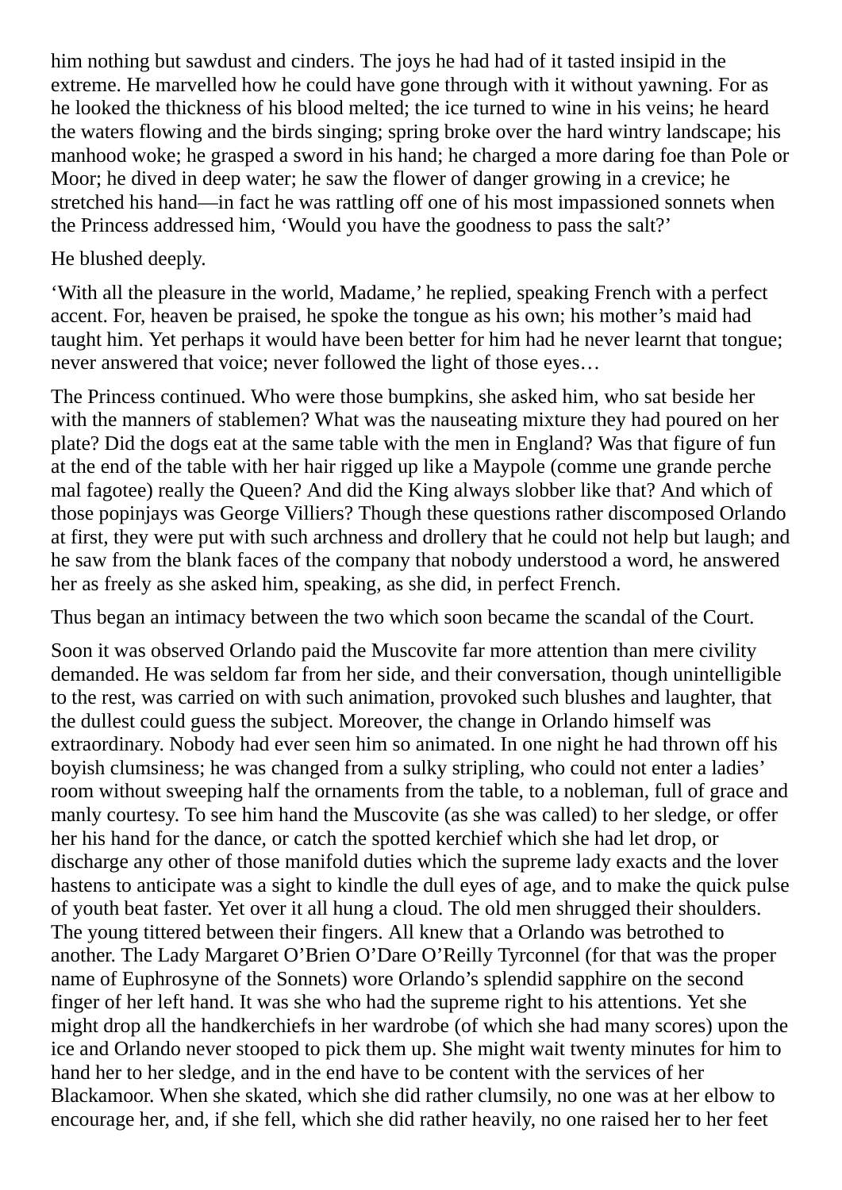him nothing but sawdust and cinders. The joys he had had of it tasted insipid in the extreme. He marvelled how he could have gone through with it without yawning. For as he looked the thickness of his blood melted; the ice turned to wine in his veins; he heard the waters flowing and the birds singing; spring broke over the hard wintry landscape; his manhood woke; he grasped a sword in his hand; he charged a more daring foe than Pole or Moor; he dived in deep water; he saw the flower of danger growing in a crevice; he stretched his hand—in fact he was rattling off one of his most impassioned sonnets when the Princess addressed him, 'Would you have the goodness to pass the salt?'

He blushed deeply.

'With all the pleasure in the world, Madame,' he replied, speaking French with a perfect accent. For, heaven be praised, he spoke the tongue as his own; his mother's maid had taught him. Yet perhaps it would have been better for him had he never learnt that tongue; never answered that voice; never followed the light of those eyes…

The Princess continued. Who were those bumpkins, she asked him, who sat beside her with the manners of stablemen? What was the nauseating mixture they had poured on her plate? Did the dogs eat at the same table with the men in England? Was that figure of fun at the end of the table with her hair rigged up like a Maypole (comme une grande perche mal fagotee) really the Queen? And did the King always slobber like that? And which of those popinjays was George Villiers? Though these questions rather discomposed Orlando at first, they were put with such archness and drollery that he could not help but laugh; and he saw from the blank faces of the company that nobody understood a word, he answered her as freely as she asked him, speaking, as she did, in perfect French.

Thus began an intimacy between the two which soon became the scandal of the Court.

Soon it was observed Orlando paid the Muscovite far more attention than mere civility demanded. He was seldom far from her side, and their conversation, though unintelligible to the rest, was carried on with such animation, provoked such blushes and laughter, that the dullest could guess the subject. Moreover, the change in Orlando himself was extraordinary. Nobody had ever seen him so animated. In one night he had thrown off his boyish clumsiness; he was changed from a sulky stripling, who could not enter a ladies' room without sweeping half the ornaments from the table, to a nobleman, full of grace and manly courtesy. To see him hand the Muscovite (as she was called) to her sledge, or offer her his hand for the dance, or catch the spotted kerchief which she had let drop, or discharge any other of those manifold duties which the supreme lady exacts and the lover hastens to anticipate was a sight to kindle the dull eyes of age, and to make the quick pulse of youth beat faster. Yet over it all hung a cloud. The old men shrugged their shoulders. The young tittered between their fingers. All knew that a Orlando was betrothed to another. The Lady Margaret O'Brien O'Dare O'Reilly Tyrconnel (for that was the proper name of Euphrosyne of the Sonnets) wore Orlando's splendid sapphire on the second finger of her left hand. It was she who had the supreme right to his attentions. Yet she might drop all the handkerchiefs in her wardrobe (of which she had many scores) upon the ice and Orlando never stooped to pick them up. She might wait twenty minutes for him to hand her to her sledge, and in the end have to be content with the services of her Blackamoor. When she skated, which she did rather clumsily, no one was at her elbow to encourage her, and, if she fell, which she did rather heavily, no one raised her to her feet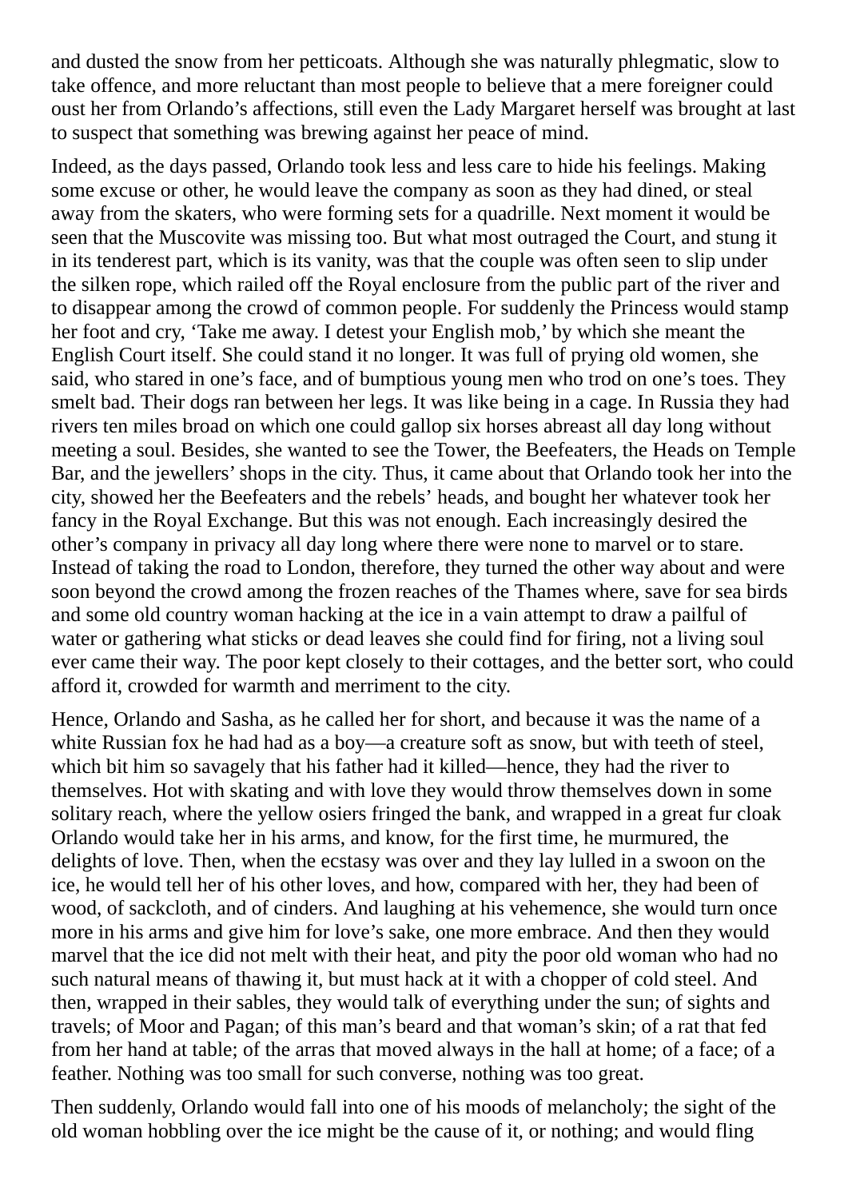and dusted the snow from her petticoats. Although she was naturally phlegmatic, slow to take offence, and more reluctant than most people to believe that a mere foreigner could oust her from Orlando's affections, still even the Lady Margaret herself was brought at last to suspect that something was brewing against her peace of mind.

Indeed, as the days passed, Orlando took less and less care to hide his feelings. Making some excuse or other, he would leave the company as soon as they had dined, or steal away from the skaters, who were forming sets for a quadrille. Next moment it would be seen that the Muscovite was missing too. But what most outraged the Court, and stung it in its tenderest part, which is its vanity, was that the couple was often seen to slip under the silken rope, which railed off the Royal enclosure from the public part of the river and to disappear among the crowd of common people. For suddenly the Princess would stamp her foot and cry, 'Take me away. I detest your English mob,' by which she meant the English Court itself. She could stand it no longer. It was full of prying old women, she said, who stared in one's face, and of bumptious young men who trod on one's toes. They smelt bad. Their dogs ran between her legs. It was like being in a cage. In Russia they had rivers ten miles broad on which one could gallop six horses abreast all day long without meeting a soul. Besides, she wanted to see the Tower, the Beefeaters, the Heads on Temple Bar, and the jewellers' shops in the city. Thus, it came about that Orlando took her into the city, showed her the Beefeaters and the rebels' heads, and bought her whatever took her fancy in the Royal Exchange. But this was not enough. Each increasingly desired the other's company in privacy all day long where there were none to marvel or to stare. Instead of taking the road to London, therefore, they turned the other way about and were soon beyond the crowd among the frozen reaches of the Thames where, save for sea birds and some old country woman hacking at the ice in a vain attempt to draw a pailful of water or gathering what sticks or dead leaves she could find for firing, not a living soul ever came their way. The poor kept closely to their cottages, and the better sort, who could afford it, crowded for warmth and merriment to the city.

Hence, Orlando and Sasha, as he called her for short, and because it was the name of a white Russian fox he had had as a boy—a creature soft as snow, but with teeth of steel, which bit him so savagely that his father had it killed—hence, they had the river to themselves. Hot with skating and with love they would throw themselves down in some solitary reach, where the yellow osiers fringed the bank, and wrapped in a great fur cloak Orlando would take her in his arms, and know, for the first time, he murmured, the delights of love. Then, when the ecstasy was over and they lay lulled in a swoon on the ice, he would tell her of his other loves, and how, compared with her, they had been of wood, of sackcloth, and of cinders. And laughing at his vehemence, she would turn once more in his arms and give him for love's sake, one more embrace. And then they would marvel that the ice did not melt with their heat, and pity the poor old woman who had no such natural means of thawing it, but must hack at it with a chopper of cold steel. And then, wrapped in their sables, they would talk of everything under the sun; of sights and travels; of Moor and Pagan; of this man's beard and that woman's skin; of a rat that fed from her hand at table; of the arras that moved always in the hall at home; of a face; of a feather. Nothing was too small for such converse, nothing was too great.

Then suddenly, Orlando would fall into one of his moods of melancholy; the sight of the old woman hobbling over the ice might be the cause of it, or nothing; and would fling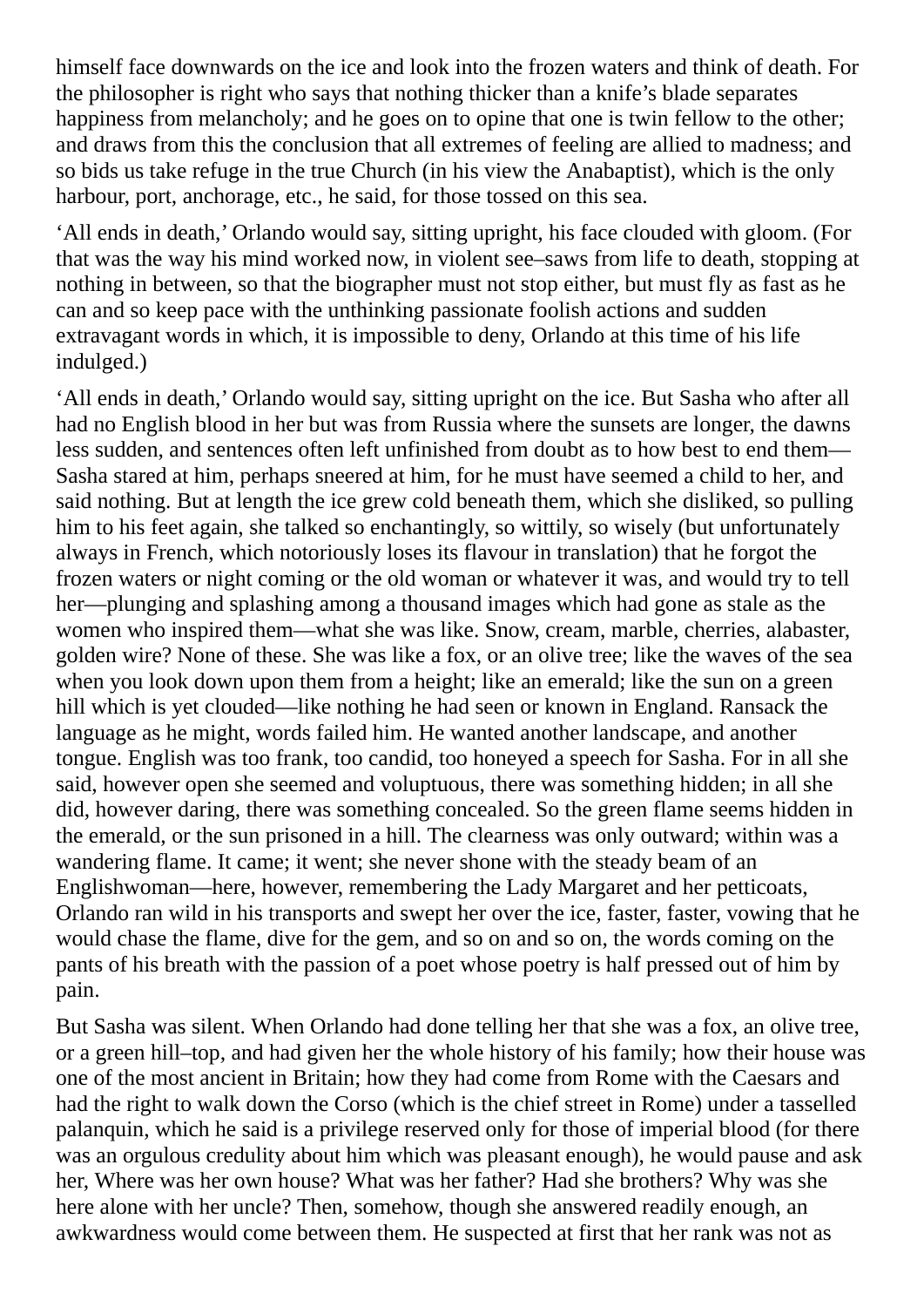himself face downwards on the ice and look into the frozen waters and think of death. For the philosopher is right who says that nothing thicker than a knife's blade separates happiness from melancholy; and he goes on to opine that one is twin fellow to the other; and draws from this the conclusion that all extremes of feeling are allied to madness; and so bids us take refuge in the true Church (in his view the Anabaptist), which is the only harbour, port, anchorage, etc., he said, for those tossed on this sea.

'All ends in death,' Orlando would say, sitting upright, his face clouded with gloom. (For that was the way his mind worked now, in violent see–saws from life to death, stopping at nothing in between, so that the biographer must not stop either, but must fly as fast as he can and so keep pace with the unthinking passionate foolish actions and sudden extravagant words in which, it is impossible to deny, Orlando at this time of his life indulged.)

'All ends in death,' Orlando would say, sitting upright on the ice. But Sasha who after all had no English blood in her but was from Russia where the sunsets are longer, the dawns less sudden, and sentences often left unfinished from doubt as to how best to end them—Sasha stared at him, perhaps sneered at him, for he must have seemed a child to her, and said nothing. But at length the ice grew cold beneath them, which she disliked, so pulling him to his feet again, she talked so enchantingly, so wittily, so wisely (but unfortunately always in French, which notoriously loses its flavour in translation) that he forgot the frozen waters or night coming or the old woman or whatever it was, and would try to tell her—plunging and splashing among a thousand images which had gone as stale as the women who inspired them—what she was like. Snow, cream, marble, cherries, alabaster, golden wire? None of these. She was like a fox, or an olive tree; like the waves of the sea when you look down upon them from a height; like an emerald; like the sun on a green hill which is yet clouded—like nothing he had seen or known in England. Ransack the language as he might, words failed him. He wanted another landscape, and another tongue. English was too frank, too candid, too honeyed a speech for Sasha. For in all she said, however open she seemed and voluptuous, there was something hidden; in all she did, however daring, there was something concealed. So the green flame seems hidden in the emerald, or the sun prisoned in a hill. The clearness was only outward; within was a wandering flame. It came; it went; she never shone with the steady beam of an Englishwoman—here, however, remembering the Lady Margaret and her petticoats, Orlando ran wild in his transports and swept her over the ice, faster, faster, vowing that he would chase the flame, dive for the gem, and so on and so on, the words coming on the pants of his breath with the passion of a poet whose poetry is half pressed out of him by pain.

But Sasha was silent. When Orlando had done telling her that she was a fox, an olive tree, or a green hill–top, and had given her the whole history of his family; how their house was one of the most ancient in Britain; how they had come from Rome with the Caesars and had the right to walk down the Corso (which is the chief street in Rome) under a tasselled palanquin, which he said is a privilege reserved only for those of imperial blood (for there was an orgulous credulity about him which was pleasant enough), he would pause and ask her, Where was her own house? What was her father? Had she brothers? Why was she here alone with her uncle? Then, somehow, though she answered readily enough, an awkwardness would come between them. He suspected at first that her rank was not as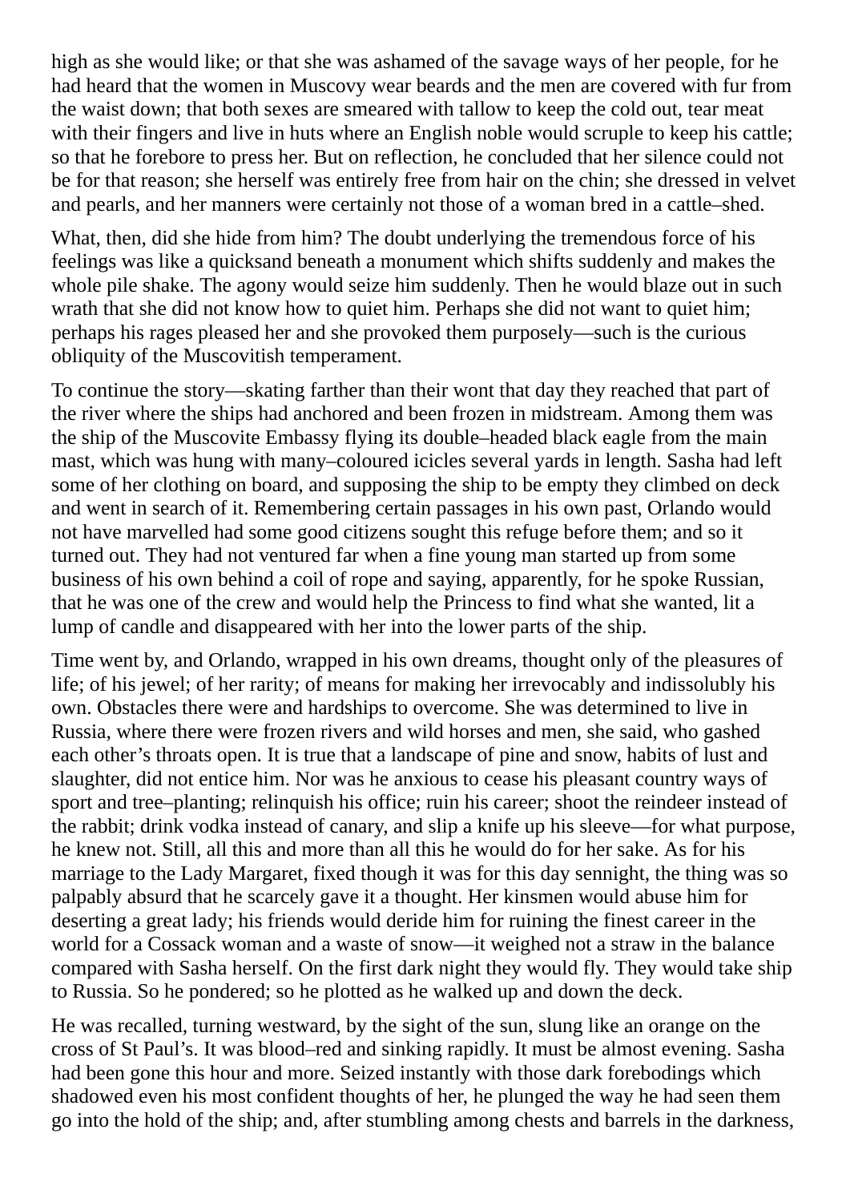high as she would like; or that she was ashamed of the savage ways of her people, for he had heard that the women in Muscovy wear beards and the men are covered with fur from the waist down; that both sexes are smeared with tallow to keep the cold out, tear meat with their fingers and live in huts where an English noble would scruple to keep his cattle; so that he forebore to press her. But on reflection, he concluded that her silence could not be for that reason; she herself was entirely free from hair on the chin; she dressed in velvet and pearls, and her manners were certainly not those of a woman bred in a cattle–shed.

What, then, did she hide from him? The doubt underlying the tremendous force of his feelings was like a quicksand beneath a monument which shifts suddenly and makes the whole pile shake. The agony would seize him suddenly. Then he would blaze out in such wrath that she did not know how to quiet him. Perhaps she did not want to quiet him; perhaps his rages pleased her and she provoked them purposely—such is the curious obliquity of the Muscovitish temperament.

To continue the story—skating farther than their wont that day they reached that part of the river where the ships had anchored and been frozen in midstream. Among them was the ship of the Muscovite Embassy flying its double–headed black eagle from the main mast, which was hung with many–coloured icicles several yards in length. Sasha had left some of her clothing on board, and supposing the ship to be empty they climbed on deck and went in search of it. Remembering certain passages in his own past, Orlando would not have marvelled had some good citizens sought this refuge before them; and so it turned out. They had not ventured far when a fine young man started up from some business of his own behind a coil of rope and saying, apparently, for he spoke Russian, that he was one of the crew and would help the Princess to find what she wanted, lit a lump of candle and disappeared with her into the lower parts of the ship.

Time went by, and Orlando, wrapped in his own dreams, thought only of the pleasures of life; of his jewel; of her rarity; of means for making her irrevocably and indissolubly his own. Obstacles there were and hardships to overcome. She was determined to live in Russia, where there were frozen rivers and wild horses and men, she said, who gashed each other's throats open. It is true that a landscape of pine and snow, habits of lust and slaughter, did not entice him. Nor was he anxious to cease his pleasant country ways of sport and tree–planting; relinquish his office; ruin his career; shoot the reindeer instead of the rabbit; drink vodka instead of canary, and slip a knife up his sleeve—for what purpose, he knew not. Still, all this and more than all this he would do for her sake. As for his marriage to the Lady Margaret, fixed though it was for this day sennight, the thing was so palpably absurd that he scarcely gave it a thought. Her kinsmen would abuse him for deserting a great lady; his friends would deride him for ruining the finest career in the world for a Cossack woman and a waste of snow—it weighed not a straw in the balance compared with Sasha herself. On the first dark night they would fly. They would take ship to Russia. So he pondered; so he plotted as he walked up and down the deck.

He was recalled, turning westward, by the sight of the sun, slung like an orange on the cross of St Paul's. It was blood–red and sinking rapidly. It must be almost evening. Sasha had been gone this hour and more. Seized instantly with those dark forebodings which shadowed even his most confident thoughts of her, he plunged the way he had seen them go into the hold of the ship; and, after stumbling among chests and barrels in the darkness,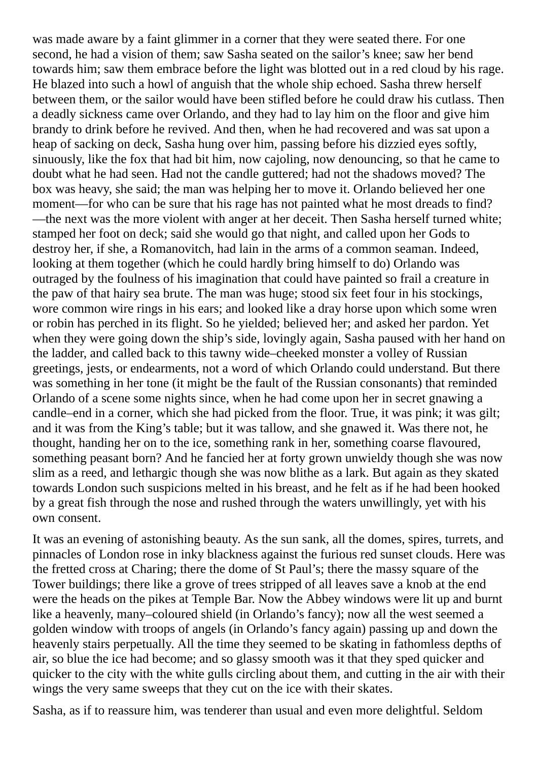was made aware by a faint glimmer in a corner that they were seated there. For one second, he had a vision of them; saw Sasha seated on the sailor's knee; saw her bend towards him; saw them embrace before the light was blotted out in a red cloud by his rage. He blazed into such a howl of anguish that the whole ship echoed. Sasha threw herself between them, or the sailor would have been stifled before he could draw his cutlass. Then a deadly sickness came over Orlando, and they had to lay him on the floor and give him brandy to drink before he revived. And then, when he had recovered and was sat upon a heap of sacking on deck, Sasha hung over him, passing before his dizzied eyes softly, sinuously, like the fox that had bit him, now cajoling, now denouncing, so that he came to doubt what he had seen. Had not the candle guttered; had not the shadows moved? The box was heavy, she said; the man was helping her to move it. Orlando believed her one moment—for who can be sure that his rage has not painted what he most dreads to find?—the next was the more violent with anger at her deceit. Then Sasha herself turned white; stamped her foot on deck; said she would go that night, and called upon her Gods to destroy her, if she, a Romanovitch, had lain in the arms of a common seaman. Indeed, looking at them together (which he could hardly bring himself to do) Orlando was outraged by the foulness of his imagination that could have painted so frail a creature in the paw of that hairy sea brute. The man was huge; stood six feet four in his stockings, wore common wire rings in his ears; and looked like a dray horse upon which some wren or robin has perched in its flight. So he yielded; believed her; and asked her pardon. Yet when they were going down the ship's side, lovingly again, Sasha paused with her hand on the ladder, and called back to this tawny wide–cheeked monster a volley of Russian greetings, jests, or endearments, not a word of which Orlando could understand. But there was something in her tone (it might be the fault of the Russian consonants) that reminded Orlando of a scene some nights since, when he had come upon her in secret gnawing a candle–end in a corner, which she had picked from the floor. True, it was pink; it was gilt; and it was from the King's table; but it was tallow, and she gnawed it. Was there not, he thought, handing her on to the ice, something rank in her, something coarse flavoured, something peasant born? And he fancied her at forty grown unwieldy though she was now slim as a reed, and lethargic though she was now blithe as a lark. But again as they skated towards London such suspicions melted in his breast, and he felt as if he had been hooked by a great fish through the nose and rushed through the waters unwillingly, yet with his own consent.

It was an evening of astonishing beauty. As the sun sank, all the domes, spires, turrets, and pinnacles of London rose in inky blackness against the furious red sunset clouds. Here was the fretted cross at Charing; there the dome of St Paul's; there the massy square of the Tower buildings; there like a grove of trees stripped of all leaves save a knob at the end were the heads on the pikes at Temple Bar. Now the Abbey windows were lit up and burnt like a heavenly, many–coloured shield (in Orlando's fancy); now all the west seemed a golden window with troops of angels (in Orlando's fancy again) passing up and down the heavenly stairs perpetually. All the time they seemed to be skating in fathomless depths of air, so blue the ice had become; and so glassy smooth was it that they sped quicker and quicker to the city with the white gulls circling about them, and cutting in the air with their wings the very same sweeps that they cut on the ice with their skates.

Sasha, as if to reassure him, was tenderer than usual and even more delightful. Seldom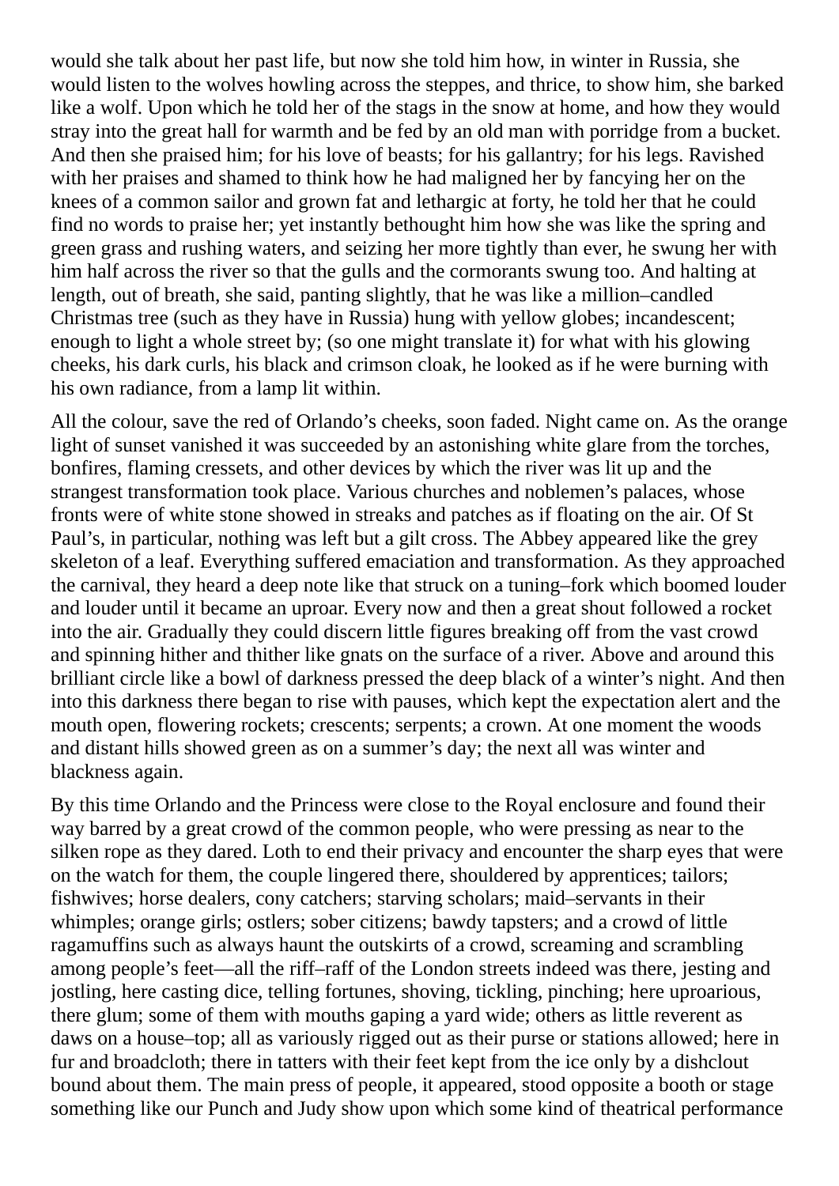would she talk about her past life, but now she told him how, in winter in Russia, she would listen to the wolves howling across the steppes, and thrice, to show him, she barked like a wolf. Upon which he told her of the stags in the snow at home, and how they would stray into the great hall for warmth and be fed by an old man with porridge from a bucket. And then she praised him; for his love of beasts; for his gallantry; for his legs. Ravished with her praises and shamed to think how he had maligned her by fancying her on the knees of a common sailor and grown fat and lethargic at forty, he told her that he could find no words to praise her; yet instantly bethought him how she was like the spring and green grass and rushing waters, and seizing her more tightly than ever, he swung her with him half across the river so that the gulls and the cormorants swung too. And halting at length, out of breath, she said, panting slightly, that he was like a million–candled Christmas tree (such as they have in Russia) hung with yellow globes; incandescent; enough to light a whole street by; (so one might translate it) for what with his glowing cheeks, his dark curls, his black and crimson cloak, he looked as if he were burning with his own radiance, from a lamp lit within.

All the colour, save the red of Orlando's cheeks, soon faded. Night came on. As the orange light of sunset vanished it was succeeded by an astonishing white glare from the torches, bonfires, flaming cressets, and other devices by which the river was lit up and the strangest transformation took place. Various churches and noblemen's palaces, whose fronts were of white stone showed in streaks and patches as if floating on the air. Of St Paul's, in particular, nothing was left but a gilt cross. The Abbey appeared like the grey skeleton of a leaf. Everything suffered emaciation and transformation. As they approached the carnival, they heard a deep note like that struck on a tuning–fork which boomed louder and louder until it became an uproar. Every now and then a great shout followed a rocket into the air. Gradually they could discern little figures breaking off from the vast crowd and spinning hither and thither like gnats on the surface of a river. Above and around this brilliant circle like a bowl of darkness pressed the deep black of a winter's night. And then into this darkness there began to rise with pauses, which kept the expectation alert and the mouth open, flowering rockets; crescents; serpents; a crown. At one moment the woods and distant hills showed green as on a summer's day; the next all was winter and blackness again.

By this time Orlando and the Princess were close to the Royal enclosure and found their way barred by a great crowd of the common people, who were pressing as near to the silken rope as they dared. Loth to end their privacy and encounter the sharp eyes that were on the watch for them, the couple lingered there, shouldered by apprentices; tailors; fishwives; horse dealers, cony catchers; starving scholars; maid–servants in their whimples; orange girls; ostlers; sober citizens; bawdy tapsters; and a crowd of little ragamuffins such as always haunt the outskirts of a crowd, screaming and scrambling among people's feet—all the riff–raff of the London streets indeed was there, jesting and jostling, here casting dice, telling fortunes, shoving, tickling, pinching; here uproarious, there glum; some of them with mouths gaping a yard wide; others as little reverent as daws on a house–top; all as variously rigged out as their purse or stations allowed; here in fur and broadcloth; there in tatters with their feet kept from the ice only by a dishclout bound about them. The main press of people, it appeared, stood opposite a booth or stage something like our Punch and Judy show upon which some kind of theatrical performance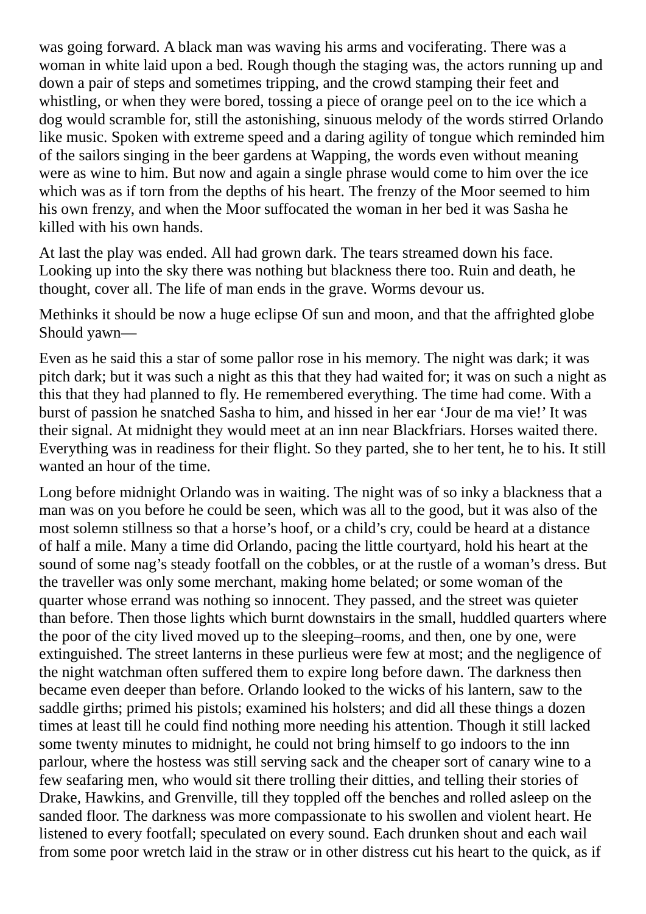was going forward. A black man was waving his arms and vociferating. There was a woman in white laid upon a bed. Rough though the staging was, the actors running up and down a pair of steps and sometimes tripping, and the crowd stamping their feet and whistling, or when they were bored, tossing a piece of orange peel on to the ice which a dog would scramble for, still the astonishing, sinuous melody of the words stirred Orlando like music. Spoken with extreme speed and a daring agility of tongue which reminded him of the sailors singing in the beer gardens at Wapping, the words even without meaning were as wine to him. But now and again a single phrase would come to him over the ice which was as if torn from the depths of his heart. The frenzy of the Moor seemed to him his own frenzy, and when the Moor suffocated the woman in her bed it was Sasha he killed with his own hands.

At last the play was ended. All had grown dark. The tears streamed down his face. Looking up into the sky there was nothing but blackness there too. Ruin and death, he thought, cover all. The life of man ends in the grave. Worms devour us.

Methinks it should be now a huge eclipse Of sun and moon, and that the affrighted globe Should yawn—

Even as he said this a star of some pallor rose in his memory. The night was dark; it was pitch dark; but it was such a night as this that they had waited for; it was on such a night as this that they had planned to fly. He remembered everything. The time had come. With a burst of passion he snatched Sasha to him, and hissed in her ear 'Jour de ma vie!' It was their signal. At midnight they would meet at an inn near Blackfriars. Horses waited there. Everything was in readiness for their flight. So they parted, she to her tent, he to his. It still wanted an hour of the time.

Long before midnight Orlando was in waiting. The night was of so inky a blackness that a man was on you before he could be seen, which was all to the good, but it was also of the most solemn stillness so that a horse's hoof, or a child's cry, could be heard at a distance of half a mile. Many a time did Orlando, pacing the little courtyard, hold his heart at the sound of some nag's steady footfall on the cobbles, or at the rustle of a woman's dress. But the traveller was only some merchant, making home belated; or some woman of the quarter whose errand was nothing so innocent. They passed, and the street was quieter than before. Then those lights which burnt downstairs in the small, huddled quarters where the poor of the city lived moved up to the sleeping–rooms, and then, one by one, were extinguished. The street lanterns in these purlieus were few at most; and the negligence of the night watchman often suffered them to expire long before dawn. The darkness then became even deeper than before. Orlando looked to the wicks of his lantern, saw to the saddle girths; primed his pistols; examined his holsters; and did all these things a dozen times at least till he could find nothing more needing his attention. Though it still lacked some twenty minutes to midnight, he could not bring himself to go indoors to the inn parlour, where the hostess was still serving sack and the cheaper sort of canary wine to a few seafaring men, who would sit there trolling their ditties, and telling their stories of Drake, Hawkins, and Grenville, till they toppled off the benches and rolled asleep on the sanded floor. The darkness was more compassionate to his swollen and violent heart. He listened to every footfall; speculated on every sound. Each drunken shout and each wail from some poor wretch laid in the straw or in other distress cut his heart to the quick, as if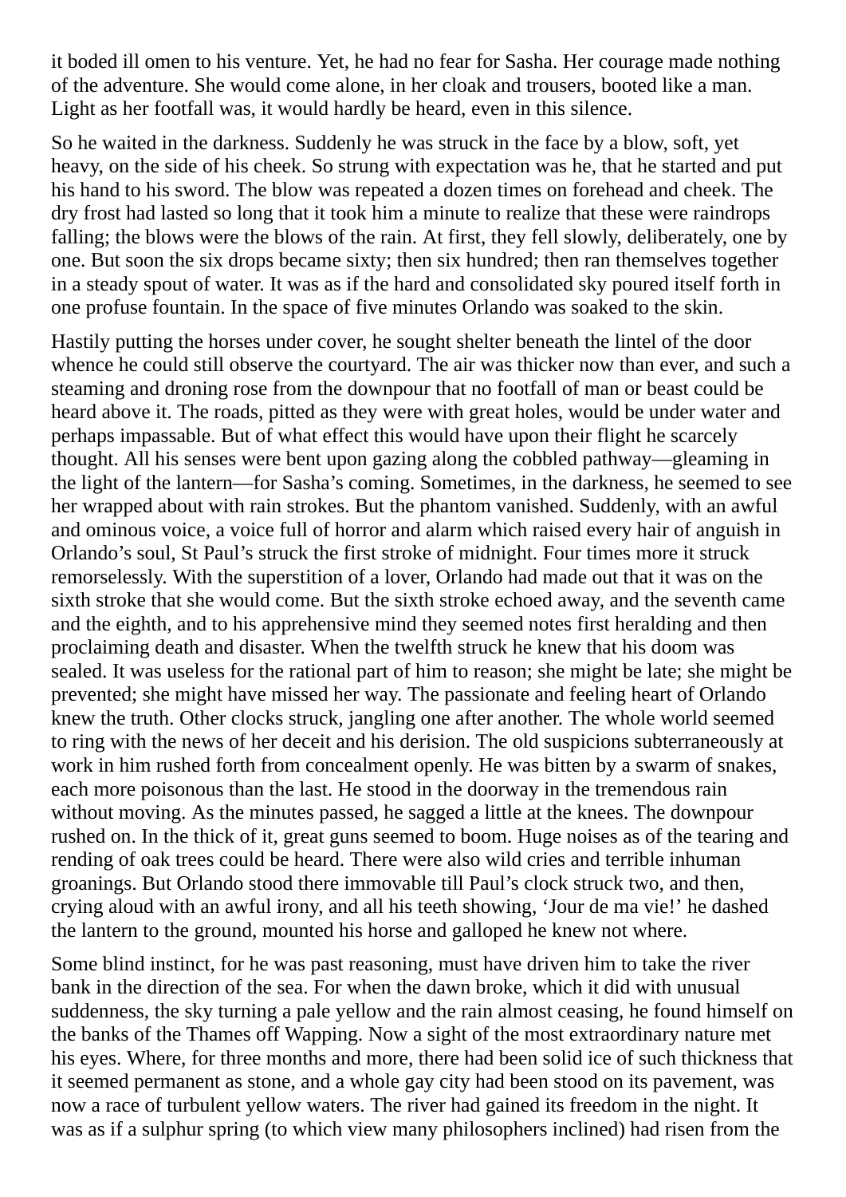it boded ill omen to his venture. Yet, he had no fear for Sasha. Her courage made nothing of the adventure. She would come alone, in her cloak and trousers, booted like a man. Light as her footfall was, it would hardly be heard, even in this silence.

So he waited in the darkness. Suddenly he was struck in the face by a blow, soft, yet heavy, on the side of his cheek. So strung with expectation was he, that he started and put his hand to his sword. The blow was repeated a dozen times on forehead and cheek. The dry frost had lasted so long that it took him a minute to realize that these were raindrops falling; the blows were the blows of the rain. At first, they fell slowly, deliberately, one by one. But soon the six drops became sixty; then six hundred; then ran themselves together in a steady spout of water. It was as if the hard and consolidated sky poured itself forth in one profuse fountain. In the space of five minutes Orlando was soaked to the skin.

Hastily putting the horses under cover, he sought shelter beneath the lintel of the door whence he could still observe the courtyard. The air was thicker now than ever, and such a steaming and droning rose from the downpour that no footfall of man or beast could be heard above it. The roads, pitted as they were with great holes, would be under water and perhaps impassable. But of what effect this would have upon their flight he scarcely thought. All his senses were bent upon gazing along the cobbled pathway—gleaming in the light of the lantern—for Sasha's coming. Sometimes, in the darkness, he seemed to see her wrapped about with rain strokes. But the phantom vanished. Suddenly, with an awful and ominous voice, a voice full of horror and alarm which raised every hair of anguish in Orlando's soul, St Paul's struck the first stroke of midnight. Four times more it struck remorselessly. With the superstition of a lover, Orlando had made out that it was on the sixth stroke that she would come. But the sixth stroke echoed away, and the seventh came and the eighth, and to his apprehensive mind they seemed notes first heralding and then proclaiming death and disaster. When the twelfth struck he knew that his doom was sealed. It was useless for the rational part of him to reason; she might be late; she might be prevented; she might have missed her way. The passionate and feeling heart of Orlando knew the truth. Other clocks struck, jangling one after another. The whole world seemed to ring with the news of her deceit and his derision. The old suspicions subterraneously at work in him rushed forth from concealment openly. He was bitten by a swarm of snakes, each more poisonous than the last. He stood in the doorway in the tremendous rain without moving. As the minutes passed, he sagged a little at the knees. The downpour rushed on. In the thick of it, great guns seemed to boom. Huge noises as of the tearing and rending of oak trees could be heard. There were also wild cries and terrible inhuman groanings. But Orlando stood there immovable till Paul's clock struck two, and then, crying aloud with an awful irony, and all his teeth showing, 'Jour de ma vie!' he dashed the lantern to the ground, mounted his horse and galloped he knew not where.

Some blind instinct, for he was past reasoning, must have driven him to take the river bank in the direction of the sea. For when the dawn broke, which it did with unusual suddenness, the sky turning a pale yellow and the rain almost ceasing, he found himself on the banks of the Thames off Wapping. Now a sight of the most extraordinary nature met his eyes. Where, for three months and more, there had been solid ice of such thickness that it seemed permanent as stone, and a whole gay city had been stood on its pavement, was now a race of turbulent yellow waters. The river had gained its freedom in the night. It was as if a sulphur spring (to which view many philosophers inclined) had risen from the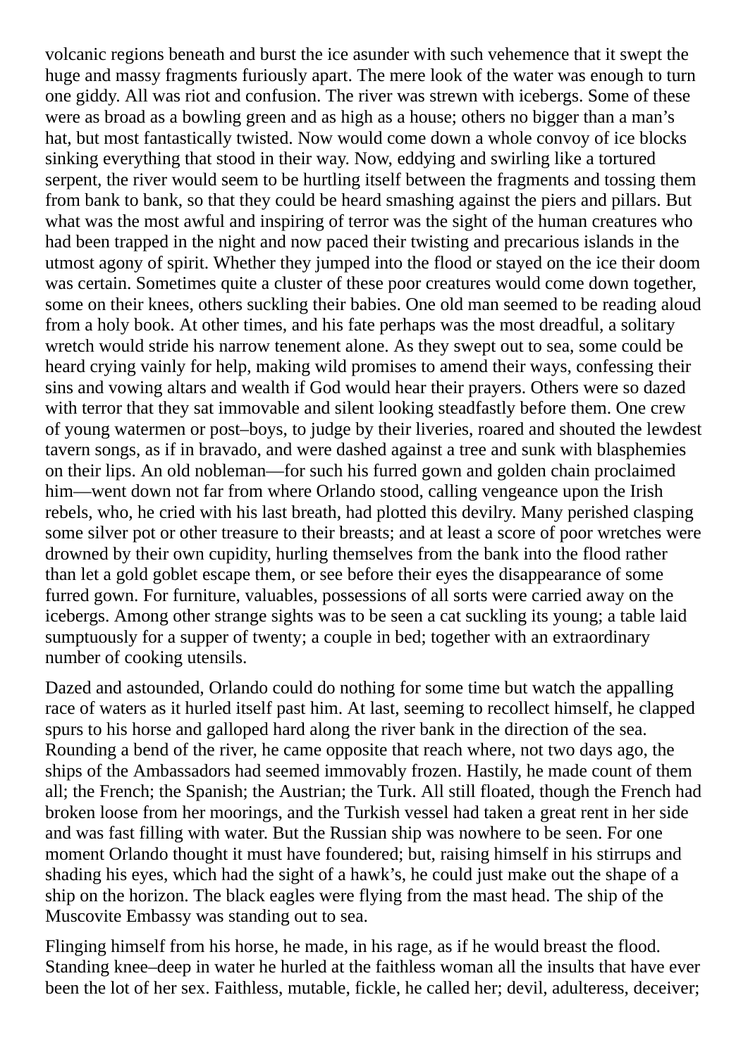volcanic regions beneath and burst the ice asunder with such vehemence that it swept the huge and massy fragments furiously apart. The mere look of the water was enough to turn one giddy. All was riot and confusion. The river was strewn with icebergs. Some of these were as broad as a bowling green and as high as a house; others no bigger than a man's hat, but most fantastically twisted. Now would come down a whole convoy of ice blocks sinking everything that stood in their way. Now, eddying and swirling like a tortured serpent, the river would seem to be hurtling itself between the fragments and tossing them from bank to bank, so that they could be heard smashing against the piers and pillars. But what was the most awful and inspiring of terror was the sight of the human creatures who had been trapped in the night and now paced their twisting and precarious islands in the utmost agony of spirit. Whether they jumped into the flood or stayed on the ice their doom was certain. Sometimes quite a cluster of these poor creatures would come down together, some on their knees, others suckling their babies. One old man seemed to be reading aloud from a holy book. At other times, and his fate perhaps was the most dreadful, a solitary wretch would stride his narrow tenement alone. As they swept out to sea, some could be heard crying vainly for help, making wild promises to amend their ways, confessing their sins and vowing altars and wealth if God would hear their prayers. Others were so dazed with terror that they sat immovable and silent looking steadfastly before them. One crew of young watermen or post–boys, to judge by their liveries, roared and shouted the lewdest tavern songs, as if in bravado, and were dashed against a tree and sunk with blasphemies on their lips. An old nobleman—for such his furred gown and golden chain proclaimed him—went down not far from where Orlando stood, calling vengeance upon the Irish rebels, who, he cried with his last breath, had plotted this devilry. Many perished clasping some silver pot or other treasure to their breasts; and at least a score of poor wretches were drowned by their own cupidity, hurling themselves from the bank into the flood rather than let a gold goblet escape them, or see before their eyes the disappearance of some furred gown. For furniture, valuables, possessions of all sorts were carried away on the icebergs. Among other strange sights was to be seen a cat suckling its young; a table laid sumptuously for a supper of twenty; a couple in bed; together with an extraordinary number of cooking utensils.

Dazed and astounded, Orlando could do nothing for some time but watch the appalling race of waters as it hurled itself past him. At last, seeming to recollect himself, he clapped spurs to his horse and galloped hard along the river bank in the direction of the sea. Rounding a bend of the river, he came opposite that reach where, not two days ago, the ships of the Ambassadors had seemed immovably frozen. Hastily, he made count of them all; the French; the Spanish; the Austrian; the Turk. All still floated, though the French had broken loose from her moorings, and the Turkish vessel had taken a great rent in her side and was fast filling with water. But the Russian ship was nowhere to be seen. For one moment Orlando thought it must have foundered; but, raising himself in his stirrups and shading his eyes, which had the sight of a hawk's, he could just make out the shape of a ship on the horizon. The black eagles were flying from the mast head. The ship of the Muscovite Embassy was standing out to sea.

Flinging himself from his horse, he made, in his rage, as if he would breast the flood. Standing knee–deep in water he hurled at the faithless woman all the insults that have ever been the lot of her sex. Faithless, mutable, fickle, he called her; devil, adulteress, deceiver;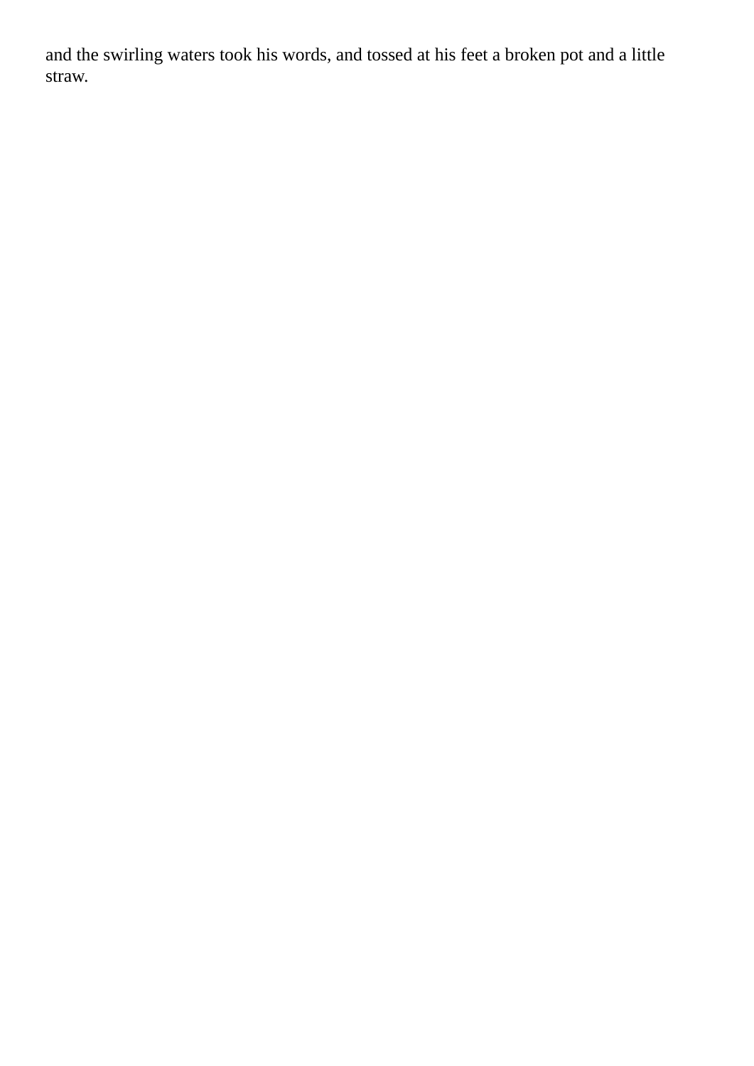and the swirling waters took his words, and tossed at his feet a broken pot and a little straw.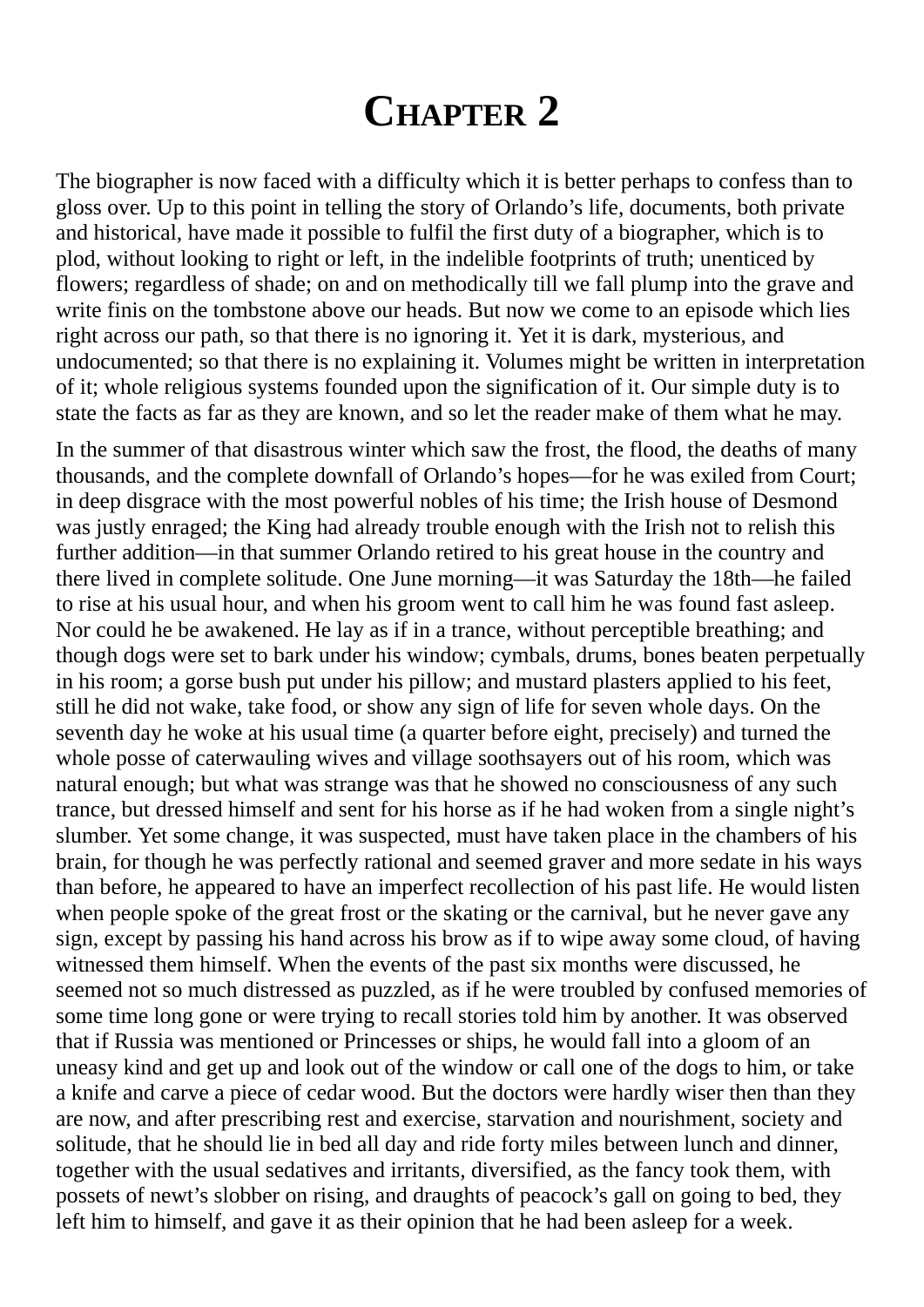# Chapter 2

The biographer is now faced with a difficulty which it is better perhaps to confess than to gloss over. Up to this point in telling the story of Orlando's life, documents, both private and historical, have made it possible to fulfil the first duty of a biographer, which is to plod, without looking to right or left, in the indelible footprints of truth; unenticed by flowers; regardless of shade; on and on methodically till we fall plump into the grave and write finis on the tombstone above our heads. But now we come to an episode which lies right across our path, so that there is no ignoring it. Yet it is dark, mysterious, and undocumented; so that there is no explaining it. Volumes might be written in interpretation of it; whole religious systems founded upon the signification of it. Our simple duty is to state the facts as far as they are known, and so let the reader make of them what he may.

In the summer of that disastrous winter which saw the frost, the flood, the deaths of many thousands, and the complete downfall of Orlando's hopes—for he was exiled from Court; in deep disgrace with the most powerful nobles of his time; the Irish house of Desmond was justly enraged; the King had already trouble enough with the Irish not to relish this further addition—in that summer Orlando retired to his great house in the country and there lived in complete solitude. One June morning—it was Saturday the 18th—he failed to rise at his usual hour, and when his groom went to call him he was found fast asleep. Nor could he be awakened. He lay as if in a trance, without perceptible breathing; and though dogs were set to bark under his window; cymbals, drums, bones beaten perpetually in his room; a gorse bush put under his pillow; and mustard plasters applied to his feet, still he did not wake, take food, or show any sign of life for seven whole days. On the seventh day he woke at his usual time (a quarter before eight, precisely) and turned the whole posse of caterwauling wives and village soothsayers out of his room, which was natural enough; but what was strange was that he showed no consciousness of any such trance, but dressed himself and sent for his horse as if he had woken from a single night's slumber. Yet some change, it was suspected, must have taken place in the chambers of his brain, for though he was perfectly rational and seemed graver and more sedate in his ways than before, he appeared to have an imperfect recollection of his past life. He would listen when people spoke of the great frost or the skating or the carnival, but he never gave any sign, except by passing his hand across his brow as if to wipe away some cloud, of having witnessed them himself. When the events of the past six months were discussed, he seemed not so much distressed as puzzled, as if he were troubled by confused memories of some time long gone or were trying to recall stories told him by another. It was observed that if Russia was mentioned or Princesses or ships, he would fall into a gloom of an uneasy kind and get up and look out of the window or call one of the dogs to him, or take a knife and carve a piece of cedar wood. But the doctors were hardly wiser then than they are now, and after prescribing rest and exercise, starvation and nourishment, society and solitude, that he should lie in bed all day and ride forty miles between lunch and dinner, together with the usual sedatives and irritants, diversified, as the fancy took them, with possets of newt's slobber on rising, and draughts of peacock's gall on going to bed, they left him to himself, and gave it as their opinion that he had been asleep for a week.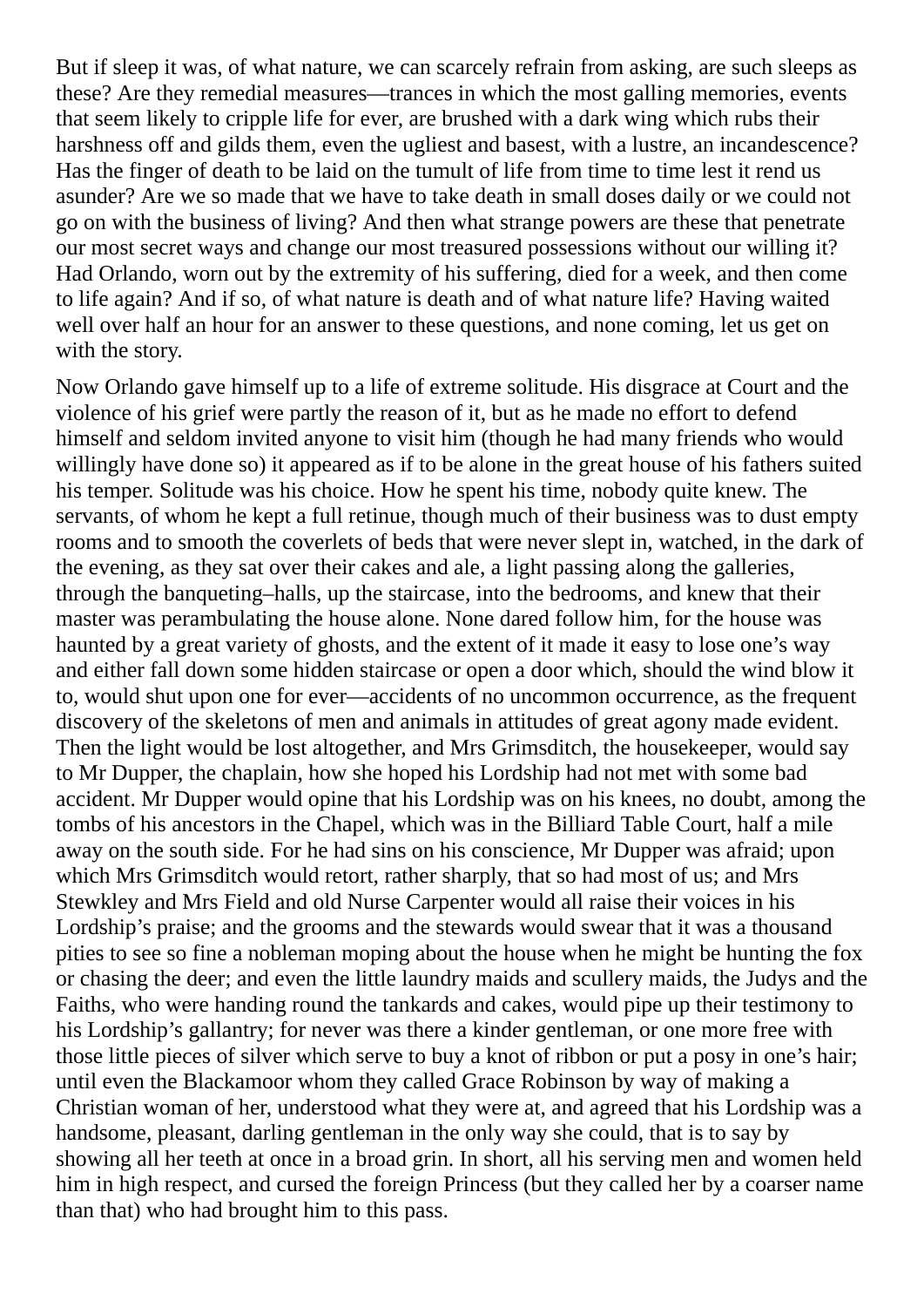But if sleep it was, of what nature, we can scarcely refrain from asking, are such sleeps as these? Are they remedial measures—trances in which the most galling memories, events that seem likely to cripple life for ever, are brushed with a dark wing which rubs their harshness off and gilds them, even the ugliest and basest, with a lustre, an incandescence? Has the finger of death to be laid on the tumult of life from time to time lest it rend us asunder? Are we so made that we have to take death in small doses daily or we could not go on with the business of living? And then what strange powers are these that penetrate our most secret ways and change our most treasured possessions without our willing it? Had Orlando, worn out by the extremity of his suffering, died for a week, and then come to life again? And if so, of what nature is death and of what nature life? Having waited well over half an hour for an answer to these questions, and none coming, let us get on with the story.

Now Orlando gave himself up to a life of extreme solitude. His disgrace at Court and the violence of his grief were partly the reason of it, but as he made no effort to defend himself and seldom invited anyone to visit him (though he had many friends who would willingly have done so) it appeared as if to be alone in the great house of his fathers suited his temper. Solitude was his choice. How he spent his time, nobody quite knew. The servants, of whom he kept a full retinue, though much of their business was to dust empty rooms and to smooth the coverlets of beds that were never slept in, watched, in the dark of the evening, as they sat over their cakes and ale, a light passing along the galleries, through the banqueting–halls, up the staircase, into the bedrooms, and knew that their master was perambulating the house alone. None dared follow him, for the house was haunted by a great variety of ghosts, and the extent of it made it easy to lose one's way and either fall down some hidden staircase or open a door which, should the wind blow it to, would shut upon one for ever—accidents of no uncommon occurrence, as the frequent discovery of the skeletons of men and animals in attitudes of great agony made evident. Then the light would be lost altogether, and Mrs Grimsditch, the housekeeper, would say to Mr Dupper, the chaplain, how she hoped his Lordship had not met with some bad accident. Mr Dupper would opine that his Lordship was on his knees, no doubt, among the tombs of his ancestors in the Chapel, which was in the Billiard Table Court, half a mile away on the south side. For he had sins on his conscience, Mr Dupper was afraid; upon which Mrs Grimsditch would retort, rather sharply, that so had most of us; and Mrs Stewkley and Mrs Field and old Nurse Carpenter would all raise their voices in his Lordship's praise; and the grooms and the stewards would swear that it was a thousand pities to see so fine a nobleman moping about the house when he might be hunting the fox or chasing the deer; and even the little laundry maids and scullery maids, the Judys and the Faiths, who were handing round the tankards and cakes, would pipe up their testimony to his Lordship's gallantry; for never was there a kinder gentleman, or one more free with those little pieces of silver which serve to buy a knot of ribbon or put a posy in one's hair; until even the Blackamoor whom they called Grace Robinson by way of making a Christian woman of her, understood what they were at, and agreed that his Lordship was a handsome, pleasant, darling gentleman in the only way she could, that is to say by showing all her teeth at once in a broad grin. In short, all his serving men and women held him in high respect, and cursed the foreign Princess (but they called her by a coarser name than that) who had brought him to this pass.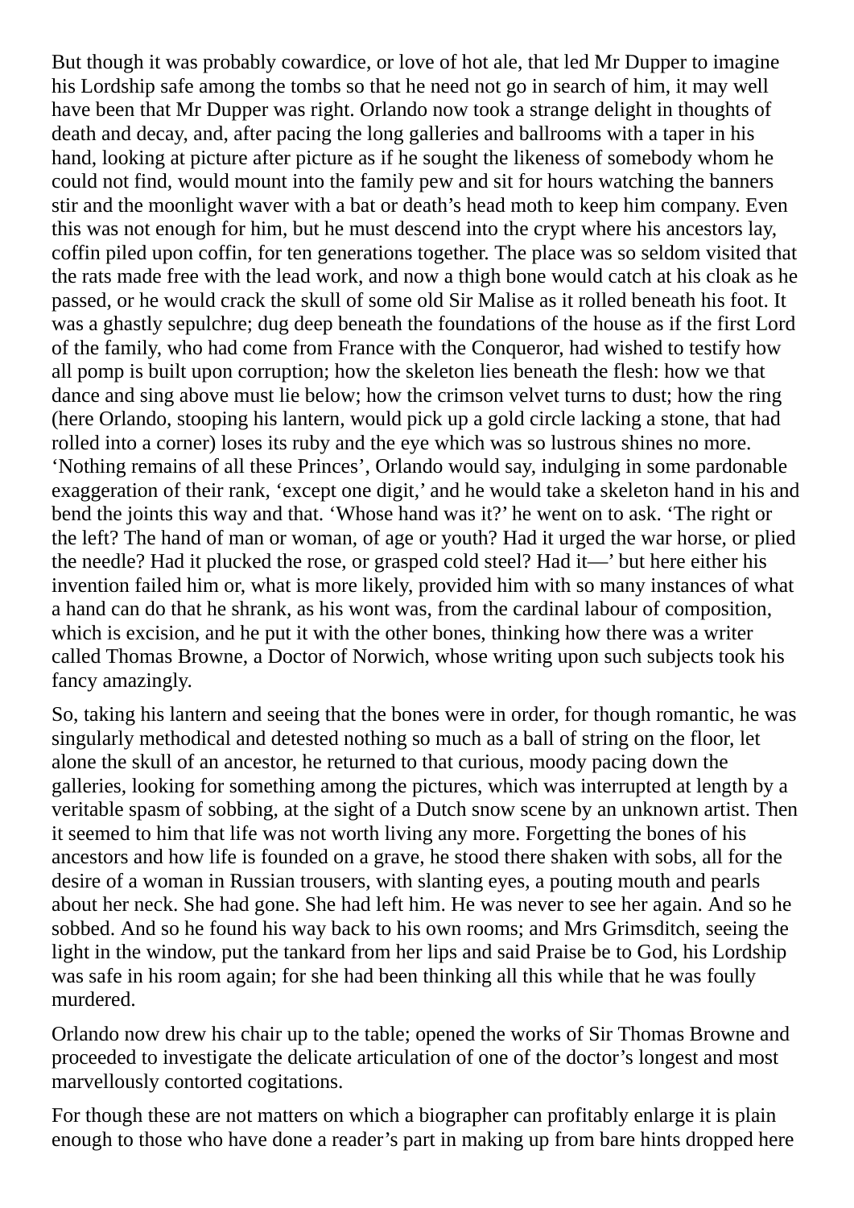But though it was probably cowardice, or love of hot ale, that led Mr Dupper to imagine his Lordship safe among the tombs so that he need not go in search of him, it may well have been that Mr Dupper was right. Orlando now took a strange delight in thoughts of death and decay, and, after pacing the long galleries and ballrooms with a taper in his hand, looking at picture after picture as if he sought the likeness of somebody whom he could not find, would mount into the family pew and sit for hours watching the banners stir and the moonlight waver with a bat or death's head moth to keep him company. Even this was not enough for him, but he must descend into the crypt where his ancestors lay, coffin piled upon coffin, for ten generations together. The place was so seldom visited that the rats made free with the lead work, and now a thigh bone would catch at his cloak as he passed, or he would crack the skull of some old Sir Malise as it rolled beneath his foot. It was a ghastly sepulchre; dug deep beneath the foundations of the house as if the first Lord of the family, who had come from France with the Conqueror, had wished to testify how all pomp is built upon corruption; how the skeleton lies beneath the flesh: how we that dance and sing above must lie below; how the crimson velvet turns to dust; how the ring (here Orlando, stooping his lantern, would pick up a gold circle lacking a stone, that had rolled into a corner) loses its ruby and the eye which was so lustrous shines no more. 'Nothing remains of all these Princes', Orlando would say, indulging in some pardonable exaggeration of their rank, 'except one digit,' and he would take a skeleton hand in his and bend the joints this way and that. 'Whose hand was it?' he went on to ask. 'The right or the left? The hand of man or woman, of age or youth? Had it urged the war horse, or plied the needle? Had it plucked the rose, or grasped cold steel? Had it—' but here either his invention failed him or, what is more likely, provided him with so many instances of what a hand can do that he shrank, as his wont was, from the cardinal labour of composition, which is excision, and he put it with the other bones, thinking how there was a writer called Thomas Browne, a Doctor of Norwich, whose writing upon such subjects took his fancy amazingly.

So, taking his lantern and seeing that the bones were in order, for though romantic, he was singularly methodical and detested nothing so much as a ball of string on the floor, let alone the skull of an ancestor, he returned to that curious, moody pacing down the galleries, looking for something among the pictures, which was interrupted at length by a veritable spasm of sobbing, at the sight of a Dutch snow scene by an unknown artist. Then it seemed to him that life was not worth living any more. Forgetting the bones of his ancestors and how life is founded on a grave, he stood there shaken with sobs, all for the desire of a woman in Russian trousers, with slanting eyes, a pouting mouth and pearls about her neck. She had gone. She had left him. He was never to see her again. And so he sobbed. And so he found his way back to his own rooms; and Mrs Grimsditch, seeing the light in the window, put the tankard from her lips and said Praise be to God, his Lordship was safe in his room again; for she had been thinking all this while that he was foully murdered.

Orlando now drew his chair up to the table; opened the works of Sir Thomas Browne and proceeded to investigate the delicate articulation of one of the doctor's longest and most marvellously contorted cogitations.

For though these are not matters on which a biographer can profitably enlarge it is plain enough to those who have done a reader's part in making up from bare hints dropped here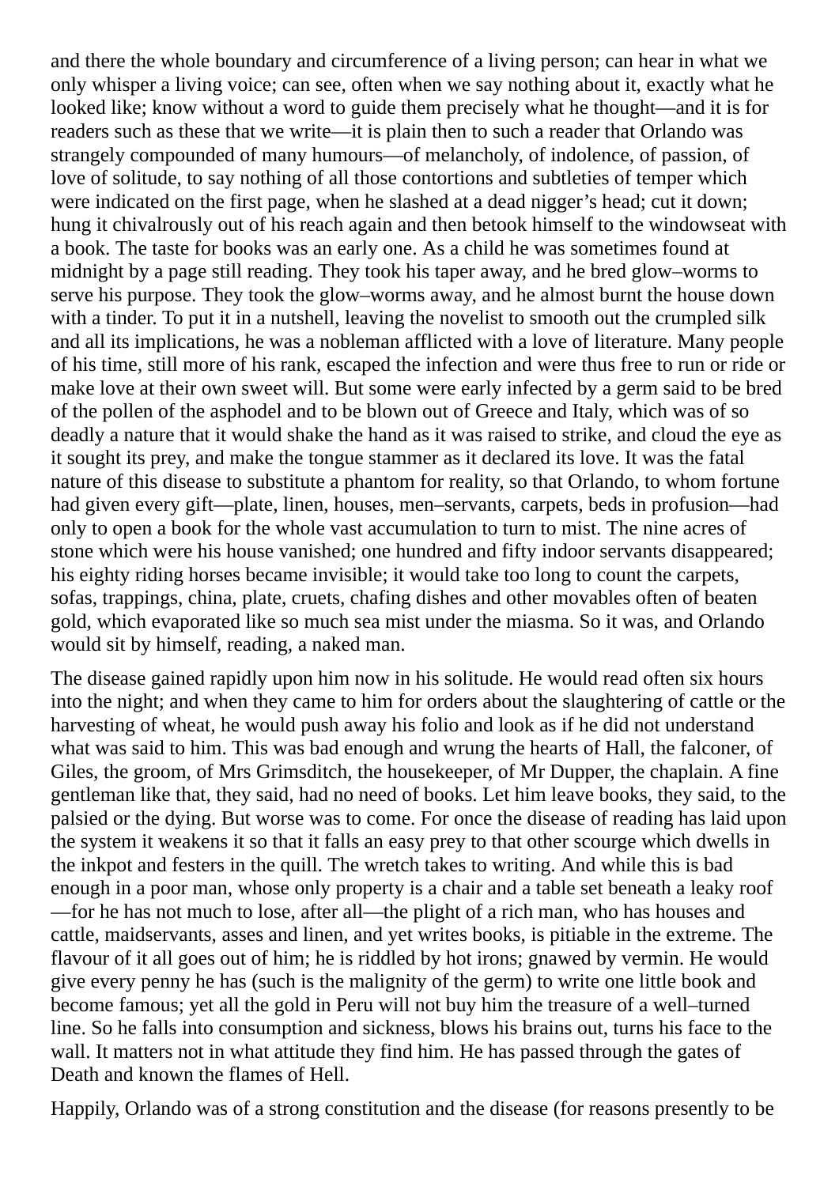and there the whole boundary and circumference of a living person; can hear in what we only whisper a living voice; can see, often when we say nothing about it, exactly what he looked like; know without a word to guide them precisely what he thought—and it is for readers such as these that we write—it is plain then to such a reader that Orlando was strangely compounded of many humours—of melancholy, of indolence, of passion, of love of solitude, to say nothing of all those contortions and subtleties of temper which were indicated on the first page, when he slashed at a dead nigger's head; cut it down; hung it chivalrously out of his reach again and then betook himself to the windowseat with a book. The taste for books was an early one. As a child he was sometimes found at midnight by a page still reading. They took his taper away, and he bred glow–worms to serve his purpose. They took the glow–worms away, and he almost burnt the house down with a tinder. To put it in a nutshell, leaving the novelist to smooth out the crumpled silk and all its implications, he was a nobleman afflicted with a love of literature. Many people of his time, still more of his rank, escaped the infection and were thus free to run or ride or make love at their own sweet will. But some were early infected by a germ said to be bred of the pollen of the asphodel and to be blown out of Greece and Italy, which was of so deadly a nature that it would shake the hand as it was raised to strike, and cloud the eye as it sought its prey, and make the tongue stammer as it declared its love. It was the fatal nature of this disease to substitute a phantom for reality, so that Orlando, to whom fortune had given every gift—plate, linen, houses, men–servants, carpets, beds in profusion—had only to open a book for the whole vast accumulation to turn to mist. The nine acres of stone which were his house vanished; one hundred and fifty indoor servants disappeared; his eighty riding horses became invisible; it would take too long to count the carpets, sofas, trappings, china, plate, cruets, chafing dishes and other movables often of beaten gold, which evaporated like so much sea mist under the miasma. So it was, and Orlando would sit by himself, reading, a naked man.

The disease gained rapidly upon him now in his solitude. He would read often six hours into the night; and when they came to him for orders about the slaughtering of cattle or the harvesting of wheat, he would push away his folio and look as if he did not understand what was said to him. This was bad enough and wrung the hearts of Hall, the falconer, of Giles, the groom, of Mrs Grimsditch, the housekeeper, of Mr Dupper, the chaplain. A fine gentleman like that, they said, had no need of books. Let him leave books, they said, to the palsied or the dying. But worse was to come. For once the disease of reading has laid upon the system it weakens it so that it falls an easy prey to that other scourge which dwells in the inkpot and festers in the quill. The wretch takes to writing. And while this is bad enough in a poor man, whose only property is a chair and a table set beneath a leaky roof—for he has not much to lose, after all—the plight of a rich man, who has houses and cattle, maidservants, asses and linen, and yet writes books, is pitiable in the extreme. The flavour of it all goes out of him; he is riddled by hot irons; gnawed by vermin. He would give every penny he has (such is the malignity of the germ) to write one little book and become famous; yet all the gold in Peru will not buy him the treasure of a well–turned line. So he falls into consumption and sickness, blows his brains out, turns his face to the wall. It matters not in what attitude they find him. He has passed through the gates of Death and known the flames of Hell.

Happily, Orlando was of a strong constitution and the disease (for reasons presently to be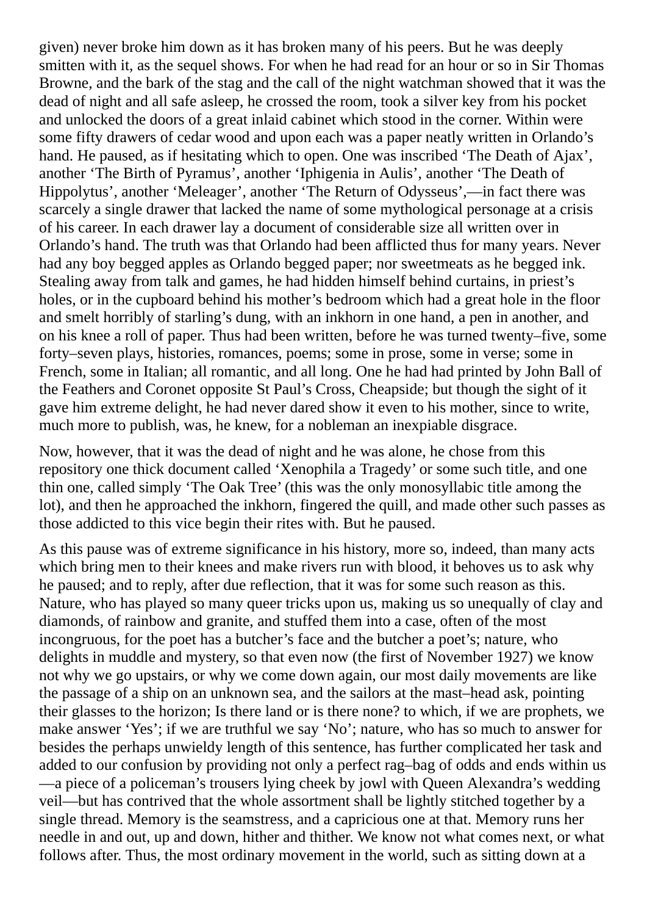given) never broke him down as it has broken many of his peers. But he was deeply smitten with it, as the sequel shows. For when he had read for an hour or so in Sir Thomas Browne, and the bark of the stag and the call of the night watchman showed that it was the dead of night and all safe asleep, he crossed the room, took a silver key from his pocket and unlocked the doors of a great inlaid cabinet which stood in the corner. Within were some fifty drawers of cedar wood and upon each was a paper neatly written in Orlando's hand. He paused, as if hesitating which to open. One was inscribed 'The Death of Ajax', another 'The Birth of Pyramus', another 'Iphigenia in Aulis', another 'The Death of Hippolytus', another 'Meleager', another 'The Return of Odysseus',—in fact there was scarcely a single drawer that lacked the name of some mythological personage at a crisis of his career. In each drawer lay a document of considerable size all written over in Orlando's hand. The truth was that Orlando had been afflicted thus for many years. Never had any boy begged apples as Orlando begged paper; nor sweetmeats as he begged ink. Stealing away from talk and games, he had hidden himself behind curtains, in priest's holes, or in the cupboard behind his mother's bedroom which had a great hole in the floor and smelt horribly of starling's dung, with an inkhorn in one hand, a pen in another, and on his knee a roll of paper. Thus had been written, before he was turned twenty–five, some forty–seven plays, histories, romances, poems; some in prose, some in verse; some in French, some in Italian; all romantic, and all long. One he had had printed by John Ball of the Feathers and Coronet opposite St Paul's Cross, Cheapside; but though the sight of it gave him extreme delight, he had never dared show it even to his mother, since to write, much more to publish, was, he knew, for a nobleman an inexpiable disgrace.

Now, however, that it was the dead of night and he was alone, he chose from this repository one thick document called 'Xenophila a Tragedy' or some such title, and one thin one, called simply 'The Oak Tree' (this was the only monosyllabic title among the lot), and then he approached the inkhorn, fingered the quill, and made other such passes as those addicted to this vice begin their rites with. But he paused.

As this pause was of extreme significance in his history, more so, indeed, than many acts which bring men to their knees and make rivers run with blood, it behoves us to ask why he paused; and to reply, after due reflection, that it was for some such reason as this. Nature, who has played so many queer tricks upon us, making us so unequally of clay and diamonds, of rainbow and granite, and stuffed them into a case, often of the most incongruous, for the poet has a butcher's face and the butcher a poet's; nature, who delights in muddle and mystery, so that even now (the first of November 1927) we know not why we go upstairs, or why we come down again, our most daily movements are like the passage of a ship on an unknown sea, and the sailors at the mast–head ask, pointing their glasses to the horizon; Is there land or is there none? to which, if we are prophets, we make answer 'Yes'; if we are truthful we say 'No'; nature, who has so much to answer for besides the perhaps unwieldy length of this sentence, has further complicated her task and added to our confusion by providing not only a perfect rag–bag of odds and ends within us—a piece of a policeman's trousers lying cheek by jowl with Queen Alexandra's wedding veil—but has contrived that the whole assortment shall be lightly stitched together by a single thread. Memory is the seamstress, and a capricious one at that. Memory runs her needle in and out, up and down, hither and thither. We know not what comes next, or what follows after. Thus, the most ordinary movement in the world, such as sitting down at a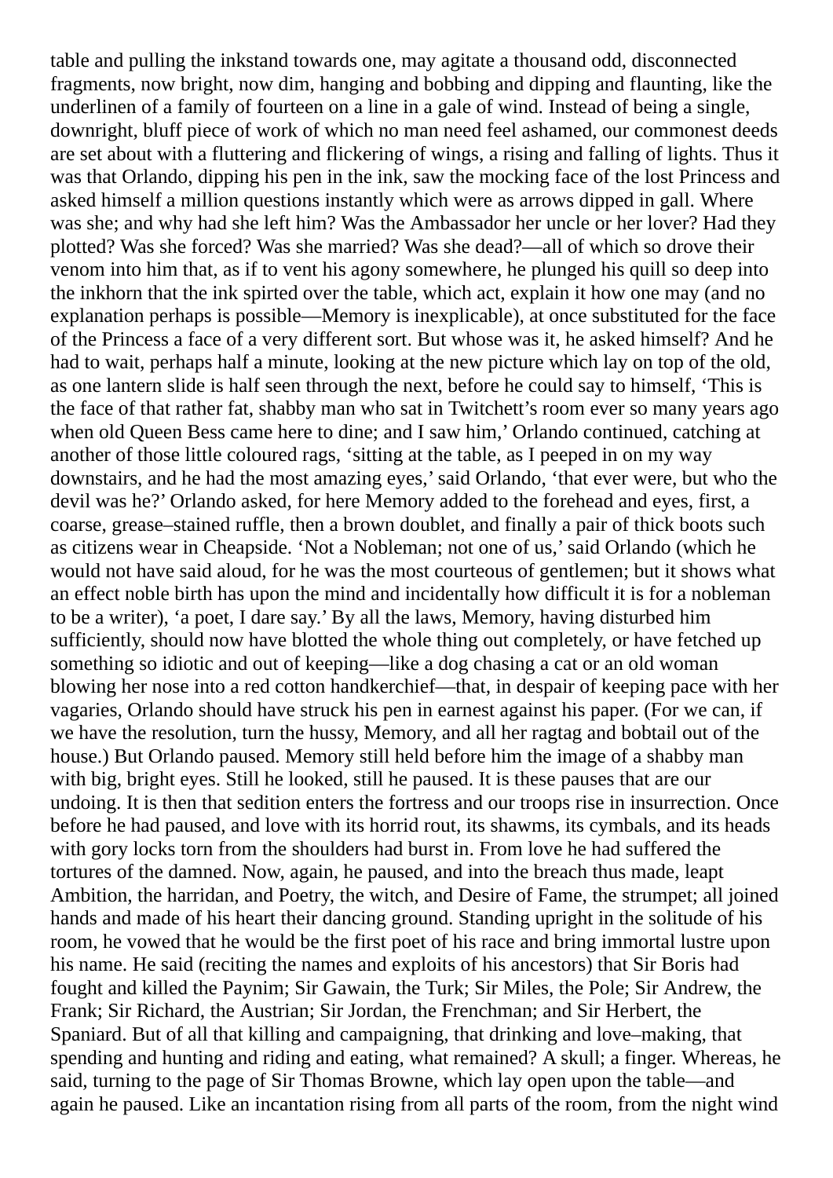table and pulling the inkstand towards one, may agitate a thousand odd, disconnected fragments, now bright, now dim, hanging and bobbing and dipping and flaunting, like the underlinen of a family of fourteen on a line in a gale of wind. Instead of being a single, downright, bluff piece of work of which no man need feel ashamed, our commonest deeds are set about with a fluttering and flickering of wings, a rising and falling of lights. Thus it was that Orlando, dipping his pen in the ink, saw the mocking face of the lost Princess and asked himself a million questions instantly which were as arrows dipped in gall. Where was she; and why had she left him? Was the Ambassador her uncle or her lover? Had they plotted? Was she forced? Was she married? Was she dead?—all of which so drove their venom into him that, as if to vent his agony somewhere, he plunged his quill so deep into the inkhorn that the ink spirted over the table, which act, explain it how one may (and no explanation perhaps is possible—Memory is inexplicable), at once substituted for the face of the Princess a face of a very different sort. But whose was it, he asked himself? And he had to wait, perhaps half a minute, looking at the new picture which lay on top of the old, as one lantern slide is half seen through the next, before he could say to himself, 'This is the face of that rather fat, shabby man who sat in Twitchett's room ever so many years ago when old Queen Bess came here to dine; and I saw him,' Orlando continued, catching at another of those little coloured rags, 'sitting at the table, as I peeped in on my way downstairs, and he had the most amazing eyes,' said Orlando, 'that ever were, but who the devil was he?' Orlando asked, for here Memory added to the forehead and eyes, first, a coarse, grease–stained ruffle, then a brown doublet, and finally a pair of thick boots such as citizens wear in Cheapside. 'Not a Nobleman; not one of us,' said Orlando (which he would not have said aloud, for he was the most courteous of gentlemen; but it shows what an effect noble birth has upon the mind and incidentally how difficult it is for a nobleman to be a writer), 'a poet, I dare say.' By all the laws, Memory, having disturbed him sufficiently, should now have blotted the whole thing out completely, or have fetched up something so idiotic and out of keeping—like a dog chasing a cat or an old woman blowing her nose into a red cotton handkerchief—that, in despair of keeping pace with her vagaries, Orlando should have struck his pen in earnest against his paper. (For we can, if we have the resolution, turn the hussy, Memory, and all her ragtag and bobtail out of the house.) But Orlando paused. Memory still held before him the image of a shabby man with big, bright eyes. Still he looked, still he paused. It is these pauses that are our undoing. It is then that sedition enters the fortress and our troops rise in insurrection. Once before he had paused, and love with its horrid rout, its shawms, its cymbals, and its heads with gory locks torn from the shoulders had burst in. From love he had suffered the tortures of the damned. Now, again, he paused, and into the breach thus made, leapt Ambition, the harridan, and Poetry, the witch, and Desire of Fame, the strumpet; all joined hands and made of his heart their dancing ground. Standing upright in the solitude of his room, he vowed that he would be the first poet of his race and bring immortal lustre upon his name. He said (reciting the names and exploits of his ancestors) that Sir Boris had fought and killed the Paynim; Sir Gawain, the Turk; Sir Miles, the Pole; Sir Andrew, the Frank; Sir Richard, the Austrian; Sir Jordan, the Frenchman; and Sir Herbert, the Spaniard. But of all that killing and campaigning, that drinking and love–making, that spending and hunting and riding and eating, what remained? A skull; a finger. Whereas, he said, turning to the page of Sir Thomas Browne, which lay open upon the table—and again he paused. Like an incantation rising from all parts of the room, from the night wind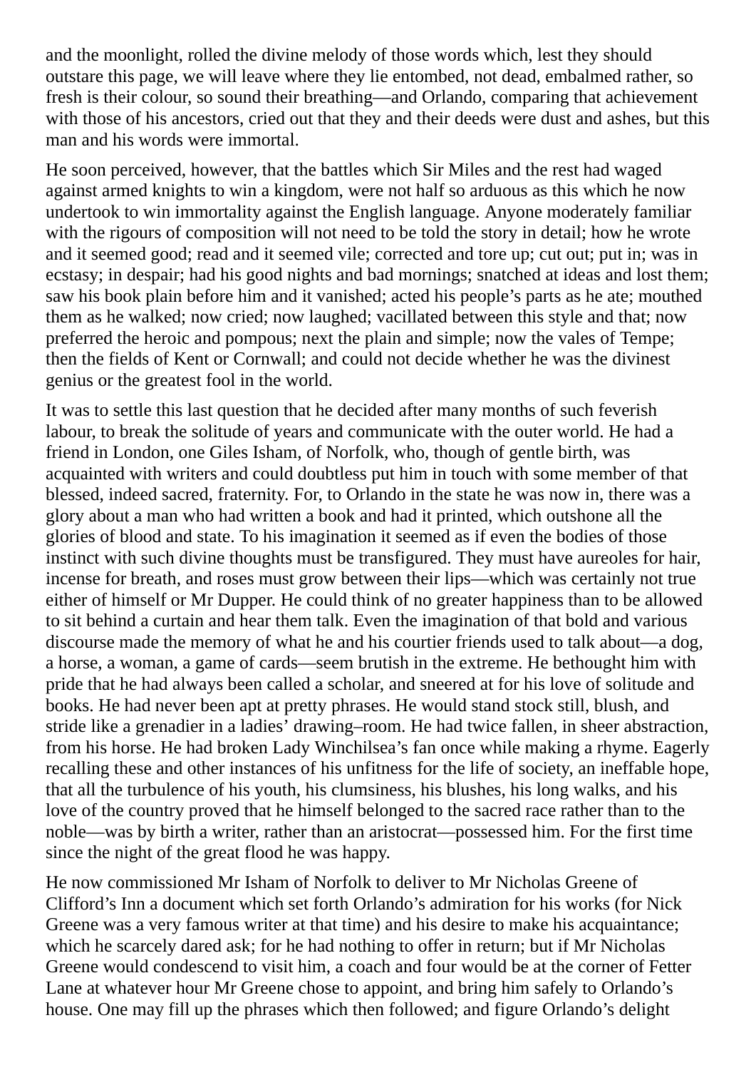and the moonlight, rolled the divine melody of those words which, lest they should outstare this page, we will leave where they lie entombed, not dead, embalmed rather, so fresh is their colour, so sound their breathing—and Orlando, comparing that achievement with those of his ancestors, cried out that they and their deeds were dust and ashes, but this man and his words were immortal.

He soon perceived, however, that the battles which Sir Miles and the rest had waged against armed knights to win a kingdom, were not half so arduous as this which he now undertook to win immortality against the English language. Anyone moderately familiar with the rigours of composition will not need to be told the story in detail; how he wrote and it seemed good; read and it seemed vile; corrected and tore up; cut out; put in; was in ecstasy; in despair; had his good nights and bad mornings; snatched at ideas and lost them; saw his book plain before him and it vanished; acted his people's parts as he ate; mouthed them as he walked; now cried; now laughed; vacillated between this style and that; now preferred the heroic and pompous; next the plain and simple; now the vales of Tempe; then the fields of Kent or Cornwall; and could not decide whether he was the divinest genius or the greatest fool in the world.

It was to settle this last question that he decided after many months of such feverish labour, to break the solitude of years and communicate with the outer world. He had a friend in London, one Giles Isham, of Norfolk, who, though of gentle birth, was acquainted with writers and could doubtless put him in touch with some member of that blessed, indeed sacred, fraternity. For, to Orlando in the state he was now in, there was a glory about a man who had written a book and had it printed, which outshone all the glories of blood and state. To his imagination it seemed as if even the bodies of those instinct with such divine thoughts must be transfigured. They must have aureoles for hair, incense for breath, and roses must grow between their lips—which was certainly not true either of himself or Mr Dupper. He could think of no greater happiness than to be allowed to sit behind a curtain and hear them talk. Even the imagination of that bold and various discourse made the memory of what he and his courtier friends used to talk about—a dog, a horse, a woman, a game of cards—seem brutish in the extreme. He bethought him with pride that he had always been called a scholar, and sneered at for his love of solitude and books. He had never been apt at pretty phrases. He would stand stock still, blush, and stride like a grenadier in a ladies' drawing–room. He had twice fallen, in sheer abstraction, from his horse. He had broken Lady Winchilsea's fan once while making a rhyme. Eagerly recalling these and other instances of his unfitness for the life of society, an ineffable hope, that all the turbulence of his youth, his clumsiness, his blushes, his long walks, and his love of the country proved that he himself belonged to the sacred race rather than to the noble—was by birth a writer, rather than an aristocrat—possessed him. For the first time since the night of the great flood he was happy.

He now commissioned Mr Isham of Norfolk to deliver to Mr Nicholas Greene of Clifford's Inn a document which set forth Orlando's admiration for his works (for Nick Greene was a very famous writer at that time) and his desire to make his acquaintance; which he scarcely dared ask; for he had nothing to offer in return; but if Mr Nicholas Greene would condescend to visit him, a coach and four would be at the corner of Fetter Lane at whatever hour Mr Greene chose to appoint, and bring him safely to Orlando's house. One may fill up the phrases which then followed; and figure Orlando's delight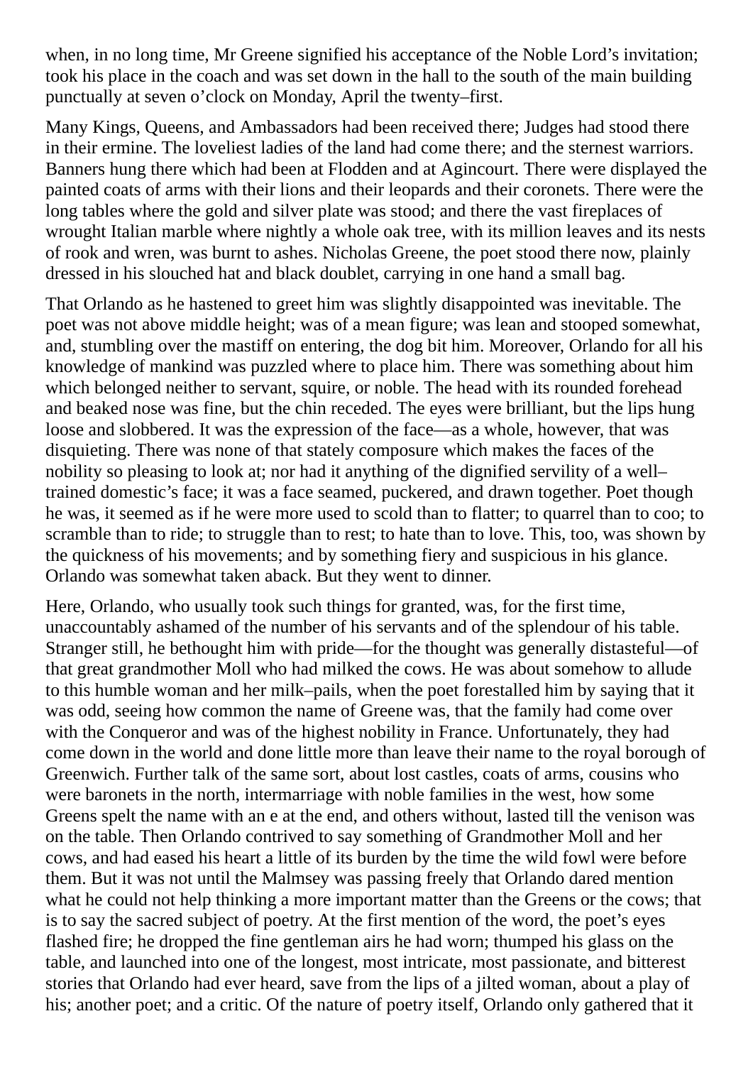when, in no long time, Mr Greene signified his acceptance of the Noble Lord's invitation; took his place in the coach and was set down in the hall to the south of the main building punctually at seven o'clock on Monday, April the twenty–first.

Many Kings, Queens, and Ambassadors had been received there; Judges had stood there in their ermine. The loveliest ladies of the land had come there; and the sternest warriors. Banners hung there which had been at Flodden and at Agincourt. There were displayed the painted coats of arms with their lions and their leopards and their coronets. There were the long tables where the gold and silver plate was stood; and there the vast fireplaces of wrought Italian marble where nightly a whole oak tree, with its million leaves and its nests of rook and wren, was burnt to ashes. Nicholas Greene, the poet stood there now, plainly dressed in his slouched hat and black doublet, carrying in one hand a small bag.

That Orlando as he hastened to greet him was slightly disappointed was inevitable. The poet was not above middle height; was of a mean figure; was lean and stooped somewhat, and, stumbling over the mastiff on entering, the dog bit him. Moreover, Orlando for all his knowledge of mankind was puzzled where to place him. There was something about him which belonged neither to servant, squire, or noble. The head with its rounded forehead and beaked nose was fine, but the chin receded. The eyes were brilliant, but the lips hung loose and slobbered. It was the expression of the face—as a whole, however, that was disquieting. There was none of that stately composure which makes the faces of the nobility so pleasing to look at; nor had it anything of the dignified servility of a well–trained domestic's face; it was a face seamed, puckered, and drawn together. Poet though he was, it seemed as if he were more used to scold than to flatter; to quarrel than to coo; to scramble than to ride; to struggle than to rest; to hate than to love. This, too, was shown by the quickness of his movements; and by something fiery and suspicious in his glance. Orlando was somewhat taken aback. But they went to dinner.

Here, Orlando, who usually took such things for granted, was, for the first time, unaccountably ashamed of the number of his servants and of the splendour of his table. Stranger still, he bethought him with pride—for the thought was generally distasteful—of that great grandmother Moll who had milked the cows. He was about somehow to allude to this humble woman and her milk–pails, when the poet forestalled him by saying that it was odd, seeing how common the name of Greene was, that the family had come over with the Conqueror and was of the highest nobility in France. Unfortunately, they had come down in the world and done little more than leave their name to the royal borough of Greenwich. Further talk of the same sort, about lost castles, coats of arms, cousins who were baronets in the north, intermarriage with noble families in the west, how some Greens spelt the name with an e at the end, and others without, lasted till the venison was on the table. Then Orlando contrived to say something of Grandmother Moll and her cows, and had eased his heart a little of its burden by the time the wild fowl were before them. But it was not until the Malmsey was passing freely that Orlando dared mention what he could not help thinking a more important matter than the Greens or the cows; that is to say the sacred subject of poetry. At the first mention of the word, the poet's eyes flashed fire; he dropped the fine gentleman airs he had worn; thumped his glass on the table, and launched into one of the longest, most intricate, most passionate, and bitterest stories that Orlando had ever heard, save from the lips of a jilted woman, about a play of his; another poet; and a critic. Of the nature of poetry itself, Orlando only gathered that it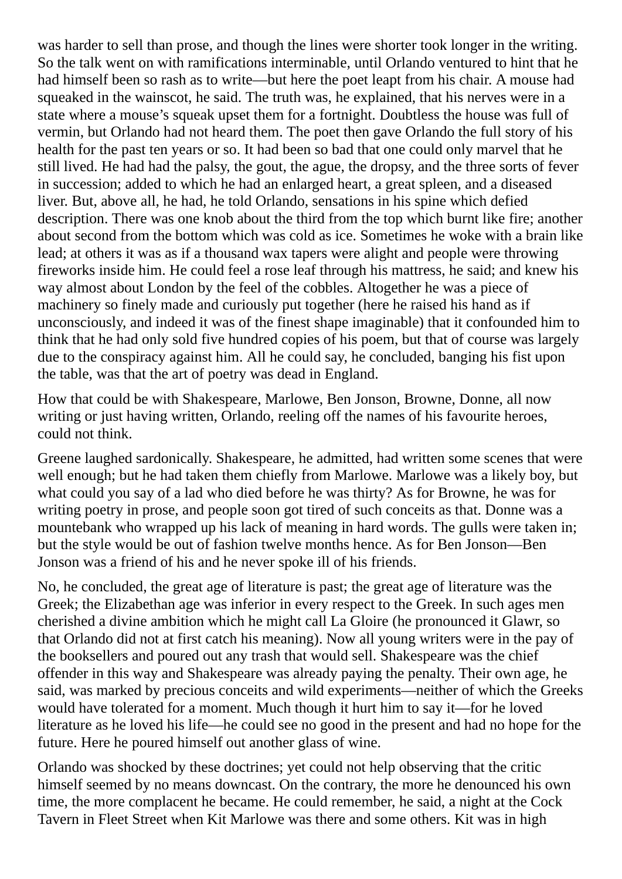was harder to sell than prose, and though the lines were shorter took longer in the writing. So the talk went on with ramifications interminable, until Orlando ventured to hint that he had himself been so rash as to write—but here the poet leapt from his chair. A mouse had squeaked in the wainscot, he said. The truth was, he explained, that his nerves were in a state where a mouse's squeak upset them for a fortnight. Doubtless the house was full of vermin, but Orlando had not heard them. The poet then gave Orlando the full story of his health for the past ten years or so. It had been so bad that one could only marvel that he still lived. He had had the palsy, the gout, the ague, the dropsy, and the three sorts of fever in succession; added to which he had an enlarged heart, a great spleen, and a diseased liver. But, above all, he had, he told Orlando, sensations in his spine which defied description. There was one knob about the third from the top which burnt like fire; another about second from the bottom which was cold as ice. Sometimes he woke with a brain like lead; at others it was as if a thousand wax tapers were alight and people were throwing fireworks inside him. He could feel a rose leaf through his mattress, he said; and knew his way almost about London by the feel of the cobbles. Altogether he was a piece of machinery so finely made and curiously put together (here he raised his hand as if unconsciously, and indeed it was of the finest shape imaginable) that it confounded him to think that he had only sold five hundred copies of his poem, but that of course was largely due to the conspiracy against him. All he could say, he concluded, banging his fist upon the table, was that the art of poetry was dead in England.

How that could be with Shakespeare, Marlowe, Ben Jonson, Browne, Donne, all now writing or just having written, Orlando, reeling off the names of his favourite heroes, could not think.

Greene laughed sardonically. Shakespeare, he admitted, had written some scenes that were well enough; but he had taken them chiefly from Marlowe. Marlowe was a likely boy, but what could you say of a lad who died before he was thirty? As for Browne, he was for writing poetry in prose, and people soon got tired of such conceits as that. Donne was a mountebank who wrapped up his lack of meaning in hard words. The gulls were taken in; but the style would be out of fashion twelve months hence. As for Ben Jonson—Ben Jonson was a friend of his and he never spoke ill of his friends.

No, he concluded, the great age of literature is past; the great age of literature was the Greek; the Elizabethan age was inferior in every respect to the Greek. In such ages men cherished a divine ambition which he might call La Gloire (he pronounced it Glawr, so that Orlando did not at first catch his meaning). Now all young writers were in the pay of the booksellers and poured out any trash that would sell. Shakespeare was the chief offender in this way and Shakespeare was already paying the penalty. Their own age, he said, was marked by precious conceits and wild experiments—neither of which the Greeks would have tolerated for a moment. Much though it hurt him to say it—for he loved literature as he loved his life—he could see no good in the present and had no hope for the future. Here he poured himself out another glass of wine.

Orlando was shocked by these doctrines; yet could not help observing that the critic himself seemed by no means downcast. On the contrary, the more he denounced his own time, the more complacent he became. He could remember, he said, a night at the Cock Tavern in Fleet Street when Kit Marlowe was there and some others. Kit was in high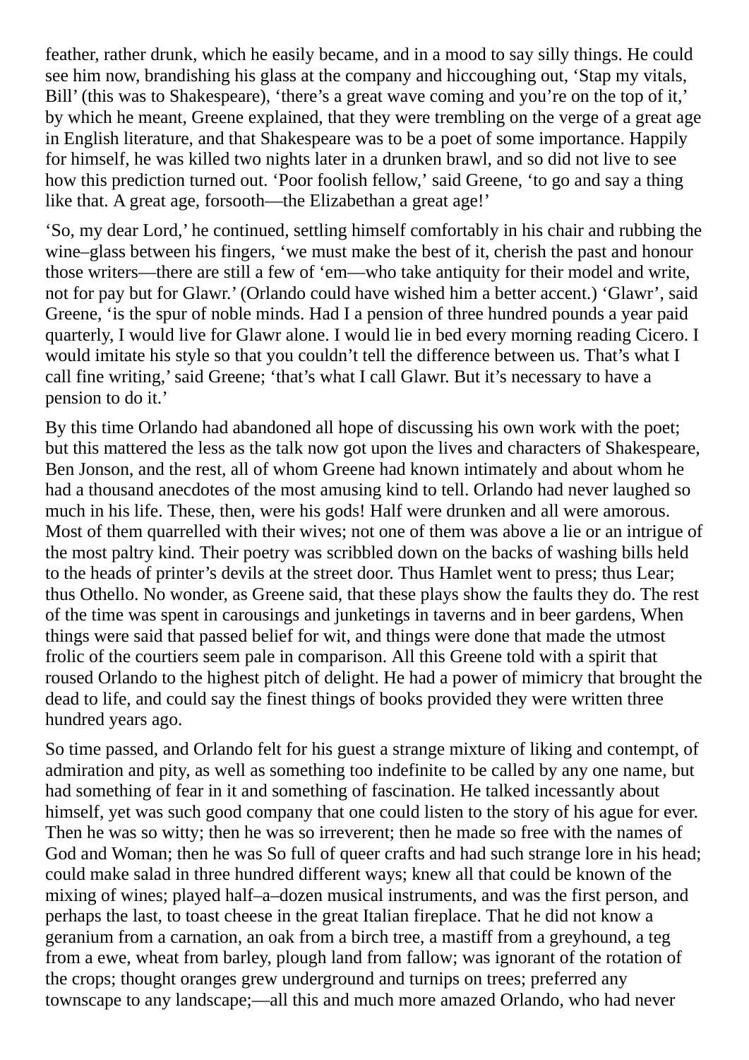feather, rather drunk, which he easily became, and in a mood to say silly things. He could see him now, brandishing his glass at the company and hiccoughing out, 'Stap my vitals, Bill' (this was to Shakespeare), 'there's a great wave coming and you're on the top of it,' by which he meant, Greene explained, that they were trembling on the verge of a great age in English literature, and that Shakespeare was to be a poet of some importance. Happily for himself, he was killed two nights later in a drunken brawl, and so did not live to see how this prediction turned out. 'Poor foolish fellow,' said Greene, 'to go and say a thing like that. A great age, forsooth—the Elizabethan a great age!'

'So, my dear Lord,' he continued, settling himself comfortably in his chair and rubbing the wine–glass between his fingers, 'we must make the best of it, cherish the past and honour those writers—there are still a few of 'em—who take antiquity for their model and write, not for pay but for Glawr.' (Orlando could have wished him a better accent.) 'Glawr', said Greene, 'is the spur of noble minds. Had I a pension of three hundred pounds a year paid quarterly, I would live for Glawr alone. I would lie in bed every morning reading Cicero. I would imitate his style so that you couldn't tell the difference between us. That's what I call fine writing,' said Greene; 'that's what I call Glawr. But it's necessary to have a pension to do it.'

By this time Orlando had abandoned all hope of discussing his own work with the poet; but this mattered the less as the talk now got upon the lives and characters of Shakespeare, Ben Jonson, and the rest, all of whom Greene had known intimately and about whom he had a thousand anecdotes of the most amusing kind to tell. Orlando had never laughed so much in his life. These, then, were his gods! Half were drunken and all were amorous. Most of them quarrelled with their wives; not one of them was above a lie or an intrigue of the most paltry kind. Their poetry was scribbled down on the backs of washing bills held to the heads of printer's devils at the street door. Thus Hamlet went to press; thus Lear; thus Othello. No wonder, as Greene said, that these plays show the faults they do. The rest of the time was spent in carousings and junketings in taverns and in beer gardens, When things were said that passed belief for wit, and things were done that made the utmost frolic of the courtiers seem pale in comparison. All this Greene told with a spirit that roused Orlando to the highest pitch of delight. He had a power of mimicry that brought the dead to life, and could say the finest things of books provided they were written three hundred years ago.

So time passed, and Orlando felt for his guest a strange mixture of liking and contempt, of admiration and pity, as well as something too indefinite to be called by any one name, but had something of fear in it and something of fascination. He talked incessantly about himself, yet was such good company that one could listen to the story of his ague for ever. Then he was so witty; then he was so irreverent; then he made so free with the names of God and Woman; then he was So full of queer crafts and had such strange lore in his head; could make salad in three hundred different ways; knew all that could be known of the mixing of wines; played half–a–dozen musical instruments, and was the first person, and perhaps the last, to toast cheese in the great Italian fireplace. That he did not know a geranium from a carnation, an oak from a birch tree, a mastiff from a greyhound, a teg from a ewe, wheat from barley, plough land from fallow; was ignorant of the rotation of the crops; thought oranges grew underground and turnips on trees; preferred any townscape to any landscape;—all this and much more amazed Orlando, who had never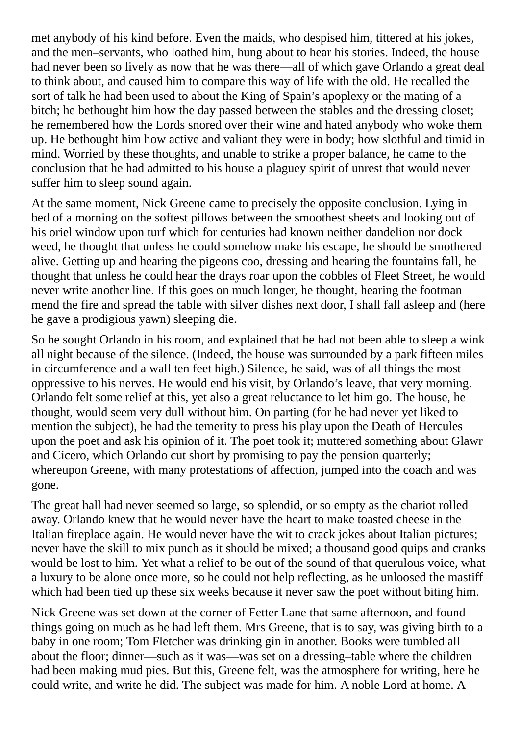met anybody of his kind before. Even the maids, who despised him, tittered at his jokes, and the men–servants, who loathed him, hung about to hear his stories. Indeed, the house had never been so lively as now that he was there—all of which gave Orlando a great deal to think about, and caused him to compare this way of life with the old. He recalled the sort of talk he had been used to about the King of Spain's apoplexy or the mating of a bitch; he bethought him how the day passed between the stables and the dressing closet; he remembered how the Lords snored over their wine and hated anybody who woke them up. He bethought him how active and valiant they were in body; how slothful and timid in mind. Worried by these thoughts, and unable to strike a proper balance, he came to the conclusion that he had admitted to his house a plaguey spirit of unrest that would never suffer him to sleep sound again.

At the same moment, Nick Greene came to precisely the opposite conclusion. Lying in bed of a morning on the softest pillows between the smoothest sheets and looking out of his oriel window upon turf which for centuries had known neither dandelion nor dock weed, he thought that unless he could somehow make his escape, he should be smothered alive. Getting up and hearing the pigeons coo, dressing and hearing the fountains fall, he thought that unless he could hear the drays roar upon the cobbles of Fleet Street, he would never write another line. If this goes on much longer, he thought, hearing the footman mend the fire and spread the table with silver dishes next door, I shall fall asleep and (here he gave a prodigious yawn) sleeping die.

So he sought Orlando in his room, and explained that he had not been able to sleep a wink all night because of the silence. (Indeed, the house was surrounded by a park fifteen miles in circumference and a wall ten feet high.) Silence, he said, was of all things the most oppressive to his nerves. He would end his visit, by Orlando's leave, that very morning. Orlando felt some relief at this, yet also a great reluctance to let him go. The house, he thought, would seem very dull without him. On parting (for he had never yet liked to mention the subject), he had the temerity to press his play upon the Death of Hercules upon the poet and ask his opinion of it. The poet took it; muttered something about Glawr and Cicero, which Orlando cut short by promising to pay the pension quarterly; whereupon Greene, with many protestations of affection, jumped into the coach and was gone.

The great hall had never seemed so large, so splendid, or so empty as the chariot rolled away. Orlando knew that he would never have the heart to make toasted cheese in the Italian fireplace again. He would never have the wit to crack jokes about Italian pictures; never have the skill to mix punch as it should be mixed; a thousand good quips and cranks would be lost to him. Yet what a relief to be out of the sound of that querulous voice, what a luxury to be alone once more, so he could not help reflecting, as he unloosed the mastiff which had been tied up these six weeks because it never saw the poet without biting him.

Nick Greene was set down at the corner of Fetter Lane that same afternoon, and found things going on much as he had left them. Mrs Greene, that is to say, was giving birth to a baby in one room; Tom Fletcher was drinking gin in another. Books were tumbled all about the floor; dinner—such as it was—was set on a dressing–table where the children had been making mud pies. But this, Greene felt, was the atmosphere for writing, here he could write, and write he did. The subject was made for him. A noble Lord at home. A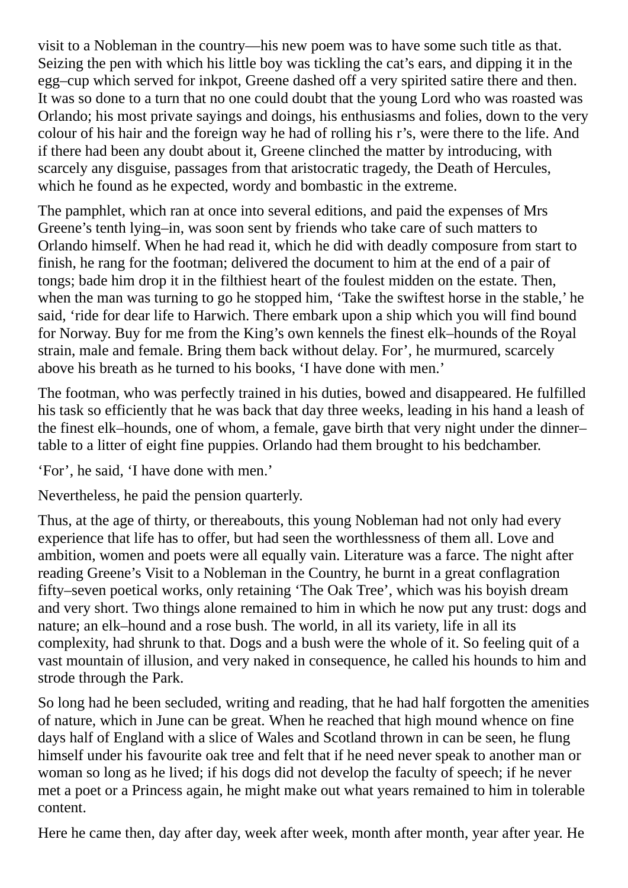visit to a Nobleman in the country—his new poem was to have some such title as that. Seizing the pen with which his little boy was tickling the cat's ears, and dipping it in the egg–cup which served for inkpot, Greene dashed off a very spirited satire there and then. It was so done to a turn that no one could doubt that the young Lord who was roasted was Orlando; his most private sayings and doings, his enthusiasms and folies, down to the very colour of his hair and the foreign way he had of rolling his r's, were there to the life. And if there had been any doubt about it, Greene clinched the matter by introducing, with scarcely any disguise, passages from that aristocratic tragedy, the Death of Hercules, which he found as he expected, wordy and bombastic in the extreme.

The pamphlet, which ran at once into several editions, and paid the expenses of Mrs Greene's tenth lying–in, was soon sent by friends who take care of such matters to Orlando himself. When he had read it, which he did with deadly composure from start to finish, he rang for the footman; delivered the document to him at the end of a pair of tongs; bade him drop it in the filthiest heart of the foulest midden on the estate. Then, when the man was turning to go he stopped him, 'Take the swiftest horse in the stable,' he said, 'ride for dear life to Harwich. There embark upon a ship which you will find bound for Norway. Buy for me from the King's own kennels the finest elk–hounds of the Royal strain, male and female. Bring them back without delay. For', he murmured, scarcely above his breath as he turned to his books, 'I have done with men.'

The footman, who was perfectly trained in his duties, bowed and disappeared. He fulfilled his task so efficiently that he was back that day three weeks, leading in his hand a leash of the finest elk–hounds, one of whom, a female, gave birth that very night under the dinner–table to a litter of eight fine puppies. Orlando had them brought to his bedchamber.

'For', he said, 'I have done with men.'

Nevertheless, he paid the pension quarterly.

Thus, at the age of thirty, or thereabouts, this young Nobleman had not only had every experience that life has to offer, but had seen the worthlessness of them all. Love and ambition, women and poets were all equally vain. Literature was a farce. The night after reading Greene's Visit to a Nobleman in the Country, he burnt in a great conflagration fifty–seven poetical works, only retaining 'The Oak Tree', which was his boyish dream and very short. Two things alone remained to him in which he now put any trust: dogs and nature; an elk–hound and a rose bush. The world, in all its variety, life in all its complexity, had shrunk to that. Dogs and a bush were the whole of it. So feeling quit of a vast mountain of illusion, and very naked in consequence, he called his hounds to him and strode through the Park.

So long had he been secluded, writing and reading, that he had half forgotten the amenities of nature, which in June can be great. When he reached that high mound whence on fine days half of England with a slice of Wales and Scotland thrown in can be seen, he flung himself under his favourite oak tree and felt that if he need never speak to another man or woman so long as he lived; if his dogs did not develop the faculty of speech; if he never met a poet or a Princess again, he might make out what years remained to him in tolerable content.

Here he came then, day after day, week after week, month after month, year after year. He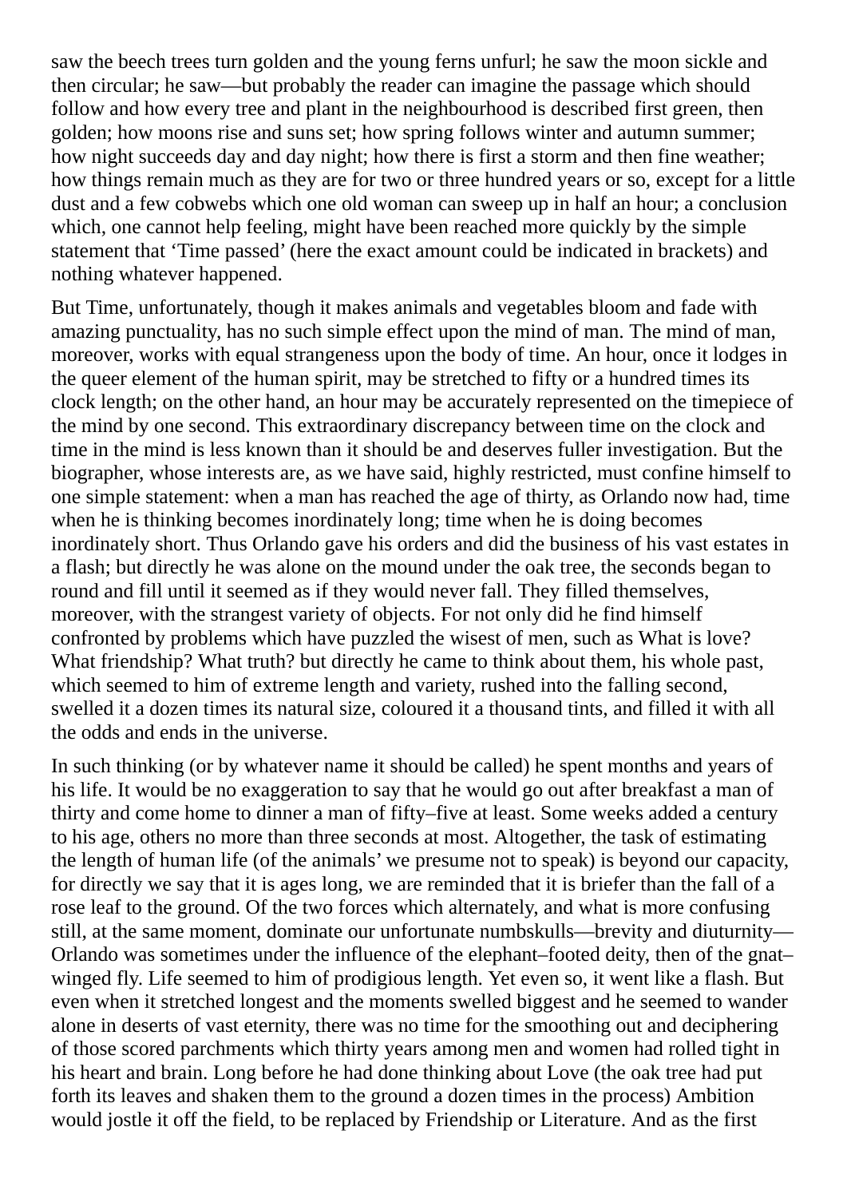saw the beech trees turn golden and the young ferns unfurl; he saw the moon sickle and then circular; he saw—but probably the reader can imagine the passage which should follow and how every tree and plant in the neighbourhood is described first green, then golden; how moons rise and suns set; how spring follows winter and autumn summer; how night succeeds day and day night; how there is first a storm and then fine weather; how things remain much as they are for two or three hundred years or so, except for a little dust and a few cobwebs which one old woman can sweep up in half an hour; a conclusion which, one cannot help feeling, might have been reached more quickly by the simple statement that 'Time passed' (here the exact amount could be indicated in brackets) and nothing whatever happened.

But Time, unfortunately, though it makes animals and vegetables bloom and fade with amazing punctuality, has no such simple effect upon the mind of man. The mind of man, moreover, works with equal strangeness upon the body of time. An hour, once it lodges in the queer element of the human spirit, may be stretched to fifty or a hundred times its clock length; on the other hand, an hour may be accurately represented on the timepiece of the mind by one second. This extraordinary discrepancy between time on the clock and time in the mind is less known than it should be and deserves fuller investigation. But the biographer, whose interests are, as we have said, highly restricted, must confine himself to one simple statement: when a man has reached the age of thirty, as Orlando now had, time when he is thinking becomes inordinately long; time when he is doing becomes inordinately short. Thus Orlando gave his orders and did the business of his vast estates in a flash; but directly he was alone on the mound under the oak tree, the seconds began to round and fill until it seemed as if they would never fall. They filled themselves, moreover, with the strangest variety of objects. For not only did he find himself confronted by problems which have puzzled the wisest of men, such as What is love? What friendship? What truth? but directly he came to think about them, his whole past, which seemed to him of extreme length and variety, rushed into the falling second, swelled it a dozen times its natural size, coloured it a thousand tints, and filled it with all the odds and ends in the universe.

In such thinking (or by whatever name it should be called) he spent months and years of his life. It would be no exaggeration to say that he would go out after breakfast a man of thirty and come home to dinner a man of fifty–five at least. Some weeks added a century to his age, others no more than three seconds at most. Altogether, the task of estimating the length of human life (of the animals' we presume not to speak) is beyond our capacity, for directly we say that it is ages long, we are reminded that it is briefer than the fall of a rose leaf to the ground. Of the two forces which alternately, and what is more confusing still, at the same moment, dominate our unfortunate numbskulls—brevity and diuturnity—Orlando was sometimes under the influence of the elephant–footed deity, then of the gnat–winged fly. Life seemed to him of prodigious length. Yet even so, it went like a flash. But even when it stretched longest and the moments swelled biggest and he seemed to wander alone in deserts of vast eternity, there was no time for the smoothing out and deciphering of those scored parchments which thirty years among men and women had rolled tight in his heart and brain. Long before he had done thinking about Love (the oak tree had put forth its leaves and shaken them to the ground a dozen times in the process) Ambition would jostle it off the field, to be replaced by Friendship or Literature. And as the first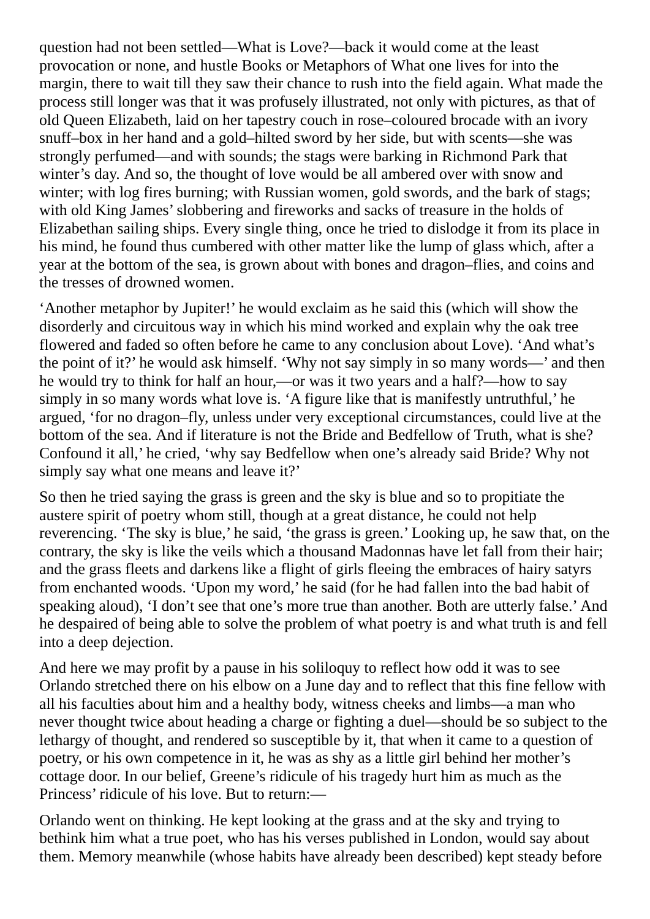question had not been settled—What is Love?—back it would come at the least provocation or none, and hustle Books or Metaphors of What one lives for into the margin, there to wait till they saw their chance to rush into the field again. What made the process still longer was that it was profusely illustrated, not only with pictures, as that of old Queen Elizabeth, laid on her tapestry couch in rose–coloured brocade with an ivory snuff–box in her hand and a gold–hilted sword by her side, but with scents—she was strongly perfumed—and with sounds; the stags were barking in Richmond Park that winter's day. And so, the thought of love would be all ambered over with snow and winter; with log fires burning; with Russian women, gold swords, and the bark of stags; with old King James' slobbering and fireworks and sacks of treasure in the holds of Elizabethan sailing ships. Every single thing, once he tried to dislodge it from its place in his mind, he found thus cumbered with other matter like the lump of glass which, after a year at the bottom of the sea, is grown about with bones and dragon–flies, and coins and the tresses of drowned women.

'Another metaphor by Jupiter!' he would exclaim as he said this (which will show the disorderly and circuitous way in which his mind worked and explain why the oak tree flowered and faded so often before he came to any conclusion about Love). 'And what's the point of it?' he would ask himself. 'Why not say simply in so many words—' and then he would try to think for half an hour,—or was it two years and a half?—how to say simply in so many words what love is. 'A figure like that is manifestly untruthful,' he argued, 'for no dragon–fly, unless under very exceptional circumstances, could live at the bottom of the sea. And if literature is not the Bride and Bedfellow of Truth, what is she? Confound it all,' he cried, 'why say Bedfellow when one's already said Bride? Why not simply say what one means and leave it?'

So then he tried saying the grass is green and the sky is blue and so to propitiate the austere spirit of poetry whom still, though at a great distance, he could not help reverencing. 'The sky is blue,' he said, 'the grass is green.' Looking up, he saw that, on the contrary, the sky is like the veils which a thousand Madonnas have let fall from their hair; and the grass fleets and darkens like a flight of girls fleeing the embraces of hairy satyrs from enchanted woods. 'Upon my word,' he said (for he had fallen into the bad habit of speaking aloud), 'I don't see that one's more true than another. Both are utterly false.' And he despaired of being able to solve the problem of what poetry is and what truth is and fell into a deep dejection.

And here we may profit by a pause in his soliloquy to reflect how odd it was to see Orlando stretched there on his elbow on a June day and to reflect that this fine fellow with all his faculties about him and a healthy body, witness cheeks and limbs—a man who never thought twice about heading a charge or fighting a duel—should be so subject to the lethargy of thought, and rendered so susceptible by it, that when it came to a question of poetry, or his own competence in it, he was as shy as a little girl behind her mother's cottage door. In our belief, Greene's ridicule of his tragedy hurt him as much as the Princess' ridicule of his love. But to return:—

Orlando went on thinking. He kept looking at the grass and at the sky and trying to bethink him what a true poet, who has his verses published in London, would say about them. Memory meanwhile (whose habits have already been described) kept steady before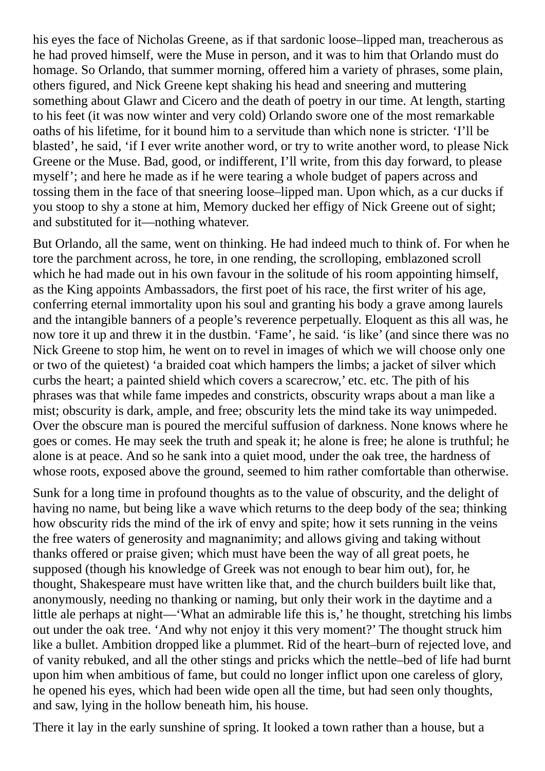his eyes the face of Nicholas Greene, as if that sardonic loose–lipped man, treacherous as he had proved himself, were the Muse in person, and it was to him that Orlando must do homage. So Orlando, that summer morning, offered him a variety of phrases, some plain, others figured, and Nick Greene kept shaking his head and sneering and muttering something about Glawr and Cicero and the death of poetry in our time. At length, starting to his feet (it was now winter and very cold) Orlando swore one of the most remarkable oaths of his lifetime, for it bound him to a servitude than which none is stricter. 'I'll be blasted', he said, 'if I ever write another word, or try to write another word, to please Nick Greene or the Muse. Bad, good, or indifferent, I'll write, from this day forward, to please myself'; and here he made as if he were tearing a whole budget of papers across and tossing them in the face of that sneering loose–lipped man. Upon which, as a cur ducks if you stoop to shy a stone at him, Memory ducked her effigy of Nick Greene out of sight; and substituted for it—nothing whatever.

But Orlando, all the same, went on thinking. He had indeed much to think of. For when he tore the parchment across, he tore, in one rending, the scrolloping, emblazoned scroll which he had made out in his own favour in the solitude of his room appointing himself, as the King appoints Ambassadors, the first poet of his race, the first writer of his age, conferring eternal immortality upon his soul and granting his body a grave among laurels and the intangible banners of a people's reverence perpetually. Eloquent as this all was, he now tore it up and threw it in the dustbin. 'Fame', he said. 'is like' (and since there was no Nick Greene to stop him, he went on to revel in images of which we will choose only one or two of the quietest) 'a braided coat which hampers the limbs; a jacket of silver which curbs the heart; a painted shield which covers a scarecrow,' etc. etc. The pith of his phrases was that while fame impedes and constricts, obscurity wraps about a man like a mist; obscurity is dark, ample, and free; obscurity lets the mind take its way unimpeded. Over the obscure man is poured the merciful suffusion of darkness. None knows where he goes or comes. He may seek the truth and speak it; he alone is free; he alone is truthful; he alone is at peace. And so he sank into a quiet mood, under the oak tree, the hardness of whose roots, exposed above the ground, seemed to him rather comfortable than otherwise.

Sunk for a long time in profound thoughts as to the value of obscurity, and the delight of having no name, but being like a wave which returns to the deep body of the sea; thinking how obscurity rids the mind of the irk of envy and spite; how it sets running in the veins the free waters of generosity and magnanimity; and allows giving and taking without thanks offered or praise given; which must have been the way of all great poets, he supposed (though his knowledge of Greek was not enough to bear him out), for, he thought, Shakespeare must have written like that, and the church builders built like that, anonymously, needing no thanking or naming, but only their work in the daytime and a little ale perhaps at night—'What an admirable life this is,' he thought, stretching his limbs out under the oak tree. 'And why not enjoy it this very moment?' The thought struck him like a bullet. Ambition dropped like a plummet. Rid of the heart–burn of rejected love, and of vanity rebuked, and all the other stings and pricks which the nettle–bed of life had burnt upon him when ambitious of fame, but could no longer inflict upon one careless of glory, he opened his eyes, which had been wide open all the time, but had seen only thoughts, and saw, lying in the hollow beneath him, his house.

There it lay in the early sunshine of spring. It looked a town rather than a house, but a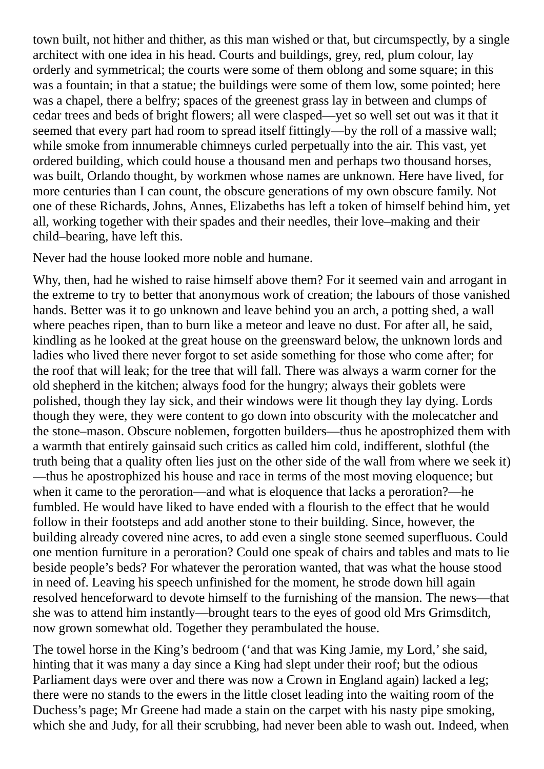town built, not hither and thither, as this man wished or that, but circumspectly, by a single architect with one idea in his head. Courts and buildings, grey, red, plum colour, lay orderly and symmetrical; the courts were some of them oblong and some square; in this was a fountain; in that a statue; the buildings were some of them low, some pointed; here was a chapel, there a belfry; spaces of the greenest grass lay in between and clumps of cedar trees and beds of bright flowers; all were clasped—yet so well set out was it that it seemed that every part had room to spread itself fittingly—by the roll of a massive wall; while smoke from innumerable chimneys curled perpetually into the air. This vast, yet ordered building, which could house a thousand men and perhaps two thousand horses, was built, Orlando thought, by workmen whose names are unknown. Here have lived, for more centuries than I can count, the obscure generations of my own obscure family. Not one of these Richards, Johns, Annes, Elizabeths has left a token of himself behind him, yet all, working together with their spades and their needles, their love–making and their child–bearing, have left this.

Never had the house looked more noble and humane.

Why, then, had he wished to raise himself above them? For it seemed vain and arrogant in the extreme to try to better that anonymous work of creation; the labours of those vanished hands. Better was it to go unknown and leave behind you an arch, a potting shed, a wall where peaches ripen, than to burn like a meteor and leave no dust. For after all, he said, kindling as he looked at the great house on the greensward below, the unknown lords and ladies who lived there never forgot to set aside something for those who come after; for the roof that will leak; for the tree that will fall. There was always a warm corner for the old shepherd in the kitchen; always food for the hungry; always their goblets were polished, though they lay sick, and their windows were lit though they lay dying. Lords though they were, they were content to go down into obscurity with the molecatcher and the stone–mason. Obscure noblemen, forgotten builders—thus he apostrophized them with a warmth that entirely gainsaid such critics as called him cold, indifferent, slothful (the truth being that a quality often lies just on the other side of the wall from where we seek it)—thus he apostrophized his house and race in terms of the most moving eloquence; but when it came to the peroration—and what is eloquence that lacks a peroration?—he fumbled. He would have liked to have ended with a flourish to the effect that he would follow in their footsteps and add another stone to their building. Since, however, the building already covered nine acres, to add even a single stone seemed superfluous. Could one mention furniture in a peroration? Could one speak of chairs and tables and mats to lie beside people's beds? For whatever the peroration wanted, that was what the house stood in need of. Leaving his speech unfinished for the moment, he strode down hill again resolved henceforward to devote himself to the furnishing of the mansion. The news—that she was to attend him instantly—brought tears to the eyes of good old Mrs Grimsditch, now grown somewhat old. Together they perambulated the house.

The towel horse in the King's bedroom ('and that was King Jamie, my Lord,' she said, hinting that it was many a day since a King had slept under their roof; but the odious Parliament days were over and there was now a Crown in England again) lacked a leg; there were no stands to the ewers in the little closet leading into the waiting room of the Duchess's page; Mr Greene had made a stain on the carpet with his nasty pipe smoking, which she and Judy, for all their scrubbing, had never been able to wash out. Indeed, when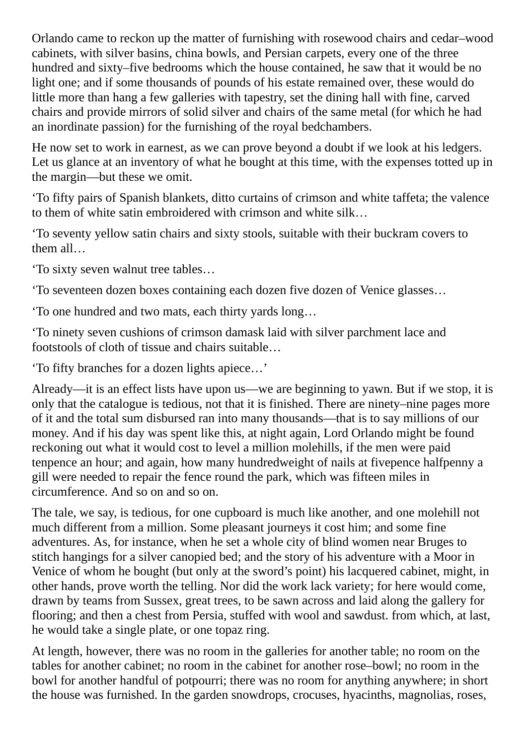Orlando came to reckon up the matter of furnishing with rosewood chairs and cedar–wood cabinets, with silver basins, china bowls, and Persian carpets, every one of the three hundred and sixty–five bedrooms which the house contained, he saw that it would be no light one; and if some thousands of pounds of his estate remained over, these would do little more than hang a few galleries with tapestry, set the dining hall with fine, carved chairs and provide mirrors of solid silver and chairs of the same metal (for which he had an inordinate passion) for the furnishing of the royal bedchambers.

He now set to work in earnest, as we can prove beyond a doubt if we look at his ledgers. Let us glance at an inventory of what he bought at this time, with the expenses totted up in the margin—but these we omit.

'To fifty pairs of Spanish blankets, ditto curtains of crimson and white taffeta; the valence to them of white satin embroidered with crimson and white silk…

'To seventy yellow satin chairs and sixty stools, suitable with their buckram covers to them all…

'To sixty seven walnut tree tables…

'To seventeen dozen boxes containing each dozen five dozen of Venice glasses…

'To one hundred and two mats, each thirty yards long…

'To ninety seven cushions of crimson damask laid with silver parchment lace and footstools of cloth of tissue and chairs suitable…

'To fifty branches for a dozen lights apiece…'

Already—it is an effect lists have upon us—we are beginning to yawn. But if we stop, it is only that the catalogue is tedious, not that it is finished. There are ninety–nine pages more of it and the total sum disbursed ran into many thousands—that is to say millions of our money. And if his day was spent like this, at night again, Lord Orlando might be found reckoning out what it would cost to level a million molehills, if the men were paid tenpence an hour; and again, how many hundredweight of nails at fivepence halfpenny a gill were needed to repair the fence round the park, which was fifteen miles in circumference. And so on and so on.

The tale, we say, is tedious, for one cupboard is much like another, and one molehill not much different from a million. Some pleasant journeys it cost him; and some fine adventures. As, for instance, when he set a whole city of blind women near Bruges to stitch hangings for a silver canopied bed; and the story of his adventure with a Moor in Venice of whom he bought (but only at the sword's point) his lacquered cabinet, might, in other hands, prove worth the telling. Nor did the work lack variety; for here would come, drawn by teams from Sussex, great trees, to be sawn across and laid along the gallery for flooring; and then a chest from Persia, stuffed with wool and sawdust. from which, at last, he would take a single plate, or one topaz ring.

At length, however, there was no room in the galleries for another table; no room on the tables for another cabinet; no room in the cabinet for another rose–bowl; no room in the bowl for another handful of potpourri; there was no room for anything anywhere; in short the house was furnished. In the garden snowdrops, crocuses, hyacinths, magnolias, roses,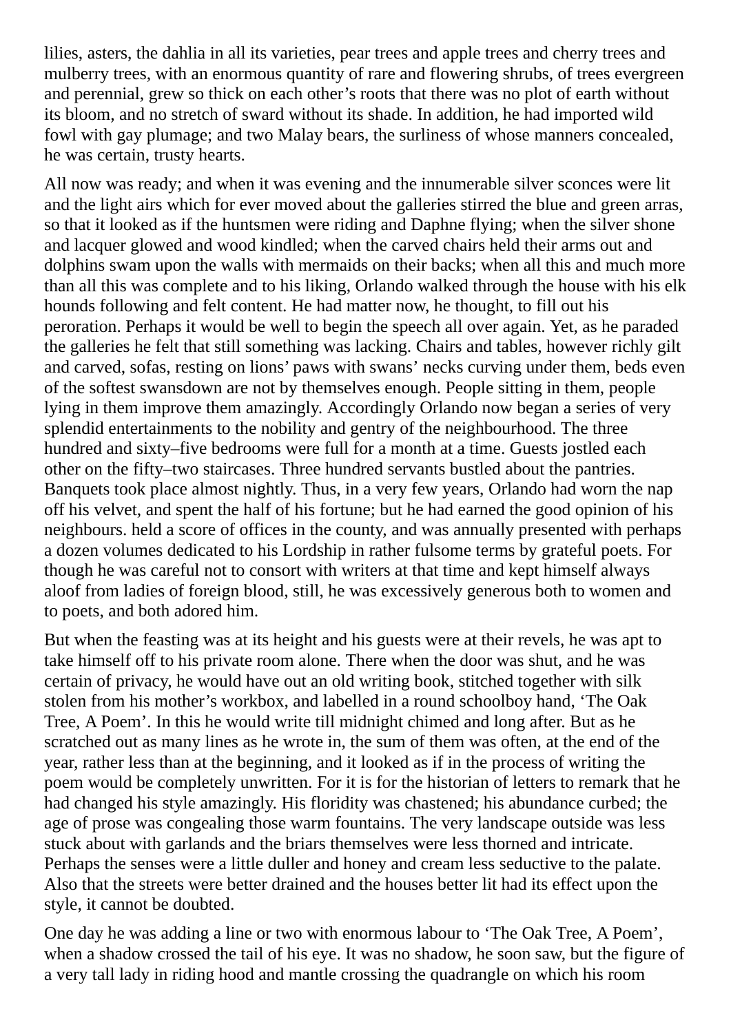lilies, asters, the dahlia in all its varieties, pear trees and apple trees and cherry trees and mulberry trees, with an enormous quantity of rare and flowering shrubs, of trees evergreen and perennial, grew so thick on each other's roots that there was no plot of earth without its bloom, and no stretch of sward without its shade. In addition, he had imported wild fowl with gay plumage; and two Malay bears, the surliness of whose manners concealed, he was certain, trusty hearts.

All now was ready; and when it was evening and the innumerable silver sconces were lit and the light airs which for ever moved about the galleries stirred the blue and green arras, so that it looked as if the huntsmen were riding and Daphne flying; when the silver shone and lacquer glowed and wood kindled; when the carved chairs held their arms out and dolphins swam upon the walls with mermaids on their backs; when all this and much more than all this was complete and to his liking, Orlando walked through the house with his elk hounds following and felt content. He had matter now, he thought, to fill out his peroration. Perhaps it would be well to begin the speech all over again. Yet, as he paraded the galleries he felt that still something was lacking. Chairs and tables, however richly gilt and carved, sofas, resting on lions' paws with swans' necks curving under them, beds even of the softest swansdown are not by themselves enough. People sitting in them, people lying in them improve them amazingly. Accordingly Orlando now began a series of very splendid entertainments to the nobility and gentry of the neighbourhood. The three hundred and sixty–five bedrooms were full for a month at a time. Guests jostled each other on the fifty–two staircases. Three hundred servants bustled about the pantries. Banquets took place almost nightly. Thus, in a very few years, Orlando had worn the nap off his velvet, and spent the half of his fortune; but he had earned the good opinion of his neighbours. held a score of offices in the county, and was annually presented with perhaps a dozen volumes dedicated to his Lordship in rather fulsome terms by grateful poets. For though he was careful not to consort with writers at that time and kept himself always aloof from ladies of foreign blood, still, he was excessively generous both to women and to poets, and both adored him.

But when the feasting was at its height and his guests were at their revels, he was apt to take himself off to his private room alone. There when the door was shut, and he was certain of privacy, he would have out an old writing book, stitched together with silk stolen from his mother's workbox, and labelled in a round schoolboy hand, 'The Oak Tree, A Poem'. In this he would write till midnight chimed and long after. But as he scratched out as many lines as he wrote in, the sum of them was often, at the end of the year, rather less than at the beginning, and it looked as if in the process of writing the poem would be completely unwritten. For it is for the historian of letters to remark that he had changed his style amazingly. His floridity was chastened; his abundance curbed; the age of prose was congealing those warm fountains. The very landscape outside was less stuck about with garlands and the briars themselves were less thorned and intricate. Perhaps the senses were a little duller and honey and cream less seductive to the palate. Also that the streets were better drained and the houses better lit had its effect upon the style, it cannot be doubted.

One day he was adding a line or two with enormous labour to 'The Oak Tree, A Poem', when a shadow crossed the tail of his eye. It was no shadow, he soon saw, but the figure of a very tall lady in riding hood and mantle crossing the quadrangle on which his room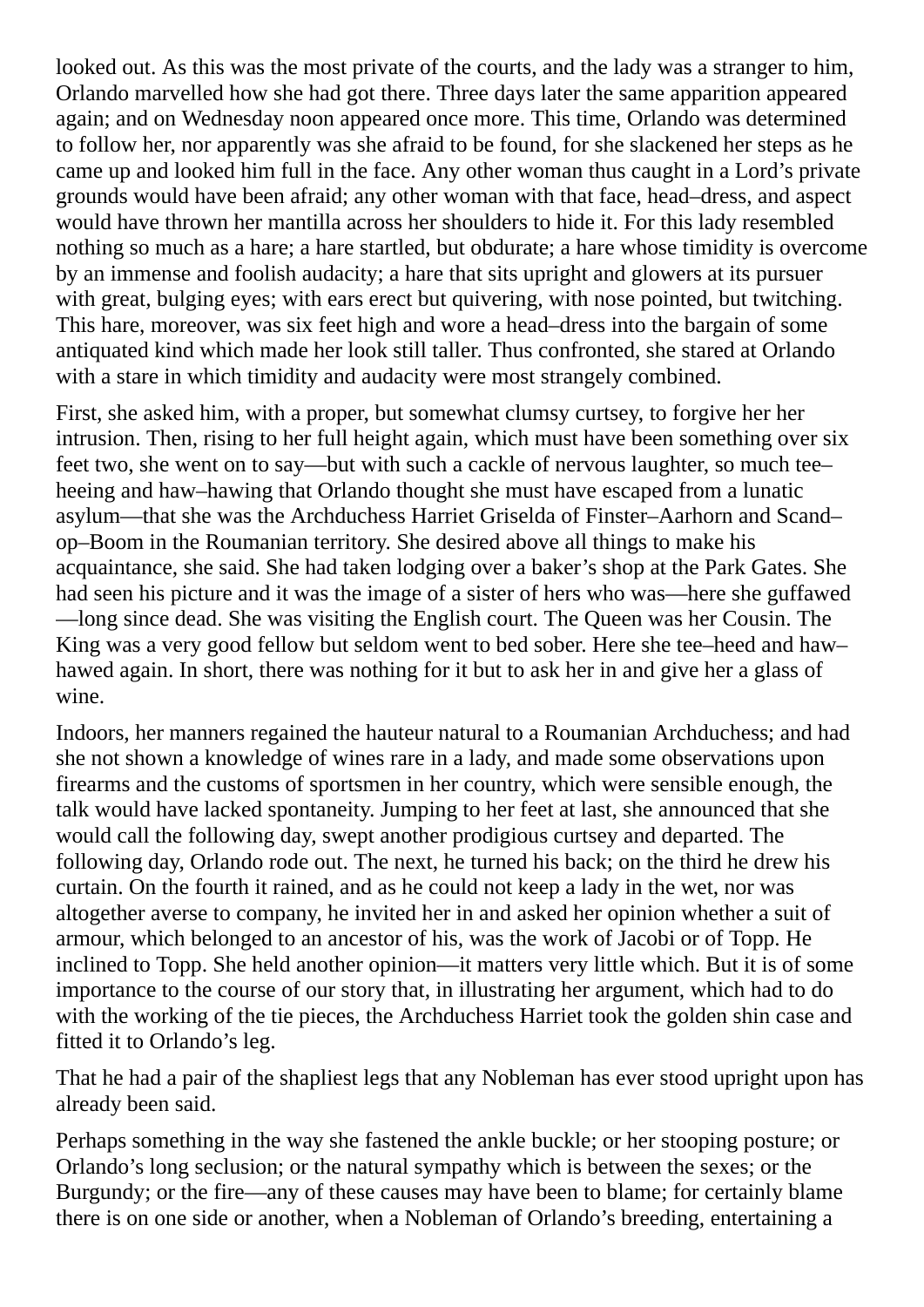looked out. As this was the most private of the courts, and the lady was a stranger to him, Orlando marvelled how she had got there. Three days later the same apparition appeared again; and on Wednesday noon appeared once more. This time, Orlando was determined to follow her, nor apparently was she afraid to be found, for she slackened her steps as he came up and looked him full in the face. Any other woman thus caught in a Lord's private grounds would have been afraid; any other woman with that face, head–dress, and aspect would have thrown her mantilla across her shoulders to hide it. For this lady resembled nothing so much as a hare; a hare startled, but obdurate; a hare whose timidity is overcome by an immense and foolish audacity; a hare that sits upright and glowers at its pursuer with great, bulging eyes; with ears erect but quivering, with nose pointed, but twitching. This hare, moreover, was six feet high and wore a head–dress into the bargain of some antiquated kind which made her look still taller. Thus confronted, she stared at Orlando with a stare in which timidity and audacity were most strangely combined.

First, she asked him, with a proper, but somewhat clumsy curtsey, to forgive her her intrusion. Then, rising to her full height again, which must have been something over six feet two, she went on to say—but with such a cackle of nervous laughter, so much tee–heeing and haw–hawing that Orlando thought she must have escaped from a lunatic asylum—that she was the Archduchess Harriet Griselda of Finster–Aarhorn and Scand–op–Boom in the Roumanian territory. She desired above all things to make his acquaintance, she said. She had taken lodging over a baker's shop at the Park Gates. She had seen his picture and it was the image of a sister of hers who was—here she guffawed—long since dead. She was visiting the English court. The Queen was her Cousin. The King was a very good fellow but seldom went to bed sober. Here she tee–heed and haw–hawed again. In short, there was nothing for it but to ask her in and give her a glass of wine.

Indoors, her manners regained the hauteur natural to a Roumanian Archduchess; and had she not shown a knowledge of wines rare in a lady, and made some observations upon firearms and the customs of sportsmen in her country, which were sensible enough, the talk would have lacked spontaneity. Jumping to her feet at last, she announced that she would call the following day, swept another prodigious curtsey and departed. The following day, Orlando rode out. The next, he turned his back; on the third he drew his curtain. On the fourth it rained, and as he could not keep a lady in the wet, nor was altogether averse to company, he invited her in and asked her opinion whether a suit of armour, which belonged to an ancestor of his, was the work of Jacobi or of Topp. He inclined to Topp. She held another opinion—it matters very little which. But it is of some importance to the course of our story that, in illustrating her argument, which had to do with the working of the tie pieces, the Archduchess Harriet took the golden shin case and fitted it to Orlando's leg.

That he had a pair of the shapliest legs that any Nobleman has ever stood upright upon has already been said.

Perhaps something in the way she fastened the ankle buckle; or her stooping posture; or Orlando's long seclusion; or the natural sympathy which is between the sexes; or the Burgundy; or the fire—any of these causes may have been to blame; for certainly blame there is on one side or another, when a Nobleman of Orlando's breeding, entertaining a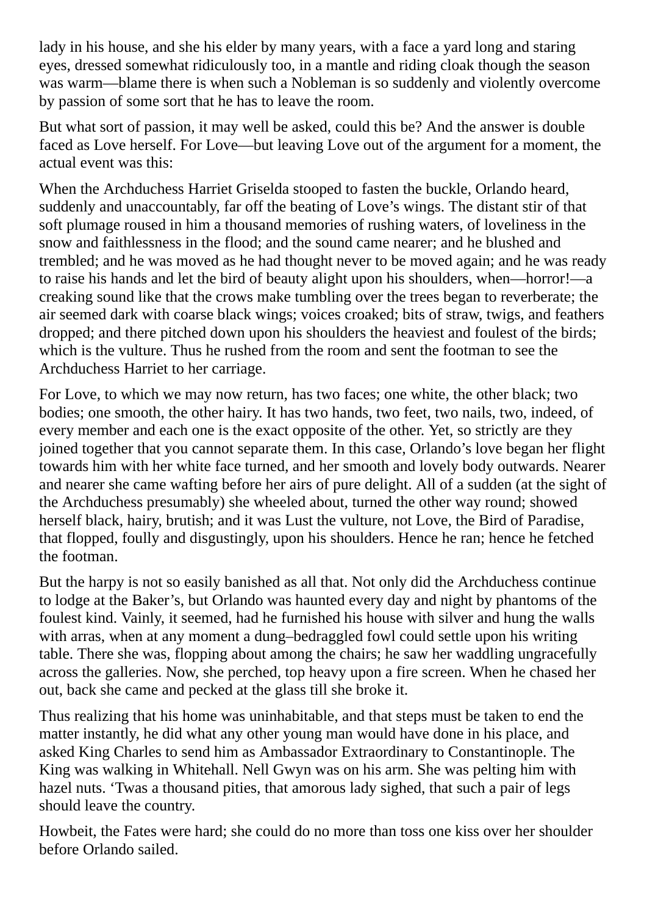lady in his house, and she his elder by many years, with a face a yard long and staring eyes, dressed somewhat ridiculously too, in a mantle and riding cloak though the season was warm—blame there is when such a Nobleman is so suddenly and violently overcome by passion of some sort that he has to leave the room.

But what sort of passion, it may well be asked, could this be? And the answer is double faced as Love herself. For Love—but leaving Love out of the argument for a moment, the actual event was this:

When the Archduchess Harriet Griselda stooped to fasten the buckle, Orlando heard, suddenly and unaccountably, far off the beating of Love's wings. The distant stir of that soft plumage roused in him a thousand memories of rushing waters, of loveliness in the snow and faithlessness in the flood; and the sound came nearer; and he blushed and trembled; and he was moved as he had thought never to be moved again; and he was ready to raise his hands and let the bird of beauty alight upon his shoulders, when—horror!—a creaking sound like that the crows make tumbling over the trees began to reverberate; the air seemed dark with coarse black wings; voices croaked; bits of straw, twigs, and feathers dropped; and there pitched down upon his shoulders the heaviest and foulest of the birds; which is the vulture. Thus he rushed from the room and sent the footman to see the Archduchess Harriet to her carriage.

For Love, to which we may now return, has two faces; one white, the other black; two bodies; one smooth, the other hairy. It has two hands, two feet, two nails, two, indeed, of every member and each one is the exact opposite of the other. Yet, so strictly are they joined together that you cannot separate them. In this case, Orlando's love began her flight towards him with her white face turned, and her smooth and lovely body outwards. Nearer and nearer she came wafting before her airs of pure delight. All of a sudden (at the sight of the Archduchess presumably) she wheeled about, turned the other way round; showed herself black, hairy, brutish; and it was Lust the vulture, not Love, the Bird of Paradise, that flopped, foully and disgustingly, upon his shoulders. Hence he ran; hence he fetched the footman.

But the harpy is not so easily banished as all that. Not only did the Archduchess continue to lodge at the Baker's, but Orlando was haunted every day and night by phantoms of the foulest kind. Vainly, it seemed, had he furnished his house with silver and hung the walls with arras, when at any moment a dung–bedraggled fowl could settle upon his writing table. There she was, flopping about among the chairs; he saw her waddling ungracefully across the galleries. Now, she perched, top heavy upon a fire screen. When he chased her out, back she came and pecked at the glass till she broke it.

Thus realizing that his home was uninhabitable, and that steps must be taken to end the matter instantly, he did what any other young man would have done in his place, and asked King Charles to send him as Ambassador Extraordinary to Constantinople. The King was walking in Whitehall. Nell Gwyn was on his arm. She was pelting him with hazel nuts. 'Twas a thousand pities, that amorous lady sighed, that such a pair of legs should leave the country.

Howbeit, the Fates were hard; she could do no more than toss one kiss over her shoulder before Orlando sailed.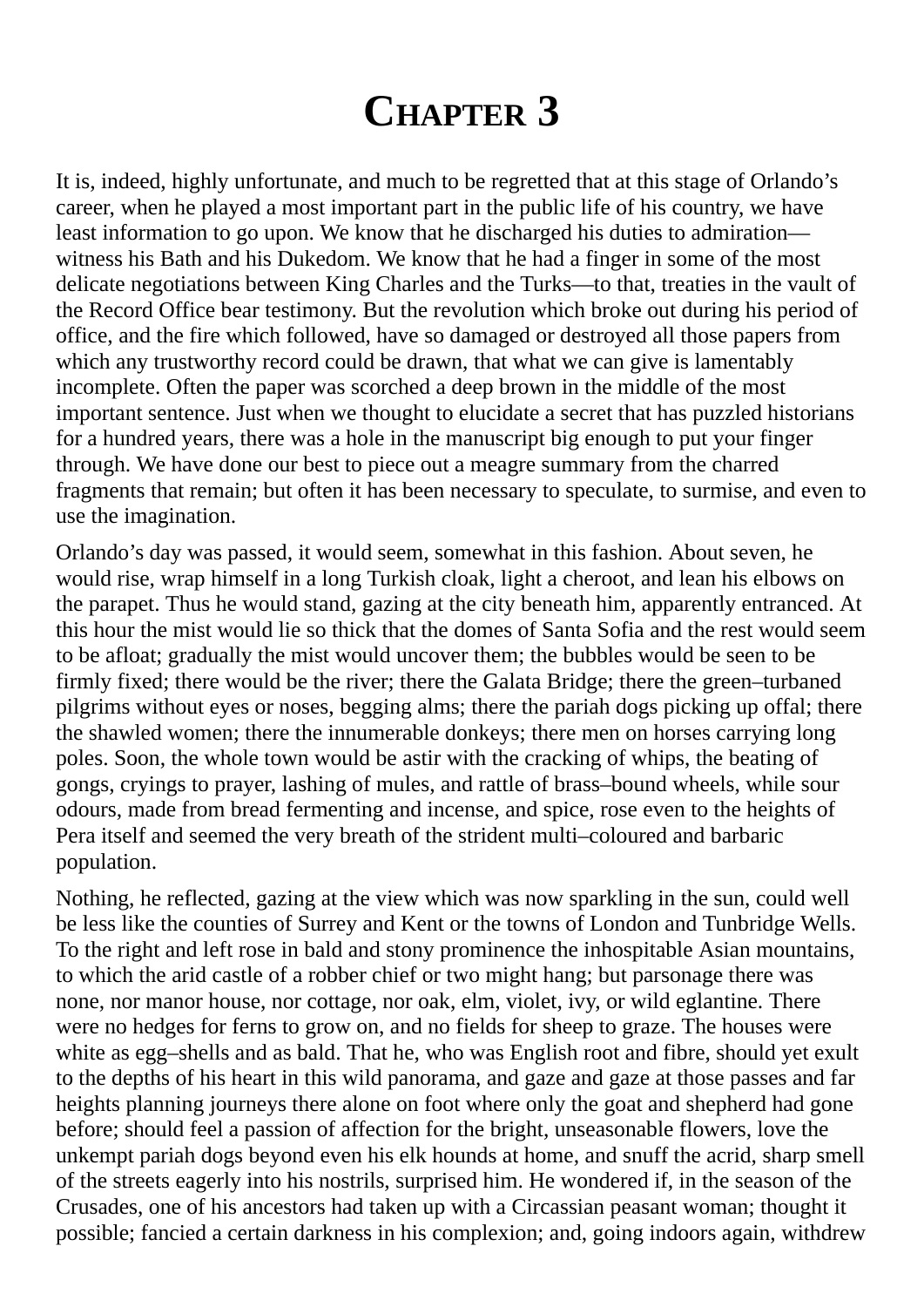# Chapter 3

It is, indeed, highly unfortunate, and much to be regretted that at this stage of Orlando's career, when he played a most important part in the public life of his country, we have least information to go upon. We know that he discharged his duties to admiration—witness his Bath and his Dukedom. We know that he had a finger in some of the most delicate negotiations between King Charles and the Turks—to that, treaties in the vault of the Record Office bear testimony. But the revolution which broke out during his period of office, and the fire which followed, have so damaged or destroyed all those papers from which any trustworthy record could be drawn, that what we can give is lamentably incomplete. Often the paper was scorched a deep brown in the middle of the most important sentence. Just when we thought to elucidate a secret that has puzzled historians for a hundred years, there was a hole in the manuscript big enough to put your finger through. We have done our best to piece out a meagre summary from the charred fragments that remain; but often it has been necessary to speculate, to surmise, and even to use the imagination.

Orlando's day was passed, it would seem, somewhat in this fashion. About seven, he would rise, wrap himself in a long Turkish cloak, light a cheroot, and lean his elbows on the parapet. Thus he would stand, gazing at the city beneath him, apparently entranced. At this hour the mist would lie so thick that the domes of Santa Sofia and the rest would seem to be afloat; gradually the mist would uncover them; the bubbles would be seen to be firmly fixed; there would be the river; there the Galata Bridge; there the green–turbaned pilgrims without eyes or noses, begging alms; there the pariah dogs picking up offal; there the shawled women; there the innumerable donkeys; there men on horses carrying long poles. Soon, the whole town would be astir with the cracking of whips, the beating of gongs, cryings to prayer, lashing of mules, and rattle of brass–bound wheels, while sour odours, made from bread fermenting and incense, and spice, rose even to the heights of Pera itself and seemed the very breath of the strident multi–coloured and barbaric population.

Nothing, he reflected, gazing at the view which was now sparkling in the sun, could well be less like the counties of Surrey and Kent or the towns of London and Tunbridge Wells. To the right and left rose in bald and stony prominence the inhospitable Asian mountains, to which the arid castle of a robber chief or two might hang; but parsonage there was none, nor manor house, nor cottage, nor oak, elm, violet, ivy, or wild eglantine. There were no hedges for ferns to grow on, and no fields for sheep to graze. The houses were white as egg–shells and as bald. That he, who was English root and fibre, should yet exult to the depths of his heart in this wild panorama, and gaze and gaze at those passes and far heights planning journeys there alone on foot where only the goat and shepherd had gone before; should feel a passion of affection for the bright, unseasonable flowers, love the unkempt pariah dogs beyond even his elk hounds at home, and snuff the acrid, sharp smell of the streets eagerly into his nostrils, surprised him. He wondered if, in the season of the Crusades, one of his ancestors had taken up with a Circassian peasant woman; thought it possible; fancied a certain darkness in his complexion; and, going indoors again, withdrew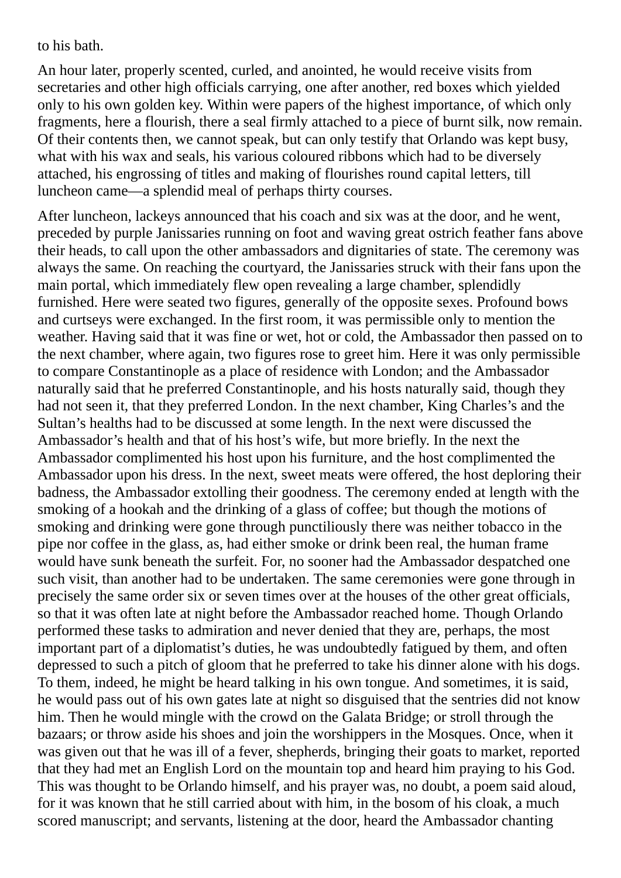to his bath.

An hour later, properly scented, curled, and anointed, he would receive visits from secretaries and other high officials carrying, one after another, red boxes which yielded only to his own golden key. Within were papers of the highest importance, of which only fragments, here a flourish, there a seal firmly attached to a piece of burnt silk, now remain. Of their contents then, we cannot speak, but can only testify that Orlando was kept busy, what with his wax and seals, his various coloured ribbons which had to be diversely attached, his engrossing of titles and making of flourishes round capital letters, till luncheon came—a splendid meal of perhaps thirty courses.

After luncheon, lackeys announced that his coach and six was at the door, and he went, preceded by purple Janissaries running on foot and waving great ostrich feather fans above their heads, to call upon the other ambassadors and dignitaries of state. The ceremony was always the same. On reaching the courtyard, the Janissaries struck with their fans upon the main portal, which immediately flew open revealing a large chamber, splendidly furnished. Here were seated two figures, generally of the opposite sexes. Profound bows and curtseys were exchanged. In the first room, it was permissible only to mention the weather. Having said that it was fine or wet, hot or cold, the Ambassador then passed on to the next chamber, where again, two figures rose to greet him. Here it was only permissible to compare Constantinople as a place of residence with London; and the Ambassador naturally said that he preferred Constantinople, and his hosts naturally said, though they had not seen it, that they preferred London. In the next chamber, King Charles's and the Sultan's healths had to be discussed at some length. In the next were discussed the Ambassador's health and that of his host's wife, but more briefly. In the next the Ambassador complimented his host upon his furniture, and the host complimented the Ambassador upon his dress. In the next, sweet meats were offered, the host deploring their badness, the Ambassador extolling their goodness. The ceremony ended at length with the smoking of a hookah and the drinking of a glass of coffee; but though the motions of smoking and drinking were gone through punctiliously there was neither tobacco in the pipe nor coffee in the glass, as, had either smoke or drink been real, the human frame would have sunk beneath the surfeit. For, no sooner had the Ambassador despatched one such visit, than another had to be undertaken. The same ceremonies were gone through in precisely the same order six or seven times over at the houses of the other great officials, so that it was often late at night before the Ambassador reached home. Though Orlando performed these tasks to admiration and never denied that they are, perhaps, the most important part of a diplomatist's duties, he was undoubtedly fatigued by them, and often depressed to such a pitch of gloom that he preferred to take his dinner alone with his dogs. To them, indeed, he might be heard talking in his own tongue. And sometimes, it is said, he would pass out of his own gates late at night so disguised that the sentries did not know him. Then he would mingle with the crowd on the Galata Bridge; or stroll through the bazaars; or throw aside his shoes and join the worshippers in the Mosques. Once, when it was given out that he was ill of a fever, shepherds, bringing their goats to market, reported that they had met an English Lord on the mountain top and heard him praying to his God. This was thought to be Orlando himself, and his prayer was, no doubt, a poem said aloud, for it was known that he still carried about with him, in the bosom of his cloak, a much scored manuscript; and servants, listening at the door, heard the Ambassador chanting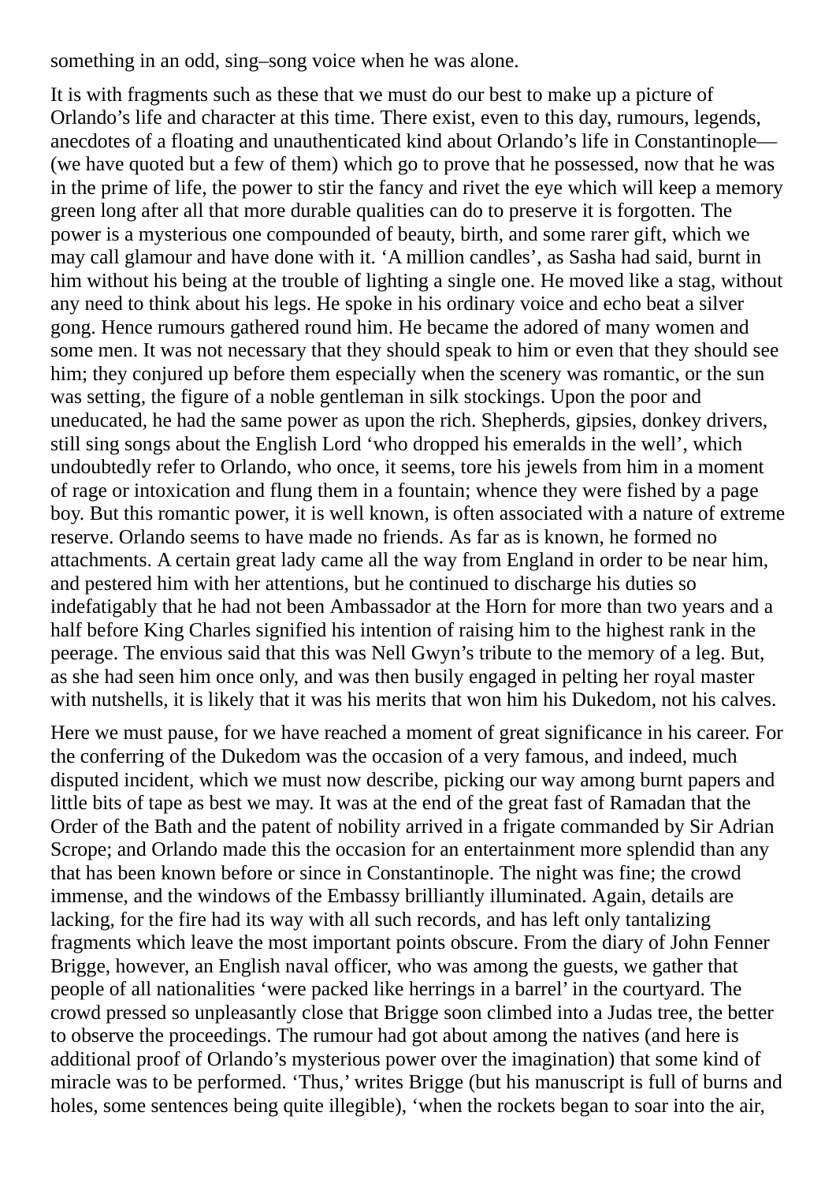something in an odd, sing–song voice when he was alone.

It is with fragments such as these that we must do our best to make up a picture of Orlando's life and character at this time. There exist, even to this day, rumours, legends, anecdotes of a floating and unauthenticated kind about Orlando's life in Constantinople—(we have quoted but a few of them) which go to prove that he possessed, now that he was in the prime of life, the power to stir the fancy and rivet the eye which will keep a memory green long after all that more durable qualities can do to preserve it is forgotten. The power is a mysterious one compounded of beauty, birth, and some rarer gift, which we may call glamour and have done with it. 'A million candles', as Sasha had said, burnt in him without his being at the trouble of lighting a single one. He moved like a stag, without any need to think about his legs. He spoke in his ordinary voice and echo beat a silver gong. Hence rumours gathered round him. He became the adored of many women and some men. It was not necessary that they should speak to him or even that they should see him; they conjured up before them especially when the scenery was romantic, or the sun was setting, the figure of a noble gentleman in silk stockings. Upon the poor and uneducated, he had the same power as upon the rich. Shepherds, gipsies, donkey drivers, still sing songs about the English Lord 'who dropped his emeralds in the well', which undoubtedly refer to Orlando, who once, it seems, tore his jewels from him in a moment of rage or intoxication and flung them in a fountain; whence they were fished by a page boy. But this romantic power, it is well known, is often associated with a nature of extreme reserve. Orlando seems to have made no friends. As far as is known, he formed no attachments. A certain great lady came all the way from England in order to be near him, and pestered him with her attentions, but he continued to discharge his duties so indefatigably that he had not been Ambassador at the Horn for more than two years and a half before King Charles signified his intention of raising him to the highest rank in the peerage. The envious said that this was Nell Gwyn's tribute to the memory of a leg. But, as she had seen him once only, and was then busily engaged in pelting her royal master with nutshells, it is likely that it was his merits that won him his Dukedom, not his calves.

Here we must pause, for we have reached a moment of great significance in his career. For the conferring of the Dukedom was the occasion of a very famous, and indeed, much disputed incident, which we must now describe, picking our way among burnt papers and little bits of tape as best we may. It was at the end of the great fast of Ramadan that the Order of the Bath and the patent of nobility arrived in a frigate commanded by Sir Adrian Scrope; and Orlando made this the occasion for an entertainment more splendid than any that has been known before or since in Constantinople. The night was fine; the crowd immense, and the windows of the Embassy brilliantly illuminated. Again, details are lacking, for the fire had its way with all such records, and has left only tantalizing fragments which leave the most important points obscure. From the diary of John Fenner Brigge, however, an English naval officer, who was among the guests, we gather that people of all nationalities 'were packed like herrings in a barrel' in the courtyard. The crowd pressed so unpleasantly close that Brigge soon climbed into a Judas tree, the better to observe the proceedings. The rumour had got about among the natives (and here is additional proof of Orlando's mysterious power over the imagination) that some kind of miracle was to be performed. 'Thus,' writes Brigge (but his manuscript is full of burns and holes, some sentences being quite illegible), 'when the rockets began to soar into the air,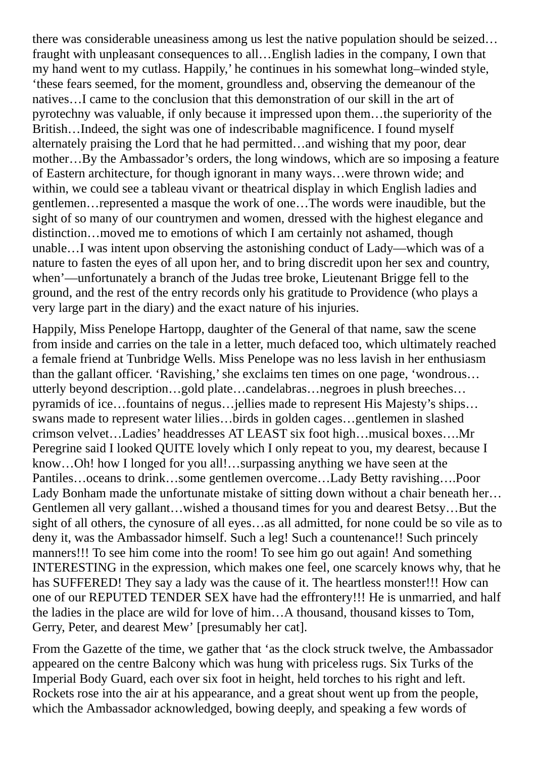there was considerable uneasiness among us lest the native population should be seized…fraught with unpleasant consequences to all…English ladies in the company, I own that my hand went to my cutlass. Happily,' he continues in his somewhat long–winded style, 'these fears seemed, for the moment, groundless and, observing the demeanour of the natives…I came to the conclusion that this demonstration of our skill in the art of pyrotechny was valuable, if only because it impressed upon them…the superiority of the British…Indeed, the sight was one of indescribable magnificence. I found myself alternately praising the Lord that he had permitted…and wishing that my poor, dear mother…By the Ambassador's orders, the long windows, which are so imposing a feature of Eastern architecture, for though ignorant in many ways…were thrown wide; and within, we could see a tableau vivant or theatrical display in which English ladies and gentlemen…represented a masque the work of one…The words were inaudible, but the sight of so many of our countrymen and women, dressed with the highest elegance and distinction…moved me to emotions of which I am certainly not ashamed, though unable…I was intent upon observing the astonishing conduct of Lady—which was of a nature to fasten the eyes of all upon her, and to bring discredit upon her sex and country, when'—unfortunately a branch of the Judas tree broke, Lieutenant Brigge fell to the ground, and the rest of the entry records only his gratitude to Providence (who plays a very large part in the diary) and the exact nature of his injuries.

Happily, Miss Penelope Hartopp, daughter of the General of that name, saw the scene from inside and carries on the tale in a letter, much defaced too, which ultimately reached a female friend at Tunbridge Wells. Miss Penelope was no less lavish in her enthusiasm than the gallant officer. 'Ravishing,' she exclaims ten times on one page, 'wondrous…utterly beyond description…gold plate…candelabras…negroes in plush breeches…pyramids of ice…fountains of negus…jellies made to represent His Majesty's ships…swans made to represent water lilies…birds in golden cages…gentlemen in slashed crimson velvet…Ladies' headdresses AT LEAST six foot high…musical boxes….Mr Peregrine said I looked QUITE lovely which I only repeat to you, my dearest, because I know…Oh! how I longed for you all!…surpassing anything we have seen at the Pantiles…oceans to drink…some gentlemen overcome…Lady Betty ravishing….Poor Lady Bonham made the unfortunate mistake of sitting down without a chair beneath her…Gentlemen all very gallant…wished a thousand times for you and dearest Betsy…But the sight of all others, the cynosure of all eyes…as all admitted, for none could be so vile as to deny it, was the Ambassador himself. Such a leg! Such a countenance!! Such princely manners!!! To see him come into the room! To see him go out again! And something INTERESTING in the expression, which makes one feel, one scarcely knows why, that he has SUFFERED! They say a lady was the cause of it. The heartless monster!!! How can one of our REPUTED TENDER SEX have had the effrontery!!! He is unmarried, and half the ladies in the place are wild for love of him…A thousand, thousand kisses to Tom, Gerry, Peter, and dearest Mew' [presumably her cat].

From the Gazette of the time, we gather that 'as the clock struck twelve, the Ambassador appeared on the centre Balcony which was hung with priceless rugs. Six Turks of the Imperial Body Guard, each over six foot in height, held torches to his right and left. Rockets rose into the air at his appearance, and a great shout went up from the people, which the Ambassador acknowledged, bowing deeply, and speaking a few words of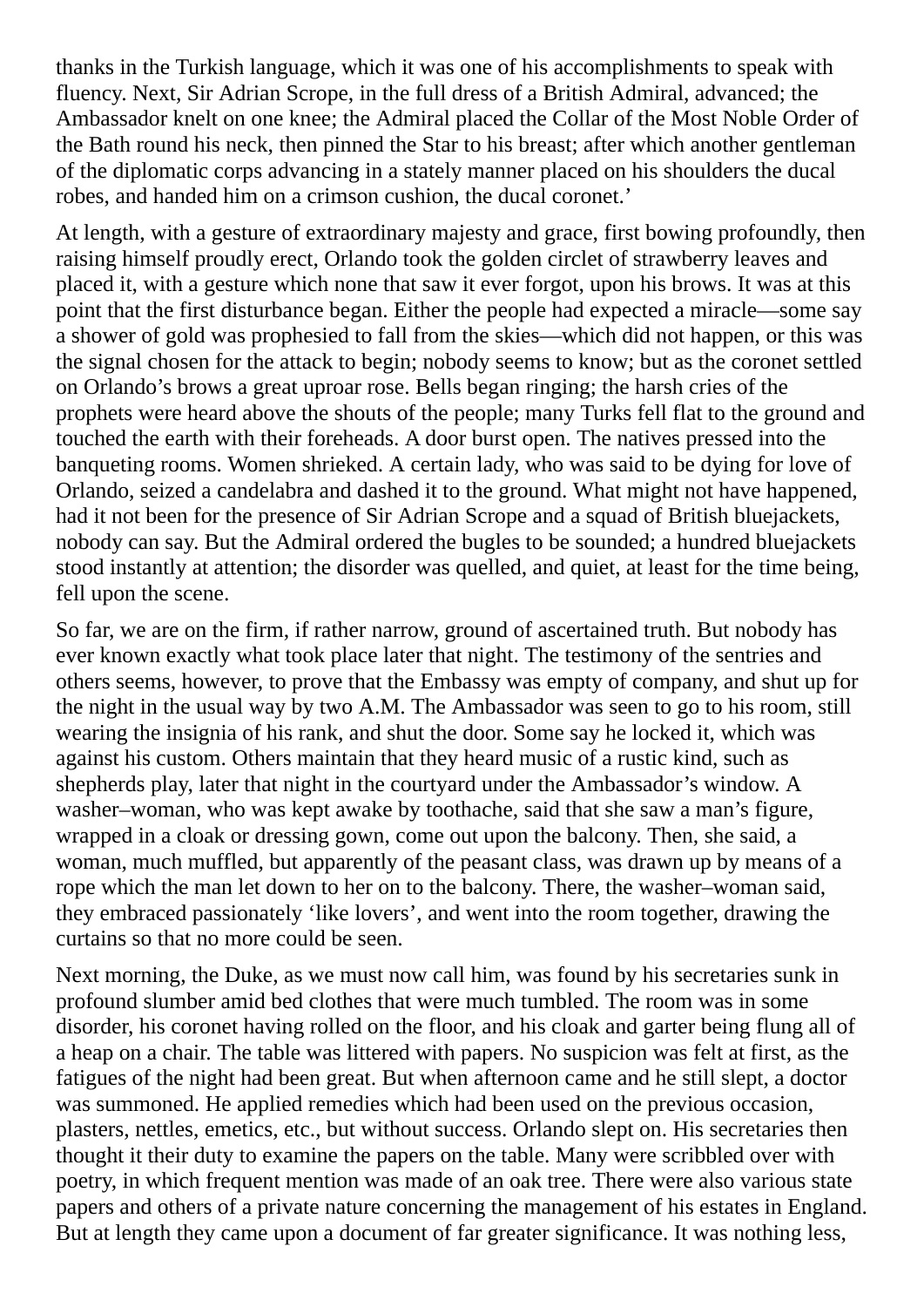thanks in the Turkish language, which it was one of his accomplishments to speak with fluency. Next, Sir Adrian Scrope, in the full dress of a British Admiral, advanced; the Ambassador knelt on one knee; the Admiral placed the Collar of the Most Noble Order of the Bath round his neck, then pinned the Star to his breast; after which another gentleman of the diplomatic corps advancing in a stately manner placed on his shoulders the ducal robes, and handed him on a crimson cushion, the ducal coronet.'

At length, with a gesture of extraordinary majesty and grace, first bowing profoundly, then raising himself proudly erect, Orlando took the golden circlet of strawberry leaves and placed it, with a gesture which none that saw it ever forgot, upon his brows. It was at this point that the first disturbance began. Either the people had expected a miracle—some say a shower of gold was prophesied to fall from the skies—which did not happen, or this was the signal chosen for the attack to begin; nobody seems to know; but as the coronet settled on Orlando's brows a great uproar rose. Bells began ringing; the harsh cries of the prophets were heard above the shouts of the people; many Turks fell flat to the ground and touched the earth with their foreheads. A door burst open. The natives pressed into the banqueting rooms. Women shrieked. A certain lady, who was said to be dying for love of Orlando, seized a candelabra and dashed it to the ground. What might not have happened, had it not been for the presence of Sir Adrian Scrope and a squad of British bluejackets, nobody can say. But the Admiral ordered the bugles to be sounded; a hundred bluejackets stood instantly at attention; the disorder was quelled, and quiet, at least for the time being, fell upon the scene.

So far, we are on the firm, if rather narrow, ground of ascertained truth. But nobody has ever known exactly what took place later that night. The testimony of the sentries and others seems, however, to prove that the Embassy was empty of company, and shut up for the night in the usual way by two A.M. The Ambassador was seen to go to his room, still wearing the insignia of his rank, and shut the door. Some say he locked it, which was against his custom. Others maintain that they heard music of a rustic kind, such as shepherds play, later that night in the courtyard under the Ambassador's window. A washer–woman, who was kept awake by toothache, said that she saw a man's figure, wrapped in a cloak or dressing gown, come out upon the balcony. Then, she said, a woman, much muffled, but apparently of the peasant class, was drawn up by means of a rope which the man let down to her on to the balcony. There, the washer–woman said, they embraced passionately 'like lovers', and went into the room together, drawing the curtains so that no more could be seen.

Next morning, the Duke, as we must now call him, was found by his secretaries sunk in profound slumber amid bed clothes that were much tumbled. The room was in some disorder, his coronet having rolled on the floor, and his cloak and garter being flung all of a heap on a chair. The table was littered with papers. No suspicion was felt at first, as the fatigues of the night had been great. But when afternoon came and he still slept, a doctor was summoned. He applied remedies which had been used on the previous occasion, plasters, nettles, emetics, etc., but without success. Orlando slept on. His secretaries then thought it their duty to examine the papers on the table. Many were scribbled over with poetry, in which frequent mention was made of an oak tree. There were also various state papers and others of a private nature concerning the management of his estates in England. But at length they came upon a document of far greater significance. It was nothing less,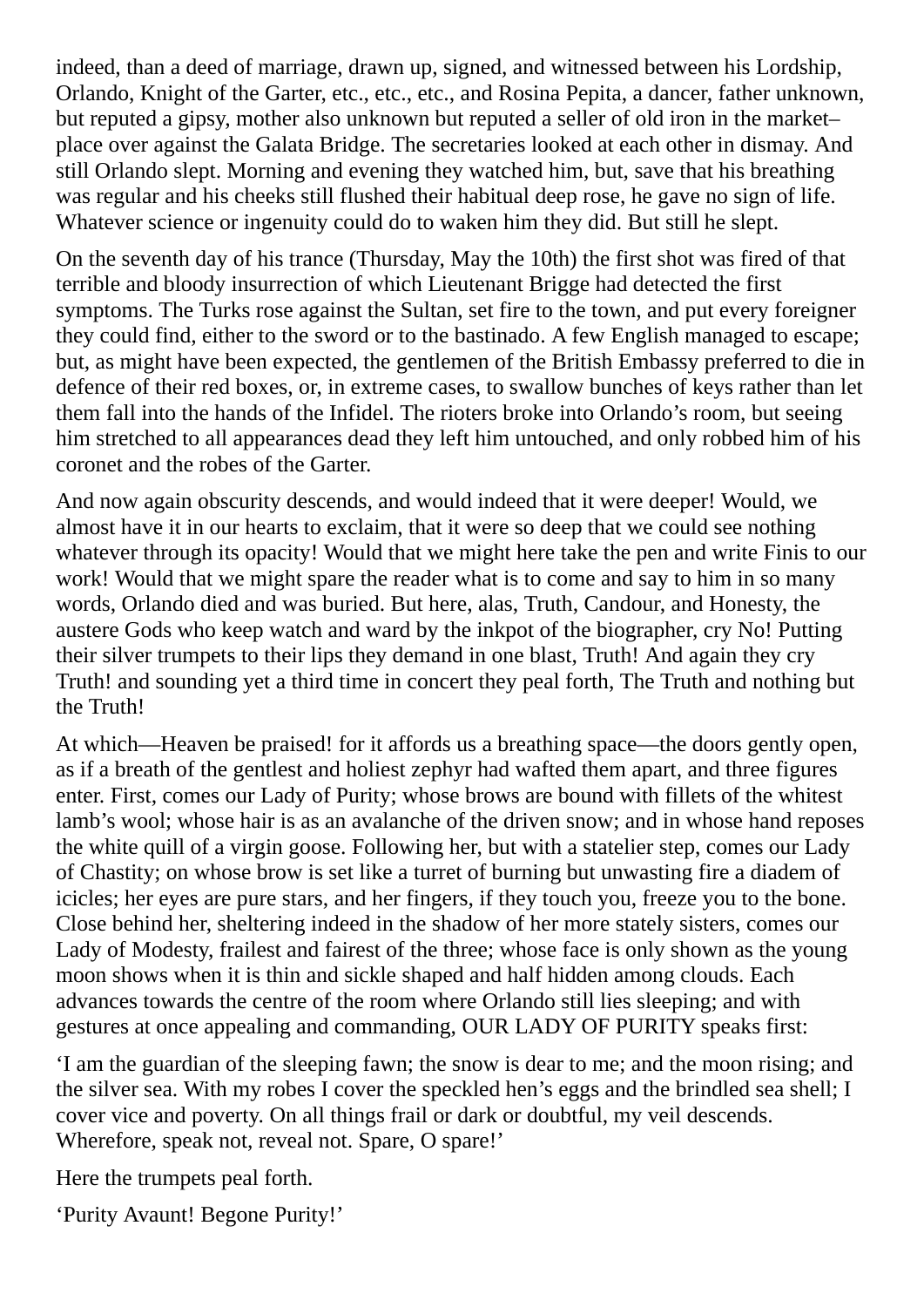indeed, than a deed of marriage, drawn up, signed, and witnessed between his Lordship, Orlando, Knight of the Garter, etc., etc., etc., and Rosina Pepita, a dancer, father unknown, but reputed a gipsy, mother also unknown but reputed a seller of old iron in the market–place over against the Galata Bridge. The secretaries looked at each other in dismay. And still Orlando slept. Morning and evening they watched him, but, save that his breathing was regular and his cheeks still flushed their habitual deep rose, he gave no sign of life. Whatever science or ingenuity could do to waken him they did. But still he slept.

On the seventh day of his trance (Thursday, May the 10th) the first shot was fired of that terrible and bloody insurrection of which Lieutenant Brigge had detected the first symptoms. The Turks rose against the Sultan, set fire to the town, and put every foreigner they could find, either to the sword or to the bastinado. A few English managed to escape; but, as might have been expected, the gentlemen of the British Embassy preferred to die in defence of their red boxes, or, in extreme cases, to swallow bunches of keys rather than let them fall into the hands of the Infidel. The rioters broke into Orlando's room, but seeing him stretched to all appearances dead they left him untouched, and only robbed him of his coronet and the robes of the Garter.

And now again obscurity descends, and would indeed that it were deeper! Would, we almost have it in our hearts to exclaim, that it were so deep that we could see nothing whatever through its opacity! Would that we might here take the pen and write Finis to our work! Would that we might spare the reader what is to come and say to him in so many words, Orlando died and was buried. But here, alas, Truth, Candour, and Honesty, the austere Gods who keep watch and ward by the inkpot of the biographer, cry No! Putting their silver trumpets to their lips they demand in one blast, Truth! And again they cry Truth! and sounding yet a third time in concert they peal forth, The Truth and nothing but the Truth!

At which—Heaven be praised! for it affords us a breathing space—the doors gently open, as if a breath of the gentlest and holiest zephyr had wafted them apart, and three figures enter. First, comes our Lady of Purity; whose brows are bound with fillets of the whitest lamb's wool; whose hair is as an avalanche of the driven snow; and in whose hand reposes the white quill of a virgin goose. Following her, but with a statelier step, comes our Lady of Chastity; on whose brow is set like a turret of burning but unwasting fire a diadem of icicles; her eyes are pure stars, and her fingers, if they touch you, freeze you to the bone. Close behind her, sheltering indeed in the shadow of her more stately sisters, comes our Lady of Modesty, frailest and fairest of the three; whose face is only shown as the young moon shows when it is thin and sickle shaped and half hidden among clouds. Each advances towards the centre of the room where Orlando still lies sleeping; and with gestures at once appealing and commanding, OUR LADY OF PURITY speaks first:

'I am the guardian of the sleeping fawn; the snow is dear to me; and the moon rising; and the silver sea. With my robes I cover the speckled hen's eggs and the brindled sea shell; I cover vice and poverty. On all things frail or dark or doubtful, my veil descends. Wherefore, speak not, reveal not. Spare, O spare!'

Here the trumpets peal forth.

'Purity Avaunt! Begone Purity!'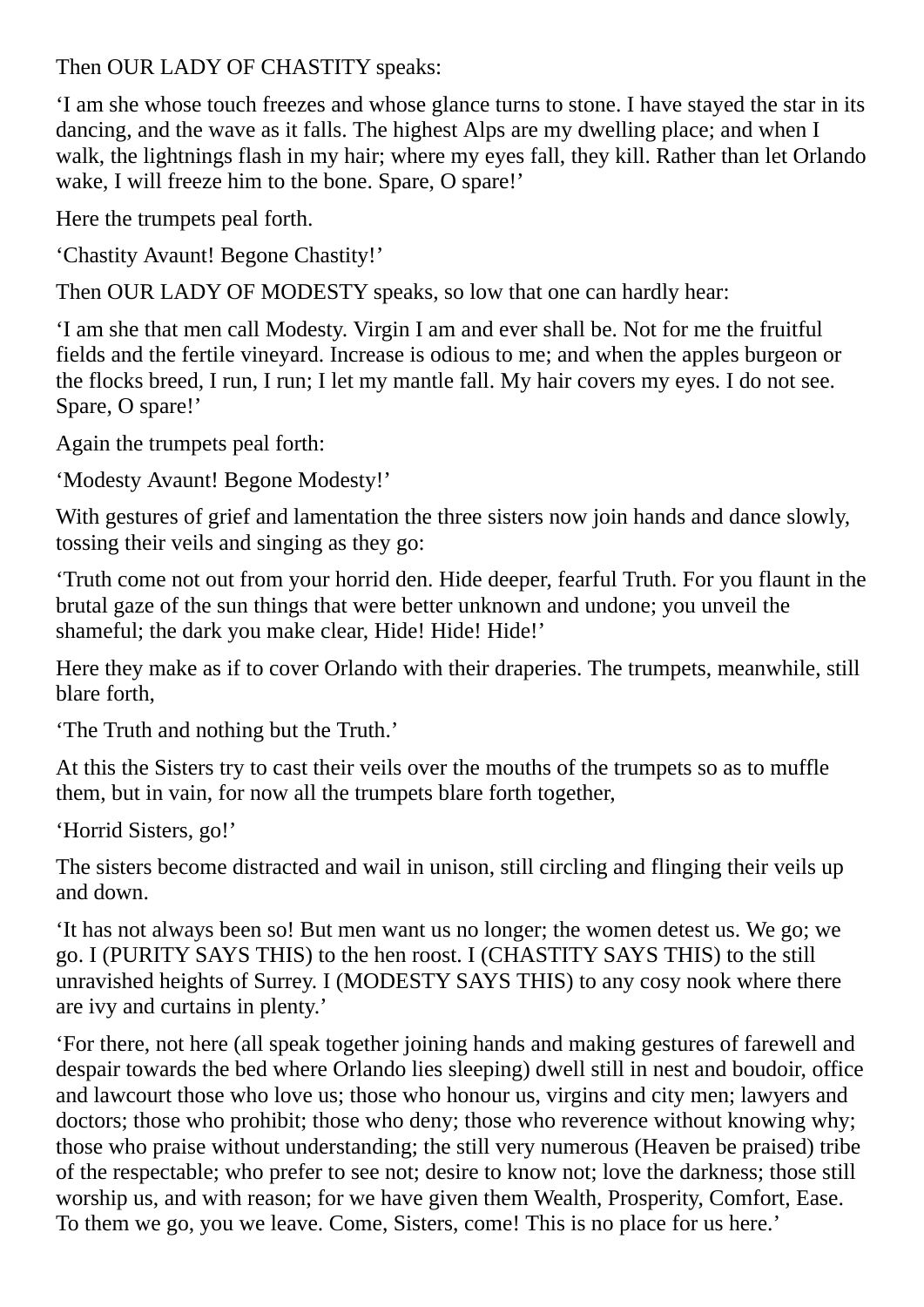Then OUR LADY OF CHASTITY speaks:

‘I am she whose touch freezes and whose glance turns to stone. I have stayed the star in its dancing, and the wave as it falls. The highest Alps are my dwelling place; and when I walk, the lightnings flash in my hair; where my eyes fall, they kill. Rather than let Orlando wake, I will freeze him to the bone. Spare, O spare!’

Here the trumpets peal forth.

‘Chastity Avaunt! Begone Chastity!’

Then OUR LADY OF MODESTY speaks, so low that one can hardly hear:

‘I am she that men call Modesty. Virgin I am and ever shall be. Not for me the fruitful fields and the fertile vineyard. Increase is odious to me; and when the apples burgeon or the flocks breed, I run, I run; I let my mantle fall. My hair covers my eyes. I do not see. Spare, O spare!’

Again the trumpets peal forth:

‘Modesty Avaunt! Begone Modesty!’

With gestures of grief and lamentation the three sisters now join hands and dance slowly, tossing their veils and singing as they go:

‘Truth come not out from your horrid den. Hide deeper, fearful Truth. For you flaunt in the brutal gaze of the sun things that were better unknown and undone; you unveil the shameful; the dark you make clear, Hide! Hide! Hide!’

Here they make as if to cover Orlando with their draperies. The trumpets, meanwhile, still blare forth,

‘The Truth and nothing but the Truth.’

At this the Sisters try to cast their veils over the mouths of the trumpets so as to muffle them, but in vain, for now all the trumpets blare forth together,

‘Horrid Sisters, go!’

The sisters become distracted and wail in unison, still circling and flinging their veils up and down.

‘It has not always been so! But men want us no longer; the women detest us. We go; we go. I (PURITY SAYS THIS) to the hen roost. I (CHASTITY SAYS THIS) to the still unravished heights of Surrey. I (MODESTY SAYS THIS) to any cosy nook where there are ivy and curtains in plenty.’

‘For there, not here (all speak together joining hands and making gestures of farewell and despair towards the bed where Orlando lies sleeping) dwell still in nest and boudoir, office and lawcourt those who love us; those who honour us, virgins and city men; lawyers and doctors; those who prohibit; those who deny; those who reverence without knowing why; those who praise without understanding; the still very numerous (Heaven be praised) tribe of the respectable; who prefer to see not; desire to know not; love the darkness; those still worship us, and with reason; for we have given them Wealth, Prosperity, Comfort, Ease. To them we go, you we leave. Come, Sisters, come! This is no place for us here.’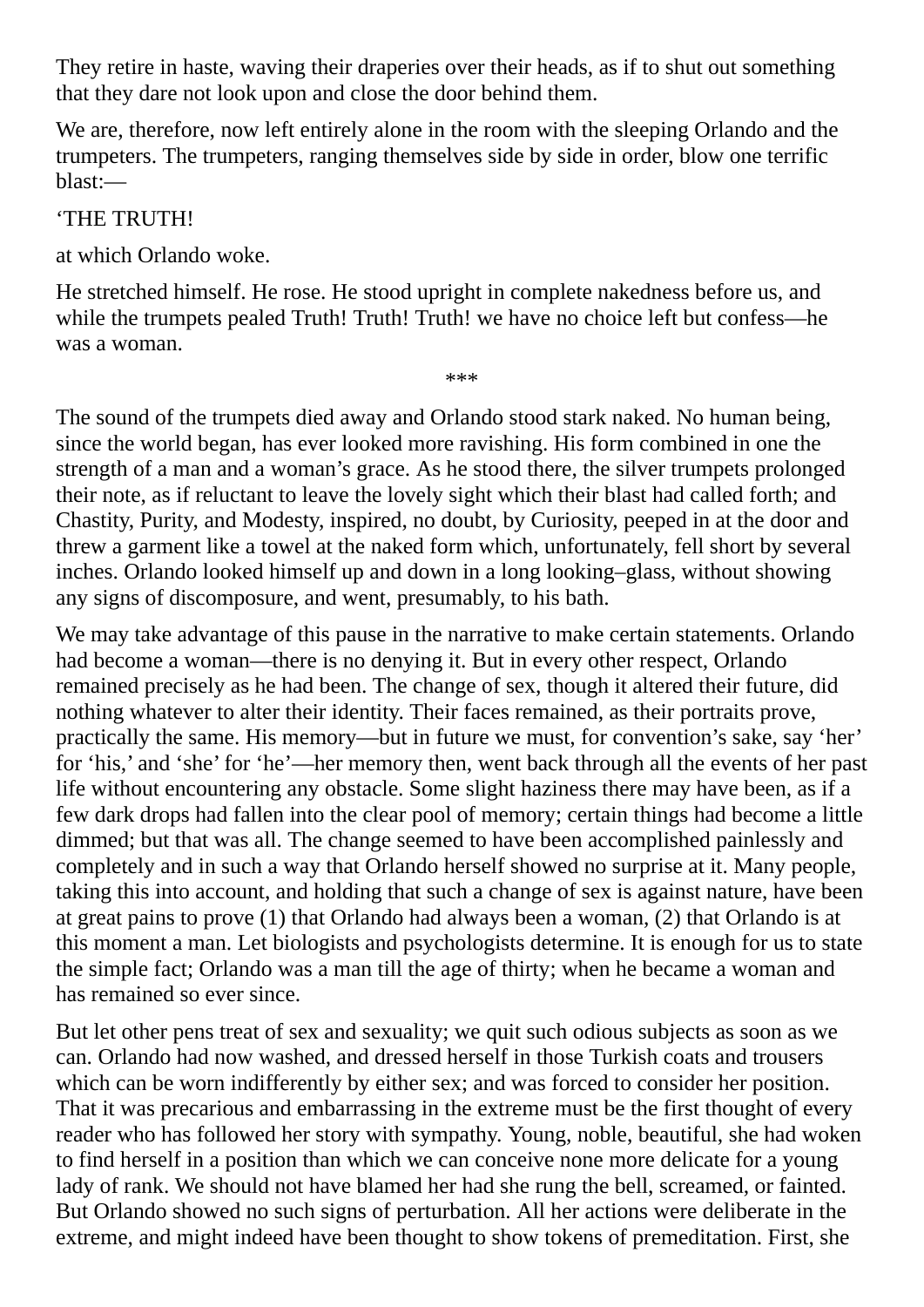They retire in haste, waving their draperies over their heads, as if to shut out something that they dare not look upon and close the door behind them.

We are, therefore, now left entirely alone in the room with the sleeping Orlando and the trumpeters. The trumpeters, ranging themselves side by side in order, blow one terrific blast:—

‘THE TRUTH!

at which Orlando woke.

He stretched himself. He rose. He stood upright in complete nakedness before us, and while the trumpets pealed Truth! Truth! Truth! we have no choice left but confess—he was a woman.

***

The sound of the trumpets died away and Orlando stood stark naked. No human being, since the world began, has ever looked more ravishing. His form combined in one the strength of a man and a woman’s grace. As he stood there, the silver trumpets prolonged their note, as if reluctant to leave the lovely sight which their blast had called forth; and Chastity, Purity, and Modesty, inspired, no doubt, by Curiosity, peeped in at the door and threw a garment like a towel at the naked form which, unfortunately, fell short by several inches. Orlando looked himself up and down in a long looking–glass, without showing any signs of discomposure, and went, presumably, to his bath.

We may take advantage of this pause in the narrative to make certain statements. Orlando had become a woman—there is no denying it. But in every other respect, Orlando remained precisely as he had been. The change of sex, though it altered their future, did nothing whatever to alter their identity. Their faces remained, as their portraits prove, practically the same. His memory—but in future we must, for convention’s sake, say ‘her’ for ‘his,’ and ‘she’ for ‘he’—her memory then, went back through all the events of her past life without encountering any obstacle. Some slight haziness there may have been, as if a few dark drops had fallen into the clear pool of memory; certain things had become a little dimmed; but that was all. The change seemed to have been accomplished painlessly and completely and in such a way that Orlando herself showed no surprise at it. Many people, taking this into account, and holding that such a change of sex is against nature, have been at great pains to prove (1) that Orlando had always been a woman, (2) that Orlando is at this moment a man. Let biologists and psychologists determine. It is enough for us to state the simple fact; Orlando was a man till the age of thirty; when he became a woman and has remained so ever since.

But let other pens treat of sex and sexuality; we quit such odious subjects as soon as we can. Orlando had now washed, and dressed herself in those Turkish coats and trousers which can be worn indifferently by either sex; and was forced to consider her position. That it was precarious and embarrassing in the extreme must be the first thought of every reader who has followed her story with sympathy. Young, noble, beautiful, she had woken to find herself in a position than which we can conceive none more delicate for a young lady of rank. We should not have blamed her had she rung the bell, screamed, or fainted. But Orlando showed no such signs of perturbation. All her actions were deliberate in the extreme, and might indeed have been thought to show tokens of premeditation. First, she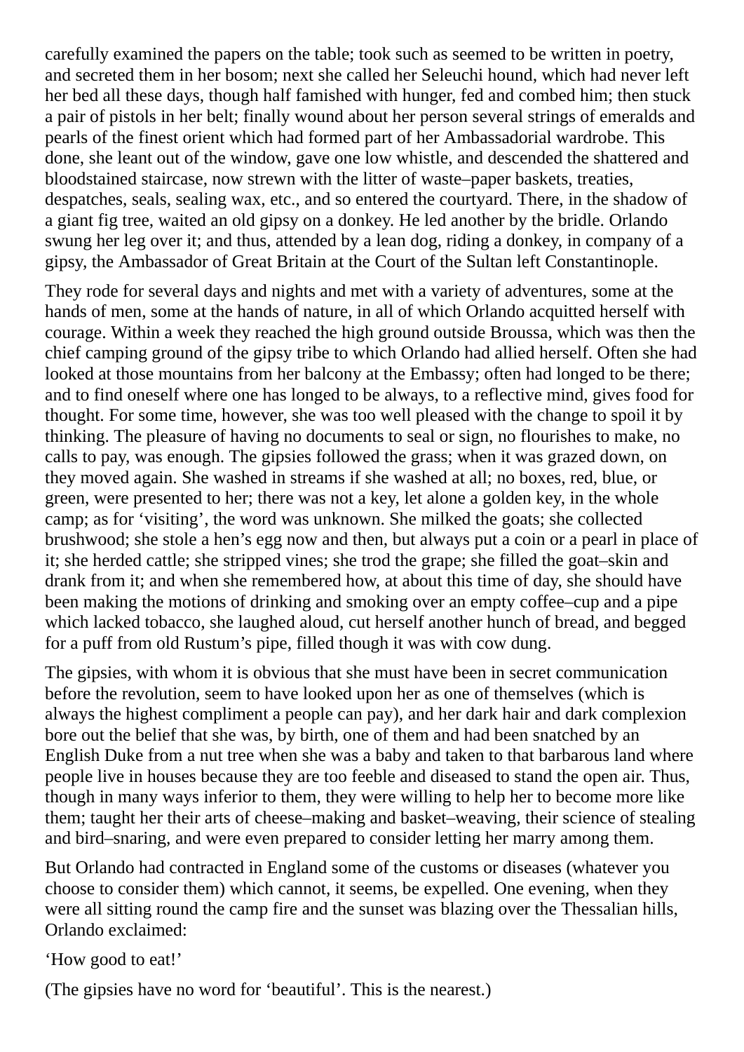carefully examined the papers on the table; took such as seemed to be written in poetry, and secreted them in her bosom; next she called her Seleuchi hound, which had never left her bed all these days, though half famished with hunger, fed and combed him; then stuck a pair of pistols in her belt; finally wound about her person several strings of emeralds and pearls of the finest orient which had formed part of her Ambassadorial wardrobe. This done, she leant out of the window, gave one low whistle, and descended the shattered and bloodstained staircase, now strewn with the litter of waste–paper baskets, treaties, despatches, seals, sealing wax, etc., and so entered the courtyard. There, in the shadow of a giant fig tree, waited an old gipsy on a donkey. He led another by the bridle. Orlando swung her leg over it; and thus, attended by a lean dog, riding a donkey, in company of a gipsy, the Ambassador of Great Britain at the Court of the Sultan left Constantinople.

They rode for several days and nights and met with a variety of adventures, some at the hands of men, some at the hands of nature, in all of which Orlando acquitted herself with courage. Within a week they reached the high ground outside Broussa, which was then the chief camping ground of the gipsy tribe to which Orlando had allied herself. Often she had looked at those mountains from her balcony at the Embassy; often had longed to be there; and to find oneself where one has longed to be always, to a reflective mind, gives food for thought. For some time, however, she was too well pleased with the change to spoil it by thinking. The pleasure of having no documents to seal or sign, no flourishes to make, no calls to pay, was enough. The gipsies followed the grass; when it was grazed down, on they moved again. She washed in streams if she washed at all; no boxes, red, blue, or green, were presented to her; there was not a key, let alone a golden key, in the whole camp; as for 'visiting', the word was unknown. She milked the goats; she collected brushwood; she stole a hen's egg now and then, but always put a coin or a pearl in place of it; she herded cattle; she stripped vines; she trod the grape; she filled the goat–skin and drank from it; and when she remembered how, at about this time of day, she should have been making the motions of drinking and smoking over an empty coffee–cup and a pipe which lacked tobacco, she laughed aloud, cut herself another hunch of bread, and begged for a puff from old Rustum's pipe, filled though it was with cow dung.

The gipsies, with whom it is obvious that she must have been in secret communication before the revolution, seem to have looked upon her as one of themselves (which is always the highest compliment a people can pay), and her dark hair and dark complexion bore out the belief that she was, by birth, one of them and had been snatched by an English Duke from a nut tree when she was a baby and taken to that barbarous land where people live in houses because they are too feeble and diseased to stand the open air. Thus, though in many ways inferior to them, they were willing to help her to become more like them; taught her their arts of cheese–making and basket–weaving, their science of stealing and bird–snaring, and were even prepared to consider letting her marry among them.

But Orlando had contracted in England some of the customs or diseases (whatever you choose to consider them) which cannot, it seems, be expelled. One evening, when they were all sitting round the camp fire and the sunset was blazing over the Thessalian hills, Orlando exclaimed:

'How good to eat!'

(The gipsies have no word for 'beautiful'. This is the nearest.)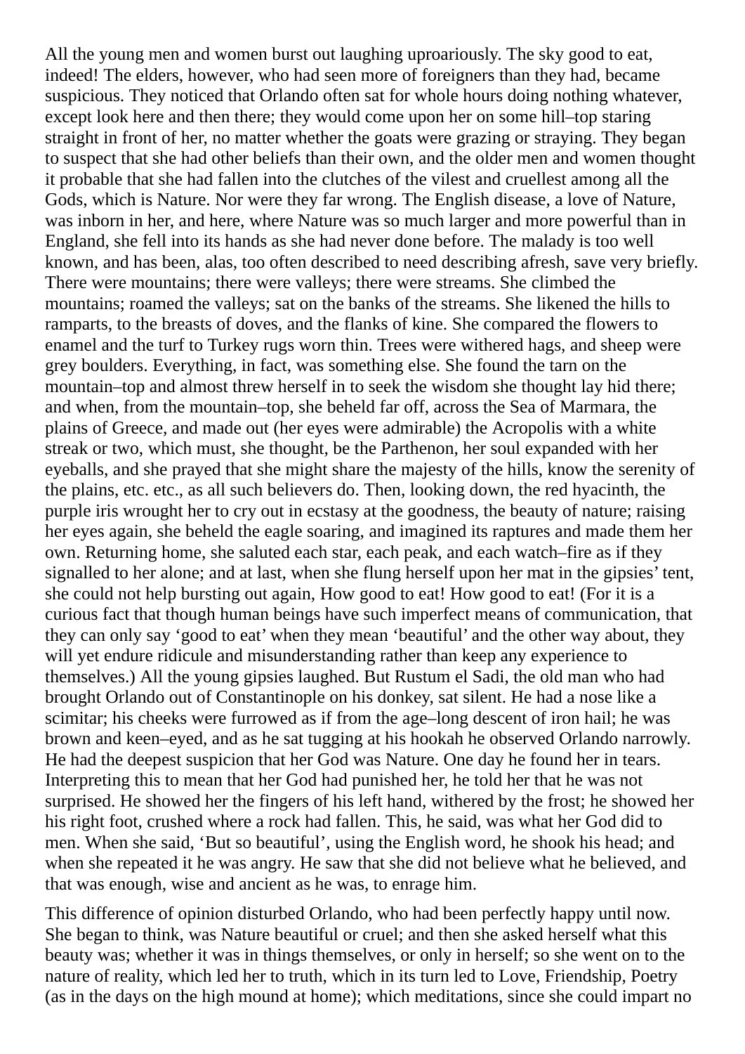All the young men and women burst out laughing uproariously. The sky good to eat, indeed! The elders, however, who had seen more of foreigners than they had, became suspicious. They noticed that Orlando often sat for whole hours doing nothing whatever, except look here and then there; they would come upon her on some hill–top staring straight in front of her, no matter whether the goats were grazing or straying. They began to suspect that she had other beliefs than their own, and the older men and women thought it probable that she had fallen into the clutches of the vilest and cruellest among all the Gods, which is Nature. Nor were they far wrong. The English disease, a love of Nature, was inborn in her, and here, where Nature was so much larger and more powerful than in England, she fell into its hands as she had never done before. The malady is too well known, and has been, alas, too often described to need describing afresh, save very briefly. There were mountains; there were valleys; there were streams. She climbed the mountains; roamed the valleys; sat on the banks of the streams. She likened the hills to ramparts, to the breasts of doves, and the flanks of kine. She compared the flowers to enamel and the turf to Turkey rugs worn thin. Trees were withered hags, and sheep were grey boulders. Everything, in fact, was something else. She found the tarn on the mountain–top and almost threw herself in to seek the wisdom she thought lay hid there; and when, from the mountain–top, she beheld far off, across the Sea of Marmara, the plains of Greece, and made out (her eyes were admirable) the Acropolis with a white streak or two, which must, she thought, be the Parthenon, her soul expanded with her eyeballs, and she prayed that she might share the majesty of the hills, know the serenity of the plains, etc. etc., as all such believers do. Then, looking down, the red hyacinth, the purple iris wrought her to cry out in ecstasy at the goodness, the beauty of nature; raising her eyes again, she beheld the eagle soaring, and imagined its raptures and made them her own. Returning home, she saluted each star, each peak, and each watch–fire as if they signalled to her alone; and at last, when she flung herself upon her mat in the gipsies' tent, she could not help bursting out again, How good to eat! How good to eat! (For it is a curious fact that though human beings have such imperfect means of communication, that they can only say 'good to eat' when they mean 'beautiful' and the other way about, they will yet endure ridicule and misunderstanding rather than keep any experience to themselves.) All the young gipsies laughed. But Rustum el Sadi, the old man who had brought Orlando out of Constantinople on his donkey, sat silent. He had a nose like a scimitar; his cheeks were furrowed as if from the age–long descent of iron hail; he was brown and keen–eyed, and as he sat tugging at his hookah he observed Orlando narrowly. He had the deepest suspicion that her God was Nature. One day he found her in tears. Interpreting this to mean that her God had punished her, he told her that he was not surprised. He showed her the fingers of his left hand, withered by the frost; he showed her his right foot, crushed where a rock had fallen. This, he said, was what her God did to men. When she said, 'But so beautiful', using the English word, he shook his head; and when she repeated it he was angry. He saw that she did not believe what he believed, and that was enough, wise and ancient as he was, to enrage him.

This difference of opinion disturbed Orlando, who had been perfectly happy until now. She began to think, was Nature beautiful or cruel; and then she asked herself what this beauty was; whether it was in things themselves, or only in herself; so she went on to the nature of reality, which led her to truth, which in its turn led to Love, Friendship, Poetry (as in the days on the high mound at home); which meditations, since she could impart no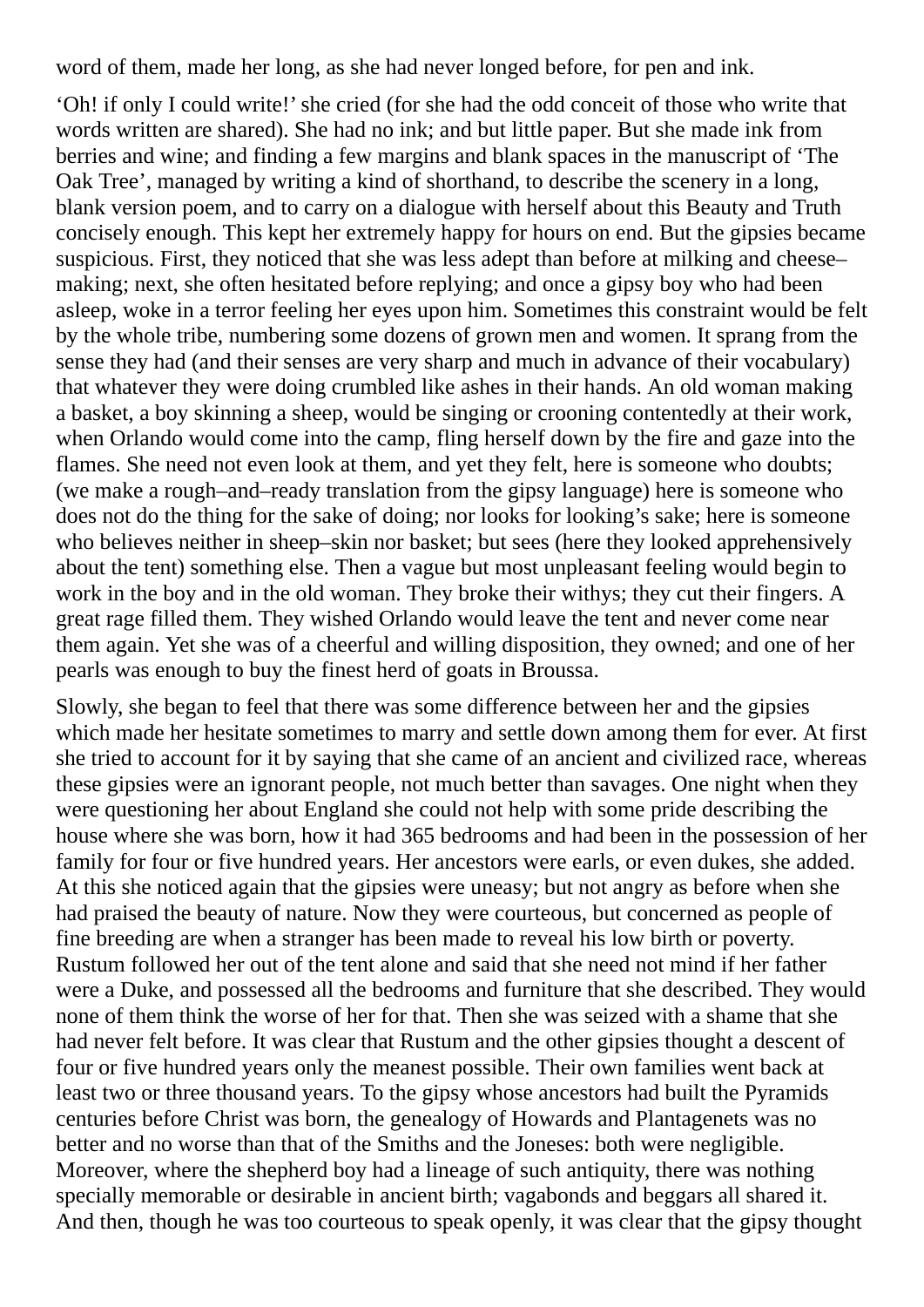word of them, made her long, as she had never longed before, for pen and ink.

'Oh! if only I could write!' she cried (for she had the odd conceit of those who write that words written are shared). She had no ink; and but little paper. But she made ink from berries and wine; and finding a few margins and blank spaces in the manuscript of 'The Oak Tree', managed by writing a kind of shorthand, to describe the scenery in a long, blank version poem, and to carry on a dialogue with herself about this Beauty and Truth concisely enough. This kept her extremely happy for hours on end. But the gipsies became suspicious. First, they noticed that she was less adept than before at milking and cheese–making; next, she often hesitated before replying; and once a gipsy boy who had been asleep, woke in a terror feeling her eyes upon him. Sometimes this constraint would be felt by the whole tribe, numbering some dozens of grown men and women. It sprang from the sense they had (and their senses are very sharp and much in advance of their vocabulary) that whatever they were doing crumbled like ashes in their hands. An old woman making a basket, a boy skinning a sheep, would be singing or crooning contentedly at their work, when Orlando would come into the camp, fling herself down by the fire and gaze into the flames. She need not even look at them, and yet they felt, here is someone who doubts; (we make a rough–and–ready translation from the gipsy language) here is someone who does not do the thing for the sake of doing; nor looks for looking's sake; here is someone who believes neither in sheep–skin nor basket; but sees (here they looked apprehensively about the tent) something else. Then a vague but most unpleasant feeling would begin to work in the boy and in the old woman. They broke their withys; they cut their fingers. A great rage filled them. They wished Orlando would leave the tent and never come near them again. Yet she was of a cheerful and willing disposition, they owned; and one of her pearls was enough to buy the finest herd of goats in Broussa.

Slowly, she began to feel that there was some difference between her and the gipsies which made her hesitate sometimes to marry and settle down among them for ever. At first she tried to account for it by saying that she came of an ancient and civilized race, whereas these gipsies were an ignorant people, not much better than savages. One night when they were questioning her about England she could not help with some pride describing the house where she was born, how it had 365 bedrooms and had been in the possession of her family for four or five hundred years. Her ancestors were earls, or even dukes, she added. At this she noticed again that the gipsies were uneasy; but not angry as before when she had praised the beauty of nature. Now they were courteous, but concerned as people of fine breeding are when a stranger has been made to reveal his low birth or poverty. Rustum followed her out of the tent alone and said that she need not mind if her father were a Duke, and possessed all the bedrooms and furniture that she described. They would none of them think the worse of her for that. Then she was seized with a shame that she had never felt before. It was clear that Rustum and the other gipsies thought a descent of four or five hundred years only the meanest possible. Their own families went back at least two or three thousand years. To the gipsy whose ancestors had built the Pyramids centuries before Christ was born, the genealogy of Howards and Plantagenets was no better and no worse than that of the Smiths and the Joneses: both were negligible. Moreover, where the shepherd boy had a lineage of such antiquity, there was nothing specially memorable or desirable in ancient birth; vagabonds and beggars all shared it. And then, though he was too courteous to speak openly, it was clear that the gipsy thought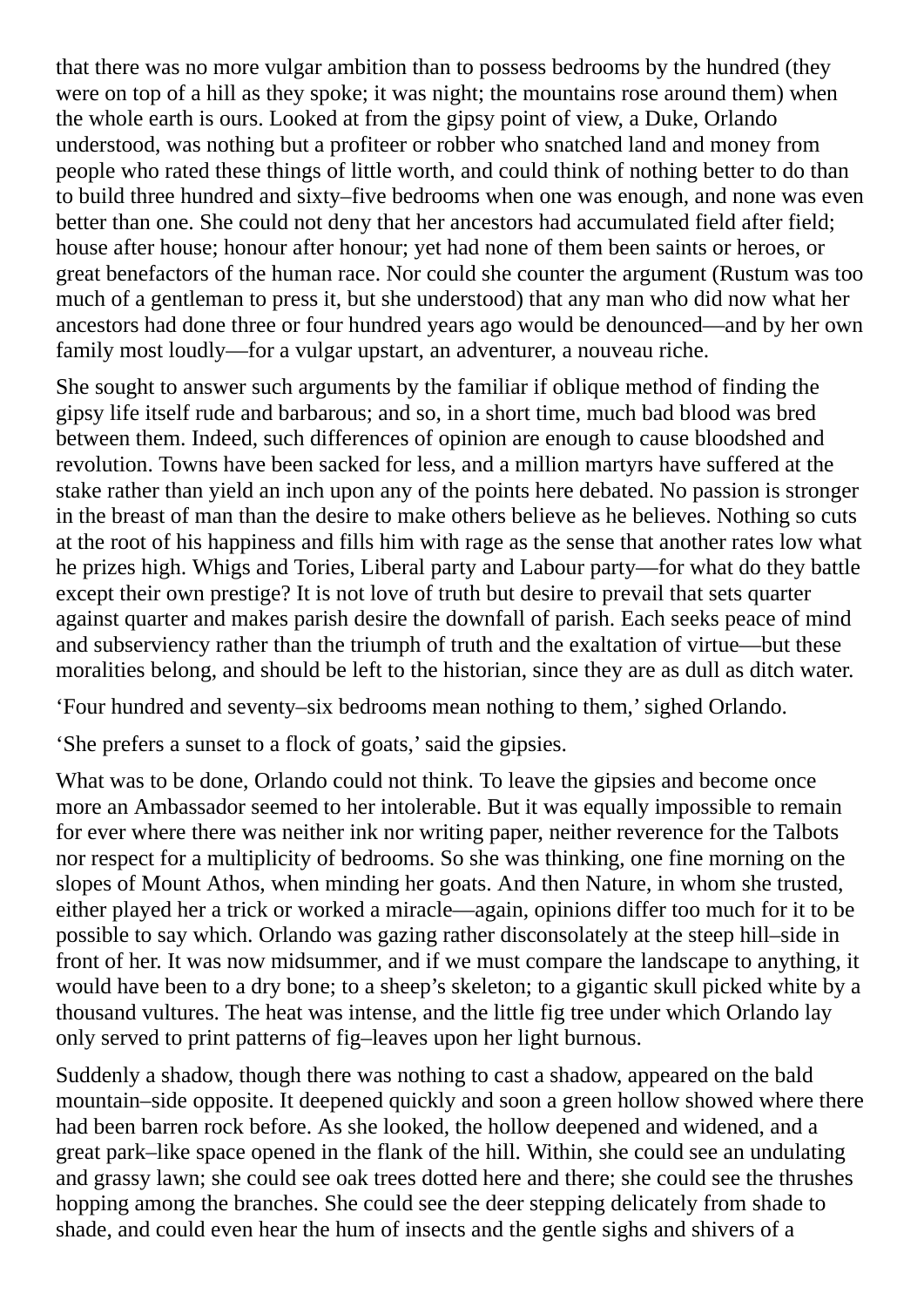that there was no more vulgar ambition than to possess bedrooms by the hundred (they were on top of a hill as they spoke; it was night; the mountains rose around them) when the whole earth is ours. Looked at from the gipsy point of view, a Duke, Orlando understood, was nothing but a profiteer or robber who snatched land and money from people who rated these things of little worth, and could think of nothing better to do than to build three hundred and sixty–five bedrooms when one was enough, and none was even better than one. She could not deny that her ancestors had accumulated field after field; house after house; honour after honour; yet had none of them been saints or heroes, or great benefactors of the human race. Nor could she counter the argument (Rustum was too much of a gentleman to press it, but she understood) that any man who did now what her ancestors had done three or four hundred years ago would be denounced—and by her own family most loudly—for a vulgar upstart, an adventurer, a nouveau riche.

She sought to answer such arguments by the familiar if oblique method of finding the gipsy life itself rude and barbarous; and so, in a short time, much bad blood was bred between them. Indeed, such differences of opinion are enough to cause bloodshed and revolution. Towns have been sacked for less, and a million martyrs have suffered at the stake rather than yield an inch upon any of the points here debated. No passion is stronger in the breast of man than the desire to make others believe as he believes. Nothing so cuts at the root of his happiness and fills him with rage as the sense that another rates low what he prizes high. Whigs and Tories, Liberal party and Labour party—for what do they battle except their own prestige? It is not love of truth but desire to prevail that sets quarter against quarter and makes parish desire the downfall of parish. Each seeks peace of mind and subserviency rather than the triumph of truth and the exaltation of virtue—but these moralities belong, and should be left to the historian, since they are as dull as ditch water.

'Four hundred and seventy–six bedrooms mean nothing to them,' sighed Orlando.

'She prefers a sunset to a flock of goats,' said the gipsies.

What was to be done, Orlando could not think. To leave the gipsies and become once more an Ambassador seemed to her intolerable. But it was equally impossible to remain for ever where there was neither ink nor writing paper, neither reverence for the Talbots nor respect for a multiplicity of bedrooms. So she was thinking, one fine morning on the slopes of Mount Athos, when minding her goats. And then Nature, in whom she trusted, either played her a trick or worked a miracle—again, opinions differ too much for it to be possible to say which. Orlando was gazing rather disconsolately at the steep hill–side in front of her. It was now midsummer, and if we must compare the landscape to anything, it would have been to a dry bone; to a sheep's skeleton; to a gigantic skull picked white by a thousand vultures. The heat was intense, and the little fig tree under which Orlando lay only served to print patterns of fig–leaves upon her light burnous.

Suddenly a shadow, though there was nothing to cast a shadow, appeared on the bald mountain–side opposite. It deepened quickly and soon a green hollow showed where there had been barren rock before. As she looked, the hollow deepened and widened, and a great park–like space opened in the flank of the hill. Within, she could see an undulating and grassy lawn; she could see oak trees dotted here and there; she could see the thrushes hopping among the branches. She could see the deer stepping delicately from shade to shade, and could even hear the hum of insects and the gentle sighs and shivers of a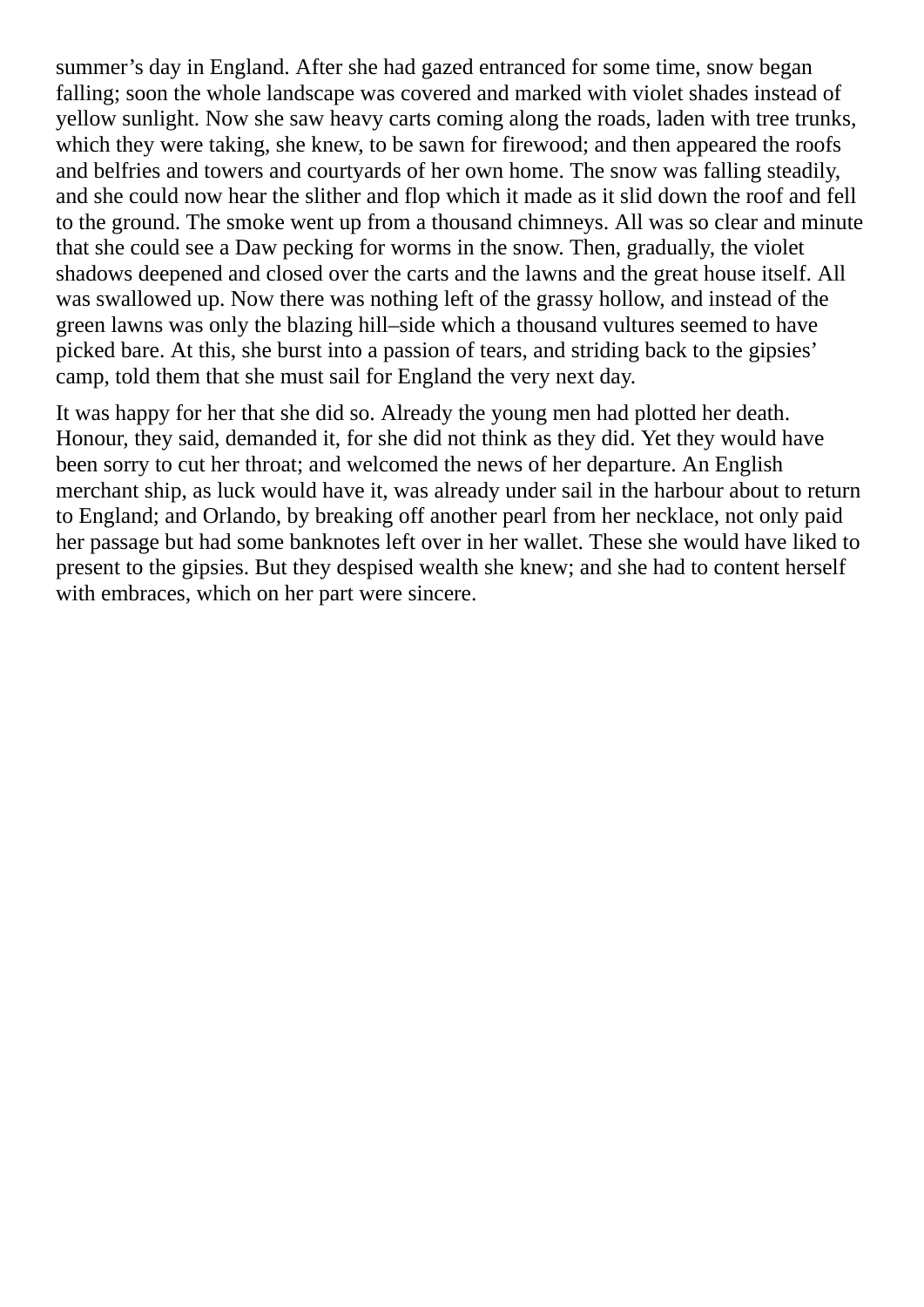summer's day in England. After she had gazed entranced for some time, snow began falling; soon the whole landscape was covered and marked with violet shades instead of yellow sunlight. Now she saw heavy carts coming along the roads, laden with tree trunks, which they were taking, she knew, to be sawn for firewood; and then appeared the roofs and belfries and towers and courtyards of her own home. The snow was falling steadily, and she could now hear the slither and flop which it made as it slid down the roof and fell to the ground. The smoke went up from a thousand chimneys. All was so clear and minute that she could see a Daw pecking for worms in the snow. Then, gradually, the violet shadows deepened and closed over the carts and the lawns and the great house itself. All was swallowed up. Now there was nothing left of the grassy hollow, and instead of the green lawns was only the blazing hill–side which a thousand vultures seemed to have picked bare. At this, she burst into a passion of tears, and striding back to the gipsies' camp, told them that she must sail for England the very next day.

It was happy for her that she did so. Already the young men had plotted her death. Honour, they said, demanded it, for she did not think as they did. Yet they would have been sorry to cut her throat; and welcomed the news of her departure. An English merchant ship, as luck would have it, was already under sail in the harbour about to return to England; and Orlando, by breaking off another pearl from her necklace, not only paid her passage but had some banknotes left over in her wallet. These she would have liked to present to the gipsies. But they despised wealth she knew; and she had to content herself with embraces, which on her part were sincere.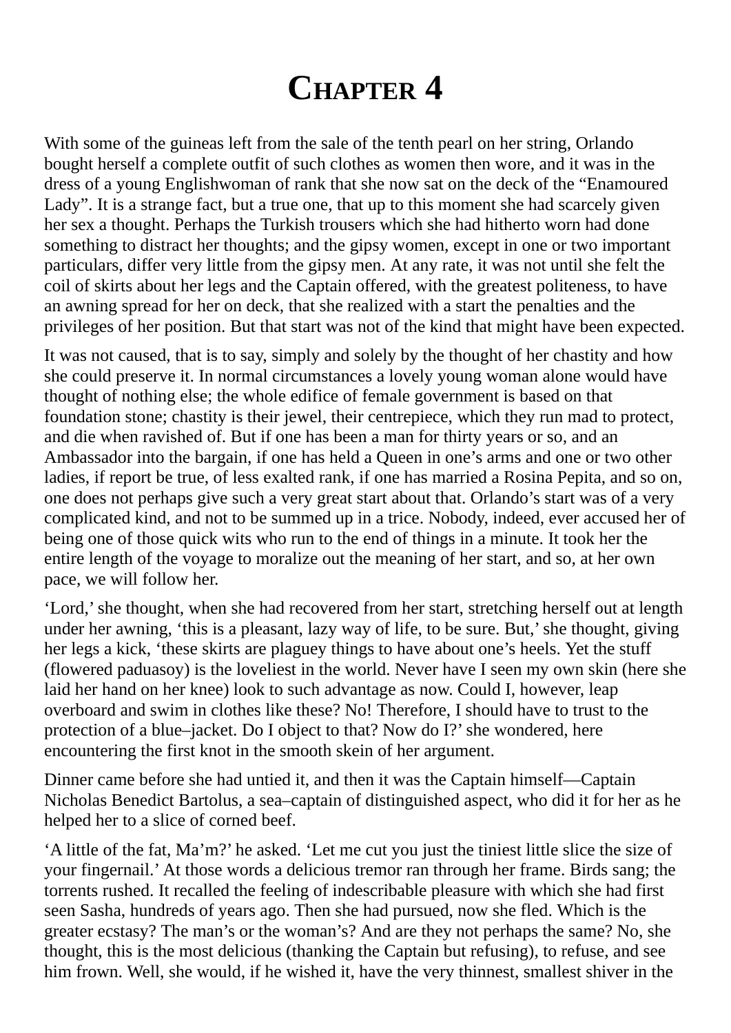# Chapter 4

With some of the guineas left from the sale of the tenth pearl on her string, Orlando bought herself a complete outfit of such clothes as women then wore, and it was in the dress of a young Englishwoman of rank that she now sat on the deck of the "Enamoured Lady". It is a strange fact, but a true one, that up to this moment she had scarcely given her sex a thought. Perhaps the Turkish trousers which she had hitherto worn had done something to distract her thoughts; and the gipsy women, except in one or two important particulars, differ very little from the gipsy men. At any rate, it was not until she felt the coil of skirts about her legs and the Captain offered, with the greatest politeness, to have an awning spread for her on deck, that she realized with a start the penalties and the privileges of her position. But that start was not of the kind that might have been expected.

It was not caused, that is to say, simply and solely by the thought of her chastity and how she could preserve it. In normal circumstances a lovely young woman alone would have thought of nothing else; the whole edifice of female government is based on that foundation stone; chastity is their jewel, their centrepiece, which they run mad to protect, and die when ravished of. But if one has been a man for thirty years or so, and an Ambassador into the bargain, if one has held a Queen in one's arms and one or two other ladies, if report be true, of less exalted rank, if one has married a Rosina Pepita, and so on, one does not perhaps give such a very great start about that. Orlando's start was of a very complicated kind, and not to be summed up in a trice. Nobody, indeed, ever accused her of being one of those quick wits who run to the end of things in a minute. It took her the entire length of the voyage to moralize out the meaning of her start, and so, at her own pace, we will follow her.

'Lord,' she thought, when she had recovered from her start, stretching herself out at length under her awning, 'this is a pleasant, lazy way of life, to be sure. But,' she thought, giving her legs a kick, 'these skirts are plaguey things to have about one's heels. Yet the stuff (flowered paduasoy) is the loveliest in the world. Never have I seen my own skin (here she laid her hand on her knee) look to such advantage as now. Could I, however, leap overboard and swim in clothes like these? No! Therefore, I should have to trust to the protection of a blue–jacket. Do I object to that? Now do I?' she wondered, here encountering the first knot in the smooth skein of her argument.

Dinner came before she had untied it, and then it was the Captain himself—Captain Nicholas Benedict Bartolus, a sea–captain of distinguished aspect, who did it for her as he helped her to a slice of corned beef.

'A little of the fat, Ma'm?' he asked. 'Let me cut you just the tiniest little slice the size of your fingernail.' At those words a delicious tremor ran through her frame. Birds sang; the torrents rushed. It recalled the feeling of indescribable pleasure with which she had first seen Sasha, hundreds of years ago. Then she had pursued, now she fled. Which is the greater ecstasy? The man's or the woman's? And are they not perhaps the same? No, she thought, this is the most delicious (thanking the Captain but refusing), to refuse, and see him frown. Well, she would, if he wished it, have the very thinnest, smallest shiver in the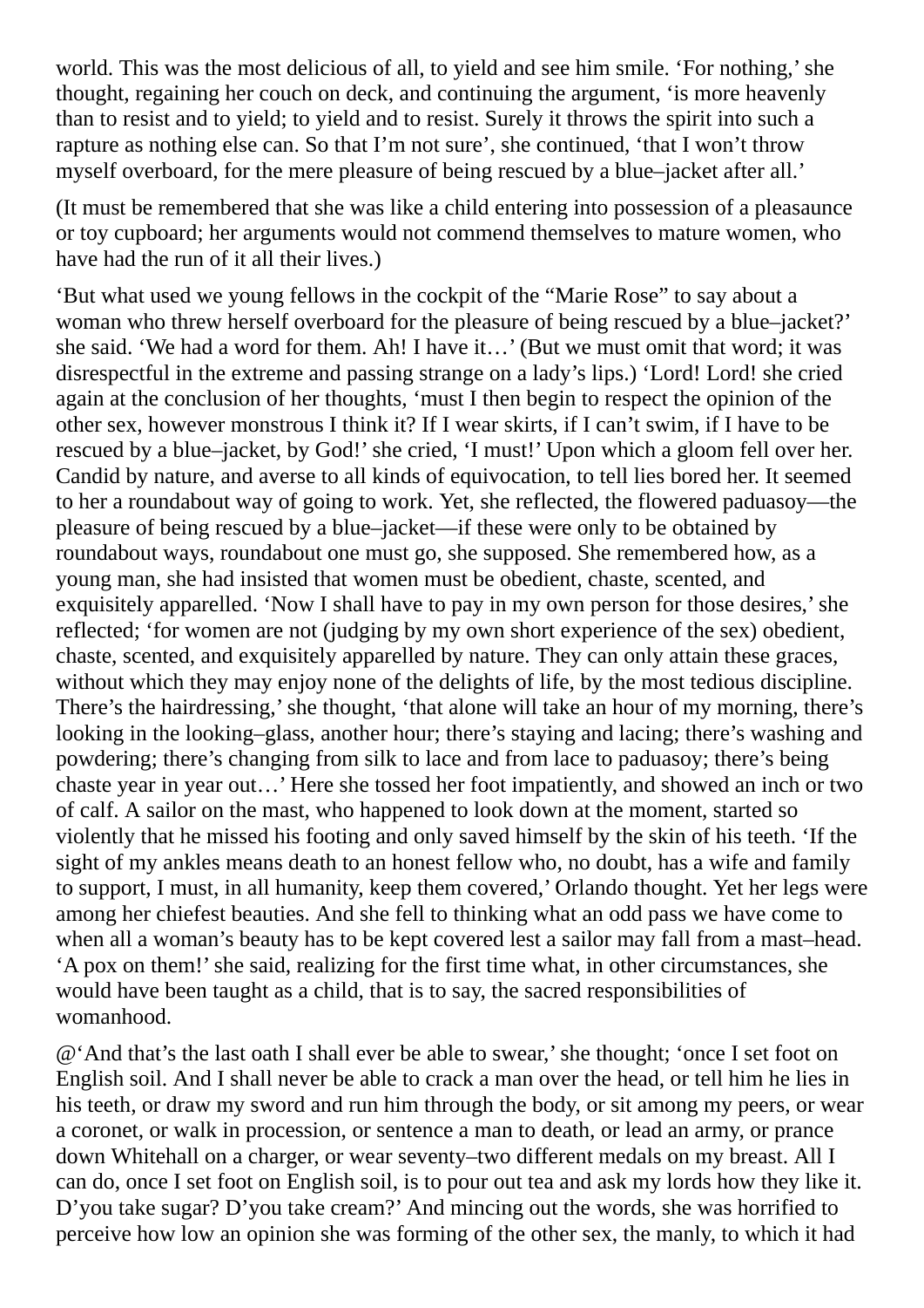world. This was the most delicious of all, to yield and see him smile. 'For nothing,' she thought, regaining her couch on deck, and continuing the argument, 'is more heavenly than to resist and to yield; to yield and to resist. Surely it throws the spirit into such a rapture as nothing else can. So that I'm not sure', she continued, 'that I won't throw myself overboard, for the mere pleasure of being rescued by a blue–jacket after all.'

(It must be remembered that she was like a child entering into possession of a pleasaunce or toy cupboard; her arguments would not commend themselves to mature women, who have had the run of it all their lives.)

'But what used we young fellows in the cockpit of the "Marie Rose" to say about a woman who threw herself overboard for the pleasure of being rescued by a blue–jacket?' she said. 'We had a word for them. Ah! I have it…' (But we must omit that word; it was disrespectful in the extreme and passing strange on a lady's lips.) 'Lord! Lord! she cried again at the conclusion of her thoughts, 'must I then begin to respect the opinion of the other sex, however monstrous I think it? If I wear skirts, if I can't swim, if I have to be rescued by a blue–jacket, by God!' she cried, 'I must!' Upon which a gloom fell over her. Candid by nature, and averse to all kinds of equivocation, to tell lies bored her. It seemed to her a roundabout way of going to work. Yet, she reflected, the flowered paduasoy—the pleasure of being rescued by a blue–jacket—if these were only to be obtained by roundabout ways, roundabout one must go, she supposed. She remembered how, as a young man, she had insisted that women must be obedient, chaste, scented, and exquisitely apparelled. 'Now I shall have to pay in my own person for those desires,' she reflected; 'for women are not (judging by my own short experience of the sex) obedient, chaste, scented, and exquisitely apparelled by nature. They can only attain these graces, without which they may enjoy none of the delights of life, by the most tedious discipline. There's the hairdressing,' she thought, 'that alone will take an hour of my morning, there's looking in the looking–glass, another hour; there's staying and lacing; there's washing and powdering; there's changing from silk to lace and from lace to paduasoy; there's being chaste year in year out…' Here she tossed her foot impatiently, and showed an inch or two of calf. A sailor on the mast, who happened to look down at the moment, started so violently that he missed his footing and only saved himself by the skin of his teeth. 'If the sight of my ankles means death to an honest fellow who, no doubt, has a wife and family to support, I must, in all humanity, keep them covered,' Orlando thought. Yet her legs were among her chiefest beauties. And she fell to thinking what an odd pass we have come to when all a woman's beauty has to be kept covered lest a sailor may fall from a mast–head. 'A pox on them!' she said, realizing for the first time what, in other circumstances, she would have been taught as a child, that is to say, the sacred responsibilities of womanhood.

@'And that's the last oath I shall ever be able to swear,' she thought; 'once I set foot on English soil. And I shall never be able to crack a man over the head, or tell him he lies in his teeth, or draw my sword and run him through the body, or sit among my peers, or wear a coronet, or walk in procession, or sentence a man to death, or lead an army, or prance down Whitehall on a charger, or wear seventy–two different medals on my breast. All I can do, once I set foot on English soil, is to pour out tea and ask my lords how they like it. D'you take sugar? D'you take cream?' And mincing out the words, she was horrified to perceive how low an opinion she was forming of the other sex, the manly, to which it had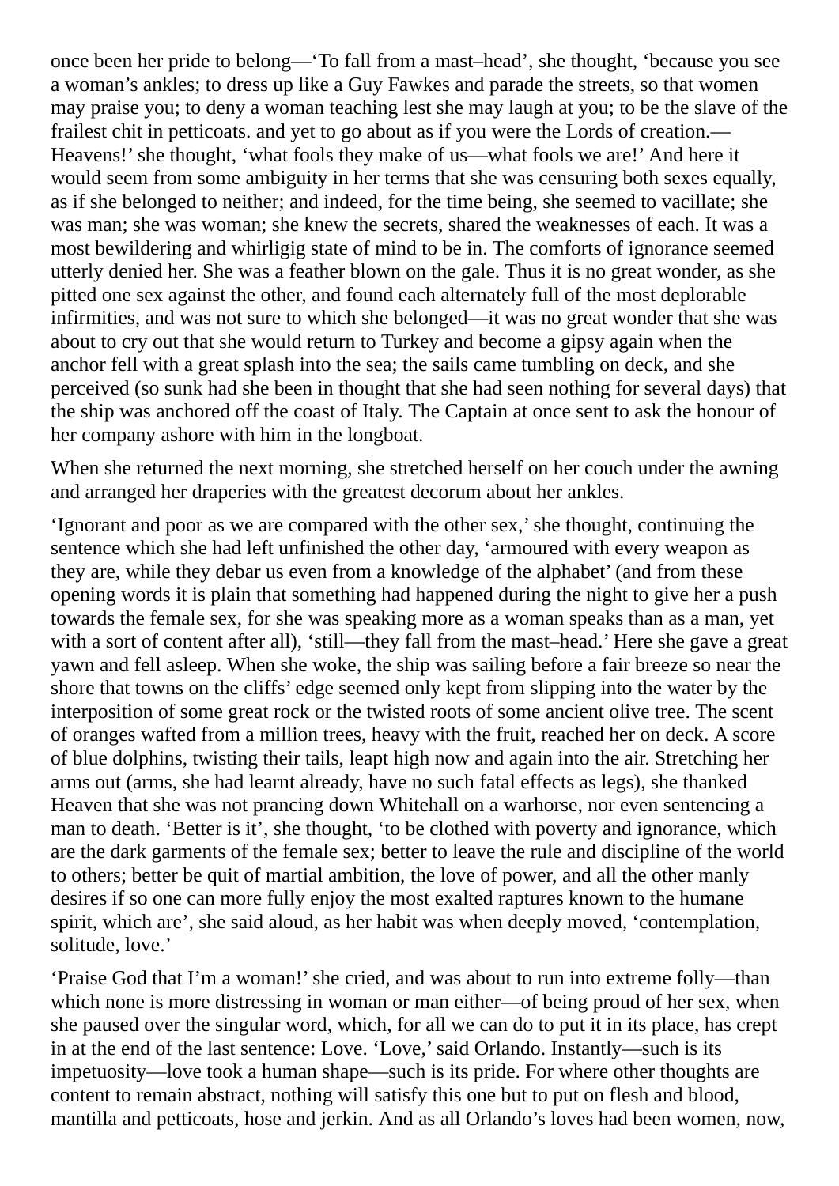once been her pride to belong—'To fall from a mast–head', she thought, 'because you see a woman's ankles; to dress up like a Guy Fawkes and parade the streets, so that women may praise you; to deny a woman teaching lest she may laugh at you; to be the slave of the frailest chit in petticoats. and yet to go about as if you were the Lords of creation.—Heavens!' she thought, 'what fools they make of us—what fools we are!' And here it would seem from some ambiguity in her terms that she was censuring both sexes equally, as if she belonged to neither; and indeed, for the time being, she seemed to vacillate; she was man; she was woman; she knew the secrets, shared the weaknesses of each. It was a most bewildering and whirligig state of mind to be in. The comforts of ignorance seemed utterly denied her. She was a feather blown on the gale. Thus it is no great wonder, as she pitted one sex against the other, and found each alternately full of the most deplorable infirmities, and was not sure to which she belonged—it was no great wonder that she was about to cry out that she would return to Turkey and become a gipsy again when the anchor fell with a great splash into the sea; the sails came tumbling on deck, and she perceived (so sunk had she been in thought that she had seen nothing for several days) that the ship was anchored off the coast of Italy. The Captain at once sent to ask the honour of her company ashore with him in the longboat.

When she returned the next morning, she stretched herself on her couch under the awning and arranged her draperies with the greatest decorum about her ankles.

'Ignorant and poor as we are compared with the other sex,' she thought, continuing the sentence which she had left unfinished the other day, 'armoured with every weapon as they are, while they debar us even from a knowledge of the alphabet' (and from these opening words it is plain that something had happened during the night to give her a push towards the female sex, for she was speaking more as a woman speaks than as a man, yet with a sort of content after all), 'still—they fall from the mast–head.' Here she gave a great yawn and fell asleep. When she woke, the ship was sailing before a fair breeze so near the shore that towns on the cliffs' edge seemed only kept from slipping into the water by the interposition of some great rock or the twisted roots of some ancient olive tree. The scent of oranges wafted from a million trees, heavy with the fruit, reached her on deck. A score of blue dolphins, twisting their tails, leapt high now and again into the air. Stretching her arms out (arms, she had learnt already, have no such fatal effects as legs), she thanked Heaven that she was not prancing down Whitehall on a warhorse, nor even sentencing a man to death. 'Better is it', she thought, 'to be clothed with poverty and ignorance, which are the dark garments of the female sex; better to leave the rule and discipline of the world to others; better be quit of martial ambition, the love of power, and all the other manly desires if so one can more fully enjoy the most exalted raptures known to the humane spirit, which are', she said aloud, as her habit was when deeply moved, 'contemplation, solitude, love.'

'Praise God that I'm a woman!' she cried, and was about to run into extreme folly—than which none is more distressing in woman or man either—of being proud of her sex, when she paused over the singular word, which, for all we can do to put it in its place, has crept in at the end of the last sentence: Love. 'Love,' said Orlando. Instantly—such is its impetuosity—love took a human shape—such is its pride. For where other thoughts are content to remain abstract, nothing will satisfy this one but to put on flesh and blood, mantilla and petticoats, hose and jerkin. And as all Orlando's loves had been women, now,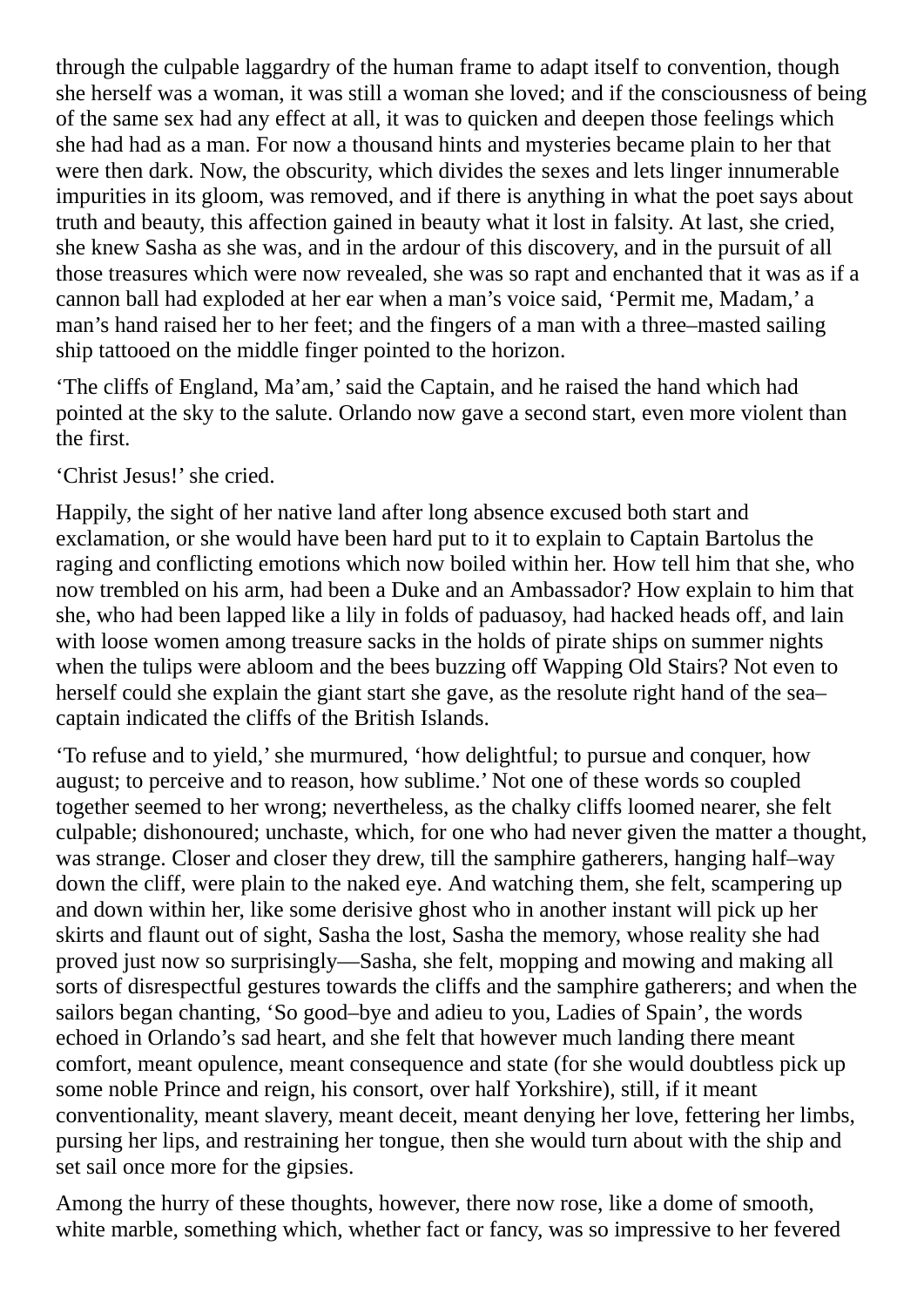through the culpable laggardry of the human frame to adapt itself to convention, though she herself was a woman, it was still a woman she loved; and if the consciousness of being of the same sex had any effect at all, it was to quicken and deepen those feelings which she had had as a man. For now a thousand hints and mysteries became plain to her that were then dark. Now, the obscurity, which divides the sexes and lets linger innumerable impurities in its gloom, was removed, and if there is anything in what the poet says about truth and beauty, this affection gained in beauty what it lost in falsity. At last, she cried, she knew Sasha as she was, and in the ardour of this discovery, and in the pursuit of all those treasures which were now revealed, she was so rapt and enchanted that it was as if a cannon ball had exploded at her ear when a man's voice said, 'Permit me, Madam,' a man's hand raised her to her feet; and the fingers of a man with a three–masted sailing ship tattooed on the middle finger pointed to the horizon.

'The cliffs of England, Ma'am,' said the Captain, and he raised the hand which had pointed at the sky to the salute. Orlando now gave a second start, even more violent than the first.

'Christ Jesus!' she cried.

Happily, the sight of her native land after long absence excused both start and exclamation, or she would have been hard put to it to explain to Captain Bartolus the raging and conflicting emotions which now boiled within her. How tell him that she, who now trembled on his arm, had been a Duke and an Ambassador? How explain to him that she, who had been lapped like a lily in folds of paduasoy, had hacked heads off, and lain with loose women among treasure sacks in the holds of pirate ships on summer nights when the tulips were abloom and the bees buzzing off Wapping Old Stairs? Not even to herself could she explain the giant start she gave, as the resolute right hand of the sea–captain indicated the cliffs of the British Islands.

'To refuse and to yield,' she murmured, 'how delightful; to pursue and conquer, how august; to perceive and to reason, how sublime.' Not one of these words so coupled together seemed to her wrong; nevertheless, as the chalky cliffs loomed nearer, she felt culpable; dishonoured; unchaste, which, for one who had never given the matter a thought, was strange. Closer and closer they drew, till the samphire gatherers, hanging half–way down the cliff, were plain to the naked eye. And watching them, she felt, scampering up and down within her, like some derisive ghost who in another instant will pick up her skirts and flaunt out of sight, Sasha the lost, Sasha the memory, whose reality she had proved just now so surprisingly—Sasha, she felt, mopping and mowing and making all sorts of disrespectful gestures towards the cliffs and the samphire gatherers; and when the sailors began chanting, 'So good–bye and adieu to you, Ladies of Spain', the words echoed in Orlando's sad heart, and she felt that however much landing there meant comfort, meant opulence, meant consequence and state (for she would doubtless pick up some noble Prince and reign, his consort, over half Yorkshire), still, if it meant conventionality, meant slavery, meant deceit, meant denying her love, fettering her limbs, pursing her lips, and restraining her tongue, then she would turn about with the ship and set sail once more for the gipsies.

Among the hurry of these thoughts, however, there now rose, like a dome of smooth, white marble, something which, whether fact or fancy, was so impressive to her fevered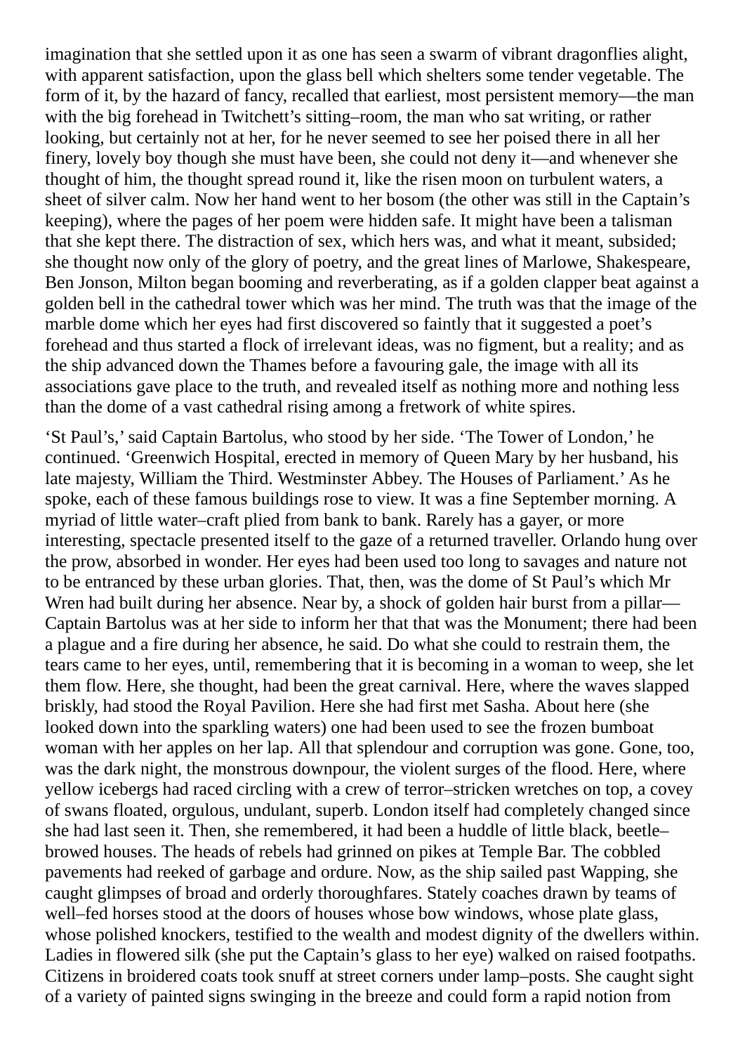imagination that she settled upon it as one has seen a swarm of vibrant dragonflies alight, with apparent satisfaction, upon the glass bell which shelters some tender vegetable. The form of it, by the hazard of fancy, recalled that earliest, most persistent memory—the man with the big forehead in Twitchett's sitting–room, the man who sat writing, or rather looking, but certainly not at her, for he never seemed to see her poised there in all her finery, lovely boy though she must have been, she could not deny it—and whenever she thought of him, the thought spread round it, like the risen moon on turbulent waters, a sheet of silver calm. Now her hand went to her bosom (the other was still in the Captain's keeping), where the pages of her poem were hidden safe. It might have been a talisman that she kept there. The distraction of sex, which hers was, and what it meant, subsided; she thought now only of the glory of poetry, and the great lines of Marlowe, Shakespeare, Ben Jonson, Milton began booming and reverberating, as if a golden clapper beat against a golden bell in the cathedral tower which was her mind. The truth was that the image of the marble dome which her eyes had first discovered so faintly that it suggested a poet's forehead and thus started a flock of irrelevant ideas, was no figment, but a reality; and as the ship advanced down the Thames before a favouring gale, the image with all its associations gave place to the truth, and revealed itself as nothing more and nothing less than the dome of a vast cathedral rising among a fretwork of white spires.

'St Paul's,' said Captain Bartolus, who stood by her side. 'The Tower of London,' he continued. 'Greenwich Hospital, erected in memory of Queen Mary by her husband, his late majesty, William the Third. Westminster Abbey. The Houses of Parliament.' As he spoke, each of these famous buildings rose to view. It was a fine September morning. A myriad of little water–craft plied from bank to bank. Rarely has a gayer, or more interesting, spectacle presented itself to the gaze of a returned traveller. Orlando hung over the prow, absorbed in wonder. Her eyes had been used too long to savages and nature not to be entranced by these urban glories. That, then, was the dome of St Paul's which Mr Wren had built during her absence. Near by, a shock of golden hair burst from a pillar—Captain Bartolus was at her side to inform her that that was the Monument; there had been a plague and a fire during her absence, he said. Do what she could to restrain them, the tears came to her eyes, until, remembering that it is becoming in a woman to weep, she let them flow. Here, she thought, had been the great carnival. Here, where the waves slapped briskly, had stood the Royal Pavilion. Here she had first met Sasha. About here (she looked down into the sparkling waters) one had been used to see the frozen bumboat woman with her apples on her lap. All that splendour and corruption was gone. Gone, too, was the dark night, the monstrous downpour, the violent surges of the flood. Here, where yellow icebergs had raced circling with a crew of terror–stricken wretches on top, a covey of swans floated, orgulous, undulant, superb. London itself had completely changed since she had last seen it. Then, she remembered, it had been a huddle of little black, beetle–browed houses. The heads of rebels had grinned on pikes at Temple Bar. The cobbled pavements had reeked of garbage and ordure. Now, as the ship sailed past Wapping, she caught glimpses of broad and orderly thoroughfares. Stately coaches drawn by teams of well–fed horses stood at the doors of houses whose bow windows, whose plate glass, whose polished knockers, testified to the wealth and modest dignity of the dwellers within. Ladies in flowered silk (she put the Captain's glass to her eye) walked on raised footpaths. Citizens in broidered coats took snuff at street corners under lamp–posts. She caught sight of a variety of painted signs swinging in the breeze and could form a rapid notion from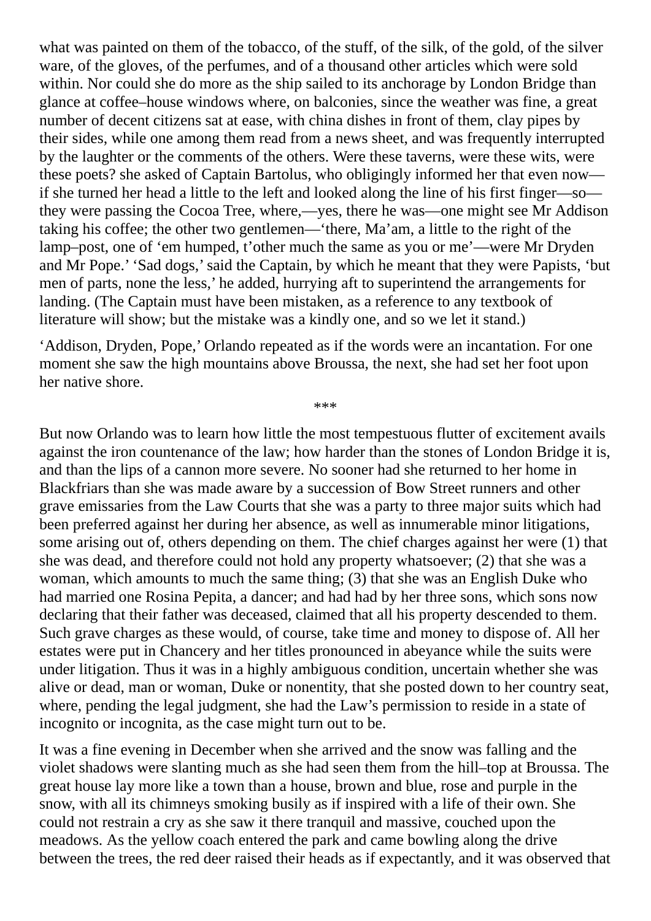what was painted on them of the tobacco, of the stuff, of the silk, of the gold, of the silver ware, of the gloves, of the perfumes, and of a thousand other articles which were sold within. Nor could she do more as the ship sailed to its anchorage by London Bridge than glance at coffee–house windows where, on balconies, since the weather was fine, a great number of decent citizens sat at ease, with china dishes in front of them, clay pipes by their sides, while one among them read from a news sheet, and was frequently interrupted by the laughter or the comments of the others. Were these taverns, were these wits, were these poets? she asked of Captain Bartolus, who obligingly informed her that even now—if she turned her head a little to the left and looked along the line of his first finger—so—they were passing the Cocoa Tree, where,—yes, there he was—one might see Mr Addison taking his coffee; the other two gentlemen—'there, Ma'am, a little to the right of the lamp–post, one of 'em humped, t'other much the same as you or me'—were Mr Dryden and Mr Pope.' 'Sad dogs,' said the Captain, by which he meant that they were Papists, 'but men of parts, none the less,' he added, hurrying aft to superintend the arrangements for landing. (The Captain must have been mistaken, as a reference to any textbook of literature will show; but the mistake was a kindly one, and so we let it stand.)

'Addison, Dryden, Pope,' Orlando repeated as if the words were an incantation. For one moment she saw the high mountains above Broussa, the next, she had set her foot upon her native shore.

***

But now Orlando was to learn how little the most tempestuous flutter of excitement avails against the iron countenance of the law; how harder than the stones of London Bridge it is, and than the lips of a cannon more severe. No sooner had she returned to her home in Blackfriars than she was made aware by a succession of Bow Street runners and other grave emissaries from the Law Courts that she was a party to three major suits which had been preferred against her during her absence, as well as innumerable minor litigations, some arising out of, others depending on them. The chief charges against her were (1) that she was dead, and therefore could not hold any property whatsoever; (2) that she was a woman, which amounts to much the same thing; (3) that she was an English Duke who had married one Rosina Pepita, a dancer; and had had by her three sons, which sons now declaring that their father was deceased, claimed that all his property descended to them. Such grave charges as these would, of course, take time and money to dispose of. All her estates were put in Chancery and her titles pronounced in abeyance while the suits were under litigation. Thus it was in a highly ambiguous condition, uncertain whether she was alive or dead, man or woman, Duke or nonentity, that she posted down to her country seat, where, pending the legal judgment, she had the Law's permission to reside in a state of incognito or incognita, as the case might turn out to be.

It was a fine evening in December when she arrived and the snow was falling and the violet shadows were slanting much as she had seen them from the hill–top at Broussa. The great house lay more like a town than a house, brown and blue, rose and purple in the snow, with all its chimneys smoking busily as if inspired with a life of their own. She could not restrain a cry as she saw it there tranquil and massive, couched upon the meadows. As the yellow coach entered the park and came bowling along the drive between the trees, the red deer raised their heads as if expectantly, and it was observed that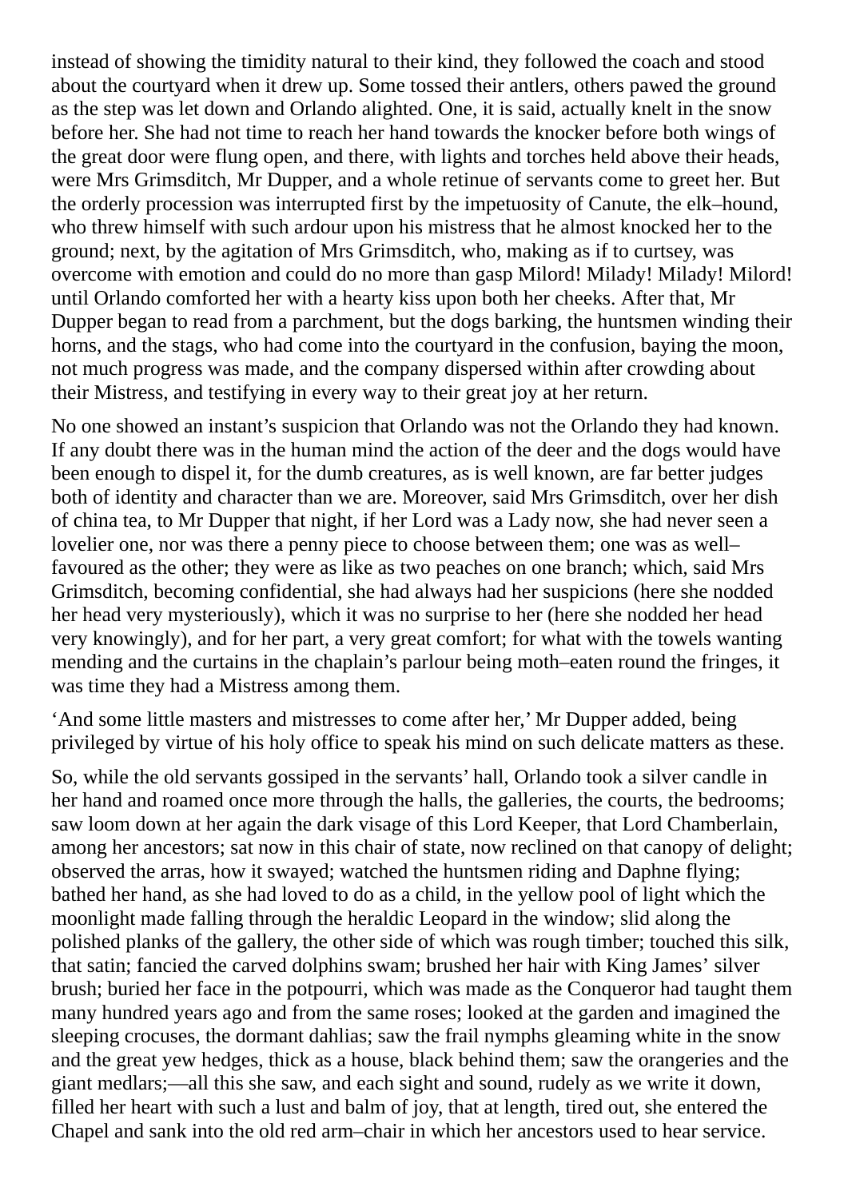instead of showing the timidity natural to their kind, they followed the coach and stood about the courtyard when it drew up. Some tossed their antlers, others pawed the ground as the step was let down and Orlando alighted. One, it is said, actually knelt in the snow before her. She had not time to reach her hand towards the knocker before both wings of the great door were flung open, and there, with lights and torches held above their heads, were Mrs Grimsditch, Mr Dupper, and a whole retinue of servants come to greet her. But the orderly procession was interrupted first by the impetuosity of Canute, the elk–hound, who threw himself with such ardour upon his mistress that he almost knocked her to the ground; next, by the agitation of Mrs Grimsditch, who, making as if to curtsey, was overcome with emotion and could do no more than gasp Milord! Milady! Milady! Milord! until Orlando comforted her with a hearty kiss upon both her cheeks. After that, Mr Dupper began to read from a parchment, but the dogs barking, the huntsmen winding their horns, and the stags, who had come into the courtyard in the confusion, baying the moon, not much progress was made, and the company dispersed within after crowding about their Mistress, and testifying in every way to their great joy at her return.

No one showed an instant's suspicion that Orlando was not the Orlando they had known. If any doubt there was in the human mind the action of the deer and the dogs would have been enough to dispel it, for the dumb creatures, as is well known, are far better judges both of identity and character than we are. Moreover, said Mrs Grimsditch, over her dish of china tea, to Mr Dupper that night, if her Lord was a Lady now, she had never seen a lovelier one, nor was there a penny piece to choose between them; one was as well–favoured as the other; they were as like as two peaches on one branch; which, said Mrs Grimsditch, becoming confidential, she had always had her suspicions (here she nodded her head very mysteriously), which it was no surprise to her (here she nodded her head very knowingly), and for her part, a very great comfort; for what with the towels wanting mending and the curtains in the chaplain's parlour being moth–eaten round the fringes, it was time they had a Mistress among them.

'And some little masters and mistresses to come after her,' Mr Dupper added, being privileged by virtue of his holy office to speak his mind on such delicate matters as these.

So, while the old servants gossiped in the servants' hall, Orlando took a silver candle in her hand and roamed once more through the halls, the galleries, the courts, the bedrooms; saw loom down at her again the dark visage of this Lord Keeper, that Lord Chamberlain, among her ancestors; sat now in this chair of state, now reclined on that canopy of delight; observed the arras, how it swayed; watched the huntsmen riding and Daphne flying; bathed her hand, as she had loved to do as a child, in the yellow pool of light which the moonlight made falling through the heraldic Leopard in the window; slid along the polished planks of the gallery, the other side of which was rough timber; touched this silk, that satin; fancied the carved dolphins swam; brushed her hair with King James' silver brush; buried her face in the potpourri, which was made as the Conqueror had taught them many hundred years ago and from the same roses; looked at the garden and imagined the sleeping crocuses, the dormant dahlias; saw the frail nymphs gleaming white in the snow and the great yew hedges, thick as a house, black behind them; saw the orangeries and the giant medlars;—all this she saw, and each sight and sound, rudely as we write it down, filled her heart with such a lust and balm of joy, that at length, tired out, she entered the Chapel and sank into the old red arm–chair in which her ancestors used to hear service.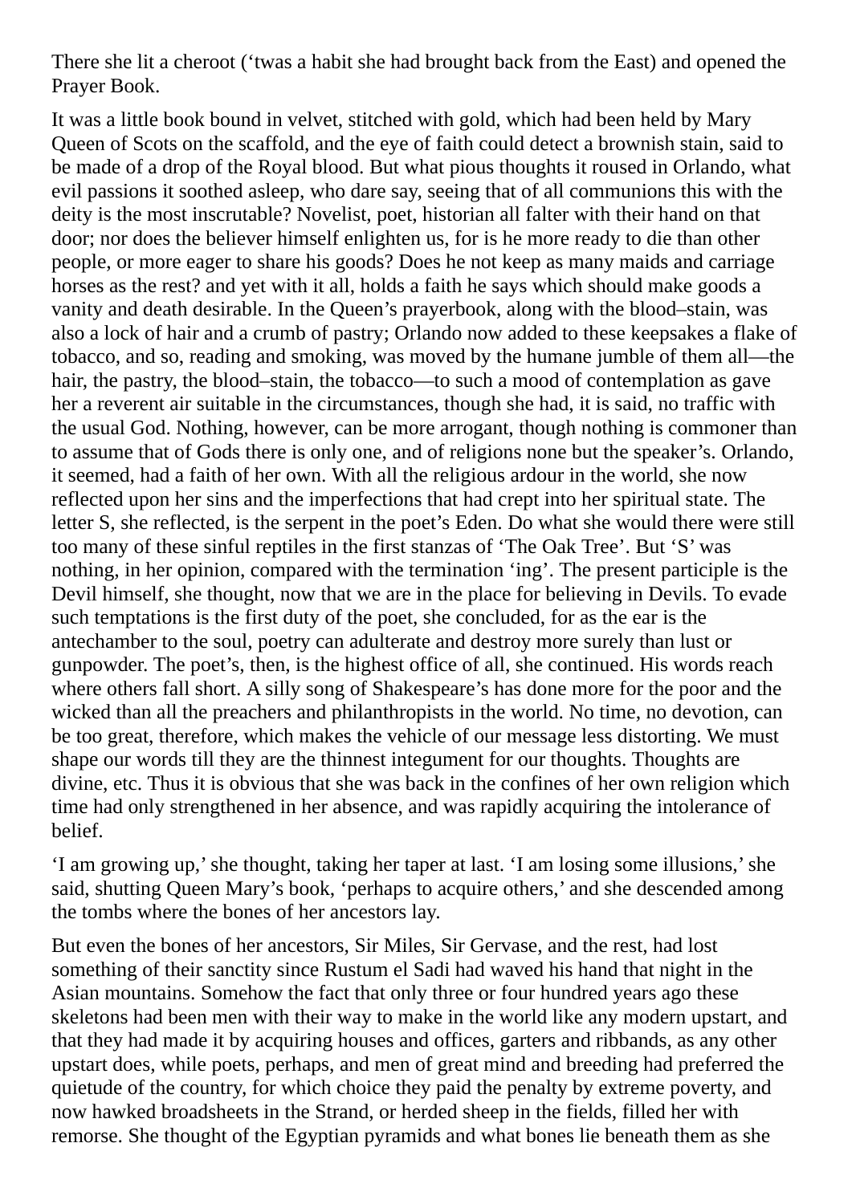There she lit a cheroot ('twas a habit she had brought back from the East) and opened the Prayer Book.

It was a little book bound in velvet, stitched with gold, which had been held by Mary Queen of Scots on the scaffold, and the eye of faith could detect a brownish stain, said to be made of a drop of the Royal blood. But what pious thoughts it roused in Orlando, what evil passions it soothed asleep, who dare say, seeing that of all communions this with the deity is the most inscrutable? Novelist, poet, historian all falter with their hand on that door; nor does the believer himself enlighten us, for is he more ready to die than other people, or more eager to share his goods? Does he not keep as many maids and carriage horses as the rest? and yet with it all, holds a faith he says which should make goods a vanity and death desirable. In the Queen's prayerbook, along with the blood–stain, was also a lock of hair and a crumb of pastry; Orlando now added to these keepsakes a flake of tobacco, and so, reading and smoking, was moved by the humane jumble of them all—the hair, the pastry, the blood–stain, the tobacco—to such a mood of contemplation as gave her a reverent air suitable in the circumstances, though she had, it is said, no traffic with the usual God. Nothing, however, can be more arrogant, though nothing is commoner than to assume that of Gods there is only one, and of religions none but the speaker's. Orlando, it seemed, had a faith of her own. With all the religious ardour in the world, she now reflected upon her sins and the imperfections that had crept into her spiritual state. The letter S, she reflected, is the serpent in the poet's Eden. Do what she would there were still too many of these sinful reptiles in the first stanzas of 'The Oak Tree'. But 'S' was nothing, in her opinion, compared with the termination 'ing'. The present participle is the Devil himself, she thought, now that we are in the place for believing in Devils. To evade such temptations is the first duty of the poet, she concluded, for as the ear is the antechamber to the soul, poetry can adulterate and destroy more surely than lust or gunpowder. The poet's, then, is the highest office of all, she continued. His words reach where others fall short. A silly song of Shakespeare's has done more for the poor and the wicked than all the preachers and philanthropists in the world. No time, no devotion, can be too great, therefore, which makes the vehicle of our message less distorting. We must shape our words till they are the thinnest integument for our thoughts. Thoughts are divine, etc. Thus it is obvious that she was back in the confines of her own religion which time had only strengthened in her absence, and was rapidly acquiring the intolerance of belief.

'I am growing up,' she thought, taking her taper at last. 'I am losing some illusions,' she said, shutting Queen Mary's book, 'perhaps to acquire others,' and she descended among the tombs where the bones of her ancestors lay.

But even the bones of her ancestors, Sir Miles, Sir Gervase, and the rest, had lost something of their sanctity since Rustum el Sadi had waved his hand that night in the Asian mountains. Somehow the fact that only three or four hundred years ago these skeletons had been men with their way to make in the world like any modern upstart, and that they had made it by acquiring houses and offices, garters and ribbands, as any other upstart does, while poets, perhaps, and men of great mind and breeding had preferred the quietude of the country, for which choice they paid the penalty by extreme poverty, and now hawked broadsheets in the Strand, or herded sheep in the fields, filled her with remorse. She thought of the Egyptian pyramids and what bones lie beneath them as she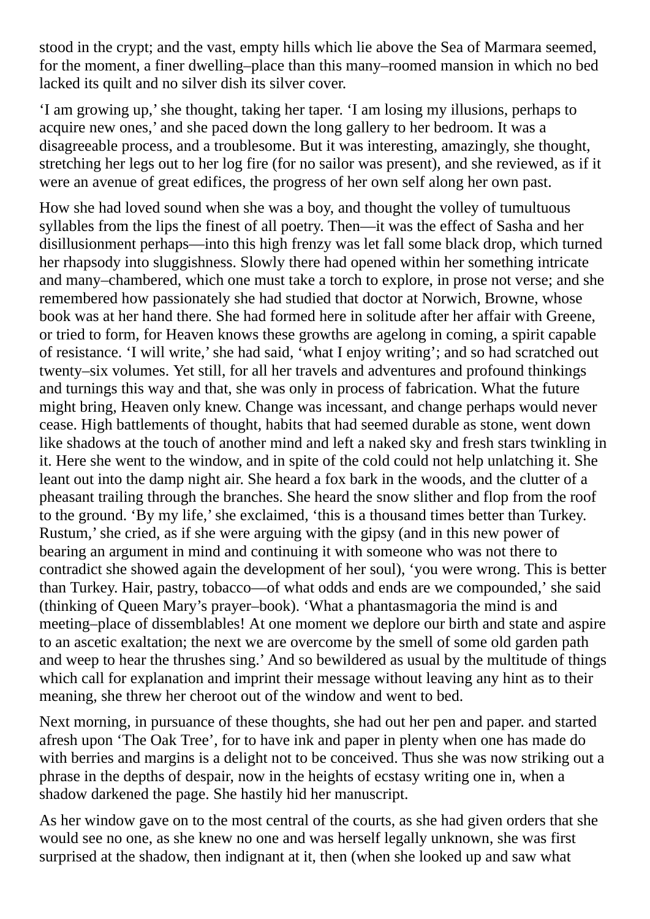stood in the crypt; and the vast, empty hills which lie above the Sea of Marmara seemed, for the moment, a finer dwelling–place than this many–roomed mansion in which no bed lacked its quilt and no silver dish its silver cover.

'I am growing up,' she thought, taking her taper. 'I am losing my illusions, perhaps to acquire new ones,' and she paced down the long gallery to her bedroom. It was a disagreeable process, and a troublesome. But it was interesting, amazingly, she thought, stretching her legs out to her log fire (for no sailor was present), and she reviewed, as if it were an avenue of great edifices, the progress of her own self along her own past.

How she had loved sound when she was a boy, and thought the volley of tumultuous syllables from the lips the finest of all poetry. Then—it was the effect of Sasha and her disillusionment perhaps—into this high frenzy was let fall some black drop, which turned her rhapsody into sluggishness. Slowly there had opened within her something intricate and many–chambered, which one must take a torch to explore, in prose not verse; and she remembered how passionately she had studied that doctor at Norwich, Browne, whose book was at her hand there. She had formed here in solitude after her affair with Greene, or tried to form, for Heaven knows these growths are agelong in coming, a spirit capable of resistance. 'I will write,' she had said, 'what I enjoy writing'; and so had scratched out twenty–six volumes. Yet still, for all her travels and adventures and profound thinkings and turnings this way and that, she was only in process of fabrication. What the future might bring, Heaven only knew. Change was incessant, and change perhaps would never cease. High battlements of thought, habits that had seemed durable as stone, went down like shadows at the touch of another mind and left a naked sky and fresh stars twinkling in it. Here she went to the window, and in spite of the cold could not help unlatching it. She leant out into the damp night air. She heard a fox bark in the woods, and the clutter of a pheasant trailing through the branches. She heard the snow slither and flop from the roof to the ground. 'By my life,' she exclaimed, 'this is a thousand times better than Turkey. Rustum,' she cried, as if she were arguing with the gipsy (and in this new power of bearing an argument in mind and continuing it with someone who was not there to contradict she showed again the development of her soul), 'you were wrong. This is better than Turkey. Hair, pastry, tobacco—of what odds and ends are we compounded,' she said (thinking of Queen Mary's prayer–book). 'What a phantasmagoria the mind is and meeting–place of dissemblables! At one moment we deplore our birth and state and aspire to an ascetic exaltation; the next we are overcome by the smell of some old garden path and weep to hear the thrushes sing.' And so bewildered as usual by the multitude of things which call for explanation and imprint their message without leaving any hint as to their meaning, she threw her cheroot out of the window and went to bed.

Next morning, in pursuance of these thoughts, she had out her pen and paper. and started afresh upon 'The Oak Tree', for to have ink and paper in plenty when one has made do with berries and margins is a delight not to be conceived. Thus she was now striking out a phrase in the depths of despair, now in the heights of ecstasy writing one in, when a shadow darkened the page. She hastily hid her manuscript.

As her window gave on to the most central of the courts, as she had given orders that she would see no one, as she knew no one and was herself legally unknown, she was first surprised at the shadow, then indignant at it, then (when she looked up and saw what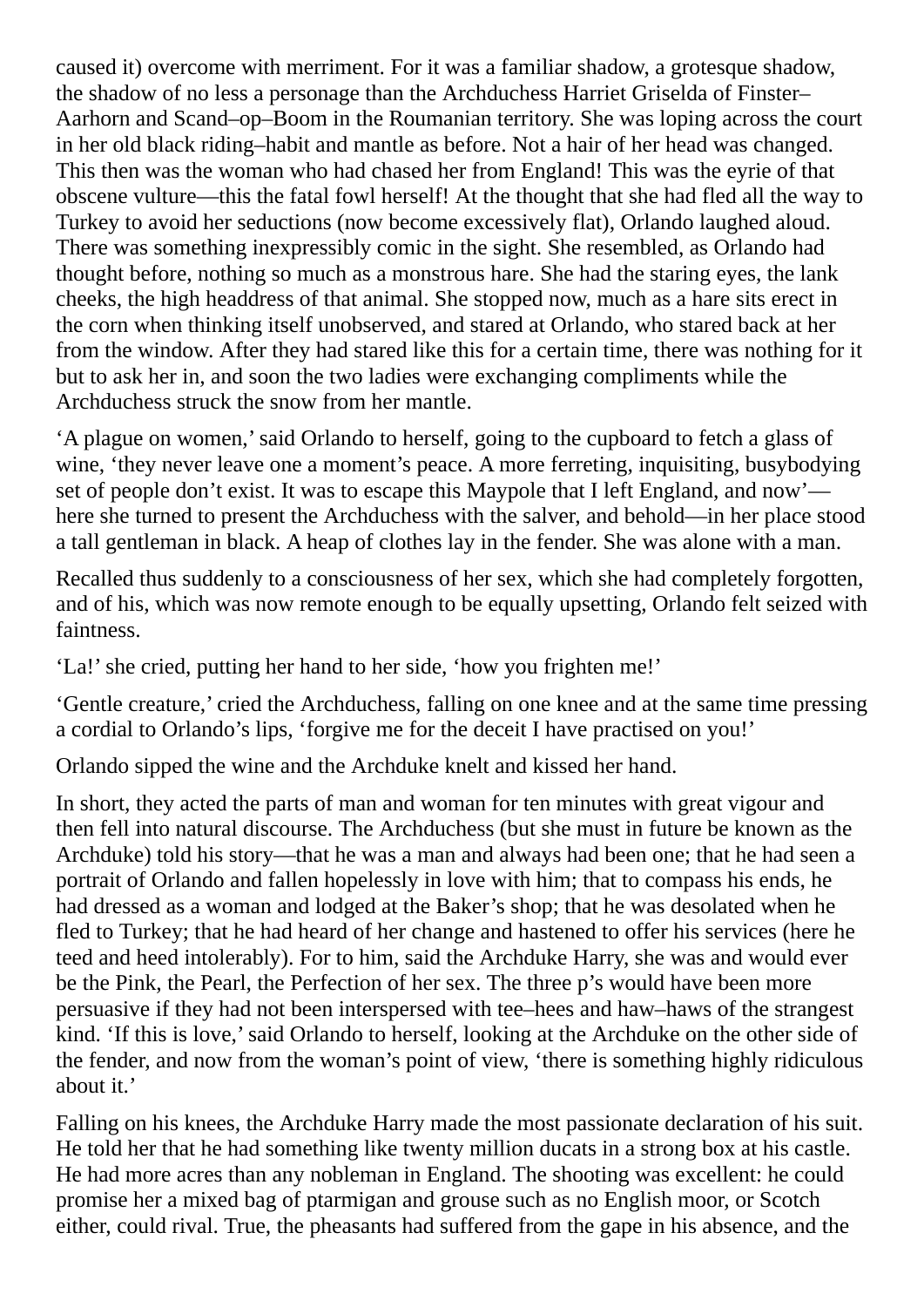caused it) overcome with merriment. For it was a familiar shadow, a grotesque shadow, the shadow of no less a personage than the Archduchess Harriet Griselda of Finster–Aarhorn and Scand–op–Boom in the Roumanian territory. She was loping across the court in her old black riding–habit and mantle as before. Not a hair of her head was changed. This then was the woman who had chased her from England! This was the eyrie of that obscene vulture—this the fatal fowl herself! At the thought that she had fled all the way to Turkey to avoid her seductions (now become excessively flat), Orlando laughed aloud. There was something inexpressibly comic in the sight. She resembled, as Orlando had thought before, nothing so much as a monstrous hare. She had the staring eyes, the lank cheeks, the high headdress of that animal. She stopped now, much as a hare sits erect in the corn when thinking itself unobserved, and stared at Orlando, who stared back at her from the window. After they had stared like this for a certain time, there was nothing for it but to ask her in, and soon the two ladies were exchanging compliments while the Archduchess struck the snow from her mantle.

'A plague on women,' said Orlando to herself, going to the cupboard to fetch a glass of wine, 'they never leave one a moment's peace. A more ferreting, inquisiting, busybodying set of people don't exist. It was to escape this Maypole that I left England, and now'—here she turned to present the Archduchess with the salver, and behold—in her place stood a tall gentleman in black. A heap of clothes lay in the fender. She was alone with a man.

Recalled thus suddenly to a consciousness of her sex, which she had completely forgotten, and of his, which was now remote enough to be equally upsetting, Orlando felt seized with faintness.

'La!' she cried, putting her hand to her side, 'how you frighten me!'

'Gentle creature,' cried the Archduchess, falling on one knee and at the same time pressing a cordial to Orlando's lips, 'forgive me for the deceit I have practised on you!'

Orlando sipped the wine and the Archduke knelt and kissed her hand.

In short, they acted the parts of man and woman for ten minutes with great vigour and then fell into natural discourse. The Archduchess (but she must in future be known as the Archduke) told his story—that he was a man and always had been one; that he had seen a portrait of Orlando and fallen hopelessly in love with him; that to compass his ends, he had dressed as a woman and lodged at the Baker's shop; that he was desolated when he fled to Turkey; that he had heard of her change and hastened to offer his services (here he teed and heed intolerably). For to him, said the Archduke Harry, she was and would ever be the Pink, the Pearl, the Perfection of her sex. The three p's would have been more persuasive if they had not been interspersed with tee–hees and haw–haws of the strangest kind. 'If this is love,' said Orlando to herself, looking at the Archduke on the other side of the fender, and now from the woman's point of view, 'there is something highly ridiculous about it.'

Falling on his knees, the Archduke Harry made the most passionate declaration of his suit. He told her that he had something like twenty million ducats in a strong box at his castle. He had more acres than any nobleman in England. The shooting was excellent: he could promise her a mixed bag of ptarmigan and grouse such as no English moor, or Scotch either, could rival. True, the pheasants had suffered from the gape in his absence, and the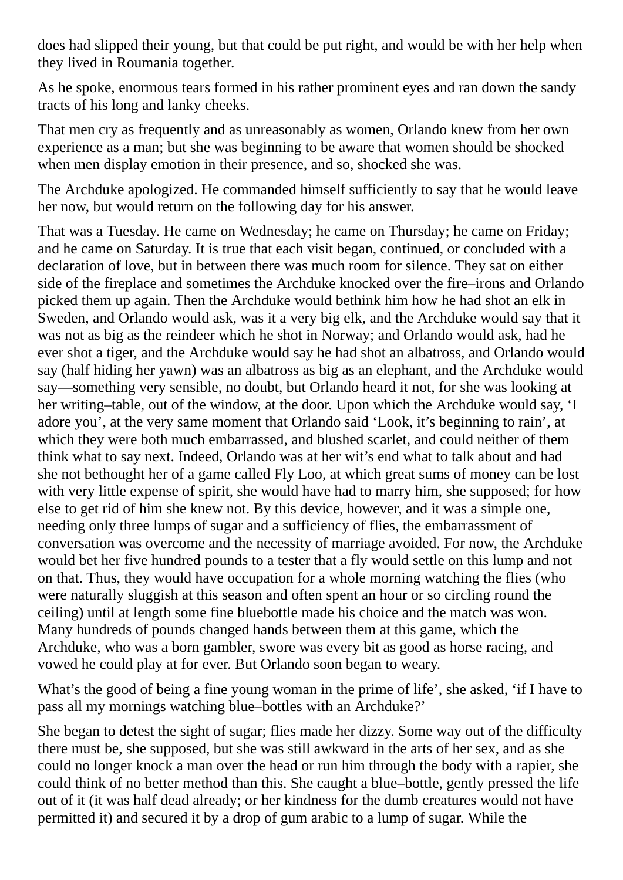does had slipped their young, but that could be put right, and would be with her help when they lived in Roumania together.

As he spoke, enormous tears formed in his rather prominent eyes and ran down the sandy tracts of his long and lanky cheeks.

That men cry as frequently and as unreasonably as women, Orlando knew from her own experience as a man; but she was beginning to be aware that women should be shocked when men display emotion in their presence, and so, shocked she was.

The Archduke apologized. He commanded himself sufficiently to say that he would leave her now, but would return on the following day for his answer.

That was a Tuesday. He came on Wednesday; he came on Thursday; he came on Friday; and he came on Saturday. It is true that each visit began, continued, or concluded with a declaration of love, but in between there was much room for silence. They sat on either side of the fireplace and sometimes the Archduke knocked over the fire–irons and Orlando picked them up again. Then the Archduke would bethink him how he had shot an elk in Sweden, and Orlando would ask, was it a very big elk, and the Archduke would say that it was not as big as the reindeer which he shot in Norway; and Orlando would ask, had he ever shot a tiger, and the Archduke would say he had shot an albatross, and Orlando would say (half hiding her yawn) was an albatross as big as an elephant, and the Archduke would say—something very sensible, no doubt, but Orlando heard it not, for she was looking at her writing–table, out of the window, at the door. Upon which the Archduke would say, 'I adore you', at the very same moment that Orlando said 'Look, it's beginning to rain', at which they were both much embarrassed, and blushed scarlet, and could neither of them think what to say next. Indeed, Orlando was at her wit's end what to talk about and had she not bethought her of a game called Fly Loo, at which great sums of money can be lost with very little expense of spirit, she would have had to marry him, she supposed; for how else to get rid of him she knew not. By this device, however, and it was a simple one, needing only three lumps of sugar and a sufficiency of flies, the embarrassment of conversation was overcome and the necessity of marriage avoided. For now, the Archduke would bet her five hundred pounds to a tester that a fly would settle on this lump and not on that. Thus, they would have occupation for a whole morning watching the flies (who were naturally sluggish at this season and often spent an hour or so circling round the ceiling) until at length some fine bluebottle made his choice and the match was won. Many hundreds of pounds changed hands between them at this game, which the Archduke, who was a born gambler, swore was every bit as good as horse racing, and vowed he could play at for ever. But Orlando soon began to weary.

What's the good of being a fine young woman in the prime of life', she asked, 'if I have to pass all my mornings watching blue–bottles with an Archduke?'

She began to detest the sight of sugar; flies made her dizzy. Some way out of the difficulty there must be, she supposed, but she was still awkward in the arts of her sex, and as she could no longer knock a man over the head or run him through the body with a rapier, she could think of no better method than this. She caught a blue–bottle, gently pressed the life out of it (it was half dead already; or her kindness for the dumb creatures would not have permitted it) and secured it by a drop of gum arabic to a lump of sugar. While the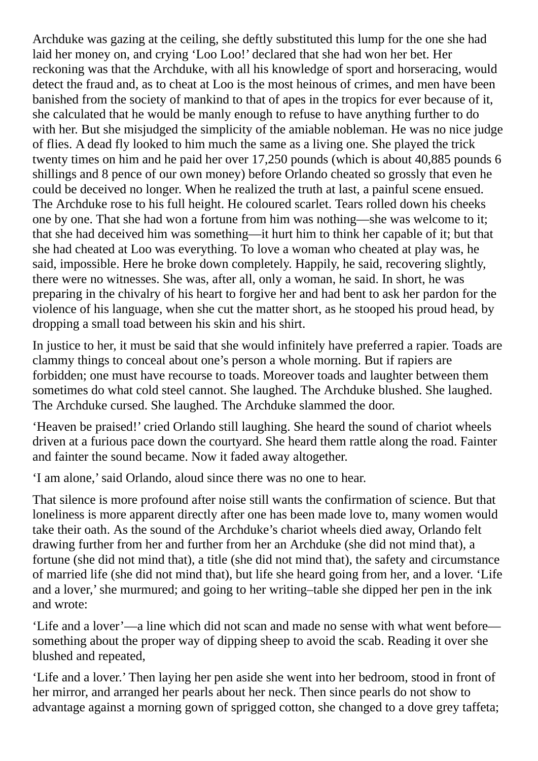Archduke was gazing at the ceiling, she deftly substituted this lump for the one she had laid her money on, and crying 'Loo Loo!' declared that she had won her bet. Her reckoning was that the Archduke, with all his knowledge of sport and horseracing, would detect the fraud and, as to cheat at Loo is the most heinous of crimes, and men have been banished from the society of mankind to that of apes in the tropics for ever because of it, she calculated that he would be manly enough to refuse to have anything further to do with her. But she misjudged the simplicity of the amiable nobleman. He was no nice judge of flies. A dead fly looked to him much the same as a living one. She played the trick twenty times on him and he paid her over 17,250 pounds (which is about 40,885 pounds 6 shillings and 8 pence of our own money) before Orlando cheated so grossly that even he could be deceived no longer. When he realized the truth at last, a painful scene ensued. The Archduke rose to his full height. He coloured scarlet. Tears rolled down his cheeks one by one. That she had won a fortune from him was nothing—she was welcome to it; that she had deceived him was something—it hurt him to think her capable of it; but that she had cheated at Loo was everything. To love a woman who cheated at play was, he said, impossible. Here he broke down completely. Happily, he said, recovering slightly, there were no witnesses. She was, after all, only a woman, he said. In short, he was preparing in the chivalry of his heart to forgive her and had bent to ask her pardon for the violence of his language, when she cut the matter short, as he stooped his proud head, by dropping a small toad between his skin and his shirt.

In justice to her, it must be said that she would infinitely have preferred a rapier. Toads are clammy things to conceal about one's person a whole morning. But if rapiers are forbidden; one must have recourse to toads. Moreover toads and laughter between them sometimes do what cold steel cannot. She laughed. The Archduke blushed. She laughed. The Archduke cursed. She laughed. The Archduke slammed the door.

'Heaven be praised!' cried Orlando still laughing. She heard the sound of chariot wheels driven at a furious pace down the courtyard. She heard them rattle along the road. Fainter and fainter the sound became. Now it faded away altogether.

'I am alone,' said Orlando, aloud since there was no one to hear.

That silence is more profound after noise still wants the confirmation of science. But that loneliness is more apparent directly after one has been made love to, many women would take their oath. As the sound of the Archduke's chariot wheels died away, Orlando felt drawing further from her and further from her an Archduke (she did not mind that), a fortune (she did not mind that), a title (she did not mind that), the safety and circumstance of married life (she did not mind that), but life she heard going from her, and a lover. 'Life and a lover,' she murmured; and going to her writing–table she dipped her pen in the ink and wrote:

'Life and a lover'—a line which did not scan and made no sense with what went before—something about the proper way of dipping sheep to avoid the scab. Reading it over she blushed and repeated,

'Life and a lover.' Then laying her pen aside she went into her bedroom, stood in front of her mirror, and arranged her pearls about her neck. Then since pearls do not show to advantage against a morning gown of sprigged cotton, she changed to a dove grey taffeta;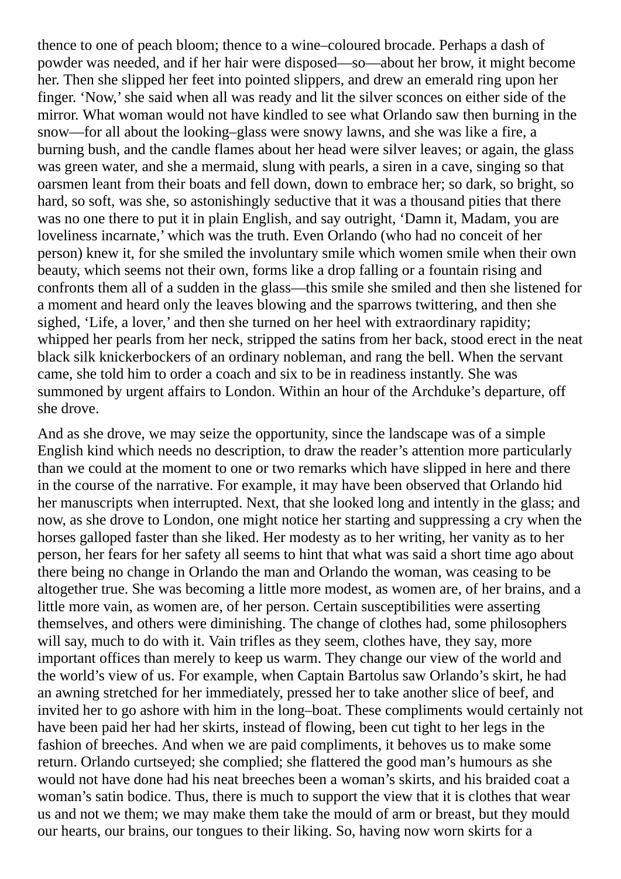thence to one of peach bloom; thence to a wine–coloured brocade. Perhaps a dash of powder was needed, and if her hair were disposed—so—about her brow, it might become her. Then she slipped her feet into pointed slippers, and drew an emerald ring upon her finger. 'Now,' she said when all was ready and lit the silver sconces on either side of the mirror. What woman would not have kindled to see what Orlando saw then burning in the snow—for all about the looking–glass were snowy lawns, and she was like a fire, a burning bush, and the candle flames about her head were silver leaves; or again, the glass was green water, and she a mermaid, slung with pearls, a siren in a cave, singing so that oarsmen leant from their boats and fell down, down to embrace her; so dark, so bright, so hard, so soft, was she, so astonishingly seductive that it was a thousand pities that there was no one there to put it in plain English, and say outright, 'Damn it, Madam, you are loveliness incarnate,' which was the truth. Even Orlando (who had no conceit of her person) knew it, for she smiled the involuntary smile which women smile when their own beauty, which seems not their own, forms like a drop falling or a fountain rising and confronts them all of a sudden in the glass—this smile she smiled and then she listened for a moment and heard only the leaves blowing and the sparrows twittering, and then she sighed, 'Life, a lover,' and then she turned on her heel with extraordinary rapidity; whipped her pearls from her neck, stripped the satins from her back, stood erect in the neat black silk knickerbockers of an ordinary nobleman, and rang the bell. When the servant came, she told him to order a coach and six to be in readiness instantly. She was summoned by urgent affairs to London. Within an hour of the Archduke's departure, off she drove.

And as she drove, we may seize the opportunity, since the landscape was of a simple English kind which needs no description, to draw the reader's attention more particularly than we could at the moment to one or two remarks which have slipped in here and there in the course of the narrative. For example, it may have been observed that Orlando hid her manuscripts when interrupted. Next, that she looked long and intently in the glass; and now, as she drove to London, one might notice her starting and suppressing a cry when the horses galloped faster than she liked. Her modesty as to her writing, her vanity as to her person, her fears for her safety all seems to hint that what was said a short time ago about there being no change in Orlando the man and Orlando the woman, was ceasing to be altogether true. She was becoming a little more modest, as women are, of her brains, and a little more vain, as women are, of her person. Certain susceptibilities were asserting themselves, and others were diminishing. The change of clothes had, some philosophers will say, much to do with it. Vain trifles as they seem, clothes have, they say, more important offices than merely to keep us warm. They change our view of the world and the world's view of us. For example, when Captain Bartolus saw Orlando's skirt, he had an awning stretched for her immediately, pressed her to take another slice of beef, and invited her to go ashore with him in the long–boat. These compliments would certainly not have been paid her had her skirts, instead of flowing, been cut tight to her legs in the fashion of breeches. And when we are paid compliments, it behoves us to make some return. Orlando curtseyed; she complied; she flattered the good man's humours as she would not have done had his neat breeches been a woman's skirts, and his braided coat a woman's satin bodice. Thus, there is much to support the view that it is clothes that wear us and not we them; we may make them take the mould of arm or breast, but they mould our hearts, our brains, our tongues to their liking. So, having now worn skirts for a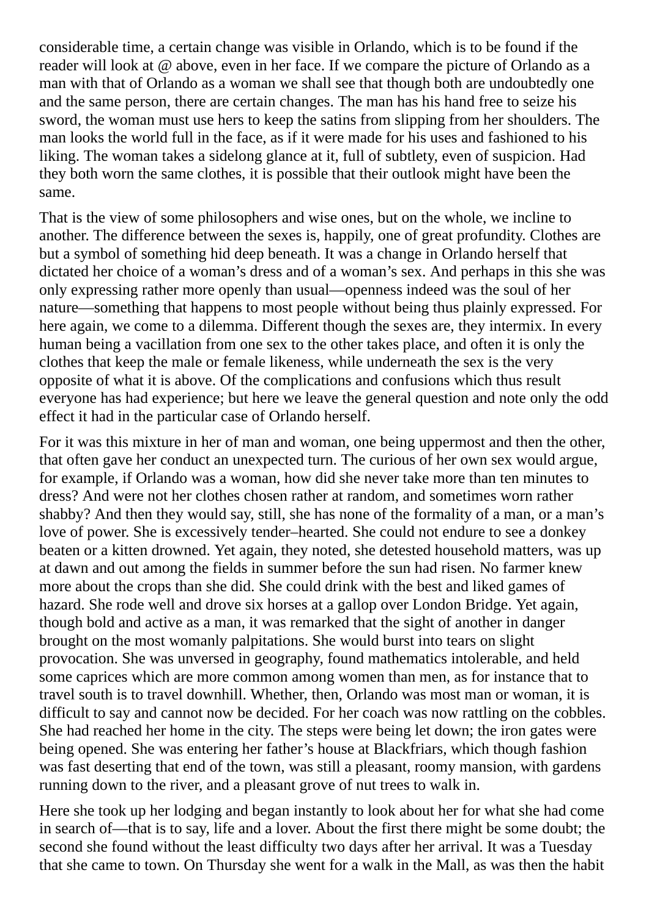considerable time, a certain change was visible in Orlando, which is to be found if the reader will look at @ above, even in her face. If we compare the picture of Orlando as a man with that of Orlando as a woman we shall see that though both are undoubtedly one and the same person, there are certain changes. The man has his hand free to seize his sword, the woman must use hers to keep the satins from slipping from her shoulders. The man looks the world full in the face, as if it were made for his uses and fashioned to his liking. The woman takes a sidelong glance at it, full of subtlety, even of suspicion. Had they both worn the same clothes, it is possible that their outlook might have been the same.

That is the view of some philosophers and wise ones, but on the whole, we incline to another. The difference between the sexes is, happily, one of great profundity. Clothes are but a symbol of something hid deep beneath. It was a change in Orlando herself that dictated her choice of a woman's dress and of a woman's sex. And perhaps in this she was only expressing rather more openly than usual—openness indeed was the soul of her nature—something that happens to most people without being thus plainly expressed. For here again, we come to a dilemma. Different though the sexes are, they intermix. In every human being a vacillation from one sex to the other takes place, and often it is only the clothes that keep the male or female likeness, while underneath the sex is the very opposite of what it is above. Of the complications and confusions which thus result everyone has had experience; but here we leave the general question and note only the odd effect it had in the particular case of Orlando herself.

For it was this mixture in her of man and woman, one being uppermost and then the other, that often gave her conduct an unexpected turn. The curious of her own sex would argue, for example, if Orlando was a woman, how did she never take more than ten minutes to dress? And were not her clothes chosen rather at random, and sometimes worn rather shabby? And then they would say, still, she has none of the formality of a man, or a man's love of power. She is excessively tender–hearted. She could not endure to see a donkey beaten or a kitten drowned. Yet again, they noted, she detested household matters, was up at dawn and out among the fields in summer before the sun had risen. No farmer knew more about the crops than she did. She could drink with the best and liked games of hazard. She rode well and drove six horses at a gallop over London Bridge. Yet again, though bold and active as a man, it was remarked that the sight of another in danger brought on the most womanly palpitations. She would burst into tears on slight provocation. She was unversed in geography, found mathematics intolerable, and held some caprices which are more common among women than men, as for instance that to travel south is to travel downhill. Whether, then, Orlando was most man or woman, it is difficult to say and cannot now be decided. For her coach was now rattling on the cobbles. She had reached her home in the city. The steps were being let down; the iron gates were being opened. She was entering her father's house at Blackfriars, which though fashion was fast deserting that end of the town, was still a pleasant, roomy mansion, with gardens running down to the river, and a pleasant grove of nut trees to walk in.

Here she took up her lodging and began instantly to look about her for what she had come in search of—that is to say, life and a lover. About the first there might be some doubt; the second she found without the least difficulty two days after her arrival. It was a Tuesday that she came to town. On Thursday she went for a walk in the Mall, as was then the habit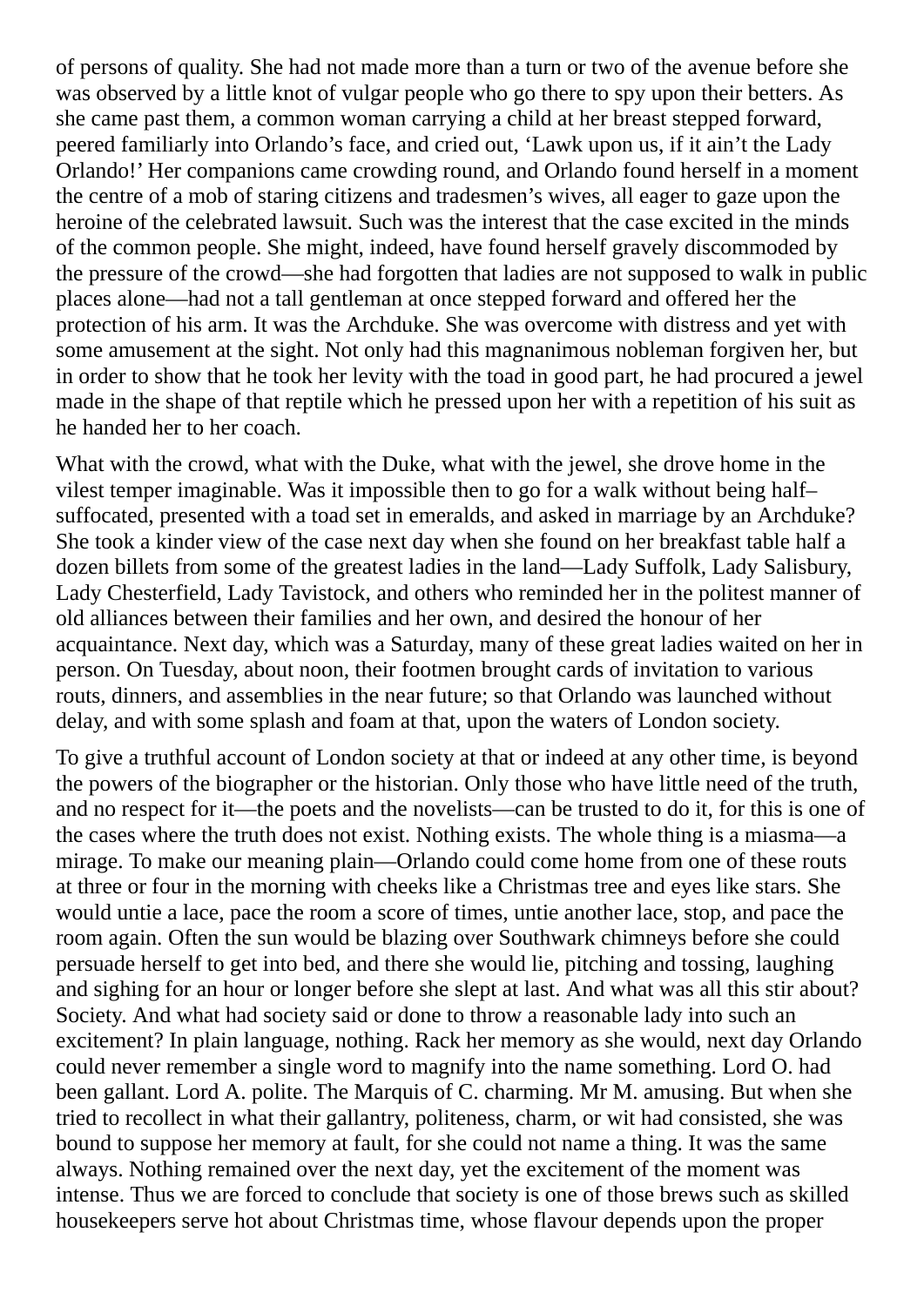of persons of quality. She had not made more than a turn or two of the avenue before she was observed by a little knot of vulgar people who go there to spy upon their betters. As she came past them, a common woman carrying a child at her breast stepped forward, peered familiarly into Orlando's face, and cried out, 'Lawk upon us, if it ain't the Lady Orlando!' Her companions came crowding round, and Orlando found herself in a moment the centre of a mob of staring citizens and tradesmen's wives, all eager to gaze upon the heroine of the celebrated lawsuit. Such was the interest that the case excited in the minds of the common people. She might, indeed, have found herself gravely discommoded by the pressure of the crowd—she had forgotten that ladies are not supposed to walk in public places alone—had not a tall gentleman at once stepped forward and offered her the protection of his arm. It was the Archduke. She was overcome with distress and yet with some amusement at the sight. Not only had this magnanimous nobleman forgiven her, but in order to show that he took her levity with the toad in good part, he had procured a jewel made in the shape of that reptile which he pressed upon her with a repetition of his suit as he handed her to her coach.

What with the crowd, what with the Duke, what with the jewel, she drove home in the vilest temper imaginable. Was it impossible then to go for a walk without being half–suffocated, presented with a toad set in emeralds, and asked in marriage by an Archduke? She took a kinder view of the case next day when she found on her breakfast table half a dozen billets from some of the greatest ladies in the land—Lady Suffolk, Lady Salisbury, Lady Chesterfield, Lady Tavistock, and others who reminded her in the politest manner of old alliances between their families and her own, and desired the honour of her acquaintance. Next day, which was a Saturday, many of these great ladies waited on her in person. On Tuesday, about noon, their footmen brought cards of invitation to various routs, dinners, and assemblies in the near future; so that Orlando was launched without delay, and with some splash and foam at that, upon the waters of London society.

To give a truthful account of London society at that or indeed at any other time, is beyond the powers of the biographer or the historian. Only those who have little need of the truth, and no respect for it—the poets and the novelists—can be trusted to do it, for this is one of the cases where the truth does not exist. Nothing exists. The whole thing is a miasma—a mirage. To make our meaning plain—Orlando could come home from one of these routs at three or four in the morning with cheeks like a Christmas tree and eyes like stars. She would untie a lace, pace the room a score of times, untie another lace, stop, and pace the room again. Often the sun would be blazing over Southwark chimneys before she could persuade herself to get into bed, and there she would lie, pitching and tossing, laughing and sighing for an hour or longer before she slept at last. And what was all this stir about? Society. And what had society said or done to throw a reasonable lady into such an excitement? In plain language, nothing. Rack her memory as she would, next day Orlando could never remember a single word to magnify into the name something. Lord O. had been gallant. Lord A. polite. The Marquis of C. charming. Mr M. amusing. But when she tried to recollect in what their gallantry, politeness, charm, or wit had consisted, she was bound to suppose her memory at fault, for she could not name a thing. It was the same always. Nothing remained over the next day, yet the excitement of the moment was intense. Thus we are forced to conclude that society is one of those brews such as skilled housekeepers serve hot about Christmas time, whose flavour depends upon the proper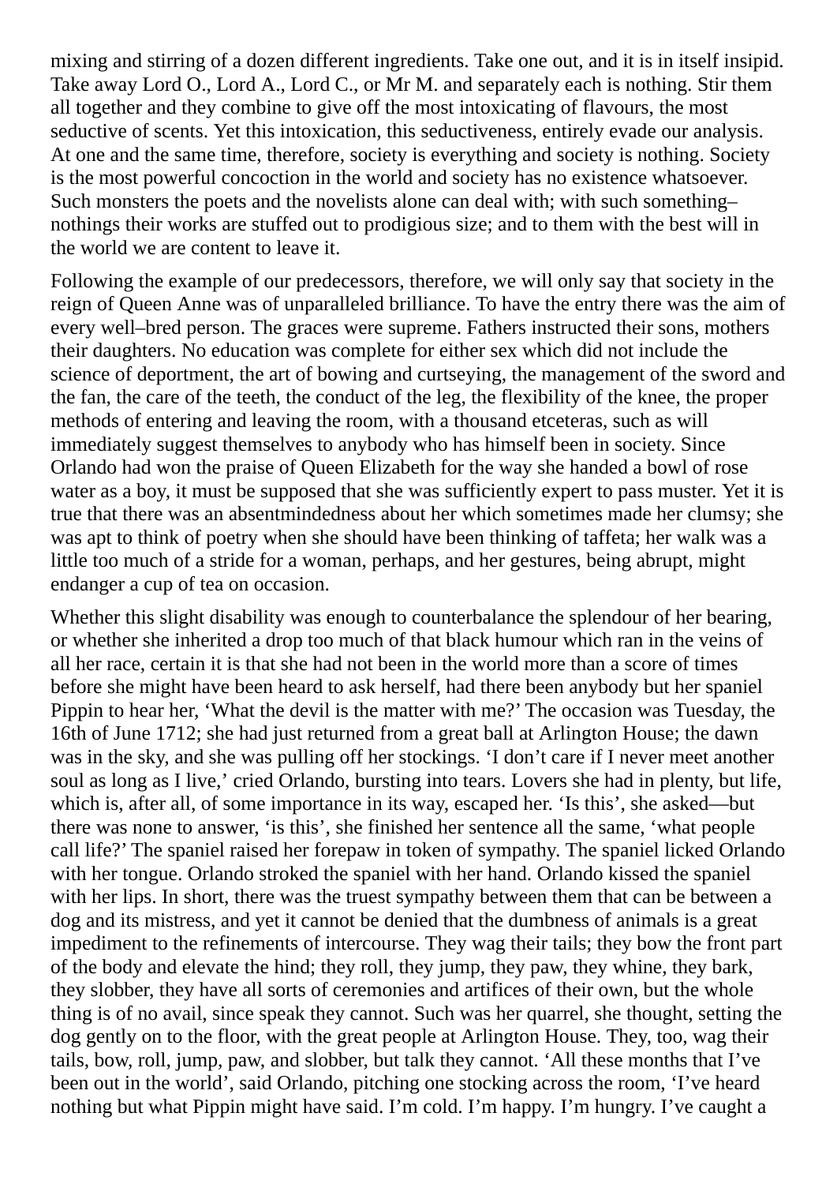mixing and stirring of a dozen different ingredients. Take one out, and it is in itself insipid. Take away Lord O., Lord A., Lord C., or Mr M. and separately each is nothing. Stir them all together and they combine to give off the most intoxicating of flavours, the most seductive of scents. Yet this intoxication, this seductiveness, entirely evade our analysis. At one and the same time, therefore, society is everything and society is nothing. Society is the most powerful concoction in the world and society has no existence whatsoever. Such monsters the poets and the novelists alone can deal with; with such something–nothings their works are stuffed out to prodigious size; and to them with the best will in the world we are content to leave it.

Following the example of our predecessors, therefore, we will only say that society in the reign of Queen Anne was of unparaleled brilliance. To have the entry there was the aim of every well–bred person. The graces were supreme. Fathers instructed their sons, mothers their daughters. No education was complete for either sex which did not include the science of deportment, the art of bowing and curtseying, the management of the sword and the fan, the care of the teeth, the conduct of the leg, the flexibility of the knee, the proper methods of entering and leaving the room, with a thousand etceteras, such as will immediately suggest themselves to anybody who has himself been in society. Since Orlando had won the praise of Queen Elizabeth for the way she handed a bowl of rose water as a boy, it must be supposed that she was sufficiently expert to pass muster. Yet it is true that there was an absentmindedness about her which sometimes made her clumsy; she was apt to think of poetry when she should have been thinking of taffeta; her walk was a little too much of a stride for a woman, perhaps, and her gestures, being abrupt, might endanger a cup of tea on occasion.

Whether this slight disability was enough to counterbalance the splendour of her bearing, or whether she inherited a drop too much of that black humour which ran in the veins of all her race, certain it is that she had not been in the world more than a score of times before she might have been heard to ask herself, had there been anybody but her spaniel Pippin to hear her, 'What the devil is the matter with me?' The occasion was Tuesday, the 16th of June 1712; she had just returned from a great ball at Arlington House; the dawn was in the sky, and she was pulling off her stockings. 'I don't care if I never meet another soul as long as I live,' cried Orlando, bursting into tears. Lovers she had in plenty, but life, which is, after all, of some importance in its way, escaped her. 'Is this', she asked—but there was none to answer, 'is this', she finished her sentence all the same, 'what people call life?' The spaniel raised her forepaw in token of sympathy. The spaniel licked Orlando with her tongue. Orlando stroked the spaniel with her hand. Orlando kissed the spaniel with her lips. In short, there was the truest sympathy between them that can be between a dog and its mistress, and yet it cannot be denied that the dumbness of animals is a great impediment to the refinements of intercourse. They wag their tails; they bow the front part of the body and elevate the hind; they roll, they jump, they paw, they whine, they bark, they slobber, they have all sorts of ceremonies and artifices of their own, but the whole thing is of no avail, since speak they cannot. Such was her quarrel, she thought, setting the dog gently on to the floor, with the great people at Arlington House. They, too, wag their tails, bow, roll, jump, paw, and slobber, but talk they cannot. 'All these months that I've been out in the world', said Orlando, pitching one stocking across the room, 'I've heard nothing but what Pippin might have said. I'm cold. I'm happy. I'm hungry. I've caught a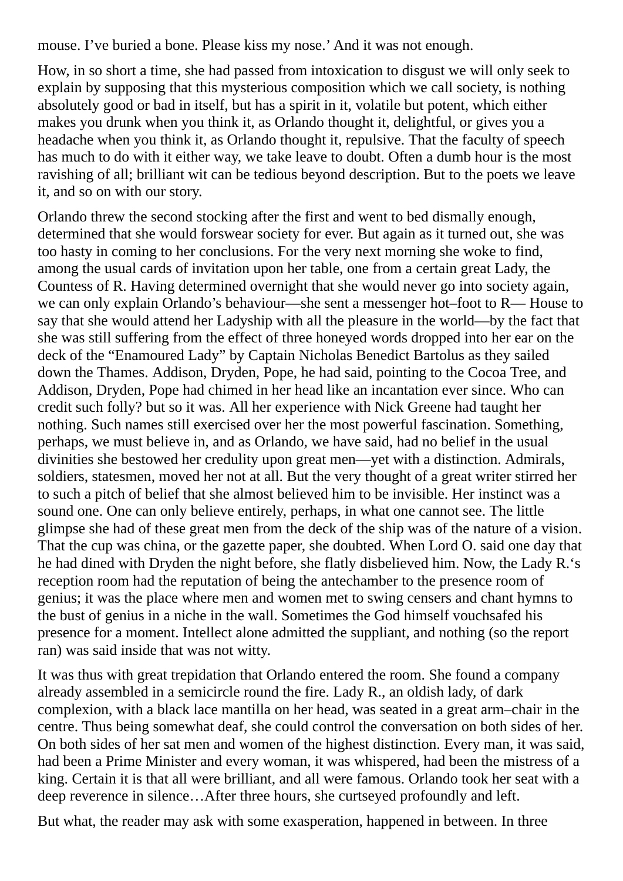mouse. I've buried a bone. Please kiss my nose.' And it was not enough.

How, in so short a time, she had passed from intoxication to disgust we will only seek to explain by supposing that this mysterious composition which we call society, is nothing absolutely good or bad in itself, but has a spirit in it, volatile but potent, which either makes you drunk when you think it, as Orlando thought it, delightful, or gives you a headache when you think it, as Orlando thought it, repulsive. That the faculty of speech has much to do with it either way, we take leave to doubt. Often a dumb hour is the most ravishing of all; brilliant wit can be tedious beyond description. But to the poets we leave it, and so on with our story.

Orlando threw the second stocking after the first and went to bed dismally enough, determined that she would forswear society for ever. But again as it turned out, she was too hasty in coming to her conclusions. For the very next morning she woke to find, among the usual cards of invitation upon her table, one from a certain great Lady, the Countess of R. Having determined overnight that she would never go into society again, we can only explain Orlando's behaviour—she sent a messenger hot–foot to R— House to say that she would attend her Ladyship with all the pleasure in the world—by the fact that she was still suffering from the effect of three honeyed words dropped into her ear on the deck of the "Enamoured Lady" by Captain Nicholas Benedict Bartolus as they sailed down the Thames. Addison, Dryden, Pope, he had said, pointing to the Cocoa Tree, and Addison, Dryden, Pope had chimed in her head like an incantation ever since. Who can credit such folly? but so it was. All her experience with Nick Greene had taught her nothing. Such names still exercised over her the most powerful fascination. Something, perhaps, we must believe in, and as Orlando, we have said, had no belief in the usual divinities she bestowed her credulity upon great men—yet with a distinction. Admirals, soldiers, statesmen, moved her not at all. But the very thought of a great writer stirred her to such a pitch of belief that she almost believed him to be invisible. Her instinct was a sound one. One can only believe entirely, perhaps, in what one cannot see. The little glimpse she had of these great men from the deck of the ship was of the nature of a vision. That the cup was china, or the gazette paper, she doubted. When Lord O. said one day that he had dined with Dryden the night before, she flatly disbelieved him. Now, the Lady R.'s reception room had the reputation of being the antechamber to the presence room of genius; it was the place where men and women met to swing censers and chant hymns to the bust of genius in a niche in the wall. Sometimes the God himself vouchsafed his presence for a moment. Intellect alone admitted the suppliant, and nothing (so the report ran) was said inside that was not witty.

It was thus with great trepidation that Orlando entered the room. She found a company already assembled in a semicircle round the fire. Lady R., an oldish lady, of dark complexion, with a black lace mantilla on her head, was seated in a great arm–chair in the centre. Thus being somewhat deaf, she could control the conversation on both sides of her. On both sides of her sat men and women of the highest distinction. Every man, it was said, had been a Prime Minister and every woman, it was whispered, had been the mistress of a king. Certain it is that all were brilliant, and all were famous. Orlando took her seat with a deep reverence in silence…After three hours, she curtseyed profoundly and left.

But what, the reader may ask with some exasperation, happened in between. In three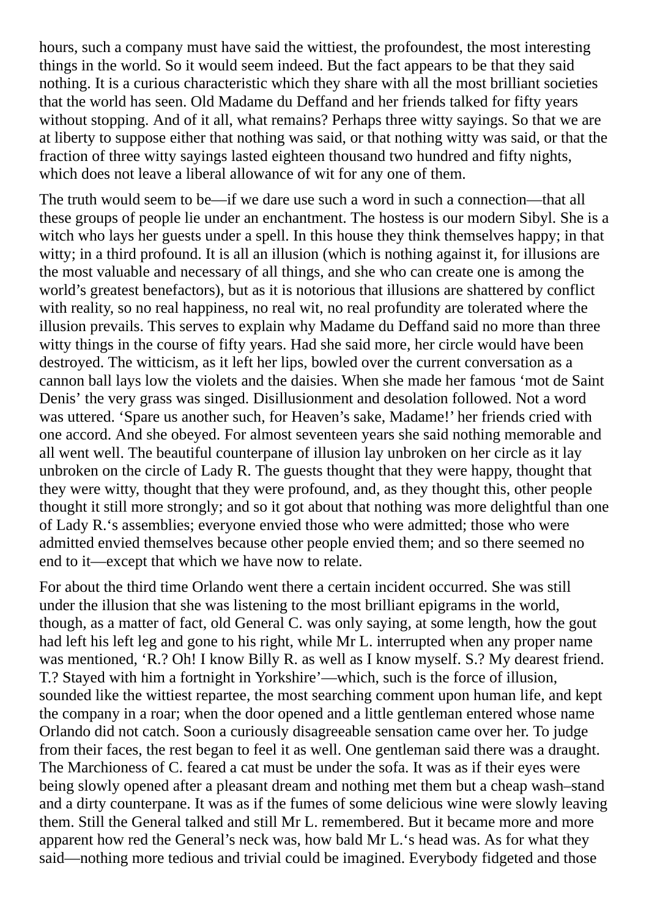hours, such a company must have said the wittiest, the profoundest, the most interesting things in the world. So it would seem indeed. But the fact appears to be that they said nothing. It is a curious characteristic which they share with all the most brilliant societies that the world has seen. Old Madame du Deffand and her friends talked for fifty years without stopping. And of it all, what remains? Perhaps three witty sayings. So that we are at liberty to suppose either that nothing was said, or that nothing witty was said, or that the fraction of three witty sayings lasted eighteen thousand two hundred and fifty nights, which does not leave a liberal allowance of wit for any one of them.

The truth would seem to be—if we dare use such a word in such a connection—that all these groups of people lie under an enchantment. The hostess is our modern Sibyl. She is a witch who lays her guests under a spell. In this house they think themselves happy; in that witty; in a third profound. It is all an illusion (which is nothing against it, for illusions are the most valuable and necessary of all things, and she who can create one is among the world's greatest benefactors), but as it is notorious that illusions are shattered by conflict with reality, so no real happiness, no real wit, no real profundity are tolerated where the illusion prevails. This serves to explain why Madame du Deffand said no more than three witty things in the course of fifty years. Had she said more, her circle would have been destroyed. The witticism, as it left her lips, bowled over the current conversation as a cannon ball lays low the violets and the daisies. When she made her famous 'mot de Saint Denis' the very grass was singed. Disillusionment and desolation followed. Not a word was uttered. 'Spare us another such, for Heaven's sake, Madame!' her friends cried with one accord. And she obeyed. For almost seventeen years she said nothing memorable and all went well. The beautiful counterpane of illusion lay unbroken on her circle as it lay unbroken on the circle of Lady R. The guests thought that they were happy, thought that they were witty, thought that they were profound, and, as they thought this, other people thought it still more strongly; and so it got about that nothing was more delightful than one of Lady R.'s assemblies; everyone envied those who were admitted; those who were admitted envied themselves because other people envied them; and so there seemed no end to it—except that which we have now to relate.

For about the third time Orlando went there a certain incident occurred. She was still under the illusion that she was listening to the most brilliant epigrams in the world, though, as a matter of fact, old General C. was only saying, at some length, how the gout had left his left leg and gone to his right, while Mr L. interrupted when any proper name was mentioned, 'R.? Oh! I know Billy R. as well as I know myself. S.? My dearest friend. T.? Stayed with him a fortnight in Yorkshire'—which, such is the force of illusion, sounded like the wittiest repartee, the most searching comment upon human life, and kept the company in a roar; when the door opened and a little gentleman entered whose name Orlando did not catch. Soon a curiously disagreeable sensation came over her. To judge from their faces, the rest began to feel it as well. One gentleman said there was a draught. The Marchioness of C. feared a cat must be under the sofa. It was as if their eyes were being slowly opened after a pleasant dream and nothing met them but a cheap wash–stand and a dirty counterpane. It was as if the fumes of some delicious wine were slowly leaving them. Still the General talked and still Mr L. remembered. But it became more and more apparent how red the General's neck was, how bald Mr L.'s head was. As for what they said—nothing more tedious and trivial could be imagined. Everybody fidgeted and those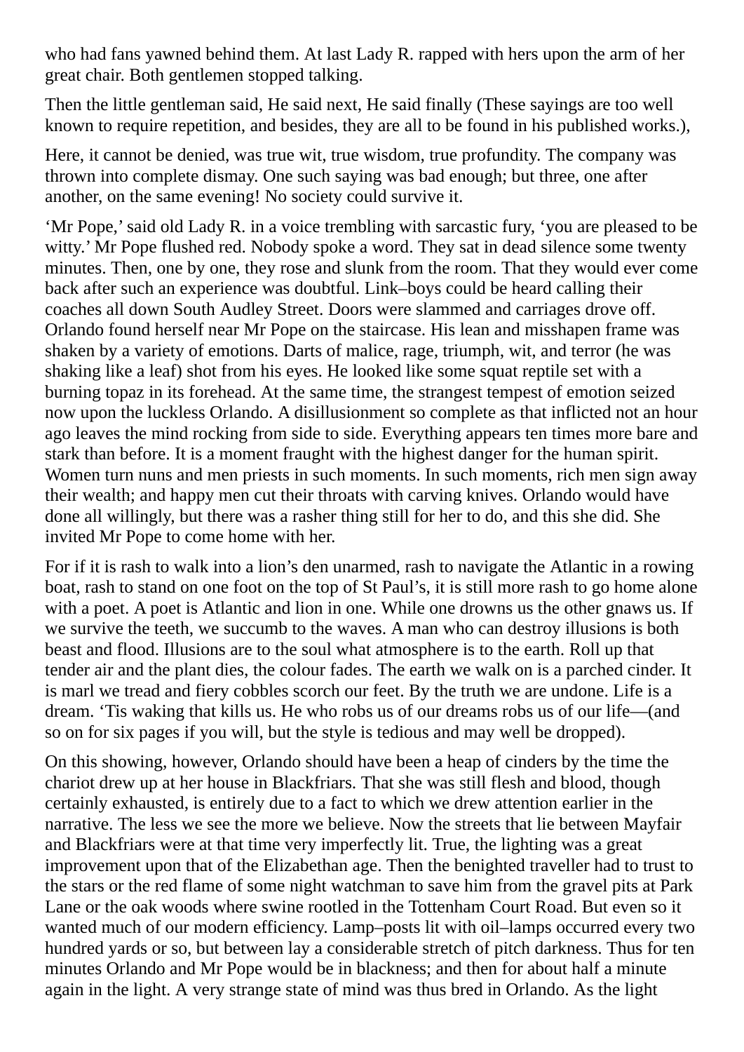who had fans yawned behind them. At last Lady R. rapped with hers upon the arm of her great chair. Both gentlemen stopped talking.

Then the little gentleman said, He said next, He said finally (These sayings are too well known to require repetition, and besides, they are all to be found in his published works.),

Here, it cannot be denied, was true wit, true wisdom, true profundity. The company was thrown into complete dismay. One such saying was bad enough; but three, one after another, on the same evening! No society could survive it.

'Mr Pope,' said old Lady R. in a voice trembling with sarcastic fury, 'you are pleased to be witty.' Mr Pope flushed red. Nobody spoke a word. They sat in dead silence some twenty minutes. Then, one by one, they rose and slunk from the room. That they would ever come back after such an experience was doubtful. Link–boys could be heard calling their coaches all down South Audley Street. Doors were slammed and carriages drove off. Orlando found herself near Mr Pope on the staircase. His lean and misshapen frame was shaken by a variety of emotions. Darts of malice, rage, triumph, wit, and terror (he was shaking like a leaf) shot from his eyes. He looked like some squat reptile set with a burning topaz in its forehead. At the same time, the strangest tempest of emotion seized now upon the luckless Orlando. A disillusionment so complete as that inflicted not an hour ago leaves the mind rocking from side to side. Everything appears ten times more bare and stark than before. It is a moment fraught with the highest danger for the human spirit. Women turn nuns and men priests in such moments. In such moments, rich men sign away their wealth; and happy men cut their throats with carving knives. Orlando would have done all willingly, but there was a rasher thing still for her to do, and this she did. She invited Mr Pope to come home with her.

For if it is rash to walk into a lion's den unarmed, rash to navigate the Atlantic in a rowing boat, rash to stand on one foot on the top of St Paul's, it is still more rash to go home alone with a poet. A poet is Atlantic and lion in one. While one drowns us the other gnaws us. If we survive the teeth, we succumb to the waves. A man who can destroy illusions is both beast and flood. Illusions are to the soul what atmosphere is to the earth. Roll up that tender air and the plant dies, the colour fades. The earth we walk on is a parched cinder. It is marl we tread and fiery cobbles scorch our feet. By the truth we are undone. Life is a dream. 'Tis waking that kills us. He who robs us of our dreams robs us of our life—(and so on for six pages if you will, but the style is tedious and may well be dropped).

On this showing, however, Orlando should have been a heap of cinders by the time the chariot drew up at her house in Blackfriars. That she was still flesh and blood, though certainly exhausted, is entirely due to a fact to which we drew attention earlier in the narrative. The less we see the more we believe. Now the streets that lie between Mayfair and Blackfriars were at that time very imperfectly lit. True, the lighting was a great improvement upon that of the Elizabethan age. Then the benighted traveller had to trust to the stars or the red flame of some night watchman to save him from the gravel pits at Park Lane or the oak woods where swine rootled in the Tottenham Court Road. But even so it wanted much of our modern efficiency. Lamp–posts lit with oil–lamps occurred every two hundred yards or so, but between lay a considerable stretch of pitch darkness. Thus for ten minutes Orlando and Mr Pope would be in blackness; and then for about half a minute again in the light. A very strange state of mind was thus bred in Orlando. As the light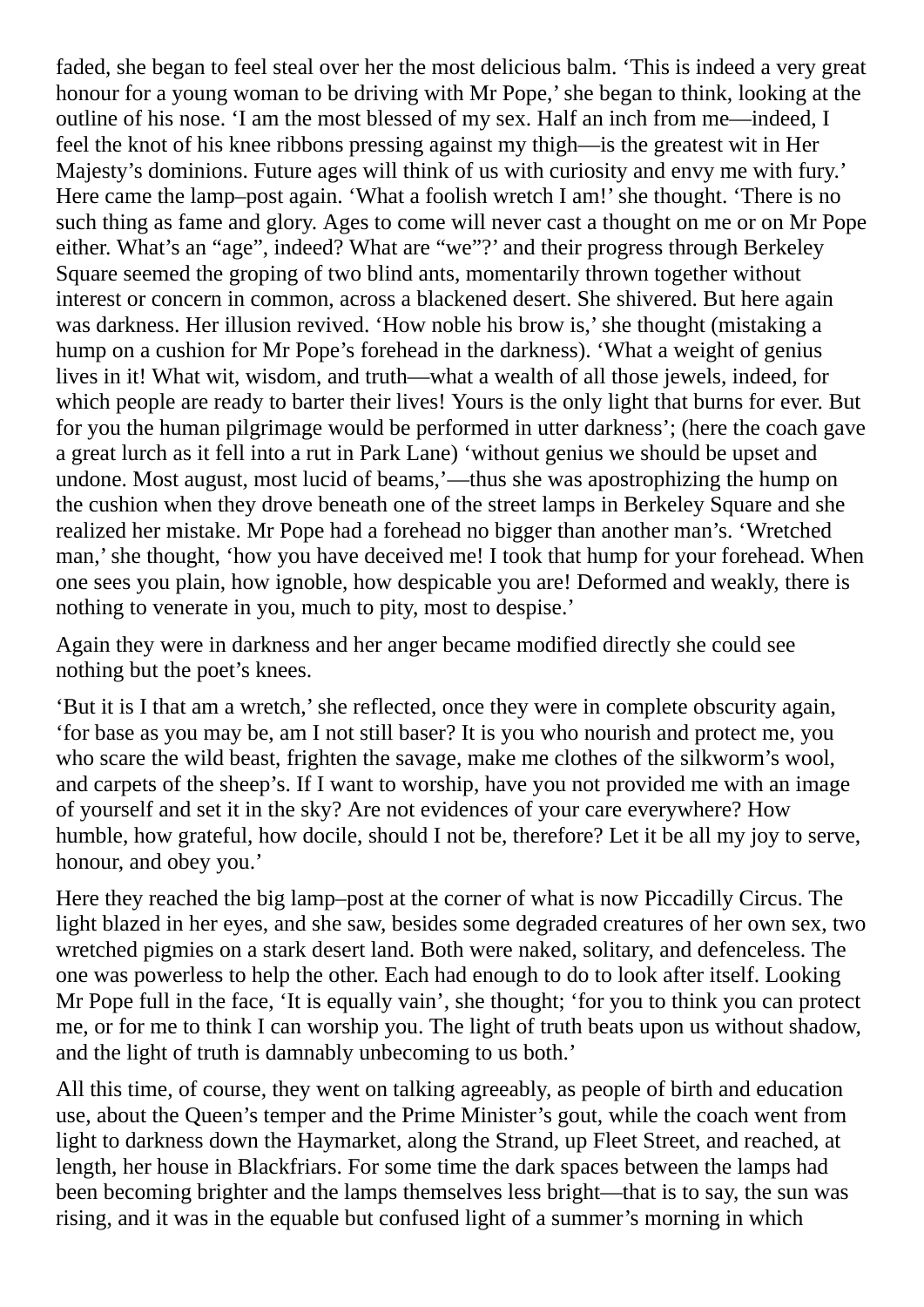faded, she began to feel steal over her the most delicious balm. ‘This is indeed a very great honour for a young woman to be driving with Mr Pope,’ she began to think, looking at the outline of his nose. ‘I am the most blessed of my sex. Half an inch from me—indeed, I feel the knot of his knee ribbons pressing against my thigh—is the greatest wit in Her Majesty’s dominions. Future ages will think of us with curiosity and envy me with fury.’ Here came the lamp–post again. ‘What a foolish wretch I am!’ she thought. ‘There is no such thing as fame and glory. Ages to come will never cast a thought on me or on Mr Pope either. What’s an “age”, indeed? What are “we”?’ and their progress through Berkeley Square seemed the groping of two blind ants, momentarily thrown together without interest or concern in common, across a blackened desert. She shivered. But here again was darkness. Her illusion revived. ‘How noble his brow is,’ she thought (mistaking a hump on a cushion for Mr Pope’s forehead in the darkness). ‘What a weight of genius lives in it! What wit, wisdom, and truth—what a wealth of all those jewels, indeed, for which people are ready to barter their lives! Yours is the only light that burns for ever. But for you the human pilgrimage would be performed in utter darkness’; (here the coach gave a great lurch as it fell into a rut in Park Lane) ‘without genius we should be upset and undone. Most august, most lucid of beams,’—thus she was apostrophizing the hump on the cushion when they drove beneath one of the street lamps in Berkeley Square and she realized her mistake. Mr Pope had a forehead no bigger than another man’s. ‘Wretched man,’ she thought, ‘how you have deceived me! I took that hump for your forehead. When one sees you plain, how ignoble, how despicable you are! Deformed and weakly, there is nothing to venerate in you, much to pity, most to despise.’

Again they were in darkness and her anger became modified directly she could see nothing but the poet’s knees.

‘But it is I that am a wretch,’ she reflected, once they were in complete obscurity again, ‘for base as you may be, am I not still baser? It is you who nourish and protect me, you who scare the wild beast, frighten the savage, make me clothes of the silkworm’s wool, and carpets of the sheep’s. If I want to worship, have you not provided me with an image of yourself and set it in the sky? Are not evidences of your care everywhere? How humble, how grateful, how docile, should I not be, therefore? Let it be all my joy to serve, honour, and obey you.’

Here they reached the big lamp–post at the corner of what is now Piccadilly Circus. The light blazed in her eyes, and she saw, besides some degraded creatures of her own sex, two wretched pigmies on a stark desert land. Both were naked, solitary, and defenceless. The one was powerless to help the other. Each had enough to do to look after itself. Looking Mr Pope full in the face, ‘It is equally vain’, she thought; ‘for you to think you can protect me, or for me to think I can worship you. The light of truth beats upon us without shadow, and the light of truth is damnably unbecoming to us both.’

All this time, of course, they went on talking agreeably, as people of birth and education use, about the Queen’s temper and the Prime Minister’s gout, while the coach went from light to darkness down the Haymarket, along the Strand, up Fleet Street, and reached, at length, her house in Blackfriars. For some time the dark spaces between the lamps had been becoming brighter and the lamps themselves less bright—that is to say, the sun was rising, and it was in the equable but confused light of a summer’s morning in which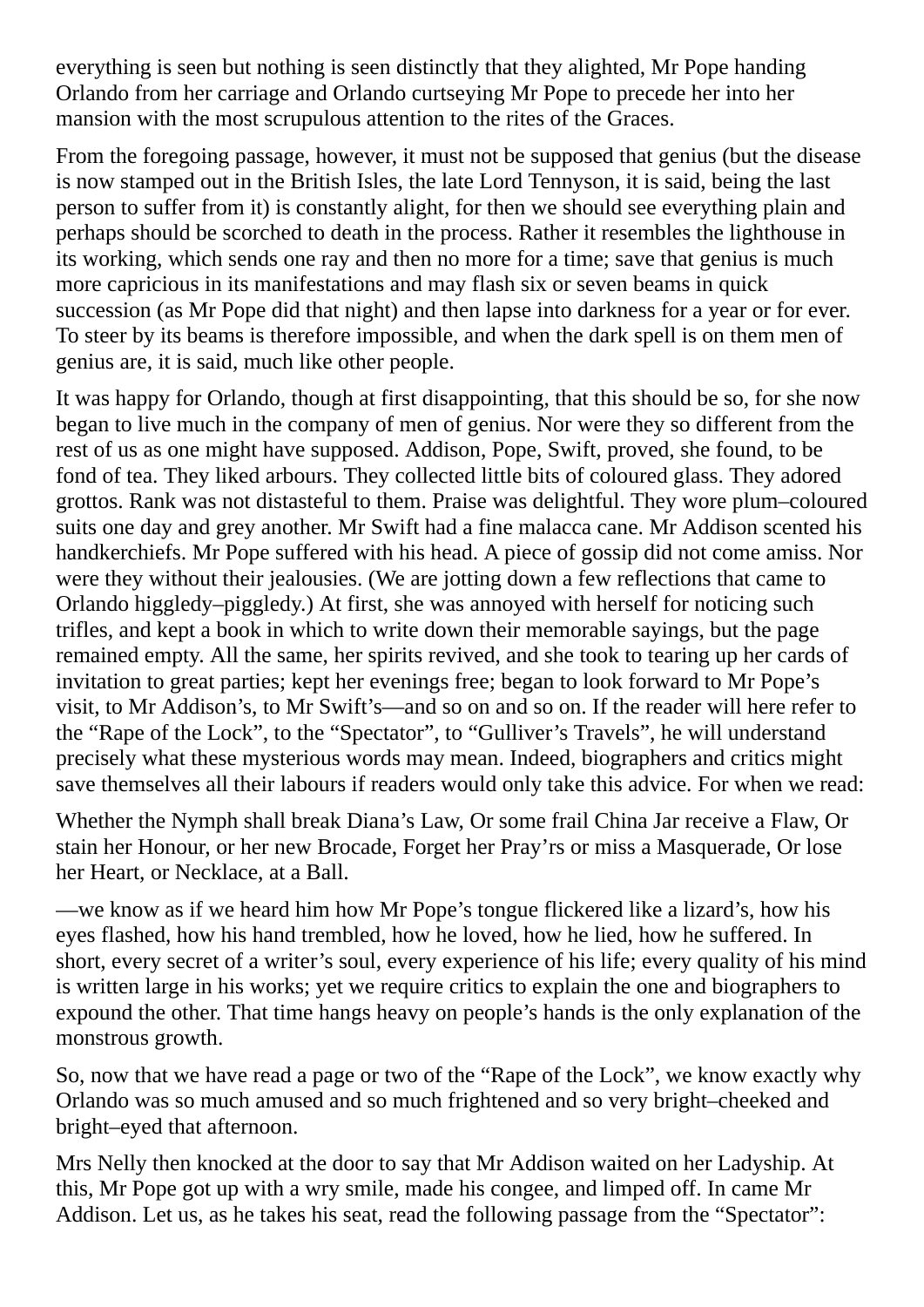everything is seen but nothing is seen distinctly that they alighted, Mr Pope handing Orlando from her carriage and Orlando curtseying Mr Pope to precede her into her mansion with the most scrupulous attention to the rites of the Graces.

From the foregoing passage, however, it must not be supposed that genius (but the disease is now stamped out in the British Isles, the late Lord Tennyson, it is said, being the last person to suffer from it) is constantly alight, for then we should see everything plain and perhaps should be scorched to death in the process. Rather it resembles the lighthouse in its working, which sends one ray and then no more for a time; save that genius is much more capricious in its manifestations and may flash six or seven beams in quick succession (as Mr Pope did that night) and then lapse into darkness for a year or for ever. To steer by its beams is therefore impossible, and when the dark spell is on them men of genius are, it is said, much like other people.

It was happy for Orlando, though at first disappointing, that this should be so, for she now began to live much in the company of men of genius. Nor were they so different from the rest of us as one might have supposed. Addison, Pope, Swift, proved, she found, to be fond of tea. They liked arbours. They collected little bits of coloured glass. They adored grottos. Rank was not distasteful to them. Praise was delightful. They wore plum–coloured suits one day and grey another. Mr Swift had a fine malacca cane. Mr Addison scented his handkerchiefs. Mr Pope suffered with his head. A piece of gossip did not come amiss. Nor were they without their jealousies. (We are jotting down a few reflections that came to Orlando higgledy–piggledy.) At first, she was annoyed with herself for noticing such trifles, and kept a book in which to write down their memorable sayings, but the page remained empty. All the same, her spirits revived, and she took to tearing up her cards of invitation to great parties; kept her evenings free; began to look forward to Mr Pope's visit, to Mr Addison's, to Mr Swift's—and so on and so on. If the reader will here refer to the "Rape of the Lock", to the "Spectator", to "Gulliver's Travels", he will understand precisely what these mysterious words may mean. Indeed, biographers and critics might save themselves all their labours if readers would only take this advice. For when we read:

Whether the Nymph shall break Diana's Law, Or some frail China Jar receive a Flaw, Or stain her Honour, or her new Brocade, Forget her Pray'rs or miss a Masquerade, Or lose her Heart, or Necklace, at a Ball.

—we know as if we heard him how Mr Pope's tongue flickered like a lizard's, how his eyes flashed, how his hand trembled, how he loved, how he lied, how he suffered. In short, every secret of a writer's soul, every experience of his life; every quality of his mind is written large in his works; yet we require critics to explain the one and biographers to expound the other. That time hangs heavy on people's hands is the only explanation of the monstrous growth.

So, now that we have read a page or two of the "Rape of the Lock", we know exactly why Orlando was so much amused and so much frightened and so very bright–cheeked and bright–eyed that afternoon.

Mrs Nelly then knocked at the door to say that Mr Addison waited on her Ladyship. At this, Mr Pope got up with a wry smile, made his congee, and limped off. In came Mr Addison. Let us, as he takes his seat, read the following passage from the "Spectator":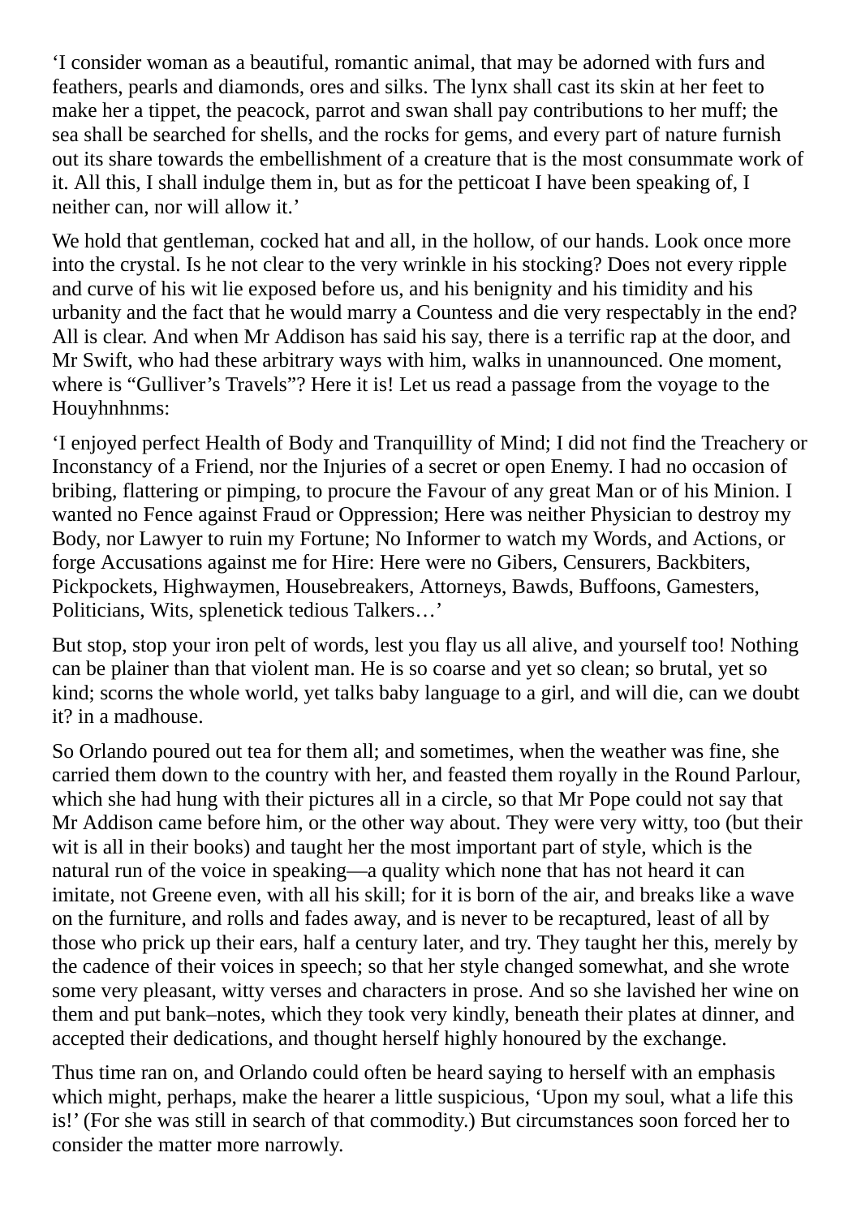'I consider woman as a beautiful, romantic animal, that may be adorned with furs and feathers, pearls and diamonds, ores and silks. The lynx shall cast its skin at her feet to make her a tippet, the peacock, parrot and swan shall pay contributions to her muff; the sea shall be searched for shells, and the rocks for gems, and every part of nature furnish out its share towards the embellishment of a creature that is the most consummate work of it. All this, I shall indulge them in, but as for the petticoat I have been speaking of, I neither can, nor will allow it.'

We hold that gentleman, cocked hat and all, in the hollow, of our hands. Look once more into the crystal. Is he not clear to the very wrinkle in his stocking? Does not every ripple and curve of his wit lie exposed before us, and his benignity and his timidity and his urbanity and the fact that he would marry a Countess and die very respectably in the end? All is clear. And when Mr Addison has said his say, there is a terrific rap at the door, and Mr Swift, who had these arbitrary ways with him, walks in unannounced. One moment, where is "Gulliver's Travels"? Here it is! Let us read a passage from the voyage to the Houyhnhnms:

'I enjoyed perfect Health of Body and Tranquillity of Mind; I did not find the Treachery or Inconstancy of a Friend, nor the Injuries of a secret or open Enemy. I had no occasion of bribing, flattering or pimping, to procure the Favour of any great Man or of his Minion. I wanted no Fence against Fraud or Oppression; Here was neither Physician to destroy my Body, nor Lawyer to ruin my Fortune; No Informer to watch my Words, and Actions, or forge Accusations against me for Hire: Here were no Gibers, Censurers, Backbiters, Pickpockets, Highwaymen, Housebreakers, Attorneys, Bawds, Buffoons, Gamesters, Politicians, Wits, splenetick tedious Talkers…'

But stop, stop your iron pelt of words, lest you flay us all alive, and yourself too! Nothing can be plainer than that violent man. He is so coarse and yet so clean; so brutal, yet so kind; scorns the whole world, yet talks baby language to a girl, and will die, can we doubt it? in a madhouse.

So Orlando poured out tea for them all; and sometimes, when the weather was fine, she carried them down to the country with her, and feasted them royally in the Round Parlour, which she had hung with their pictures all in a circle, so that Mr Pope could not say that Mr Addison came before him, or the other way about. They were very witty, too (but their wit is all in their books) and taught her the most important part of style, which is the natural run of the voice in speaking—a quality which none that has not heard it can imitate, not Greene even, with all his skill; for it is born of the air, and breaks like a wave on the furniture, and rolls and fades away, and is never to be recaptured, least of all by those who prick up their ears, half a century later, and try. They taught her this, merely by the cadence of their voices in speech; so that her style changed somewhat, and she wrote some very pleasant, witty verses and characters in prose. And so she lavished her wine on them and put bank–notes, which they took very kindly, beneath their plates at dinner, and accepted their dedications, and thought herself highly honoured by the exchange.

Thus time ran on, and Orlando could often be heard saying to herself with an emphasis which might, perhaps, make the hearer a little suspicious, 'Upon my soul, what a life this is!' (For she was still in search of that commodity.) But circumstances soon forced her to consider the matter more narrowly.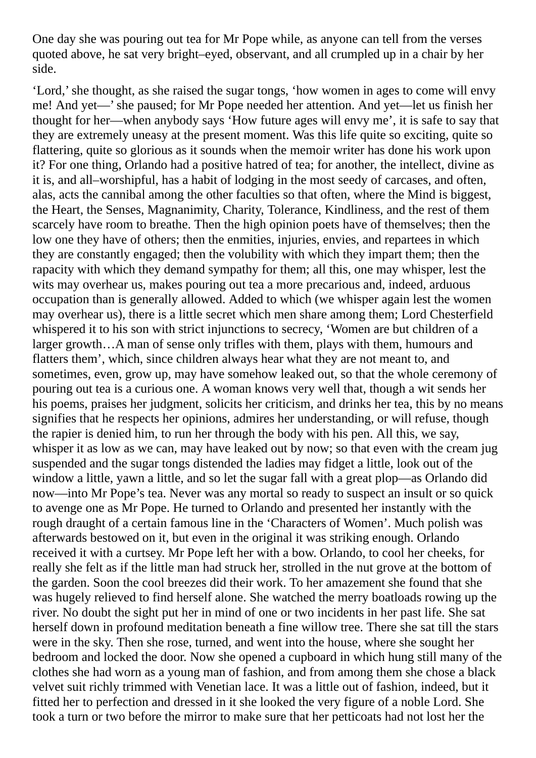One day she was pouring out tea for Mr Pope while, as anyone can tell from the verses quoted above, he sat very bright–eyed, observant, and all crumpled up in a chair by her side.

'Lord,' she thought, as she raised the sugar tongs, 'how women in ages to come will envy me! And yet—' she paused; for Mr Pope needed her attention. And yet—let us finish her thought for her—when anybody says 'How future ages will envy me', it is safe to say that they are extremely uneasy at the present moment. Was this life quite so exciting, quite so flattering, quite so glorious as it sounds when the memoir writer has done his work upon it? For one thing, Orlando had a positive hatred of tea; for another, the intellect, divine as it is, and all–worshipful, has a habit of lodging in the most seedy of carcases, and often, alas, acts the cannibal among the other faculties so that often, where the Mind is biggest, the Heart, the Senses, Magnanimity, Charity, Tolerance, Kindliness, and the rest of them scarcely have room to breathe. Then the high opinion poets have of themselves; then the low one they have of others; then the enmities, injuries, envies, and repartees in which they are constantly engaged; then the volubility with which they impart them; then the rapacity with which they demand sympathy for them; all this, one may whisper, lest the wits may overhear us, makes pouring out tea a more precarious and, indeed, arduous occupation than is generally allowed. Added to which (we whisper again lest the women may overhear us), there is a little secret which men share among them; Lord Chesterfield whispered it to his son with strict injunctions to secrecy, 'Women are but children of a larger growth…A man of sense only trifles with them, plays with them, humours and flatters them', which, since children always hear what they are not meant to, and sometimes, even, grow up, may have somehow leaked out, so that the whole ceremony of pouring out tea is a curious one. A woman knows very well that, though a wit sends her his poems, praises her judgment, solicits her criticism, and drinks her tea, this by no means signifies that he respects her opinions, admires her understanding, or will refuse, though the rapier is denied him, to run her through the body with his pen. All this, we say, whisper it as low as we can, may have leaked out by now; so that even with the cream jug suspended and the sugar tongs distended the ladies may fidget a little, look out of the window a little, yawn a little, and so let the sugar fall with a great plop—as Orlando did now—into Mr Pope's tea. Never was any mortal so ready to suspect an insult or so quick to avenge one as Mr Pope. He turned to Orlando and presented her instantly with the rough draught of a certain famous line in the 'Characters of Women'. Much polish was afterwards bestowed on it, but even in the original it was striking enough. Orlando received it with a curtsey. Mr Pope left her with a bow. Orlando, to cool her cheeks, for really she felt as if the little man had struck her, strolled in the nut grove at the bottom of the garden. Soon the cool breezes did their work. To her amazement she found that she was hugely relieved to find herself alone. She watched the merry boatloads rowing up the river. No doubt the sight put her in mind of one or two incidents in her past life. She sat herself down in profound meditation beneath a fine willow tree. There she sat till the stars were in the sky. Then she rose, turned, and went into the house, where she sought her bedroom and locked the door. Now she opened a cupboard in which hung still many of the clothes she had worn as a young man of fashion, and from among them she chose a black velvet suit richly trimmed with Venetian lace. It was a little out of fashion, indeed, but it fitted her to perfection and dressed in it she looked the very figure of a noble Lord. She took a turn or two before the mirror to make sure that her petticoats had not lost her the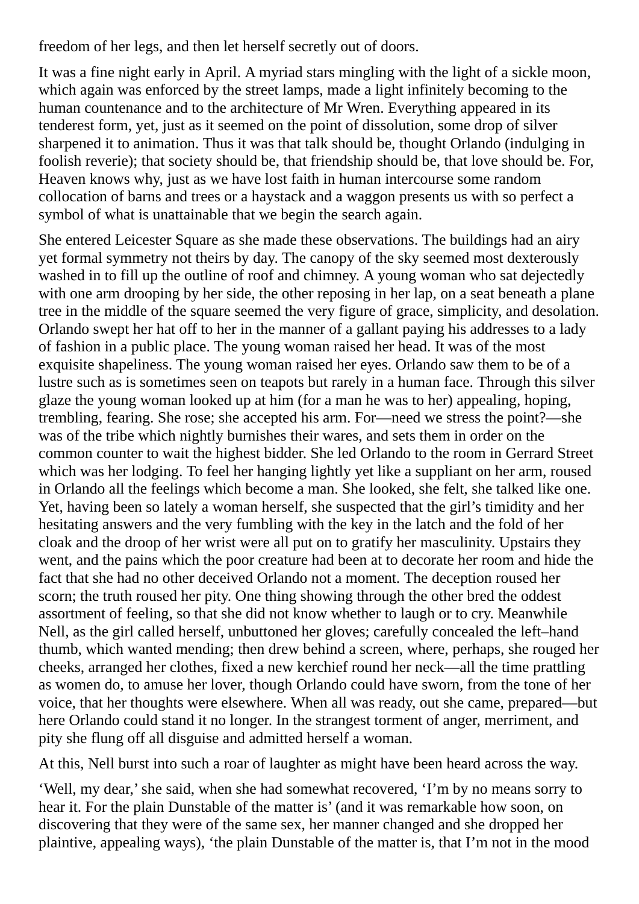freedom of her legs, and then let herself secretly out of doors.

It was a fine night early in April. A myriad stars mingling with the light of a sickle moon, which again was enforced by the street lamps, made a light infinitely becoming to the human countenance and to the architecture of Mr Wren. Everything appeared in its tenderest form, yet, just as it seemed on the point of dissolution, some drop of silver sharpened it to animation. Thus it was that talk should be, thought Orlando (indulging in foolish reverie); that society should be, that friendship should be, that love should be. For, Heaven knows why, just as we have lost faith in human intercourse some random collocation of barns and trees or a haystack and a waggon presents us with so perfect a symbol of what is unattainable that we begin the search again.

She entered Leicester Square as she made these observations. The buildings had an airy yet formal symmetry not theirs by day. The canopy of the sky seemed most dexterously washed in to fill up the outline of roof and chimney. A young woman who sat dejectedly with one arm drooping by her side, the other reposing in her lap, on a seat beneath a plane tree in the middle of the square seemed the very figure of grace, simplicity, and desolation. Orlando swept her hat off to her in the manner of a gallant paying his addresses to a lady of fashion in a public place. The young woman raised her head. It was of the most exquisite shapeliness. The young woman raised her eyes. Orlando saw them to be of a lustre such as is sometimes seen on teapots but rarely in a human face. Through this silver glaze the young woman looked up at him (for a man he was to her) appealing, hoping, trembling, fearing. She rose; she accepted his arm. For—need we stress the point?—she was of the tribe which nightly burnishes their wares, and sets them in order on the common counter to wait the highest bidder. She led Orlando to the room in Gerrard Street which was her lodging. To feel her hanging lightly yet like a suppliant on her arm, roused in Orlando all the feelings which become a man. She looked, she felt, she talked like one. Yet, having been so lately a woman herself, she suspected that the girl's timidity and her hesitating answers and the very fumbling with the key in the latch and the fold of her cloak and the droop of her wrist were all put on to gratify her masculinity. Upstairs they went, and the pains which the poor creature had been at to decorate her room and hide the fact that she had no other deceived Orlando not a moment. The deception roused her scorn; the truth roused her pity. One thing showing through the other bred the oddest assortment of feeling, so that she did not know whether to laugh or to cry. Meanwhile Nell, as the girl called herself, unbuttoned her gloves; carefully concealed the left–hand thumb, which wanted mending; then drew behind a screen, where, perhaps, she rouged her cheeks, arranged her clothes, fixed a new kerchief round her neck—all the time prattling as women do, to amuse her lover, though Orlando could have sworn, from the tone of her voice, that her thoughts were elsewhere. When all was ready, out she came, prepared—but here Orlando could stand it no longer. In the strangest torment of anger, merriment, and pity she flung off all disguise and admitted herself a woman.

At this, Nell burst into such a roar of laughter as might have been heard across the way.

'Well, my dear,' she said, when she had somewhat recovered, 'I'm by no means sorry to hear it. For the plain Dunstable of the matter is' (and it was remarkable how soon, on discovering that they were of the same sex, her manner changed and she dropped her plaintive, appealing ways), 'the plain Dunstable of the matter is, that I'm not in the mood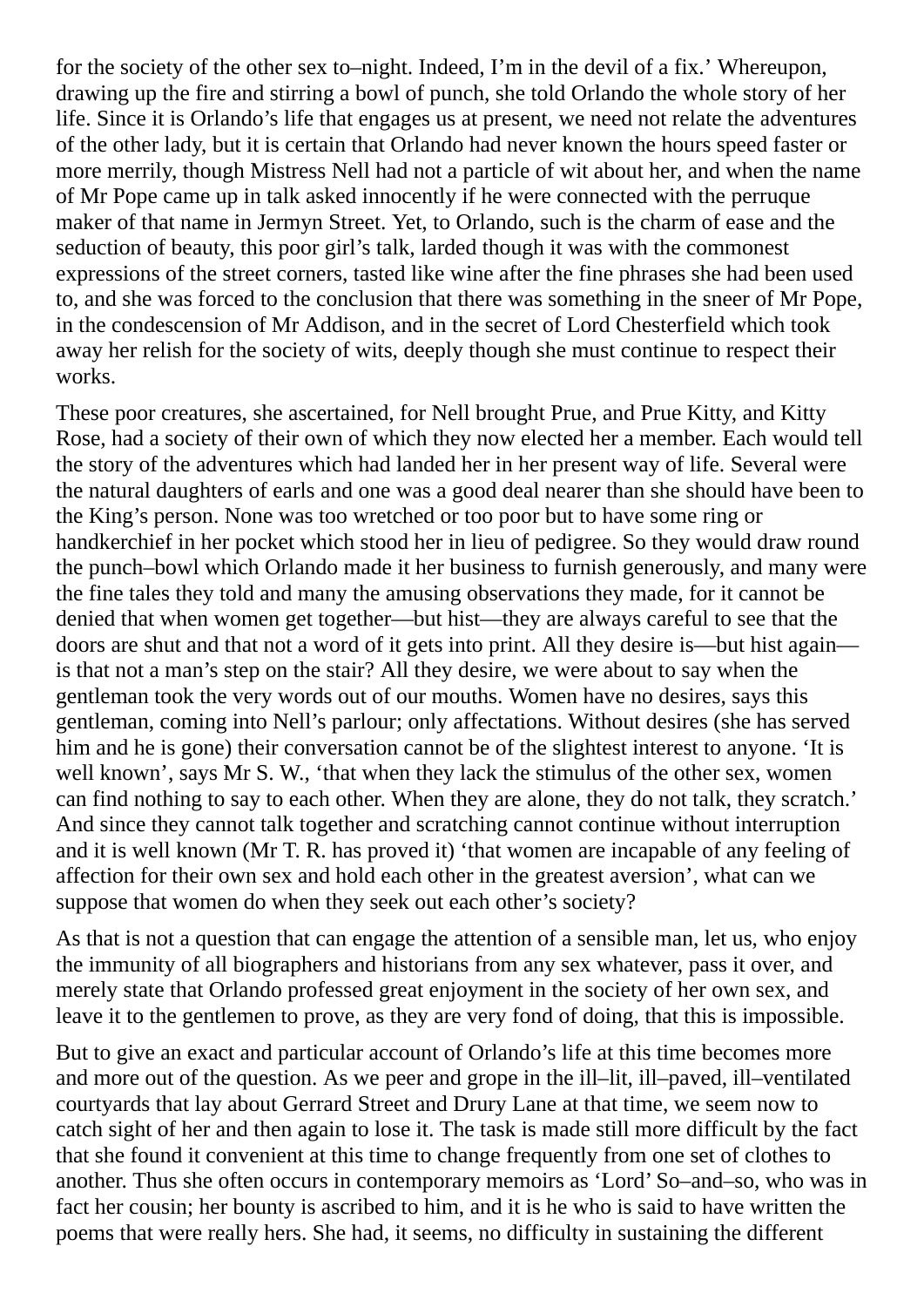for the society of the other sex to–night. Indeed, I'm in the devil of a fix.' Whereupon, drawing up the fire and stirring a bowl of punch, she told Orlando the whole story of her life. Since it is Orlando's life that engages us at present, we need not relate the adventures of the other lady, but it is certain that Orlando had never known the hours speed faster or more merrily, though Mistress Nell had not a particle of wit about her, and when the name of Mr Pope came up in talk asked innocently if he were connected with the perruque maker of that name in Jermyn Street. Yet, to Orlando, such is the charm of ease and the seduction of beauty, this poor girl's talk, larded though it was with the commonest expressions of the street corners, tasted like wine after the fine phrases she had been used to, and she was forced to the conclusion that there was something in the sneer of Mr Pope, in the condescension of Mr Addison, and in the secret of Lord Chesterfield which took away her relish for the society of wits, deeply though she must continue to respect their works.

These poor creatures, she ascertained, for Nell brought Prue, and Prue Kitty, and Kitty Rose, had a society of their own of which they now elected her a member. Each would tell the story of the adventures which had landed her in her present way of life. Several were the natural daughters of earls and one was a good deal nearer than she should have been to the King's person. None was too wretched or too poor but to have some ring or handkerchief in her pocket which stood her in lieu of pedigree. So they would draw round the punch–bowl which Orlando made it her business to furnish generously, and many were the fine tales they told and many the amusing observations they made, for it cannot be denied that when women get together—but hist—they are always careful to see that the doors are shut and that not a word of it gets into print. All they desire is—but hist again—is that not a man's step on the stair? All they desire, we were about to say when the gentleman took the very words out of our mouths. Women have no desires, says this gentleman, coming into Nell's parlour; only affectations. Without desires (she has served him and he is gone) their conversation cannot be of the slightest interest to anyone. 'It is well known', says Mr S. W., 'that when they lack the stimulus of the other sex, women can find nothing to say to each other. When they are alone, they do not talk, they scratch.' And since they cannot talk together and scratching cannot continue without interruption and it is well known (Mr T. R. has proved it) 'that women are incapable of any feeling of affection for their own sex and hold each other in the greatest aversion', what can we suppose that women do when they seek out each other's society?

As that is not a question that can engage the attention of a sensible man, let us, who enjoy the immunity of all biographers and historians from any sex whatever, pass it over, and merely state that Orlando professed great enjoyment in the society of her own sex, and leave it to the gentlemen to prove, as they are very fond of doing, that this is impossible.

But to give an exact and particular account of Orlando's life at this time becomes more and more out of the question. As we peer and grope in the ill–lit, ill–paved, ill–ventilated courtyards that lay about Gerrard Street and Drury Lane at that time, we seem now to catch sight of her and then again to lose it. The task is made still more difficult by the fact that she found it convenient at this time to change frequently from one set of clothes to another. Thus she often occurs in contemporary memoirs as 'Lord' So–and–so, who was in fact her cousin; her bounty is ascribed to him, and it is he who is said to have written the poems that were really hers. She had, it seems, no difficulty in sustaining the different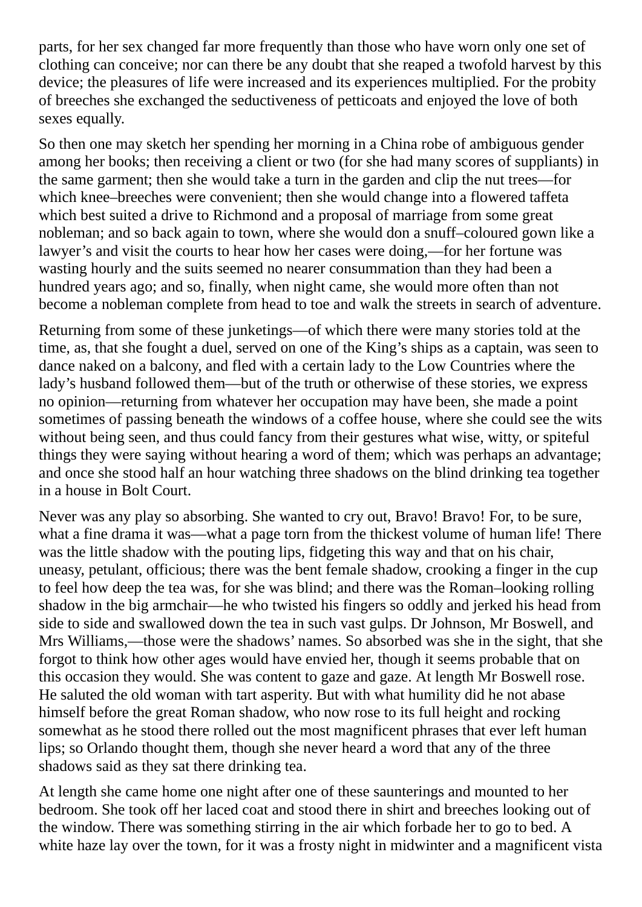parts, for her sex changed far more frequently than those who have worn only one set of clothing can conceive; nor can there be any doubt that she reaped a twofold harvest by this device; the pleasures of life were increased and its experiences multiplied. For the probity of breeches she exchanged the seductiveness of petticoats and enjoyed the love of both sexes equally.

So then one may sketch her spending her morning in a China robe of ambiguous gender among her books; then receiving a client or two (for she had many scores of suppliants) in the same garment; then she would take a turn in the garden and clip the nut trees—for which knee–breeches were convenient; then she would change into a flowered taffeta which best suited a drive to Richmond and a proposal of marriage from some great nobleman; and so back again to town, where she would don a snuff–coloured gown like a lawyer's and visit the courts to hear how her cases were doing,—for her fortune was wasting hourly and the suits seemed no nearer consummation than they had been a hundred years ago; and so, finally, when night came, she would more often than not become a nobleman complete from head to toe and walk the streets in search of adventure.

Returning from some of these junketings—of which there were many stories told at the time, as, that she fought a duel, served on one of the King's ships as a captain, was seen to dance naked on a balcony, and fled with a certain lady to the Low Countries where the lady's husband followed them—but of the truth or otherwise of these stories, we express no opinion—returning from whatever her occupation may have been, she made a point sometimes of passing beneath the windows of a coffee house, where she could see the wits without being seen, and thus could fancy from their gestures what wise, witty, or spiteful things they were saying without hearing a word of them; which was perhaps an advantage; and once she stood half an hour watching three shadows on the blind drinking tea together in a house in Bolt Court.

Never was any play so absorbing. She wanted to cry out, Bravo! Bravo! For, to be sure, what a fine drama it was—what a page torn from the thickest volume of human life! There was the little shadow with the pouting lips, fidgeting this way and that on his chair, uneasy, petulant, officious; there was the bent female shadow, crooking a finger in the cup to feel how deep the tea was, for she was blind; and there was the Roman–looking rolling shadow in the big armchair—he who twisted his fingers so oddly and jerked his head from side to side and swallowed down the tea in such vast gulps. Dr Johnson, Mr Boswell, and Mrs Williams,—those were the shadows' names. So absorbed was she in the sight, that she forgot to think how other ages would have envied her, though it seems probable that on this occasion they would. She was content to gaze and gaze. At length Mr Boswell rose. He saluted the old woman with tart asperity. But with what humility did he not abase himself before the great Roman shadow, who now rose to its full height and rocking somewhat as he stood there rolled out the most magnificent phrases that ever left human lips; so Orlando thought them, though she never heard a word that any of the three shadows said as they sat there drinking tea.

At length she came home one night after one of these saunterings and mounted to her bedroom. She took off her laced coat and stood there in shirt and breeches looking out of the window. There was something stirring in the air which forbade her to go to bed. A white haze lay over the town, for it was a frosty night in midwinter and a magnificent vista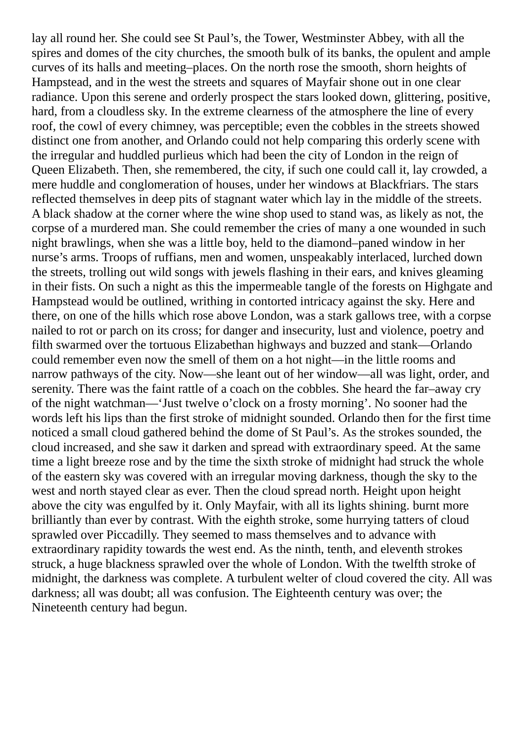lay all round her. She could see St Paul's, the Tower, Westminster Abbey, with all the spires and domes of the city churches, the smooth bulk of its banks, the opulent and ample curves of its halls and meeting–places. On the north rose the smooth, shorn heights of Hampstead, and in the west the streets and squares of Mayfair shone out in one clear radiance. Upon this serene and orderly prospect the stars looked down, glittering, positive, hard, from a cloudless sky. In the extreme clearness of the atmosphere the line of every roof, the cowl of every chimney, was perceptible; even the cobbles in the streets showed distinct one from another, and Orlando could not help comparing this orderly scene with the irregular and huddled purlieus which had been the city of London in the reign of Queen Elizabeth. Then, she remembered, the city, if such one could call it, lay crowded, a mere huddle and conglomeration of houses, under her windows at Blackfriars. The stars reflected themselves in deep pits of stagnant water which lay in the middle of the streets. A black shadow at the corner where the wine shop used to stand was, as likely as not, the corpse of a murdered man. She could remember the cries of many a one wounded in such night brawlings, when she was a little boy, held to the diamond–paned window in her nurse's arms. Troops of ruffians, men and women, unspeakably interlaced, lurched down the streets, trolling out wild songs with jewels flashing in their ears, and knives gleaming in their fists. On such a night as this the impermeable tangle of the forests on Highgate and Hampstead would be outlined, writhing in contorted intricacy against the sky. Here and there, on one of the hills which rose above London, was a stark gallows tree, with a corpse nailed to rot or parch on its cross; for danger and insecurity, lust and violence, poetry and filth swarmed over the tortuous Elizabethan highways and buzzed and stank—Orlando could remember even now the smell of them on a hot night—in the little rooms and narrow pathways of the city. Now—she leant out of her window—all was light, order, and serenity. There was the faint rattle of a coach on the cobbles. She heard the far–away cry of the night watchman—'Just twelve o'clock on a frosty morning'. No sooner had the words left his lips than the first stroke of midnight sounded. Orlando then for the first time noticed a small cloud gathered behind the dome of St Paul's. As the strokes sounded, the cloud increased, and she saw it darken and spread with extraordinary speed. At the same time a light breeze rose and by the time the sixth stroke of midnight had struck the whole of the eastern sky was covered with an irregular moving darkness, though the sky to the west and north stayed clear as ever. Then the cloud spread north. Height upon height above the city was engulfed by it. Only Mayfair, with all its lights shining. burnt more brilliantly than ever by contrast. With the eighth stroke, some hurrying tatters of cloud sprawled over Piccadilly. They seemed to mass themselves and to advance with extraordinary rapidity towards the west end. As the ninth, tenth, and eleventh strokes struck, a huge blackness sprawled over the whole of London. With the twelfth stroke of midnight, the darkness was complete. A turbulent welter of cloud covered the city. All was darkness; all was doubt; all was confusion. The Eighteenth century was over; the Nineteenth century had begun.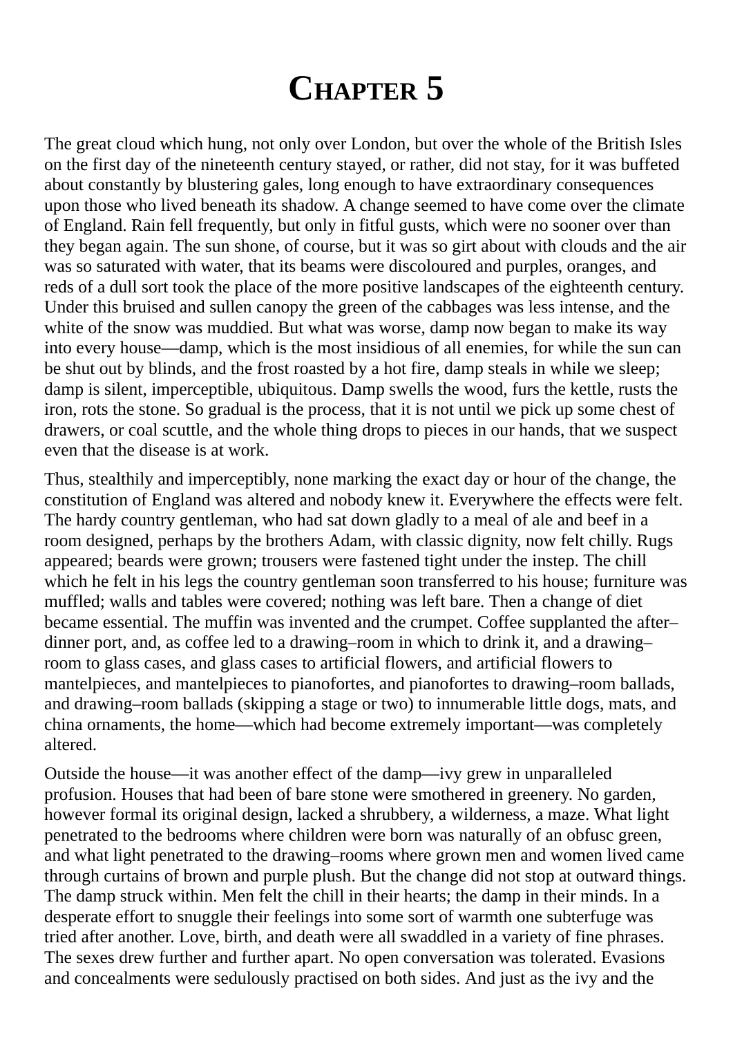# Chapter 5

The great cloud which hung, not only over London, but over the whole of the British Isles on the first day of the nineteenth century stayed, or rather, did not stay, for it was buffeted about constantly by blustering gales, long enough to have extraordinary consequences upon those who lived beneath its shadow. A change seemed to have come over the climate of England. Rain fell frequently, but only in fitful gusts, which were no sooner over than they began again. The sun shone, of course, but it was so girt about with clouds and the air was so saturated with water, that its beams were discoloured and purples, oranges, and reds of a dull sort took the place of the more positive landscapes of the eighteenth century. Under this bruised and sullen canopy the green of the cabbages was less intense, and the white of the snow was muddied. But what was worse, damp now began to make its way into every house—damp, which is the most insidious of all enemies, for while the sun can be shut out by blinds, and the frost roasted by a hot fire, damp steals in while we sleep; damp is silent, imperceptible, ubiquitous. Damp swells the wood, furs the kettle, rusts the iron, rots the stone. So gradual is the process, that it is not until we pick up some chest of drawers, or coal scuttle, and the whole thing drops to pieces in our hands, that we suspect even that the disease is at work.

Thus, stealthily and imperceptibly, none marking the exact day or hour of the change, the constitution of England was altered and nobody knew it. Everywhere the effects were felt. The hardy country gentleman, who had sat down gladly to a meal of ale and beef in a room designed, perhaps by the brothers Adam, with classic dignity, now felt chilly. Rugs appeared; beards were grown; trousers were fastened tight under the instep. The chill which he felt in his legs the country gentleman soon transferred to his house; furniture was muffled; walls and tables were covered; nothing was left bare. Then a change of diet became essential. The muffin was invented and the crumpet. Coffee supplanted the after–dinner port, and, as coffee led to a drawing–room in which to drink it, and a drawing–room to glass cases, and glass cases to artificial flowers, and artificial flowers to mantelpieces, and mantelpieces to pianofortes, and pianofortes to drawing–room ballads, and drawing–room ballads (skipping a stage or two) to innumerable little dogs, mats, and china ornaments, the home—which had become extremely important—was completely altered.

Outside the house—it was another effect of the damp—ivy grew in unparalleled profusion. Houses that had been of bare stone were smothered in greenery. No garden, however formal its original design, lacked a shrubbery, a wilderness, a maze. What light penetrated to the bedrooms where children were born was naturally of an obfusc green, and what light penetrated to the drawing–rooms where grown men and women lived came through curtains of brown and purple plush. But the change did not stop at outward things. The damp struck within. Men felt the chill in their hearts; the damp in their minds. In a desperate effort to snuggle their feelings into some sort of warmth one subterfuge was tried after another. Love, birth, and death were all swaddled in a variety of fine phrases. The sexes drew further and further apart. No open conversation was tolerated. Evasions and concealments were sedulously practised on both sides. And just as the ivy and the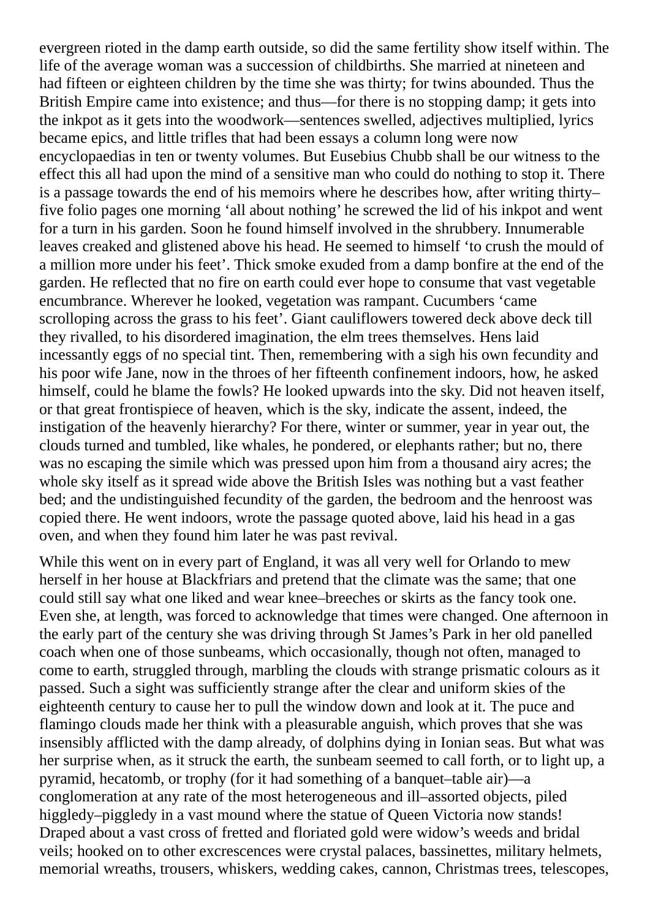evergreen rioted in the damp earth outside, so did the same fertility show itself within. The life of the average woman was a succession of childbirths. She married at nineteen and had fifteen or eighteen children by the time she was thirty; for twins abounded. Thus the British Empire came into existence; and thus—for there is no stopping damp; it gets into the inkpot as it gets into the woodwork—sentences swelled, adjectives multiplied, lyrics became epics, and little trifles that had been essays a column long were now encyclopaedias in ten or twenty volumes. But Eusebius Chubb shall be our witness to the effect this all had upon the mind of a sensitive man who could do nothing to stop it. There is a passage towards the end of his memoirs where he describes how, after writing thirty–five folio pages one morning 'all about nothing' he screwed the lid of his inkpot and went for a turn in his garden. Soon he found himself involved in the shrubbery. Innumerable leaves creaked and glistened above his head. He seemed to himself 'to crush the mould of a million more under his feet'. Thick smoke exuded from a damp bonfire at the end of the garden. He reflected that no fire on earth could ever hope to consume that vast vegetable encumbrance. Wherever he looked, vegetation was rampant. Cucumbers 'came scrolloping across the grass to his feet'. Giant cauliflowers towered deck above deck till they rivalled, to his disordered imagination, the elm trees themselves. Hens laid incessantly eggs of no special tint. Then, remembering with a sigh his own fecundity and his poor wife Jane, now in the throes of her fifteenth confinement indoors, how, he asked himself, could he blame the fowls? He looked upwards into the sky. Did not heaven itself, or that great frontispiece of heaven, which is the sky, indicate the assent, indeed, the instigation of the heavenly hierarchy? For there, winter or summer, year in year out, the clouds turned and tumbled, like whales, he pondered, or elephants rather; but no, there was no escaping the simile which was pressed upon him from a thousand airy acres; the whole sky itself as it spread wide above the British Isles was nothing but a vast feather bed; and the undistinguished fecundity of the garden, the bedroom and the henroost was copied there. He went indoors, wrote the passage quoted above, laid his head in a gas oven, and when they found him later he was past revival.

While this went on in every part of England, it was all very well for Orlando to mew herself in her house at Blackfriars and pretend that the climate was the same; that one could still say what one liked and wear knee–breeches or skirts as the fancy took one. Even she, at length, was forced to acknowledge that times were changed. One afternoon in the early part of the century she was driving through St James's Park in her old panelled coach when one of those sunbeams, which occasionally, though not often, managed to come to earth, struggled through, marbling the clouds with strange prismatic colours as it passed. Such a sight was sufficiently strange after the clear and uniform skies of the eighteenth century to cause her to pull the window down and look at it. The puce and flamingo clouds made her think with a pleasurable anguish, which proves that she was insensibly afflicted with the damp already, of dolphins dying in Ionian seas. But what was her surprise when, as it struck the earth, the sunbeam seemed to call forth, or to light up, a pyramid, hecatomb, or trophy (for it had something of a banquet–table air)—a conglomeration at any rate of the most heterogeneous and ill–assorted objects, piled higgledy–piggledy in a vast mound where the statue of Queen Victoria now stands! Draped about a vast cross of fretted and floriated gold were widow's weeds and bridal veils; hooked on to other excrescences were crystal palaces, bassinettes, military helmets, memorial wreaths, trousers, whiskers, wedding cakes, cannon, Christmas trees, telescopes,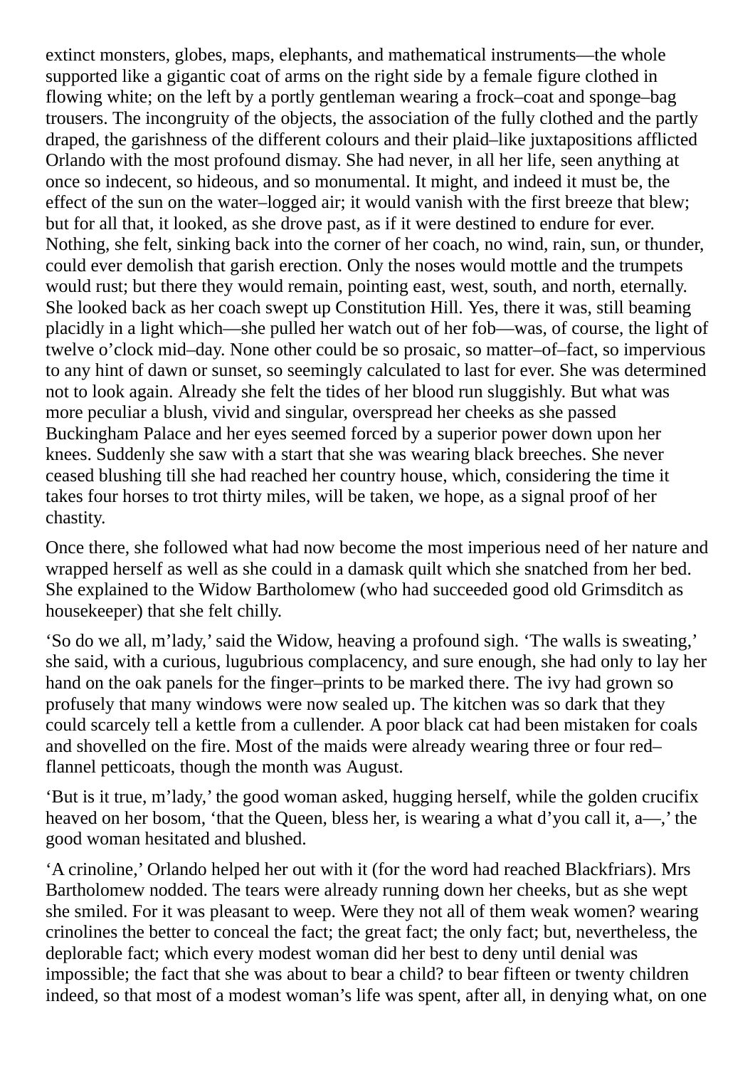extinct monsters, globes, maps, elephants, and mathematical instruments—the whole supported like a gigantic coat of arms on the right side by a female figure clothed in flowing white; on the left by a portly gentleman wearing a frock–coat and sponge–bag trousers. The incongruity of the objects, the association of the fully clothed and the partly draped, the garishness of the different colours and their plaid–like juxtapositions afflicted Orlando with the most profound dismay. She had never, in all her life, seen anything at once so indecent, so hideous, and so monumental. It might, and indeed it must be, the effect of the sun on the water–logged air; it would vanish with the first breeze that blew; but for all that, it looked, as she drove past, as if it were destined to endure for ever. Nothing, she felt, sinking back into the corner of her coach, no wind, rain, sun, or thunder, could ever demolish that garish erection. Only the noses would mottle and the trumpets would rust; but there they would remain, pointing east, west, south, and north, eternally. She looked back as her coach swept up Constitution Hill. Yes, there it was, still beaming placidly in a light which—she pulled her watch out of her fob—was, of course, the light of twelve o'clock mid–day. None other could be so prosaic, so matter–of–fact, so impervious to any hint of dawn or sunset, so seemingly calculated to last for ever. She was determined not to look again. Already she felt the tides of her blood run sluggishly. But what was more peculiar a blush, vivid and singular, overspread her cheeks as she passed Buckingham Palace and her eyes seemed forced by a superior power down upon her knees. Suddenly she saw with a start that she was wearing black breeches. She never ceased blushing till she had reached her country house, which, considering the time it takes four horses to trot thirty miles, will be taken, we hope, as a signal proof of her chastity.

Once there, she followed what had now become the most imperious need of her nature and wrapped herself as well as she could in a damask quilt which she snatched from her bed. She explained to the Widow Bartholomew (who had succeeded good old Grimsditch as housekeeper) that she felt chilly.

'So do we all, m'lady,' said the Widow, heaving a profound sigh. 'The walls is sweating,' she said, with a curious, lugubrious complacency, and sure enough, she had only to lay her hand on the oak panels for the finger–prints to be marked there. The ivy had grown so profusely that many windows were now sealed up. The kitchen was so dark that they could scarcely tell a kettle from a cullender. A poor black cat had been mistaken for coals and shovelled on the fire. Most of the maids were already wearing three or four red–flannel petticoats, though the month was August.

'But is it true, m'lady,' the good woman asked, hugging herself, while the golden crucifix heaved on her bosom, 'that the Queen, bless her, is wearing a what d'you call it, a—,' the good woman hesitated and blushed.

'A crinoline,' Orlando helped her out with it (for the word had reached Blackfriars). Mrs Bartholomew nodded. The tears were already running down her cheeks, but as she wept she smiled. For it was pleasant to weep. Were they not all of them weak women? wearing crinolines the better to conceal the fact; the great fact; the only fact; but, nevertheless, the deplorable fact; which every modest woman did her best to deny until denial was impossible; the fact that she was about to bear a child? to bear fifteen or twenty children indeed, so that most of a modest woman's life was spent, after all, in denying what, on one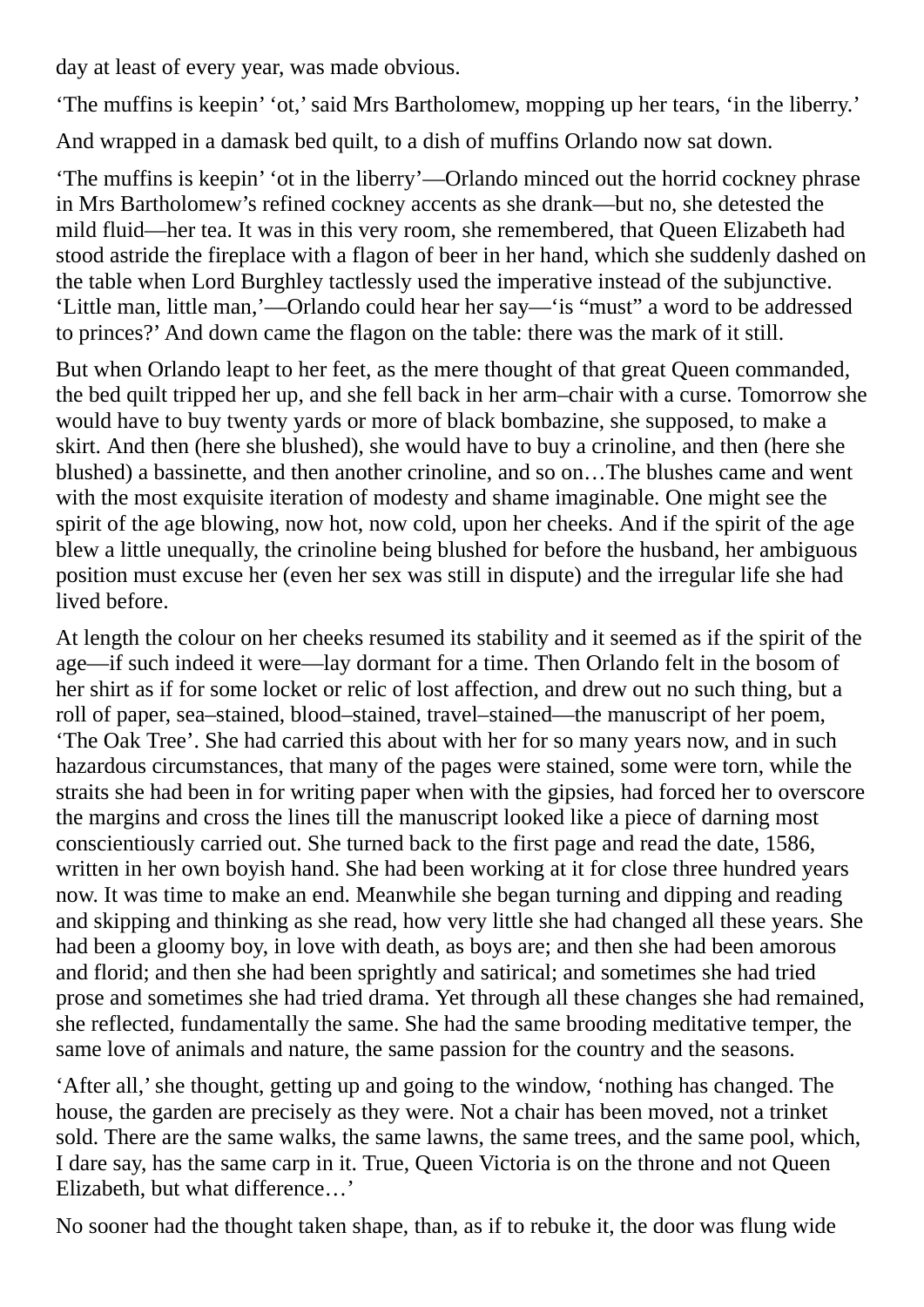day at least of every year, was made obvious.

‘The muffins is keepin’ ‘ot,’ said Mrs Bartholomew, mopping up her tears, ‘in the liberry.’

And wrapped in a damask bed quilt, to a dish of muffins Orlando now sat down.

‘The muffins is keepin’ ‘ot in the liberry’—Orlando minced out the horrid cockney phrase in Mrs Bartholomew’s refined cockney accents as she drank—but no, she detested the mild fluid—her tea. It was in this very room, she remembered, that Queen Elizabeth had stood astride the fireplace with a flagon of beer in her hand, which she suddenly dashed on the table when Lord Burghley tactlessly used the imperative instead of the subjunctive. ‘Little man, little man,’—Orlando could hear her say—‘is “must” a word to be addressed to princes?’ And down came the flagon on the table: there was the mark of it still.

But when Orlando leapt to her feet, as the mere thought of that great Queen commanded, the bed quilt tripped her up, and she fell back in her arm–chair with a curse. Tomorrow she would have to buy twenty yards or more of black bombazine, she supposed, to make a skirt. And then (here she blushed), she would have to buy a crinoline, and then (here she blushed) a bassinette, and then another crinoline, and so on…The blushes came and went with the most exquisite iteration of modesty and shame imaginable. One might see the spirit of the age blowing, now hot, now cold, upon her cheeks. And if the spirit of the age blew a little unequally, the crinoline being blushed for before the husband, her ambiguous position must excuse her (even her sex was still in dispute) and the irregular life she had lived before.

At length the colour on her cheeks resumed its stability and it seemed as if the spirit of the age—if such indeed it were—lay dormant for a time. Then Orlando felt in the bosom of her shirt as if for some locket or relic of lost affection, and drew out no such thing, but a roll of paper, sea–stained, blood–stained, travel–stained—the manuscript of her poem, ‘The Oak Tree’. She had carried this about with her for so many years now, and in such hazardous circumstances, that many of the pages were stained, some were torn, while the straits she had been in for writing paper when with the gipsies, had forced her to overscore the margins and cross the lines till the manuscript looked like a piece of darning most conscientiously carried out. She turned back to the first page and read the date, 1586, written in her own boyish hand. She had been working at it for close three hundred years now. It was time to make an end. Meanwhile she began turning and dipping and reading and skipping and thinking as she read, how very little she had changed all these years. She had been a gloomy boy, in love with death, as boys are; and then she had been amorous and florid; and then she had been sprightly and satirical; and sometimes she had tried prose and sometimes she had tried drama. Yet through all these changes she had remained, she reflected, fundamentally the same. She had the same brooding meditative temper, the same love of animals and nature, the same passion for the country and the seasons.

‘After all,’ she thought, getting up and going to the window, ‘nothing has changed. The house, the garden are precisely as they were. Not a chair has been moved, not a trinket sold. There are the same walks, the same lawns, the same trees, and the same pool, which, I dare say, has the same carp in it. True, Queen Victoria is on the throne and not Queen Elizabeth, but what difference…’

No sooner had the thought taken shape, than, as if to rebuke it, the door was flung wide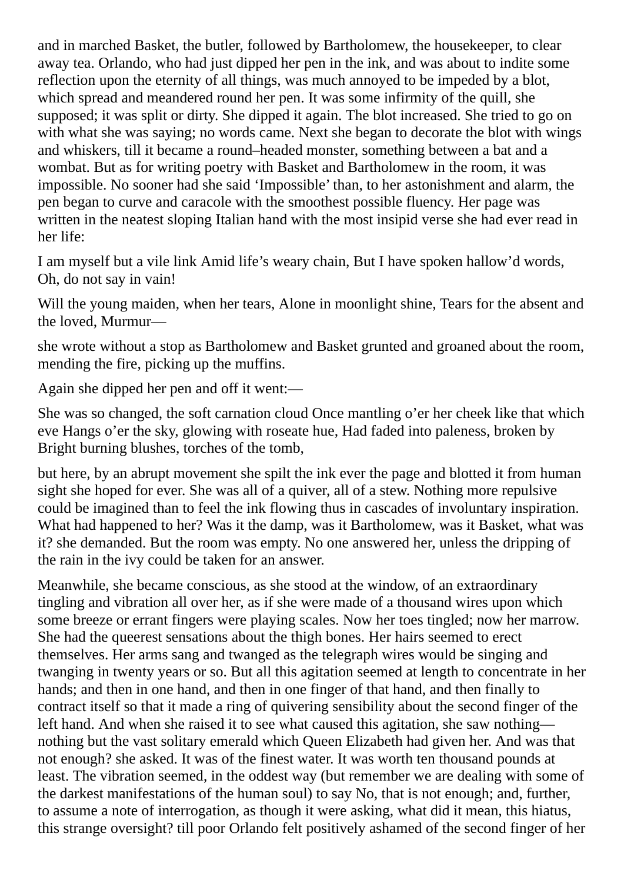and in marched Basket, the butler, followed by Bartholomew, the housekeeper, to clear away tea. Orlando, who had just dipped her pen in the ink, and was about to indite some reflection upon the eternity of all things, was much annoyed to be impeded by a blot, which spread and meandered round her pen. It was some infirmity of the quill, she supposed; it was split or dirty. She dipped it again. The blot increased. She tried to go on with what she was saying; no words came. Next she began to decorate the blot with wings and whiskers, till it became a round–headed monster, something between a bat and a wombat. But as for writing poetry with Basket and Bartholomew in the room, it was impossible. No sooner had she said 'Impossible' than, to her astonishment and alarm, the pen began to curve and caracole with the smoothest possible fluency. Her page was written in the neatest sloping Italian hand with the most insipid verse she had ever read in her life:

I am myself but a vile link Amid life's weary chain, But I have spoken hallow'd words, Oh, do not say in vain!

Will the young maiden, when her tears, Alone in moonlight shine, Tears for the absent and the loved, Murmur—

she wrote without a stop as Bartholomew and Basket grunted and groaned about the room, mending the fire, picking up the muffins.

Again she dipped her pen and off it went:—

She was so changed, the soft carnation cloud Once mantling o'er her cheek like that which eve Hangs o'er the sky, glowing with roseate hue, Had faded into paleness, broken by Bright burning blushes, torches of the tomb,

but here, by an abrupt movement she spilt the ink ever the page and blotted it from human sight she hoped for ever. She was all of a quiver, all of a stew. Nothing more repulsive could be imagined than to feel the ink flowing thus in cascades of involuntary inspiration. What had happened to her? Was it the damp, was it Bartholomew, was it Basket, what was it? she demanded. But the room was empty. No one answered her, unless the dripping of the rain in the ivy could be taken for an answer.

Meanwhile, she became conscious, as she stood at the window, of an extraordinary tingling and vibration all over her, as if she were made of a thousand wires upon which some breeze or errant fingers were playing scales. Now her toes tingled; now her marrow. She had the queerest sensations about the thigh bones. Her hairs seemed to erect themselves. Her arms sang and twanged as the telegraph wires would be singing and twanging in twenty years or so. But all this agitation seemed at length to concentrate in her hands; and then in one hand, and then in one finger of that hand, and then finally to contract itself so that it made a ring of quivering sensibility about the second finger of the left hand. And when she raised it to see what caused this agitation, she saw nothing—nothing but the vast solitary emerald which Queen Elizabeth had given her. And was that not enough? she asked. It was of the finest water. It was worth ten thousand pounds at least. The vibration seemed, in the oddest way (but remember we are dealing with some of the darkest manifestations of the human soul) to say No, that is not enough; and, further, to assume a note of interrogation, as though it were asking, what did it mean, this hiatus, this strange oversight? till poor Orlando felt positively ashamed of the second finger of her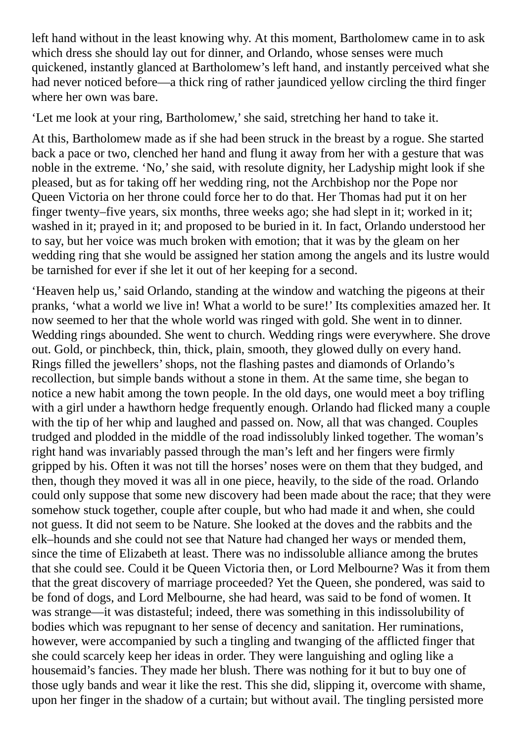left hand without in the least knowing why. At this moment, Bartholomew came in to ask which dress she should lay out for dinner, and Orlando, whose senses were much quickened, instantly glanced at Bartholomew's left hand, and instantly perceived what she had never noticed before—a thick ring of rather jaundiced yellow circling the third finger where her own was bare.

'Let me look at your ring, Bartholomew,' she said, stretching her hand to take it.

At this, Bartholomew made as if she had been struck in the breast by a rogue. She started back a pace or two, clenched her hand and flung it away from her with a gesture that was noble in the extreme. 'No,' she said, with resolute dignity, her Ladyship might look if she pleased, but as for taking off her wedding ring, not the Archbishop nor the Pope nor Queen Victoria on her throne could force her to do that. Her Thomas had put it on her finger twenty–five years, six months, three weeks ago; she had slept in it; worked in it; washed in it; prayed in it; and proposed to be buried in it. In fact, Orlando understood her to say, but her voice was much broken with emotion; that it was by the gleam on her wedding ring that she would be assigned her station among the angels and its lustre would be tarnished for ever if she let it out of her keeping for a second.

'Heaven help us,' said Orlando, standing at the window and watching the pigeons at their pranks, 'what a world we live in! What a world to be sure!' Its complexities amazed her. It now seemed to her that the whole world was ringed with gold. She went in to dinner. Wedding rings abounded. She went to church. Wedding rings were everywhere. She drove out. Gold, or pinchbeck, thin, thick, plain, smooth, they glowed dully on every hand. Rings filled the jewellers' shops, not the flashing pastes and diamonds of Orlando's recollection, but simple bands without a stone in them. At the same time, she began to notice a new habit among the town people. In the old days, one would meet a boy trifling with a girl under a hawthorn hedge frequently enough. Orlando had flicked many a couple with the tip of her whip and laughed and passed on. Now, all that was changed. Couples trudged and plodded in the middle of the road indissolubly linked together. The woman's right hand was invariably passed through the man's left and her fingers were firmly gripped by his. Often it was not till the horses' noses were on them that they budged, and then, though they moved it was all in one piece, heavily, to the side of the road. Orlando could only suppose that some new discovery had been made about the race; that they were somehow stuck together, couple after couple, but who had made it and when, she could not guess. It did not seem to be Nature. She looked at the doves and the rabbits and the elk–hounds and she could not see that Nature had changed her ways or mended them, since the time of Elizabeth at least. There was no indissoluble alliance among the brutes that she could see. Could it be Queen Victoria then, or Lord Melbourne? Was it from them that the great discovery of marriage proceeded? Yet the Queen, she pondered, was said to be fond of dogs, and Lord Melbourne, she had heard, was said to be fond of women. It was strange—it was distasteful; indeed, there was something in this indissolubility of bodies which was repugnant to her sense of decency and sanitation. Her ruminations, however, were accompanied by such a tingling and twanging of the afflicted finger that she could scarcely keep her ideas in order. They were languishing and ogling like a housemaid's fancies. They made her blush. There was nothing for it but to buy one of those ugly bands and wear it like the rest. This she did, slipping it, overcome with shame, upon her finger in the shadow of a curtain; but without avail. The tingling persisted more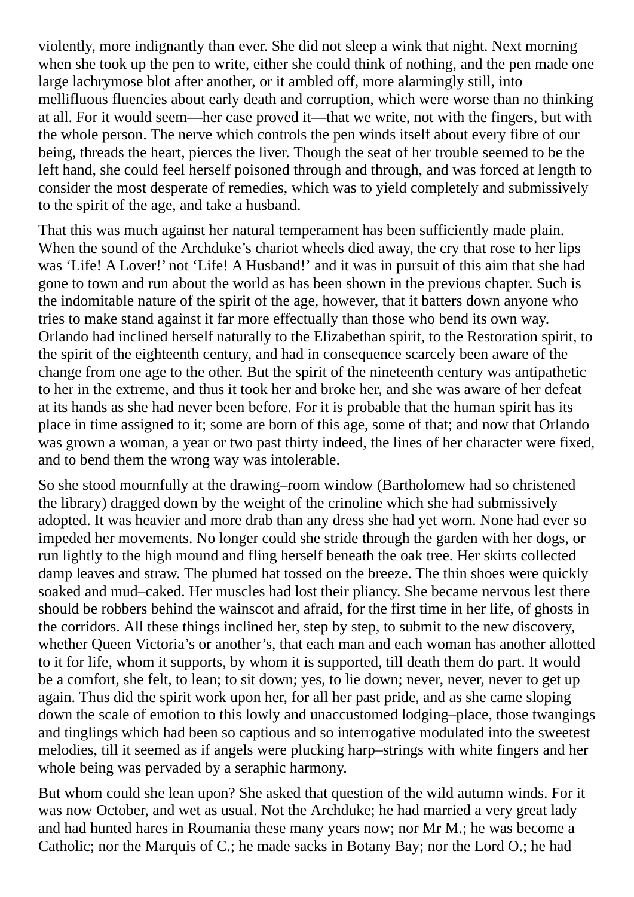violently, more indignantly than ever. She did not sleep a wink that night. Next morning when she took up the pen to write, either she could think of nothing, and the pen made one large lachrymose blot after another, or it ambled off, more alarmingly still, into mellifluous fluencies about early death and corruption, which were worse than no thinking at all. For it would seem—her case proved it—that we write, not with the fingers, but with the whole person. The nerve which controls the pen winds itself about every fibre of our being, threads the heart, pierces the liver. Though the seat of her trouble seemed to be the left hand, she could feel herself poisoned through and through, and was forced at length to consider the most desperate of remedies, which was to yield completely and submissively to the spirit of the age, and take a husband.

That this was much against her natural temperament has been sufficiently made plain. When the sound of the Archduke's chariot wheels died away, the cry that rose to her lips was 'Life! A Lover!' not 'Life! A Husband!' and it was in pursuit of this aim that she had gone to town and run about the world as has been shown in the previous chapter. Such is the indomitable nature of the spirit of the age, however, that it batters down anyone who tries to make stand against it far more effectually than those who bend its own way. Orlando had inclined herself naturally to the Elizabethan spirit, to the Restoration spirit, to the spirit of the eighteenth century, and had in consequence scarcely been aware of the change from one age to the other. But the spirit of the nineteenth century was antipathetic to her in the extreme, and thus it took her and broke her, and she was aware of her defeat at its hands as she had never been before. For it is probable that the human spirit has its place in time assigned to it; some are born of this age, some of that; and now that Orlando was grown a woman, a year or two past thirty indeed, the lines of her character were fixed, and to bend them the wrong way was intolerable.

So she stood mournfully at the drawing–room window (Bartholomew had so christened the library) dragged down by the weight of the crinoline which she had submissively adopted. It was heavier and more drab than any dress she had yet worn. None had ever so impeded her movements. No longer could she stride through the garden with her dogs, or run lightly to the high mound and fling herself beneath the oak tree. Her skirts collected damp leaves and straw. The plumed hat tossed on the breeze. The thin shoes were quickly soaked and mud–caked. Her muscles had lost their pliancy. She became nervous lest there should be robbers behind the wainscot and afraid, for the first time in her life, of ghosts in the corridors. All these things inclined her, step by step, to submit to the new discovery, whether Queen Victoria's or another's, that each man and each woman has another allotted to it for life, whom it supports, by whom it is supported, till death them do part. It would be a comfort, she felt, to lean; to sit down; yes, to lie down; never, never, never to get up again. Thus did the spirit work upon her, for all her past pride, and as she came sloping down the scale of emotion to this lowly and unaccustomed lodging–place, those twangings and tinglings which had been so captious and so interrogative modulated into the sweetest melodies, till it seemed as if angels were plucking harp–strings with white fingers and her whole being was pervaded by a seraphic harmony.

But whom could she lean upon? She asked that question of the wild autumn winds. For it was now October, and wet as usual. Not the Archduke; he had married a very great lady and had hunted hares in Roumania these many years now; nor Mr M.; he was become a Catholic; nor the Marquis of C.; he made sacks in Botany Bay; nor the Lord O.; he had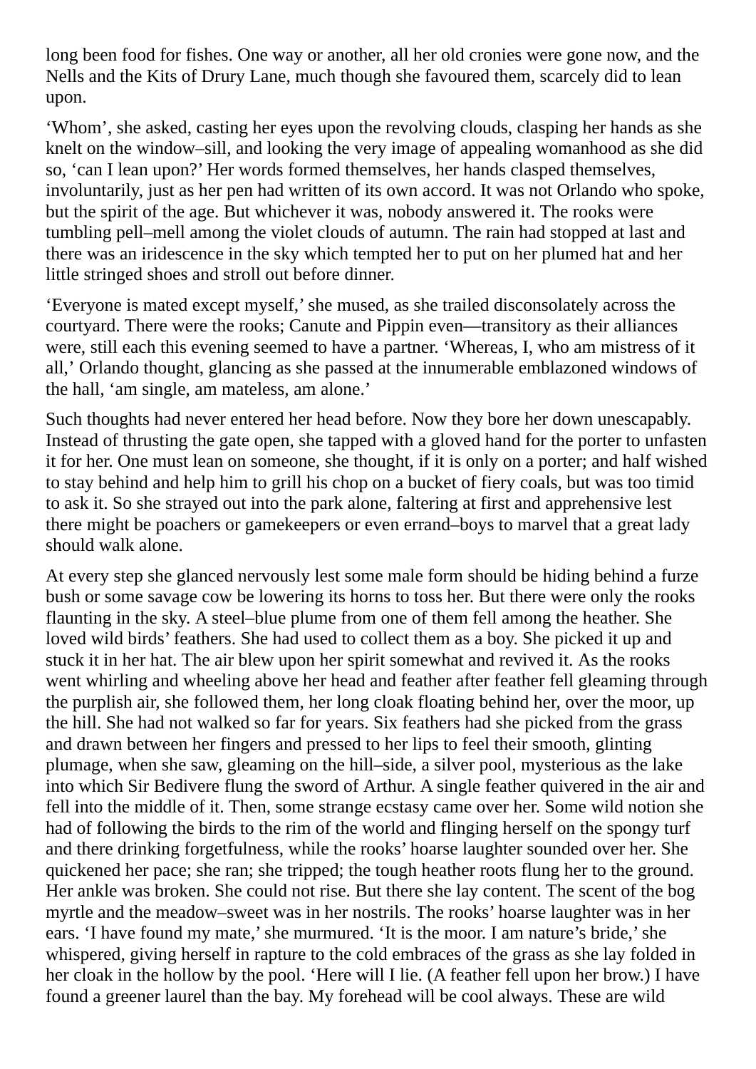long been food for fishes. One way or another, all her old cronies were gone now, and the Nells and the Kits of Drury Lane, much though she favoured them, scarcely did to lean upon.

'Whom', she asked, casting her eyes upon the revolving clouds, clasping her hands as she knelt on the window–sill, and looking the very image of appealing womanhood as she did so, 'can I lean upon?' Her words formed themselves, her hands clasped themselves, involuntarily, just as her pen had written of its own accord. It was not Orlando who spoke, but the spirit of the age. But whichever it was, nobody answered it. The rooks were tumbling pell–mell among the violet clouds of autumn. The rain had stopped at last and there was an iridescence in the sky which tempted her to put on her plumed hat and her little stringed shoes and stroll out before dinner.

'Everyone is mated except myself,' she mused, as she trailed disconsolately across the courtyard. There were the rooks; Canute and Pippin even—transitory as their alliances were, still each this evening seemed to have a partner. 'Whereas, I, who am mistress of it all,' Orlando thought, glancing as she passed at the innumerable emblazoned windows of the hall, 'am single, am mateless, am alone.'

Such thoughts had never entered her head before. Now they bore her down unescapably. Instead of thrusting the gate open, she tapped with a gloved hand for the porter to unfasten it for her. One must lean on someone, she thought, if it is only on a porter; and half wished to stay behind and help him to grill his chop on a bucket of fiery coals, but was too timid to ask it. So she strayed out into the park alone, faltering at first and apprehensive lest there might be poachers or gamekeepers or even errand–boys to marvel that a great lady should walk alone.

At every step she glanced nervously lest some male form should be hiding behind a furze bush or some savage cow be lowering its horns to toss her. But there were only the rooks flaunting in the sky. A steel–blue plume from one of them fell among the heather. She loved wild birds' feathers. She had used to collect them as a boy. She picked it up and stuck it in her hat. The air blew upon her spirit somewhat and revived it. As the rooks went whirling and wheeling above her head and feather after feather fell gleaming through the purplish air, she followed them, her long cloak floating behind her, over the moor, up the hill. She had not walked so far for years. Six feathers had she picked from the grass and drawn between her fingers and pressed to her lips to feel their smooth, glinting plumage, when she saw, gleaming on the hill–side, a silver pool, mysterious as the lake into which Sir Bedivere flung the sword of Arthur. A single feather quivered in the air and fell into the middle of it. Then, some strange ecstasy came over her. Some wild notion she had of following the birds to the rim of the world and flinging herself on the spongy turf and there drinking forgetfulness, while the rooks' hoarse laughter sounded over her. She quickened her pace; she ran; she tripped; the tough heather roots flung her to the ground. Her ankle was broken. She could not rise. But there she lay content. The scent of the bog myrtle and the meadow–sweet was in her nostrils. The rooks' hoarse laughter was in her ears. 'I have found my mate,' she murmured. 'It is the moor. I am nature's bride,' she whispered, giving herself in rapture to the cold embraces of the grass as she lay folded in her cloak in the hollow by the pool. 'Here will I lie. (A feather fell upon her brow.) I have found a greener laurel than the bay. My forehead will be cool always. These are wild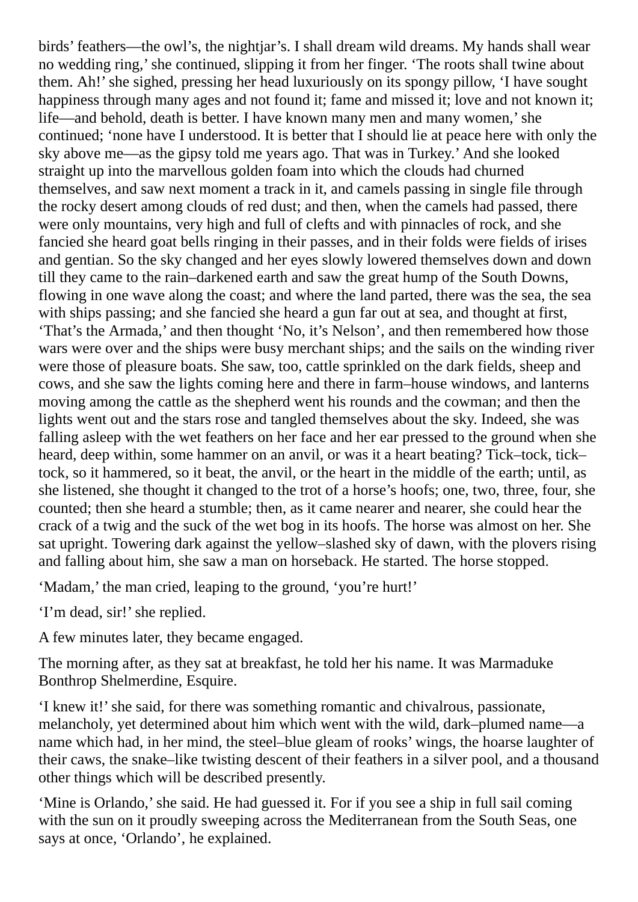birds' feathers—the owl's, the nightjar's. I shall dream wild dreams. My hands shall wear no wedding ring,' she continued, slipping it from her finger. 'The roots shall twine about them. Ah!' she sighed, pressing her head luxuriously on its spongy pillow, 'I have sought happiness through many ages and not found it; fame and missed it; love and not known it; life—and behold, death is better. I have known many men and many women,' she continued; 'none have I understood. It is better that I should lie at peace here with only the sky above me—as the gipsy told me years ago. That was in Turkey.' And she looked straight up into the marvellous golden foam into which the clouds had churned themselves, and saw next moment a track in it, and camels passing in single file through the rocky desert among clouds of red dust; and then, when the camels had passed, there were only mountains, very high and full of clefts and with pinnacles of rock, and she fancied she heard goat bells ringing in their passes, and in their folds were fields of irises and gentian. So the sky changed and her eyes slowly lowered themselves down and down till they came to the rain–darkened earth and saw the great hump of the South Downs, flowing in one wave along the coast; and where the land parted, there was the sea, the sea with ships passing; and she fancied she heard a gun far out at sea, and thought at first, 'That's the Armada,' and then thought 'No, it's Nelson', and then remembered how those wars were over and the ships were busy merchant ships; and the sails on the winding river were those of pleasure boats. She saw, too, cattle sprinkled on the dark fields, sheep and cows, and she saw the lights coming here and there in farm–house windows, and lanterns moving among the cattle as the shepherd went his rounds and the cowman; and then the lights went out and the stars rose and tangled themselves about the sky. Indeed, she was falling asleep with the wet feathers on her face and her ear pressed to the ground when she heard, deep within, some hammer on an anvil, or was it a heart beating? Tick–tock, tick–tock, so it hammered, so it beat, the anvil, or the heart in the middle of the earth; until, as she listened, she thought it changed to the trot of a horse's hoofs; one, two, three, four, she counted; then she heard a stumble; then, as it came nearer and nearer, she could hear the crack of a twig and the suck of the wet bog in its hoofs. The horse was almost on her. She sat upright. Towering dark against the yellow–slashed sky of dawn, with the plovers rising and falling about him, she saw a man on horseback. He started. The horse stopped.

'Madam,' the man cried, leaping to the ground, 'you're hurt!'

'I'm dead, sir!' she replied.

A few minutes later, they became engaged.

The morning after, as they sat at breakfast, he told her his name. It was Marmaduke Bonthrop Shelmerdine, Esquire.

'I knew it!' she said, for there was something romantic and chivalrous, passionate, melancholy, yet determined about him which went with the wild, dark–plumed name—a name which had, in her mind, the steel–blue gleam of rooks' wings, the hoarse laughter of their caws, the snake–like twisting descent of their feathers in a silver pool, and a thousand other things which will be described presently.

'Mine is Orlando,' she said. He had guessed it. For if you see a ship in full sail coming with the sun on it proudly sweeping across the Mediterranean from the South Seas, one says at once, 'Orlando', he explained.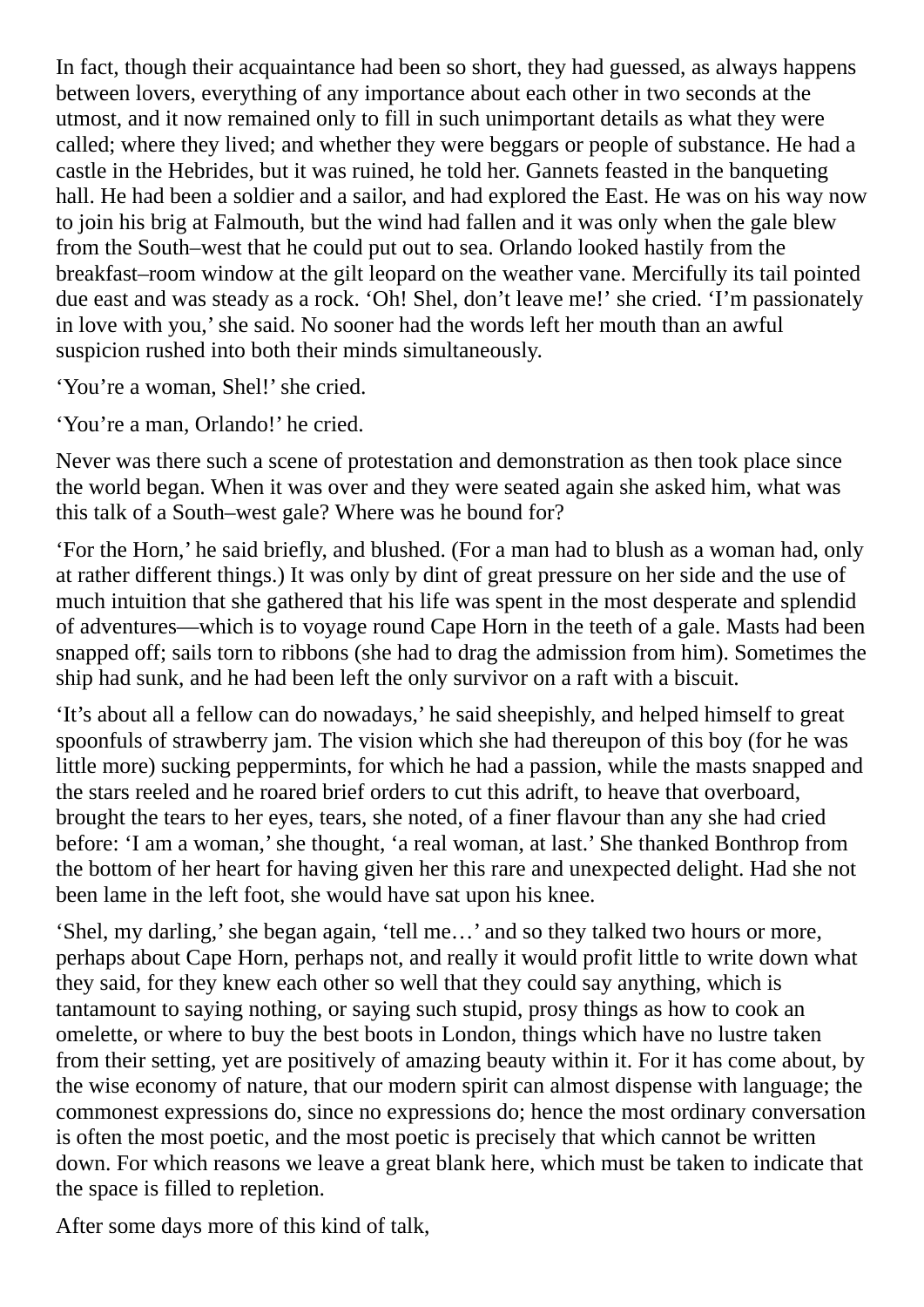In fact, though their acquaintance had been so short, they had guessed, as always happens between lovers, everything of any importance about each other in two seconds at the utmost, and it now remained only to fill in such unimportant details as what they were called; where they lived; and whether they were beggars or people of substance. He had a castle in the Hebrides, but it was ruined, he told her. Gannets feasted in the banqueting hall. He had been a soldier and a sailor, and had explored the East. He was on his way now to join his brig at Falmouth, but the wind had fallen and it was only when the gale blew from the South–west that he could put out to sea. Orlando looked hastily from the breakfast–room window at the gilt leopard on the weather vane. Mercifully its tail pointed due east and was steady as a rock. 'Oh! Shel, don't leave me!' she cried. 'I'm passionately in love with you,' she said. No sooner had the words left her mouth than an awful suspicion rushed into both their minds simultaneously.

'You're a woman, Shel!' she cried.

'You're a man, Orlando!' he cried.

Never was there such a scene of protestation and demonstration as then took place since the world began. When it was over and they were seated again she asked him, what was this talk of a South–west gale? Where was he bound for?

'For the Horn,' he said briefly, and blushed. (For a man had to blush as a woman had, only at rather different things.) It was only by dint of great pressure on her side and the use of much intuition that she gathered that his life was spent in the most desperate and splendid of adventures—which is to voyage round Cape Horn in the teeth of a gale. Masts had been snapped off; sails torn to ribbons (she had to drag the admission from him). Sometimes the ship had sunk, and he had been left the only survivor on a raft with a biscuit.

'It's about all a fellow can do nowadays,' he said sheepishly, and helped himself to great spoonfuls of strawberry jam. The vision which she had thereupon of this boy (for he was little more) sucking peppermints, for which he had a passion, while the masts snapped and the stars reeled and he roared brief orders to cut this adrift, to heave that overboard, brought the tears to her eyes, tears, she noted, of a finer flavour than any she had cried before: 'I am a woman,' she thought, 'a real woman, at last.' She thanked Bonthrop from the bottom of her heart for having given her this rare and unexpected delight. Had she not been lame in the left foot, she would have sat upon his knee.

'Shel, my darling,' she began again, 'tell me…' and so they talked two hours or more, perhaps about Cape Horn, perhaps not, and really it would profit little to write down what they said, for they knew each other so well that they could say anything, which is tantamount to saying nothing, or saying such stupid, prosy things as how to cook an omelette, or where to buy the best boots in London, things which have no lustre taken from their setting, yet are positively of amazing beauty within it. For it has come about, by the wise economy of nature, that our modern spirit can almost dispense with language; the commonest expressions do, since no expressions do; hence the most ordinary conversation is often the most poetic, and the most poetic is precisely that which cannot be written down. For which reasons we leave a great blank here, which must be taken to indicate that the space is filled to repletion.

After some days more of this kind of talk,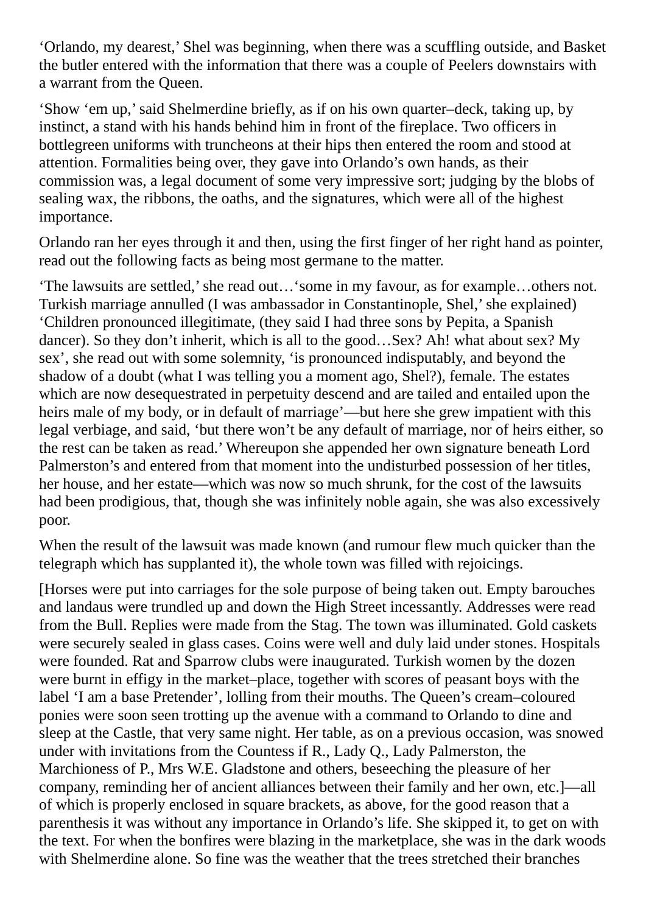‘Orlando, my dearest,’ Shel was beginning, when there was a scuffling outside, and Basket the butler entered with the information that there was a couple of Peelers downstairs with a warrant from the Queen.

‘Show ‘em up,’ said Shelmerdine briefly, as if on his own quarter–deck, taking up, by instinct, a stand with his hands behind him in front of the fireplace. Two officers in bottlegreen uniforms with truncheons at their hips then entered the room and stood at attention. Formalities being over, they gave into Orlando’s own hands, as their commission was, a legal document of some very impressive sort; judging by the blobs of sealing wax, the ribbons, the oaths, and the signatures, which were all of the highest importance.

Orlando ran her eyes through it and then, using the first finger of her right hand as pointer, read out the following facts as being most germane to the matter.

‘The lawsuits are settled,’ she read out…‘some in my favour, as for example…others not. Turkish marriage annulled (I was ambassador in Constantinople, Shel,’ she explained) ‘Children pronounced illegitimate, (they said I had three sons by Pepita, a Spanish dancer). So they don’t inherit, which is all to the good…Sex? Ah! what about sex? My sex’, she read out with some solemnity, ‘is pronounced indisputably, and beyond the shadow of a doubt (what I was telling you a moment ago, Shel?), female. The estates which are now desequestrated in perpetuity descend and are tailed and entailed upon the heirs male of my body, or in default of marriage’—but here she grew impatient with this legal verbiage, and said, ‘but there won’t be any default of marriage, nor of heirs either, so the rest can be taken as read.’ Whereupon she appended her own signature beneath Lord Palmerston’s and entered from that moment into the undisturbed possession of her titles, her house, and her estate—which was now so much shrunk, for the cost of the lawsuits had been prodigious, that, though she was infinitely noble again, she was also excessively poor.

When the result of the lawsuit was made known (and rumour flew much quicker than the telegraph which has supplanted it), the whole town was filled with rejoicings.

[Horses were put into carriages for the sole purpose of being taken out. Empty barouches and landaus were trundled up and down the High Street incessantly. Addresses were read from the Bull. Replies were made from the Stag. The town was illuminated. Gold caskets were securely sealed in glass cases. Coins were well and duly laid under stones. Hospitals were founded. Rat and Sparrow clubs were inaugurated. Turkish women by the dozen were burnt in effigy in the market–place, together with scores of peasant boys with the label ‘I am a base Pretender’, lolling from their mouths. The Queen’s cream–coloured ponies were soon seen trotting up the avenue with a command to Orlando to dine and sleep at the Castle, that very same night. Her table, as on a previous occasion, was snowed under with invitations from the Countess if R., Lady Q., Lady Palmerston, the Marchioness of P., Mrs W.E. Gladstone and others, beseeching the pleasure of her company, reminding her of ancient alliances between their family and her own, etc.]—all of which is properly enclosed in square brackets, as above, for the good reason that a parenthesis it was without any importance in Orlando’s life. She skipped it, to get on with the text. For when the bonfires were blazing in the marketplace, she was in the dark woods with Shelmerdine alone. So fine was the weather that the trees stretched their branches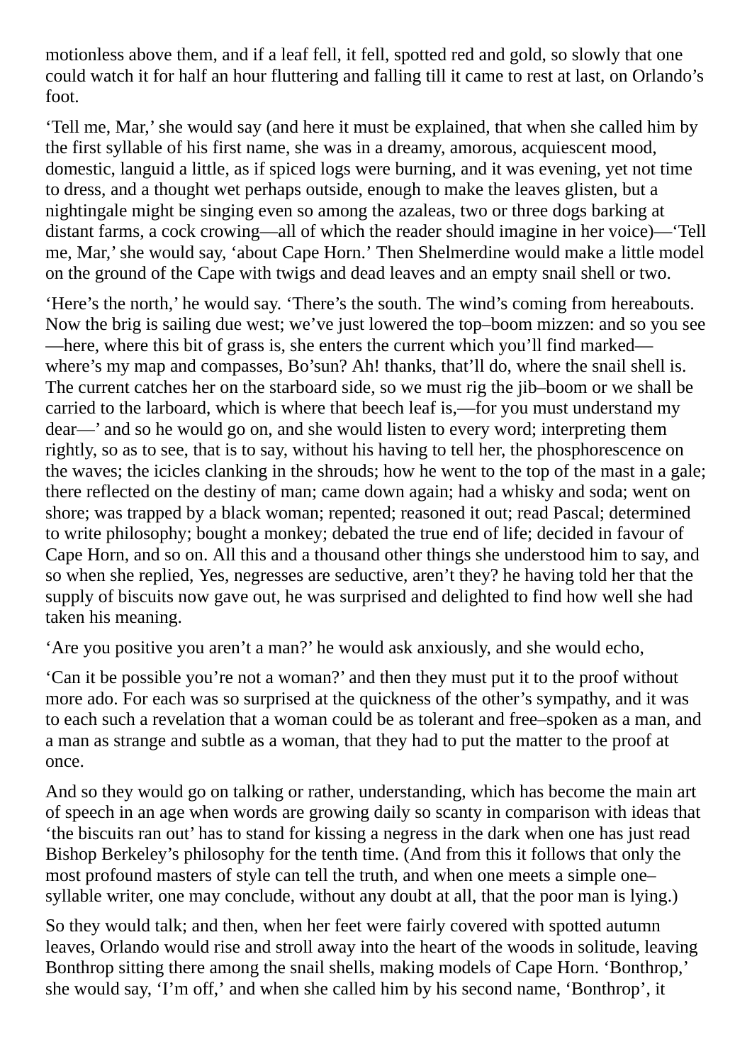motionless above them, and if a leaf fell, it fell, spotted red and gold, so slowly that one could watch it for half an hour fluttering and falling till it came to rest at last, on Orlando's foot.

'Tell me, Mar,' she would say (and here it must be explained, that when she called him by the first syllable of his first name, she was in a dreamy, amorous, acquiescent mood, domestic, languid a little, as if spiced logs were burning, and it was evening, yet not time to dress, and a thought wet perhaps outside, enough to make the leaves glisten, but a nightingale might be singing even so among the azaleas, two or three dogs barking at distant farms, a cock crowing—all of which the reader should imagine in her voice)—'Tell me, Mar,' she would say, 'about Cape Horn.' Then Shelmerdine would make a little model on the ground of the Cape with twigs and dead leaves and an empty snail shell or two.

'Here's the north,' he would say. 'There's the south. The wind's coming from hereabouts. Now the brig is sailing due west; we've just lowered the top–boom mizzen: and so you see—here, where this bit of grass is, she enters the current which you'll find marked—where's my map and compasses, Bo'sun? Ah! thanks, that'll do, where the snail shell is. The current catches her on the starboard side, so we must rig the jib–boom or we shall be carried to the larboard, which is where that beech leaf is,—for you must understand my dear—' and so he would go on, and she would listen to every word; interpreting them rightly, so as to see, that is to say, without his having to tell her, the phosphorescence on the waves; the icicles clanking in the shrouds; how he went to the top of the mast in a gale; there reflected on the destiny of man; came down again; had a whisky and soda; went on shore; was trapped by a black woman; repented; reasoned it out; read Pascal; determined to write philosophy; bought a monkey; debated the true end of life; decided in favour of Cape Horn, and so on. All this and a thousand other things she understood him to say, and so when she replied, Yes, negresses are seductive, aren't they? he having told her that the supply of biscuits now gave out, he was surprised and delighted to find how well she had taken his meaning.

'Are you positive you aren't a man?' he would ask anxiously, and she would echo,

'Can it be possible you're not a woman?' and then they must put it to the proof without more ado. For each was so surprised at the quickness of the other's sympathy, and it was to each such a revelation that a woman could be as tolerant and free–spoken as a man, and a man as strange and subtle as a woman, that they had to put the matter to the proof at once.

And so they would go on talking or rather, understanding, which has become the main art of speech in an age when words are growing daily so scanty in comparison with ideas that 'the biscuits ran out' has to stand for kissing a negress in the dark when one has just read Bishop Berkeley's philosophy for the tenth time. (And from this it follows that only the most profound masters of style can tell the truth, and when one meets a simple one–syllable writer, one may conclude, without any doubt at all, that the poor man is lying.)

So they would talk; and then, when her feet were fairly covered with spotted autumn leaves, Orlando would rise and stroll away into the heart of the woods in solitude, leaving Bonthrop sitting there among the snail shells, making models of Cape Horn. 'Bonthrop,' she would say, 'I'm off,' and when she called him by his second name, 'Bonthrop', it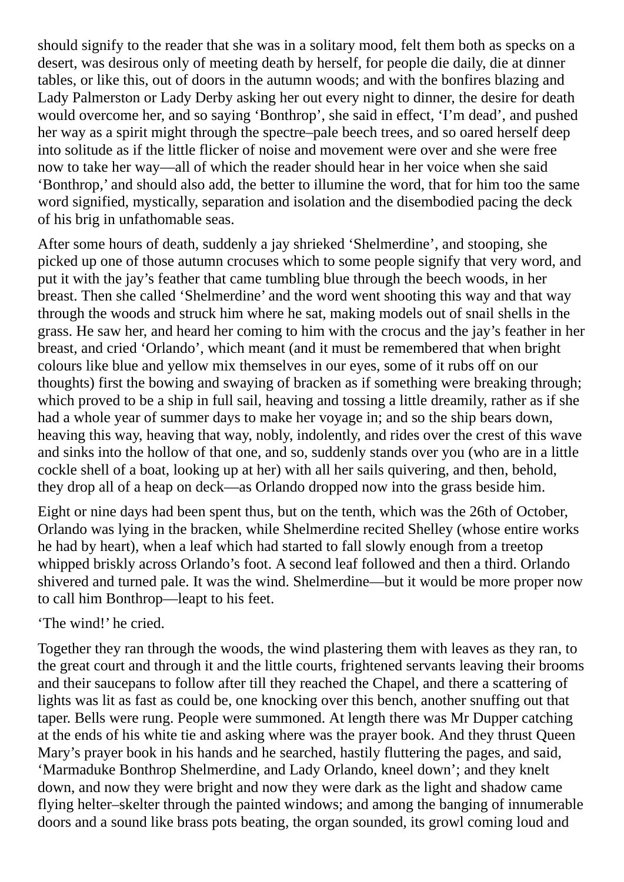should signify to the reader that she was in a solitary mood, felt them both as specks on a desert, was desirous only of meeting death by herself, for people die daily, die at dinner tables, or like this, out of doors in the autumn woods; and with the bonfires blazing and Lady Palmerston or Lady Derby asking her out every night to dinner, the desire for death would overcome her, and so saying 'Bonthrop', she said in effect, 'I'm dead', and pushed her way as a spirit might through the spectre–pale beech trees, and so oared herself deep into solitude as if the little flicker of noise and movement were over and she were free now to take her way—all of which the reader should hear in her voice when she said 'Bonthrop,' and should also add, the better to illumine the word, that for him too the same word signified, mystically, separation and isolation and the disembodied pacing the deck of his brig in unfathomable seas.

After some hours of death, suddenly a jay shrieked 'Shelmerdine', and stooping, she picked up one of those autumn crocuses which to some people signify that very word, and put it with the jay's feather that came tumbling blue through the beech woods, in her breast. Then she called 'Shelmerdine' and the word went shooting this way and that way through the woods and struck him where he sat, making models out of snail shells in the grass. He saw her, and heard her coming to him with the crocus and the jay's feather in her breast, and cried 'Orlando', which meant (and it must be remembered that when bright colours like blue and yellow mix themselves in our eyes, some of it rubs off on our thoughts) first the bowing and swaying of bracken as if something were breaking through; which proved to be a ship in full sail, heaving and tossing a little dreamily, rather as if she had a whole year of summer days to make her voyage in; and so the ship bears down, heaving this way, heaving that way, nobly, indolently, and rides over the crest of this wave and sinks into the hollow of that one, and so, suddenly stands over you (who are in a little cockle shell of a boat, looking up at her) with all her sails quivering, and then, behold, they drop all of a heap on deck—as Orlando dropped now into the grass beside him.

Eight or nine days had been spent thus, but on the tenth, which was the 26th of October, Orlando was lying in the bracken, while Shelmerdine recited Shelley (whose entire works he had by heart), when a leaf which had started to fall slowly enough from a treetop whipped briskly across Orlando's foot. A second leaf followed and then a third. Orlando shivered and turned pale. It was the wind. Shelmerdine—but it would be more proper now to call him Bonthrop—leapt to his feet.

'The wind!' he cried.

Together they ran through the woods, the wind plastering them with leaves as they ran, to the great court and through it and the little courts, frightened servants leaving their brooms and their saucepans to follow after till they reached the Chapel, and there a scattering of lights was lit as fast as could be, one knocking over this bench, another snuffing out that taper. Bells were rung. People were summoned. At length there was Mr Dupper catching at the ends of his white tie and asking where was the prayer book. And they thrust Queen Mary's prayer book in his hands and he searched, hastily fluttering the pages, and said, 'Marmaduke Bonthrop Shelmerdine, and Lady Orlando, kneel down'; and they knelt down, and now they were bright and now they were dark as the light and shadow came flying helter–skelter through the painted windows; and among the banging of innumerable doors and a sound like brass pots beating, the organ sounded, its growl coming loud and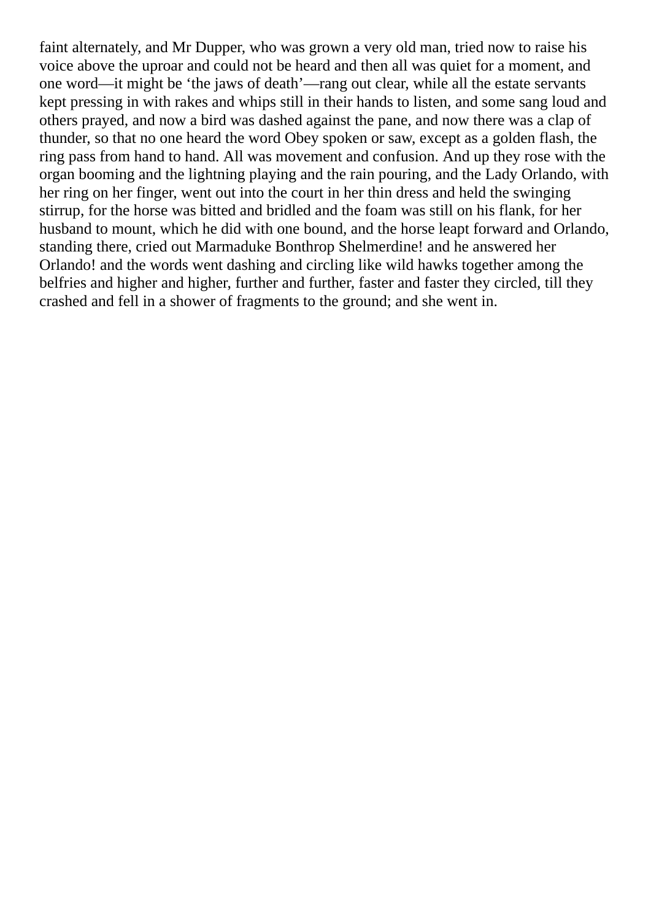faint alternately, and Mr Dupper, who was grown a very old man, tried now to raise his voice above the uproar and could not be heard and then all was quiet for a moment, and one word—it might be 'the jaws of death'—rang out clear, while all the estate servants kept pressing in with rakes and whips still in their hands to listen, and some sang loud and others prayed, and now a bird was dashed against the pane, and now there was a clap of thunder, so that no one heard the word Obey spoken or saw, except as a golden flash, the ring pass from hand to hand. All was movement and confusion. And up they rose with the organ booming and the lightning playing and the rain pouring, and the Lady Orlando, with her ring on her finger, went out into the court in her thin dress and held the swinging stirrup, for the horse was bitted and bridled and the foam was still on his flank, for her husband to mount, which he did with one bound, and the horse leapt forward and Orlando, standing there, cried out Marmaduke Bonthrop Shelmerdine! and he answered her Orlando! and the words went dashing and circling like wild hawks together among the belfries and higher and higher, further and further, faster and faster they circled, till they crashed and fell in a shower of fragments to the ground; and she went in.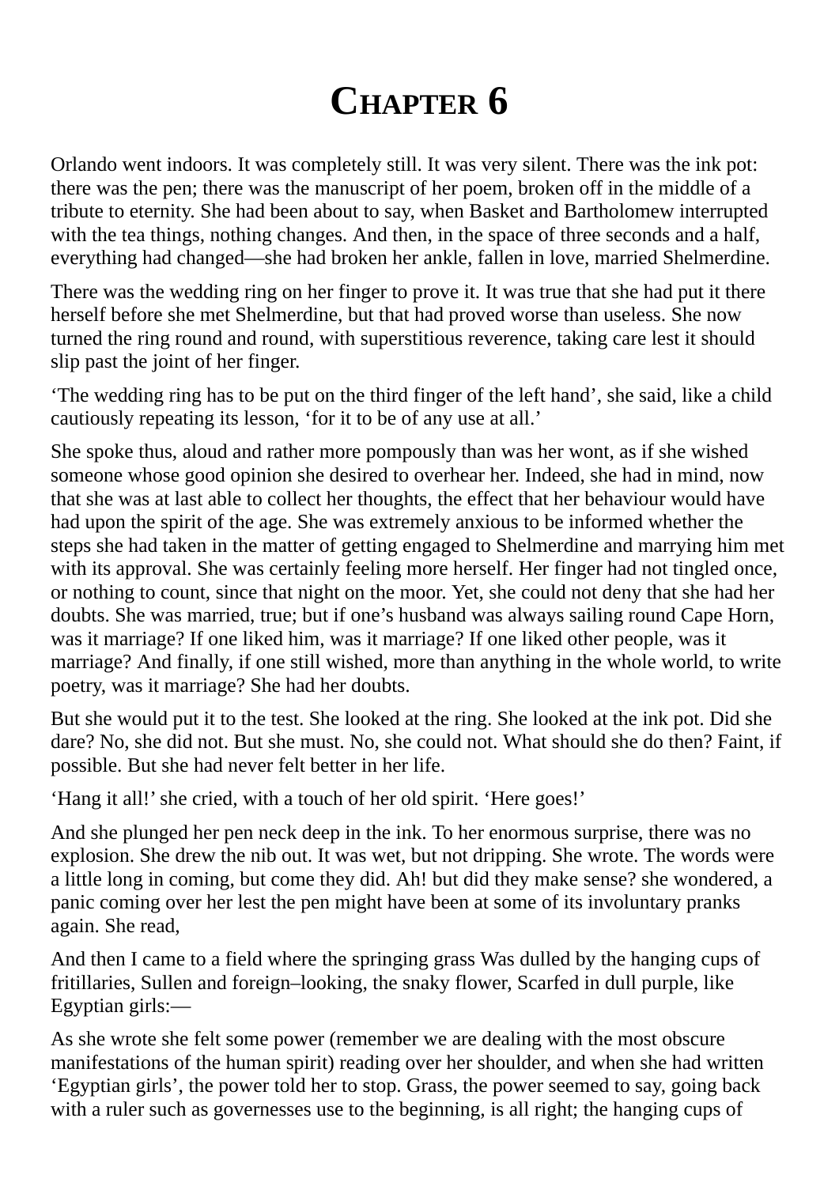# Chapter 6

Orlando went indoors. It was completely still. It was very silent. There was the ink pot: there was the pen; there was the manuscript of her poem, broken off in the middle of a tribute to eternity. She had been about to say, when Basket and Bartholomew interrupted with the tea things, nothing changes. And then, in the space of three seconds and a half, everything had changed—she had broken her ankle, fallen in love, married Shelmerdine.

There was the wedding ring on her finger to prove it. It was true that she had put it there herself before she met Shelmerdine, but that had proved worse than useless. She now turned the ring round and round, with superstitious reverence, taking care lest it should slip past the joint of her finger.

'The wedding ring has to be put on the third finger of the left hand', she said, like a child cautiously repeating its lesson, 'for it to be of any use at all.'

She spoke thus, aloud and rather more pompously than was her wont, as if she wished someone whose good opinion she desired to overhear her. Indeed, she had in mind, now that she was at last able to collect her thoughts, the effect that her behaviour would have had upon the spirit of the age. She was extremely anxious to be informed whether the steps she had taken in the matter of getting engaged to Shelmerdine and marrying him met with its approval. She was certainly feeling more herself. Her finger had not tingled once, or nothing to count, since that night on the moor. Yet, she could not deny that she had her doubts. She was married, true; but if one's husband was always sailing round Cape Horn, was it marriage? If one liked him, was it marriage? If one liked other people, was it marriage? And finally, if one still wished, more than anything in the whole world, to write poetry, was it marriage? She had her doubts.

But she would put it to the test. She looked at the ring. She looked at the ink pot. Did she dare? No, she did not. But she must. No, she could not. What should she do then? Faint, if possible. But she had never felt better in her life.

'Hang it all!' she cried, with a touch of her old spirit. 'Here goes!'

And she plunged her pen neck deep in the ink. To her enormous surprise, there was no explosion. She drew the nib out. It was wet, but not dripping. She wrote. The words were a little long in coming, but come they did. Ah! but did they make sense? she wondered, a panic coming over her lest the pen might have been at some of its involuntary pranks again. She read,

And then I came to a field where the springing grass Was dulled by the hanging cups of fritillaries, Sullen and foreign–looking, the snaky flower, Scarfed in dull purple, like Egyptian girls:—

As she wrote she felt some power (remember we are dealing with the most obscure manifestations of the human spirit) reading over her shoulder, and when she had written 'Egyptian girls', the power told her to stop. Grass, the power seemed to say, going back with a ruler such as governesses use to the beginning, is all right; the hanging cups of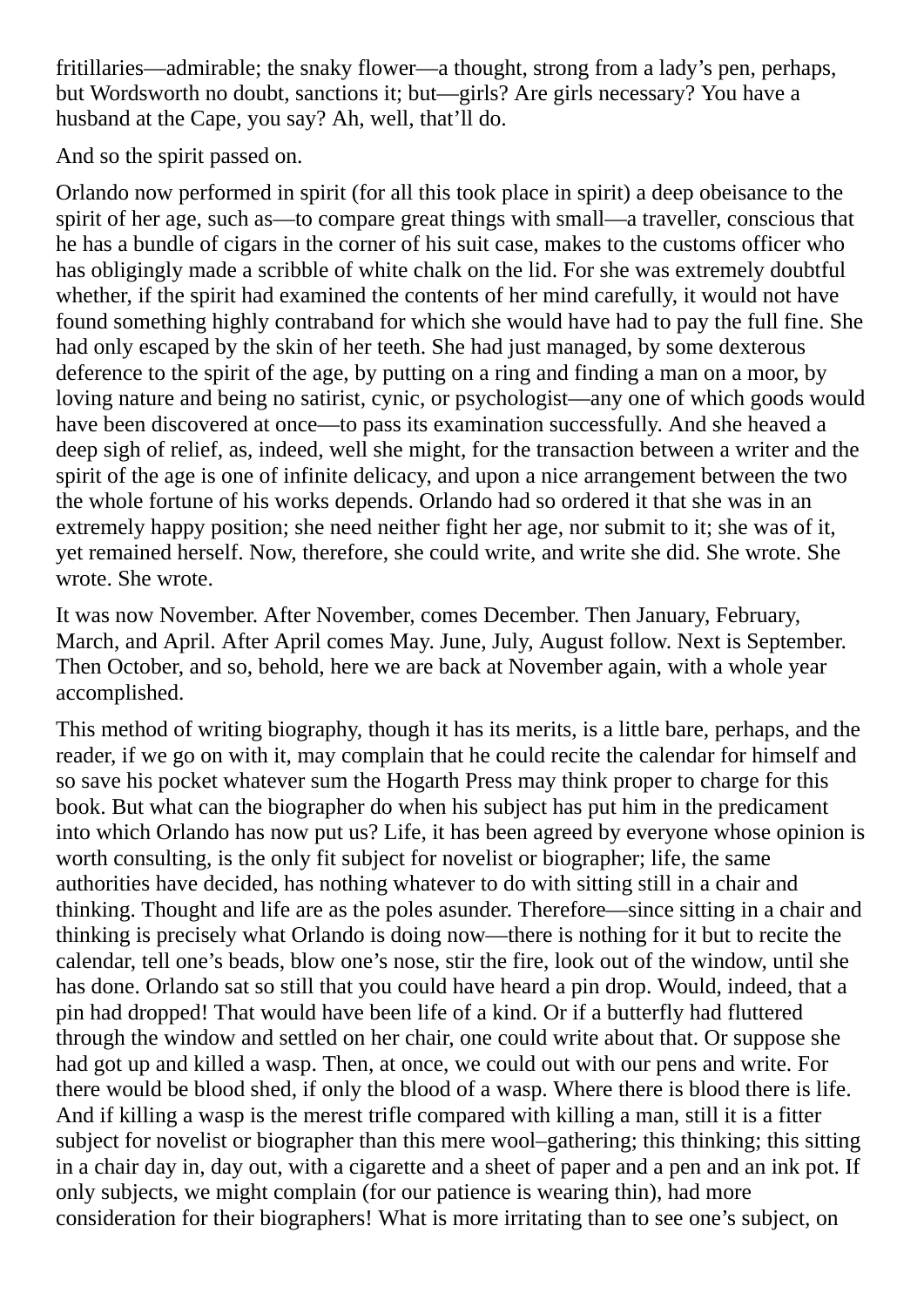fritillaries—admirable; the snaky flower—a thought, strong from a lady's pen, perhaps, but Wordsworth no doubt, sanctions it; but—girls? Are girls necessary? You have a husband at the Cape, you say? Ah, well, that'll do.

And so the spirit passed on.

Orlando now performed in spirit (for all this took place in spirit) a deep obeisance to the spirit of her age, such as—to compare great things with small—a traveller, conscious that he has a bundle of cigars in the corner of his suit case, makes to the customs officer who has obligingly made a scribble of white chalk on the lid. For she was extremely doubtful whether, if the spirit had examined the contents of her mind carefully, it would not have found something highly contraband for which she would have had to pay the full fine. She had only escaped by the skin of her teeth. She had just managed, by some dexterous deference to the spirit of the age, by putting on a ring and finding a man on a moor, by loving nature and being no satirist, cynic, or psychologist—any one of which goods would have been discovered at once—to pass its examination successfully. And she heaved a deep sigh of relief, as, indeed, well she might, for the transaction between a writer and the spirit of the age is one of infinite delicacy, and upon a nice arrangement between the two the whole fortune of his works depends. Orlando had so ordered it that she was in an extremely happy position; she need neither fight her age, nor submit to it; she was of it, yet remained herself. Now, therefore, she could write, and write she did. She wrote. She wrote. She wrote.

It was now November. After November, comes December. Then January, February, March, and April. After April comes May. June, July, August follow. Next is September. Then October, and so, behold, here we are back at November again, with a whole year accomplished.

This method of writing biography, though it has its merits, is a little bare, perhaps, and the reader, if we go on with it, may complain that he could recite the calendar for himself and so save his pocket whatever sum the Hogarth Press may think proper to charge for this book. But what can the biographer do when his subject has put him in the predicament into which Orlando has now put us? Life, it has been agreed by everyone whose opinion is worth consulting, is the only fit subject for novelist or biographer; life, the same authorities have decided, has nothing whatever to do with sitting still in a chair and thinking. Thought and life are as the poles asunder. Therefore—since sitting in a chair and thinking is precisely what Orlando is doing now—there is nothing for it but to recite the calendar, tell one's beads, blow one's nose, stir the fire, look out of the window, until she has done. Orlando sat so still that you could have heard a pin drop. Would, indeed, that a pin had dropped! That would have been life of a kind. Or if a butterfly had fluttered through the window and settled on her chair, one could write about that. Or suppose she had got up and killed a wasp. Then, at once, we could out with our pens and write. For there would be blood shed, if only the blood of a wasp. Where there is blood there is life. And if killing a wasp is the merest trifle compared with killing a man, still it is a fitter subject for novelist or biographer than this mere wool–gathering; this thinking; this sitting in a chair day in, day out, with a cigarette and a sheet of paper and a pen and an ink pot. If only subjects, we might complain (for our patience is wearing thin), had more consideration for their biographers! What is more irritating than to see one's subject, on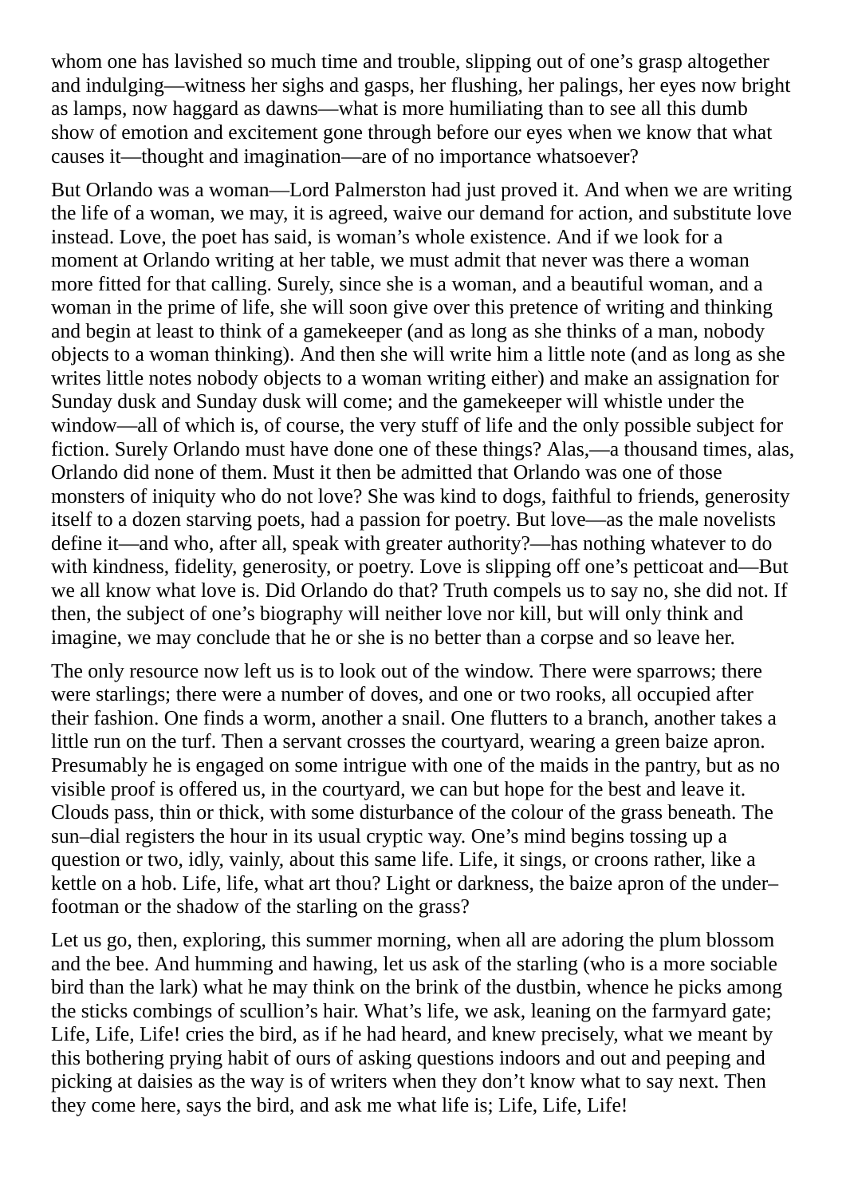whom one has lavished so much time and trouble, slipping out of one's grasp altogether and indulging—witness her sighs and gasps, her flushing, her palings, her eyes now bright as lamps, now haggard as dawns—what is more humiliating than to see all this dumb show of emotion and excitement gone through before our eyes when we know that what causes it—thought and imagination—are of no importance whatsoever?

But Orlando was a woman—Lord Palmerston had just proved it. And when we are writing the life of a woman, we may, it is agreed, waive our demand for action, and substitute love instead. Love, the poet has said, is woman's whole existence. And if we look for a moment at Orlando writing at her table, we must admit that never was there a woman more fitted for that calling. Surely, since she is a woman, and a beautiful woman, and a woman in the prime of life, she will soon give over this pretence of writing and thinking and begin at least to think of a gamekeeper (and as long as she thinks of a man, nobody objects to a woman thinking). And then she will write him a little note (and as long as she writes little notes nobody objects to a woman writing either) and make an assignation for Sunday dusk and Sunday dusk will come; and the gamekeeper will whistle under the window—all of which is, of course, the very stuff of life and the only possible subject for fiction. Surely Orlando must have done one of these things? Alas,—a thousand times, alas, Orlando did none of them. Must it then be admitted that Orlando was one of those monsters of iniquity who do not love? She was kind to dogs, faithful to friends, generosity itself to a dozen starving poets, had a passion for poetry. But love—as the male novelists define it—and who, after all, speak with greater authority?—has nothing whatever to do with kindness, fidelity, generosity, or poetry. Love is slipping off one's petticoat and—But we all know what love is. Did Orlando do that? Truth compels us to say no, she did not. If then, the subject of one's biography will neither love nor kill, but will only think and imagine, we may conclude that he or she is no better than a corpse and so leave her.

The only resource now left us is to look out of the window. There were sparrows; there were starlings; there were a number of doves, and one or two rooks, all occupied after their fashion. One finds a worm, another a snail. One flutters to a branch, another takes a little run on the turf. Then a servant crosses the courtyard, wearing a green baize apron. Presumably he is engaged on some intrigue with one of the maids in the pantry, but as no visible proof is offered us, in the courtyard, we can but hope for the best and leave it. Clouds pass, thin or thick, with some disturbance of the colour of the grass beneath. The sun–dial registers the hour in its usual cryptic way. One's mind begins tossing up a question or two, idly, vainly, about this same life. Life, it sings, or croons rather, like a kettle on a hob. Life, life, what art thou? Light or darkness, the baize apron of the under–footman or the shadow of the starling on the grass?

Let us go, then, exploring, this summer morning, when all are adoring the plum blossom and the bee. And humming and hawing, let us ask of the starling (who is a more sociable bird than the lark) what he may think on the brink of the dustbin, whence he picks among the sticks combings of scullion's hair. What's life, we ask, leaning on the farmyard gate; Life, Life, Life! cries the bird, as if he had heard, and knew precisely, what we meant by this bothering prying habit of ours of asking questions indoors and out and peeping and picking at daisies as the way is of writers when they don't know what to say next. Then they come here, says the bird, and ask me what life is; Life, Life, Life!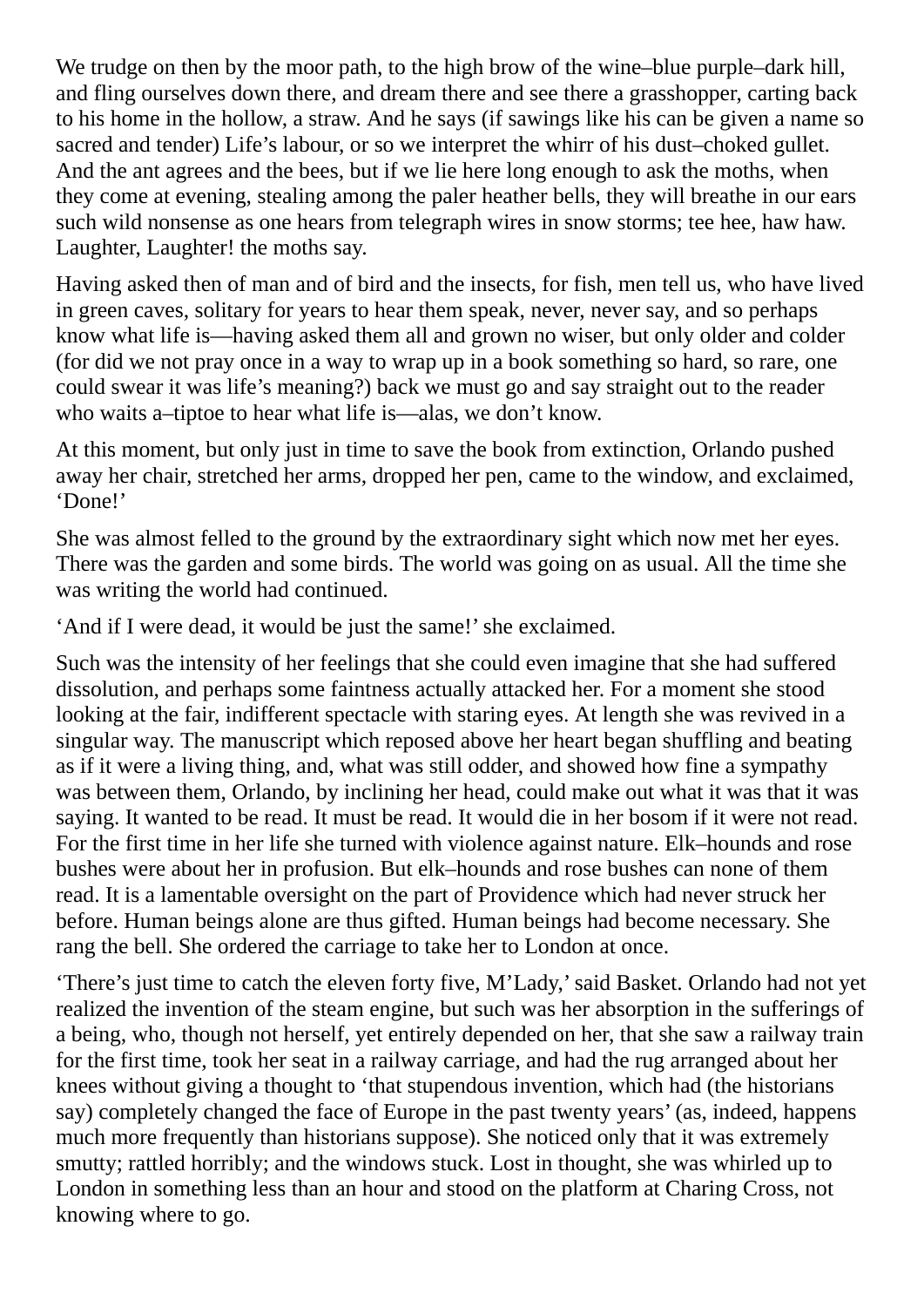We trudge on then by the moor path, to the high brow of the wine–blue purple–dark hill, and fling ourselves down there, and dream there and see there a grasshopper, carting back to his home in the hollow, a straw. And he says (if sawings like his can be given a name so sacred and tender) Life's labour, or so we interpret the whirr of his dust–choked gullet. And the ant agrees and the bees, but if we lie here long enough to ask the moths, when they come at evening, stealing among the paler heather bells, they will breathe in our ears such wild nonsense as one hears from telegraph wires in snow storms; tee hee, haw haw. Laughter, Laughter! the moths say.

Having asked then of man and of bird and the insects, for fish, men tell us, who have lived in green caves, solitary for years to hear them speak, never, never say, and so perhaps know what life is—having asked them all and grown no wiser, but only older and colder (for did we not pray once in a way to wrap up in a book something so hard, so rare, one could swear it was life's meaning?) back we must go and say straight out to the reader who waits a–tiptoe to hear what life is—alas, we don't know.

At this moment, but only just in time to save the book from extinction, Orlando pushed away her chair, stretched her arms, dropped her pen, came to the window, and exclaimed, 'Done!'

She was almost felled to the ground by the extraordinary sight which now met her eyes. There was the garden and some birds. The world was going on as usual. All the time she was writing the world had continued.

'And if I were dead, it would be just the same!' she exclaimed.

Such was the intensity of her feelings that she could even imagine that she had suffered dissolution, and perhaps some faintness actually attacked her. For a moment she stood looking at the fair, indifferent spectacle with staring eyes. At length she was revived in a singular way. The manuscript which reposed above her heart began shuffling and beating as if it were a living thing, and, what was still odder, and showed how fine a sympathy was between them, Orlando, by inclining her head, could make out what it was that it was saying. It wanted to be read. It must be read. It would die in her bosom if it were not read. For the first time in her life she turned with violence against nature. Elk–hounds and rose bushes were about her in profusion. But elk–hounds and rose bushes can none of them read. It is a lamentable oversight on the part of Providence which had never struck her before. Human beings alone are thus gifted. Human beings had become necessary. She rang the bell. She ordered the carriage to take her to London at once.

'There's just time to catch the eleven forty five, M'Lady,' said Basket. Orlando had not yet realized the invention of the steam engine, but such was her absorption in the sufferings of a being, who, though not herself, yet entirely depended on her, that she saw a railway train for the first time, took her seat in a railway carriage, and had the rug arranged about her knees without giving a thought to 'that stupendous invention, which had (the historians say) completely changed the face of Europe in the past twenty years' (as, indeed, happens much more frequently than historians suppose). She noticed only that it was extremely smutty; rattled horribly; and the windows stuck. Lost in thought, she was whirled up to London in something less than an hour and stood on the platform at Charing Cross, not knowing where to go.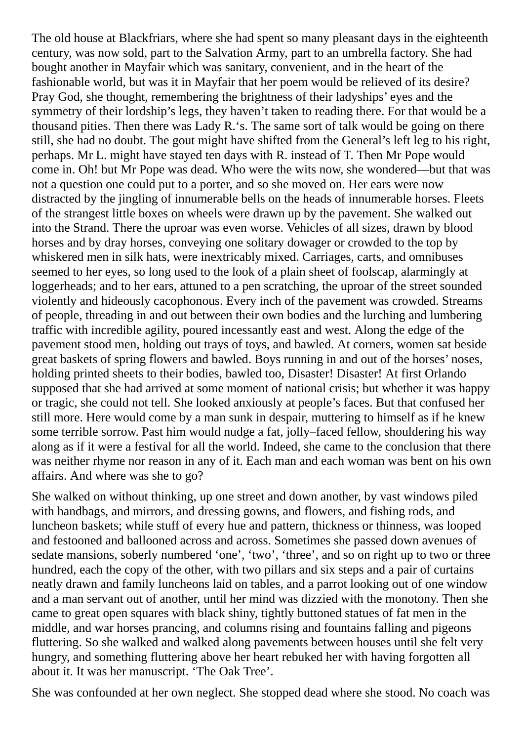The old house at Blackfriars, where she had spent so many pleasant days in the eighteenth century, was now sold, part to the Salvation Army, part to an umbrella factory. She had bought another in Mayfair which was sanitary, convenient, and in the heart of the fashionable world, but was it in Mayfair that her poem would be relieved of its desire? Pray God, she thought, remembering the brightness of their ladyships' eyes and the symmetry of their lordship's legs, they haven't taken to reading there. For that would be a thousand pities. Then there was Lady R.'s. The same sort of talk would be going on there still, she had no doubt. The gout might have shifted from the General's left leg to his right, perhaps. Mr L. might have stayed ten days with R. instead of T. Then Mr Pope would come in. Oh! but Mr Pope was dead. Who were the wits now, she wondered—but that was not a question one could put to a porter, and so she moved on. Her ears were now distracted by the jingling of innumerable bells on the heads of innumerable horses. Fleets of the strangest little boxes on wheels were drawn up by the pavement. She walked out into the Strand. There the uproar was even worse. Vehicles of all sizes, drawn by blood horses and by dray horses, conveying one solitary dowager or crowded to the top by whiskered men in silk hats, were inextricably mixed. Carriages, carts, and omnibuses seemed to her eyes, so long used to the look of a plain sheet of foolscap, alarmingly at loggerheads; and to her ears, attuned to a pen scratching, the uproar of the street sounded violently and hideously cacophonous. Every inch of the pavement was crowded. Streams of people, threading in and out between their own bodies and the lurching and lumbering traffic with incredible agility, poured incessantly east and west. Along the edge of the pavement stood men, holding out trays of toys, and bawled. At corners, women sat beside great baskets of spring flowers and bawled. Boys running in and out of the horses' noses, holding printed sheets to their bodies, bawled too, Disaster! Disaster! At first Orlando supposed that she had arrived at some moment of national crisis; but whether it was happy or tragic, she could not tell. She looked anxiously at people's faces. But that confused her still more. Here would come by a man sunk in despair, muttering to himself as if he knew some terrible sorrow. Past him would nudge a fat, jolly–faced fellow, shouldering his way along as if it were a festival for all the world. Indeed, she came to the conclusion that there was neither rhyme nor reason in any of it. Each man and each woman was bent on his own affairs. And where was she to go?

She walked on without thinking, up one street and down another, by vast windows piled with handbags, and mirrors, and dressing gowns, and flowers, and fishing rods, and luncheon baskets; while stuff of every hue and pattern, thickness or thinness, was looped and festooned and ballooned across and across. Sometimes she passed down avenues of sedate mansions, soberly numbered 'one', 'two', 'three', and so on right up to two or three hundred, each the copy of the other, with two pillars and six steps and a pair of curtains neatly drawn and family luncheons laid on tables, and a parrot looking out of one window and a man servant out of another, until her mind was dizzied with the monotony. Then she came to great open squares with black shiny, tightly buttoned statues of fat men in the middle, and war horses prancing, and columns rising and fountains falling and pigeons fluttering. So she walked and walked along pavements between houses until she felt very hungry, and something fluttering above her heart rebuked her with having forgotten all about it. It was her manuscript. 'The Oak Tree'.

She was confounded at her own neglect. She stopped dead where she stood. No coach was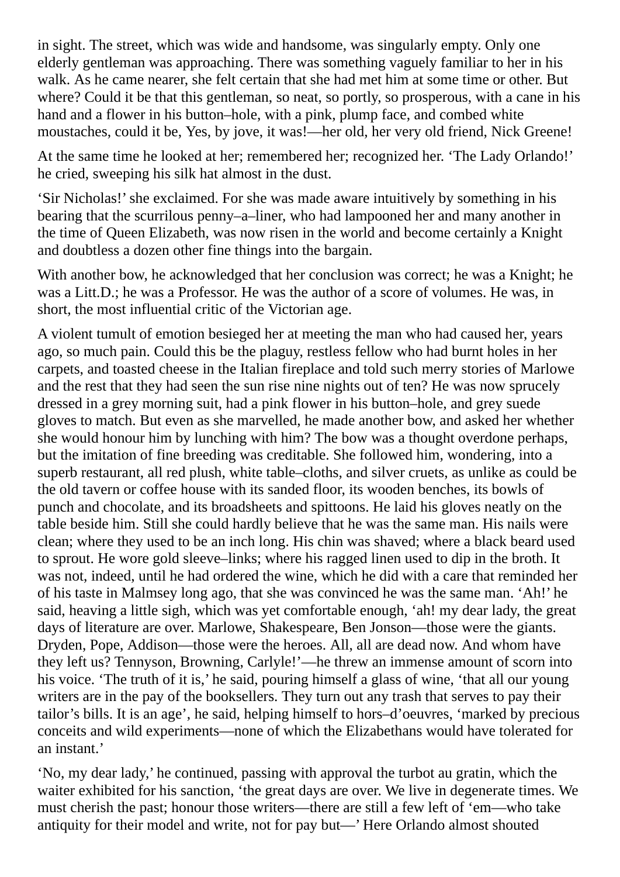in sight. The street, which was wide and handsome, was singularly empty. Only one elderly gentleman was approaching. There was something vaguely familiar to her in his walk. As he came nearer, she felt certain that she had met him at some time or other. But where? Could it be that this gentleman, so neat, so portly, so prosperous, with a cane in his hand and a flower in his button–hole, with a pink, plump face, and combed white moustaches, could it be, Yes, by jove, it was!—her old, her very old friend, Nick Greene!

At the same time he looked at her; remembered her; recognized her. 'The Lady Orlando!' he cried, sweeping his silk hat almost in the dust.

'Sir Nicholas!' she exclaimed. For she was made aware intuitively by something in his bearing that the scurrilous penny–a–liner, who had lampooned her and many another in the time of Queen Elizabeth, was now risen in the world and become certainly a Knight and doubtless a dozen other fine things into the bargain.

With another bow, he acknowledged that her conclusion was correct; he was a Knight; he was a Litt.D.; he was a Professor. He was the author of a score of volumes. He was, in short, the most influential critic of the Victorian age.

A violent tumult of emotion besieged her at meeting the man who had caused her, years ago, so much pain. Could this be the plaguy, restless fellow who had burnt holes in her carpets, and toasted cheese in the Italian fireplace and told such merry stories of Marlowe and the rest that they had seen the sun rise nine nights out of ten? He was now sprucely dressed in a grey morning suit, had a pink flower in his button–hole, and grey suede gloves to match. But even as she marvelled, he made another bow, and asked her whether she would honour him by lunching with him? The bow was a thought overdone perhaps, but the imitation of fine breeding was creditable. She followed him, wondering, into a superb restaurant, all red plush, white table–cloths, and silver cruets, as unlike as could be the old tavern or coffee house with its sanded floor, its wooden benches, its bowls of punch and chocolate, and its broadsheets and spittoons. He laid his gloves neatly on the table beside him. Still she could hardly believe that he was the same man. His nails were clean; where they used to be an inch long. His chin was shaved; where a black beard used to sprout. He wore gold sleeve–links; where his ragged linen used to dip in the broth. It was not, indeed, until he had ordered the wine, which he did with a care that reminded her of his taste in Malmsey long ago, that she was convinced he was the same man. 'Ah!' he said, heaving a little sigh, which was yet comfortable enough, 'ah! my dear lady, the great days of literature are over. Marlowe, Shakespeare, Ben Jonson—those were the giants. Dryden, Pope, Addison—those were the heroes. All, all are dead now. And whom have they left us? Tennyson, Browning, Carlyle!'—he threw an immense amount of scorn into his voice. 'The truth of it is,' he said, pouring himself a glass of wine, 'that all our young writers are in the pay of the booksellers. They turn out any trash that serves to pay their tailor's bills. It is an age', he said, helping himself to hors–d'oeuvres, 'marked by precious conceits and wild experiments—none of which the Elizabethans would have tolerated for an instant.'

'No, my dear lady,' he continued, passing with approval the turbot au gratin, which the waiter exhibited for his sanction, 'the great days are over. We live in degenerate times. We must cherish the past; honour those writers—there are still a few left of 'em—who take antiquity for their model and write, not for pay but—' Here Orlando almost shouted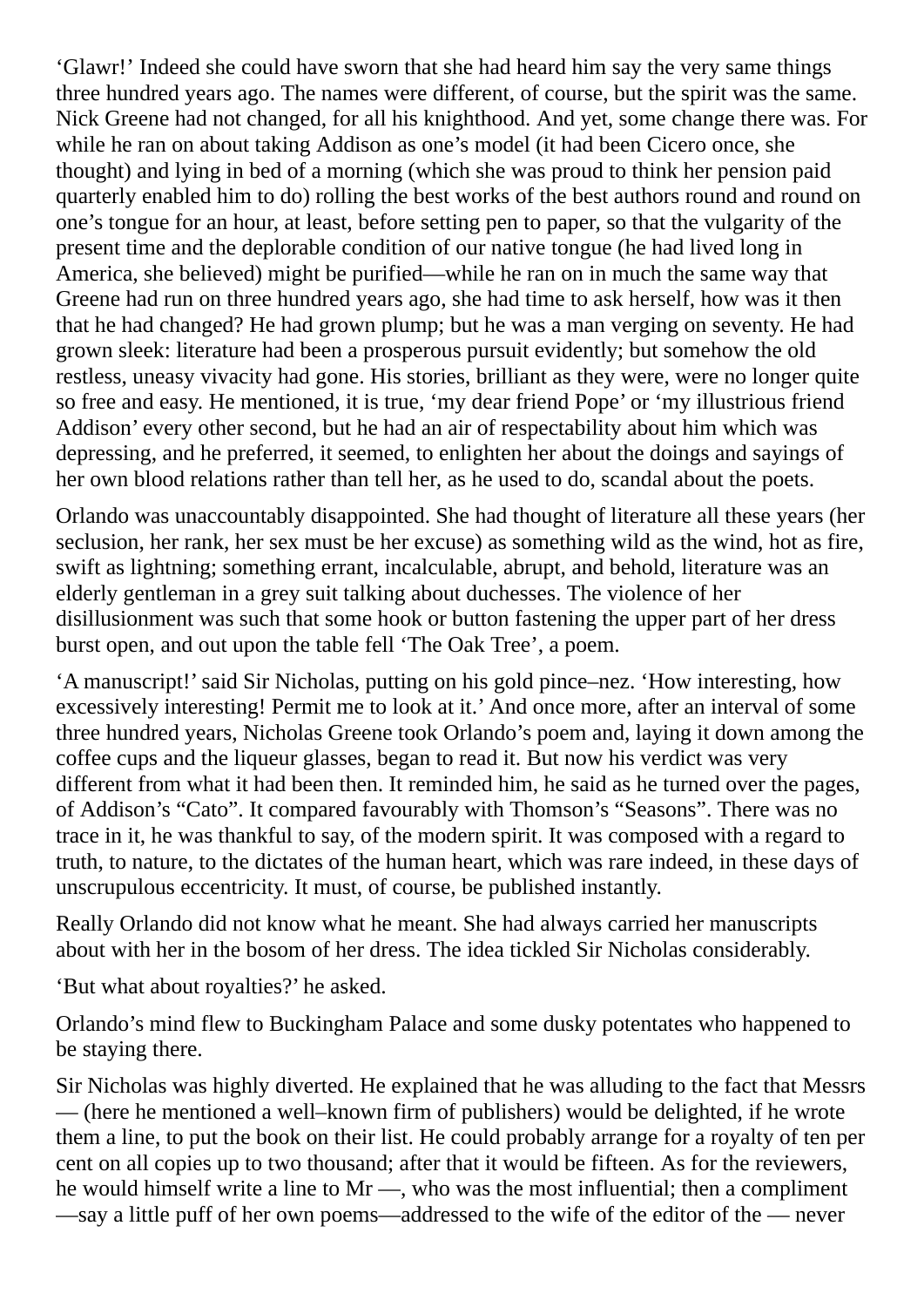'Glawr!' Indeed she could have sworn that she had heard him say the very same things three hundred years ago. The names were different, of course, but the spirit was the same. Nick Greene had not changed, for all his knighthood. And yet, some change there was. For while he ran on about taking Addison as one's model (it had been Cicero once, she thought) and lying in bed of a morning (which she was proud to think her pension paid quarterly enabled him to do) rolling the best works of the best authors round and round on one's tongue for an hour, at least, before setting pen to paper, so that the vulgarity of the present time and the deplorable condition of our native tongue (he had lived long in America, she believed) might be purified—while he ran on in much the same way that Greene had run on three hundred years ago, she had time to ask herself, how was it then that he had changed? He had grown plump; but he was a man verging on seventy. He had grown sleek: literature had been a prosperous pursuit evidently; but somehow the old restless, uneasy vivacity had gone. His stories, brilliant as they were, were no longer quite so free and easy. He mentioned, it is true, 'my dear friend Pope' or 'my illustrious friend Addison' every other second, but he had an air of respectability about him which was depressing, and he preferred, it seemed, to enlighten her about the doings and sayings of her own blood relations rather than tell her, as he used to do, scandal about the poets.

Orlando was unaccountably disappointed. She had thought of literature all these years (her seclusion, her rank, her sex must be her excuse) as something wild as the wind, hot as fire, swift as lightning; something errant, incalculable, abrupt, and behold, literature was an elderly gentleman in a grey suit talking about duchesses. The violence of her disillusionment was such that some hook or button fastening the upper part of her dress burst open, and out upon the table fell 'The Oak Tree', a poem.

'A manuscript!' said Sir Nicholas, putting on his gold pince–nez. 'How interesting, how excessively interesting! Permit me to look at it.' And once more, after an interval of some three hundred years, Nicholas Greene took Orlando's poem and, laying it down among the coffee cups and the liqueur glasses, began to read it. But now his verdict was very different from what it had been then. It reminded him, he said as he turned over the pages, of Addison's "Cato". It compared favourably with Thomson's "Seasons". There was no trace in it, he was thankful to say, of the modern spirit. It was composed with a regard to truth, to nature, to the dictates of the human heart, which was rare indeed, in these days of unscrupulous eccentricity. It must, of course, be published instantly.

Really Orlando did not know what he meant. She had always carried her manuscripts about with her in the bosom of her dress. The idea tickled Sir Nicholas considerably.

'But what about royalties?' he asked.

Orlando's mind flew to Buckingham Palace and some dusky potentates who happened to be staying there.

Sir Nicholas was highly diverted. He explained that he was alluding to the fact that Messrs — (here he mentioned a well–known firm of publishers) would be delighted, if he wrote them a line, to put the book on their list. He could probably arrange for a royalty of ten per cent on all copies up to two thousand; after that it would be fifteen. As for the reviewers, he would himself write a line to Mr —, who was the most influential; then a compliment —say a little puff of her own poems—addressed to the wife of the editor of the — never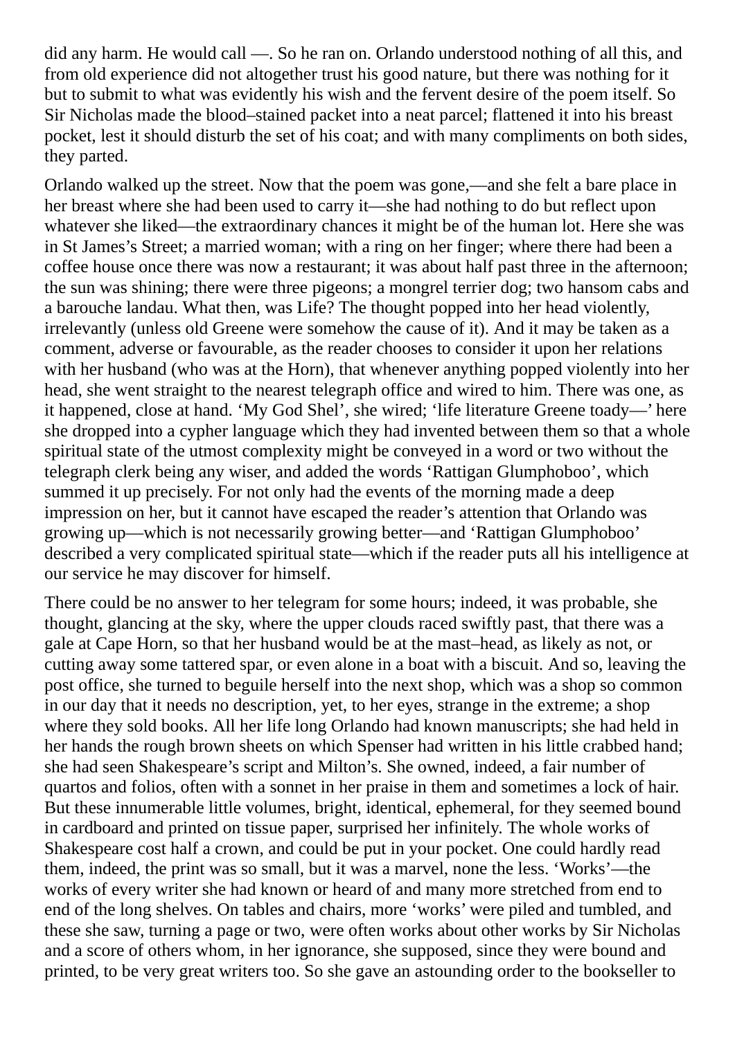did any harm. He would call —. So he ran on. Orlando understood nothing of all this, and from old experience did not altogether trust his good nature, but there was nothing for it but to submit to what was evidently his wish and the fervent desire of the poem itself. So Sir Nicholas made the blood–stained packet into a neat parcel; flattened it into his breast pocket, lest it should disturb the set of his coat; and with many compliments on both sides, they parted.

Orlando walked up the street. Now that the poem was gone,—and she felt a bare place in her breast where she had been used to carry it—she had nothing to do but reflect upon whatever she liked—the extraordinary chances it might be of the human lot. Here she was in St James's Street; a married woman; with a ring on her finger; where there had been a coffee house once there was now a restaurant; it was about half past three in the afternoon; the sun was shining; there were three pigeons; a mongrel terrier dog; two hansom cabs and a barouche landau. What then, was Life? The thought popped into her head violently, irrelevantly (unless old Greene were somehow the cause of it). And it may be taken as a comment, adverse or favourable, as the reader chooses to consider it upon her relations with her husband (who was at the Horn), that whenever anything popped violently into her head, she went straight to the nearest telegraph office and wired to him. There was one, as it happened, close at hand. 'My God Shel', she wired; 'life literature Greene toady—' here she dropped into a cypher language which they had invented between them so that a whole spiritual state of the utmost complexity might be conveyed in a word or two without the telegraph clerk being any wiser, and added the words 'Rattigan Glumphoboo', which summed it up precisely. For not only had the events of the morning made a deep impression on her, but it cannot have escaped the reader's attention that Orlando was growing up—which is not necessarily growing better—and 'Rattigan Glumphoboo' described a very complicated spiritual state—which if the reader puts all his intelligence at our service he may discover for himself.

There could be no answer to her telegram for some hours; indeed, it was probable, she thought, glancing at the sky, where the upper clouds raced swiftly past, that there was a gale at Cape Horn, so that her husband would be at the mast–head, as likely as not, or cutting away some tattered spar, or even alone in a boat with a biscuit. And so, leaving the post office, she turned to beguile herself into the next shop, which was a shop so common in our day that it needs no description, yet, to her eyes, strange in the extreme; a shop where they sold books. All her life long Orlando had known manuscripts; she had held in her hands the rough brown sheets on which Spenser had written in his little crabbed hand; she had seen Shakespeare's script and Milton's. She owned, indeed, a fair number of quartos and folios, often with a sonnet in her praise in them and sometimes a lock of hair. But these innumerable little volumes, bright, identical, ephemeral, for they seemed bound in cardboard and printed on tissue paper, surprised her infinitely. The whole works of Shakespeare cost half a crown, and could be put in your pocket. One could hardly read them, indeed, the print was so small, but it was a marvel, none the less. 'Works'—the works of every writer she had known or heard of and many more stretched from end to end of the long shelves. On tables and chairs, more 'works' were piled and tumbled, and these she saw, turning a page or two, were often works about other works by Sir Nicholas and a score of others whom, in her ignorance, she supposed, since they were bound and printed, to be very great writers too. So she gave an astounding order to the bookseller to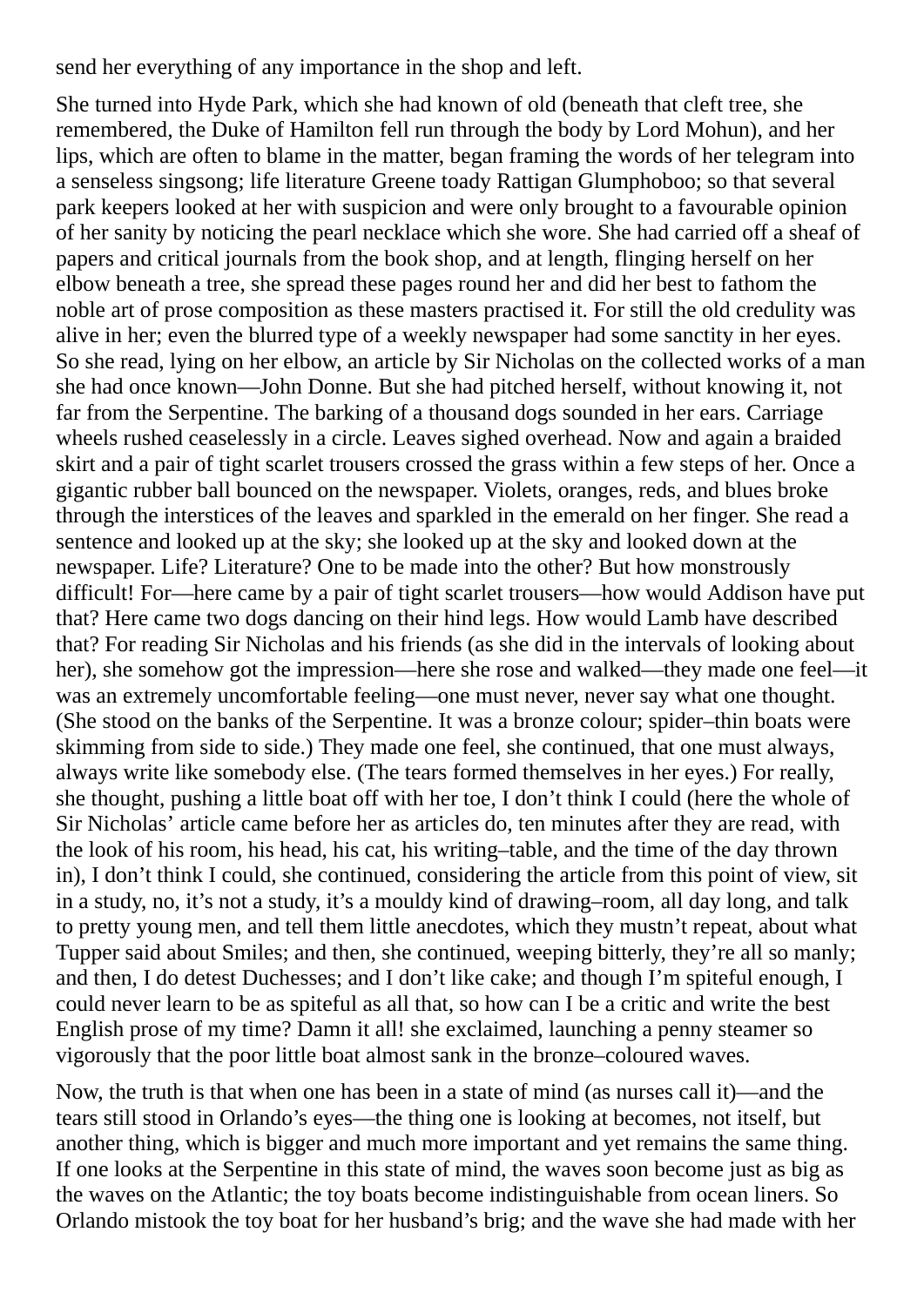send her everything of any importance in the shop and left.

She turned into Hyde Park, which she had known of old (beneath that cleft tree, she remembered, the Duke of Hamilton fell run through the body by Lord Mohun), and her lips, which are often to blame in the matter, began framing the words of her telegram into a senseless singsong; life literature Greene toady Rattigan Glumphoboo; so that several park keepers looked at her with suspicion and were only brought to a favourable opinion of her sanity by noticing the pearl necklace which she wore. She had carried off a sheaf of papers and critical journals from the book shop, and at length, flinging herself on her elbow beneath a tree, she spread these pages round her and did her best to fathom the noble art of prose composition as these masters practised it. For still the old credulity was alive in her; even the blurred type of a weekly newspaper had some sanctity in her eyes. So she read, lying on her elbow, an article by Sir Nicholas on the collected works of a man she had once known—John Donne. But she had pitched herself, without knowing it, not far from the Serpentine. The barking of a thousand dogs sounded in her ears. Carriage wheels rushed ceaselessly in a circle. Leaves sighed overhead. Now and again a braided skirt and a pair of tight scarlet trousers crossed the grass within a few steps of her. Once a gigantic rubber ball bounced on the newspaper. Violets, oranges, reds, and blues broke through the interstices of the leaves and sparkled in the emerald on her finger. She read a sentence and looked up at the sky; she looked up at the sky and looked down at the newspaper. Life? Literature? One to be made into the other? But how monstrously difficult! For—here came by a pair of tight scarlet trousers—how would Addison have put that? Here came two dogs dancing on their hind legs. How would Lamb have described that? For reading Sir Nicholas and his friends (as she did in the intervals of looking about her), she somehow got the impression—here she rose and walked—they made one feel—it was an extremely uncomfortable feeling—one must never, never say what one thought. (She stood on the banks of the Serpentine. It was a bronze colour; spider–thin boats were skimming from side to side.) They made one feel, she continued, that one must always, always write like somebody else. (The tears formed themselves in her eyes.) For really, she thought, pushing a little boat off with her toe, I don't think I could (here the whole of Sir Nicholas' article came before her as articles do, ten minutes after they are read, with the look of his room, his head, his cat, his writing–table, and the time of the day thrown in), I don't think I could, she continued, considering the article from this point of view, sit in a study, no, it's not a study, it's a mouldy kind of drawing–room, all day long, and talk to pretty young men, and tell them little anecdotes, which they mustn't repeat, about what Tupper said about Smiles; and then, she continued, weeping bitterly, they're all so manly; and then, I do detest Duchesses; and I don't like cake; and though I'm spiteful enough, I could never learn to be as spiteful as all that, so how can I be a critic and write the best English prose of my time? Damn it all! she exclaimed, launching a penny steamer so vigorously that the poor little boat almost sank in the bronze–coloured waves.

Now, the truth is that when one has been in a state of mind (as nurses call it)—and the tears still stood in Orlando's eyes—the thing one is looking at becomes, not itself, but another thing, which is bigger and much more important and yet remains the same thing. If one looks at the Serpentine in this state of mind, the waves soon become just as big as the waves on the Atlantic; the toy boats become indistinguishable from ocean liners. So Orlando mistook the toy boat for her husband's brig; and the wave she had made with her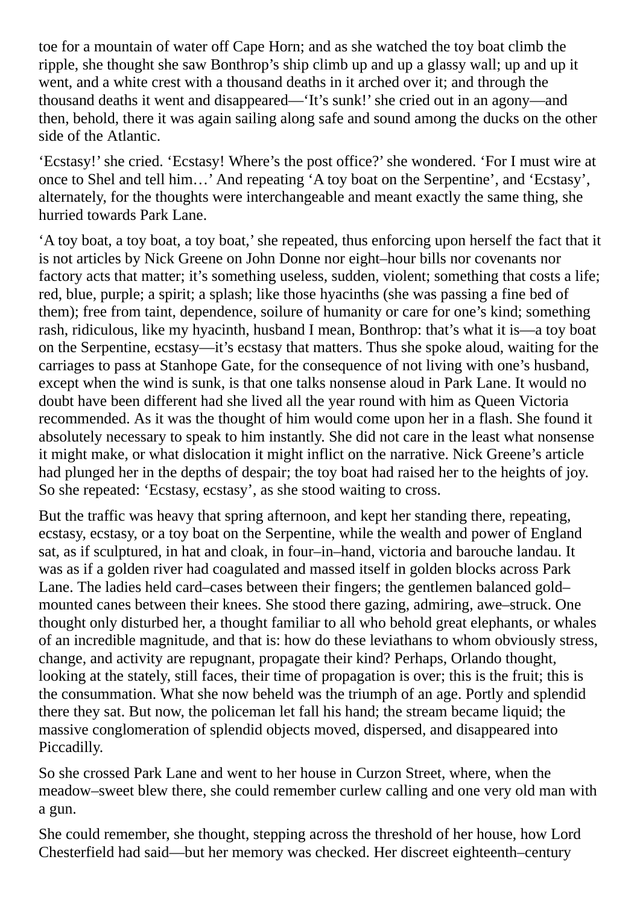toe for a mountain of water off Cape Horn; and as she watched the toy boat climb the ripple, she thought she saw Bonthrop's ship climb up and up a glassy wall; up and up it went, and a white crest with a thousand deaths in it arched over it; and through the thousand deaths it went and disappeared—'It's sunk!' she cried out in an agony—and then, behold, there it was again sailing along safe and sound among the ducks on the other side of the Atlantic.

'Ecstasy!' she cried. 'Ecstasy! Where's the post office?' she wondered. 'For I must wire at once to Shel and tell him…' And repeating 'A toy boat on the Serpentine', and 'Ecstasy', alternately, for the thoughts were interchangeable and meant exactly the same thing, she hurried towards Park Lane.

'A toy boat, a toy boat, a toy boat,' she repeated, thus enforcing upon herself the fact that it is not articles by Nick Greene on John Donne nor eight–hour bills nor covenants nor factory acts that matter; it's something useless, sudden, violent; something that costs a life; red, blue, purple; a spirit; a splash; like those hyacinths (she was passing a fine bed of them); free from taint, dependence, soilure of humanity or care for one's kind; something rash, ridiculous, like my hyacinth, husband I mean, Bonthrop: that's what it is—a toy boat on the Serpentine, ecstasy—it's ecstasy that matters. Thus she spoke aloud, waiting for the carriages to pass at Stanhope Gate, for the consequence of not living with one's husband, except when the wind is sunk, is that one talks nonsense aloud in Park Lane. It would no doubt have been different had she lived all the year round with him as Queen Victoria recommended. As it was the thought of him would come upon her in a flash. She found it absolutely necessary to speak to him instantly. She did not care in the least what nonsense it might make, or what dislocation it might inflict on the narrative. Nick Greene's article had plunged her in the depths of despair; the toy boat had raised her to the heights of joy. So she repeated: 'Ecstasy, ecstasy', as she stood waiting to cross.

But the traffic was heavy that spring afternoon, and kept her standing there, repeating, ecstasy, ecstasy, or a toy boat on the Serpentine, while the wealth and power of England sat, as if sculptured, in hat and cloak, in four–in–hand, victoria and barouche landau. It was as if a golden river had coagulated and massed itself in golden blocks across Park Lane. The ladies held card–cases between their fingers; the gentlemen balanced gold–mounted canes between their knees. She stood there gazing, admiring, awe–struck. One thought only disturbed her, a thought familiar to all who behold great elephants, or whales of an incredible magnitude, and that is: how do these leviathans to whom obviously stress, change, and activity are repugnant, propagate their kind? Perhaps, Orlando thought, looking at the stately, still faces, their time of propagation is over; this is the fruit; this is the consummation. What she now beheld was the triumph of an age. Portly and splendid there they sat. But now, the policeman let fall his hand; the stream became liquid; the massive conglomeration of splendid objects moved, dispersed, and disappeared into Piccadilly.

So she crossed Park Lane and went to her house in Curzon Street, where, when the meadow–sweet blew there, she could remember curlew calling and one very old man with a gun.

She could remember, she thought, stepping across the threshold of her house, how Lord Chesterfield had said—but her memory was checked. Her discreet eighteenth–century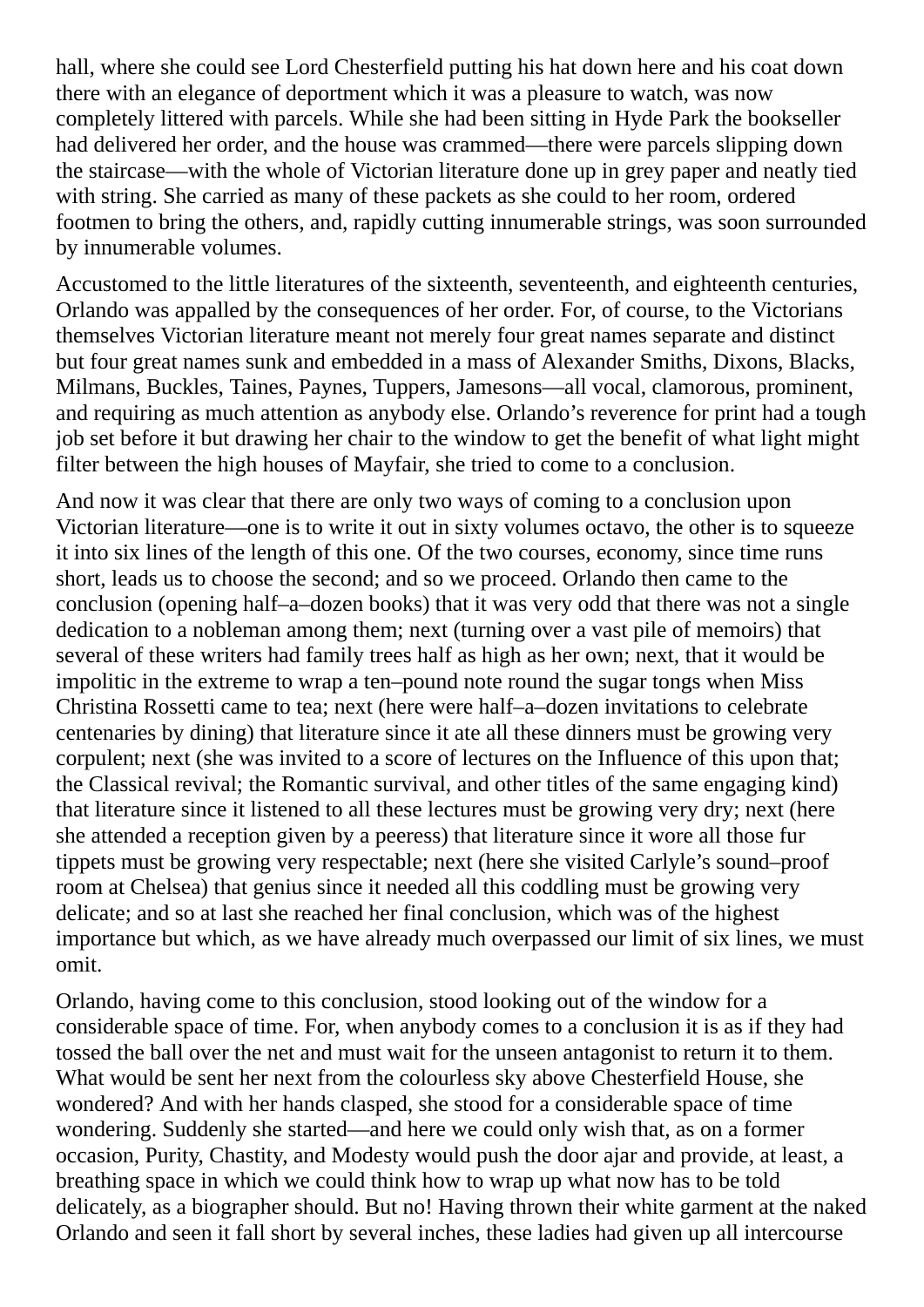hall, where she could see Lord Chesterfield putting his hat down here and his coat down there with an elegance of deportment which it was a pleasure to watch, was now completely littered with parcels. While she had been sitting in Hyde Park the bookseller had delivered her order, and the house was crammed—there were parcels slipping down the staircase—with the whole of Victorian literature done up in grey paper and neatly tied with string. She carried as many of these packets as she could to her room, ordered footmen to bring the others, and, rapidly cutting innumerable strings, was soon surrounded by innumerable volumes.

Accustomed to the little literatures of the sixteenth, seventeenth, and eighteenth centuries, Orlando was appalled by the consequences of her order. For, of course, to the Victorians themselves Victorian literature meant not merely four great names separate and distinct but four great names sunk and embedded in a mass of Alexander Smiths, Dixons, Blacks, Milmans, Buckles, Taines, Paynes, Tuppers, Jamesons—all vocal, clamorous, prominent, and requiring as much attention as anybody else. Orlando's reverence for print had a tough job set before it but drawing her chair to the window to get the benefit of what light might filter between the high houses of Mayfair, she tried to come to a conclusion.

And now it was clear that there are only two ways of coming to a conclusion upon Victorian literature—one is to write it out in sixty volumes octavo, the other is to squeeze it into six lines of the length of this one. Of the two courses, economy, since time runs short, leads us to choose the second; and so we proceed. Orlando then came to the conclusion (opening half–a–dozen books) that it was very odd that there was not a single dedication to a nobleman among them; next (turning over a vast pile of memoirs) that several of these writers had family trees half as high as her own; next, that it would be impolitic in the extreme to wrap a ten–pound note round the sugar tongs when Miss Christina Rossetti came to tea; next (here were half–a–dozen invitations to celebrate centenaries by dining) that literature since it ate all these dinners must be growing very corpulent; next (she was invited to a score of lectures on the Influence of this upon that; the Classical revival; the Romantic survival, and other titles of the same engaging kind) that literature since it listened to all these lectures must be growing very dry; next (here she attended a reception given by a peeress) that literature since it wore all those fur tippets must be growing very respectable; next (here she visited Carlyle's sound–proof room at Chelsea) that genius since it needed all this coddling must be growing very delicate; and so at last she reached her final conclusion, which was of the highest importance but which, as we have already much overpassed our limit of six lines, we must omit.

Orlando, having come to this conclusion, stood looking out of the window for a considerable space of time. For, when anybody comes to a conclusion it is as if they had tossed the ball over the net and must wait for the unseen antagonist to return it to them. What would be sent her next from the colourless sky above Chesterfield House, she wondered? And with her hands clasped, she stood for a considerable space of time wondering. Suddenly she started—and here we could only wish that, as on a former occasion, Purity, Chastity, and Modesty would push the door ajar and provide, at least, a breathing space in which we could think how to wrap up what now has to be told delicately, as a biographer should. But no! Having thrown their white garment at the naked Orlando and seen it fall short by several inches, these ladies had given up all intercourse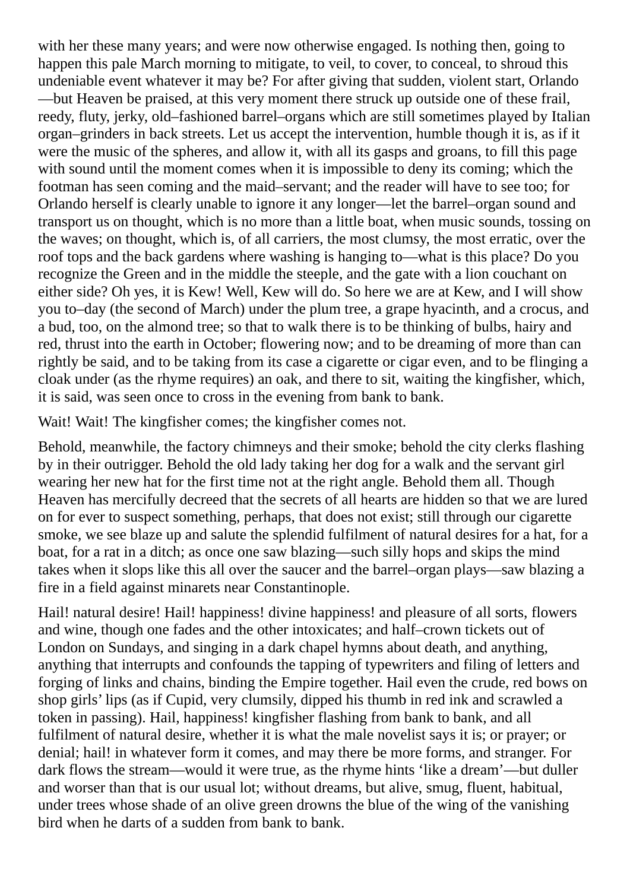with her these many years; and were now otherwise engaged. Is nothing then, going to happen this pale March morning to mitigate, to veil, to cover, to conceal, to shroud this undeniable event whatever it may be? For after giving that sudden, violent start, Orlando—but Heaven be praised, at this very moment there struck up outside one of these frail, reedy, fluty, jerky, old–fashioned barrel–organs which are still sometimes played by Italian organ–grinders in back streets. Let us accept the intervention, humble though it is, as if it were the music of the spheres, and allow it, with all its gasps and groans, to fill this page with sound until the moment comes when it is impossible to deny its coming; which the footman has seen coming and the maid–servant; and the reader will have to see too; for Orlando herself is clearly unable to ignore it any longer—let the barrel–organ sound and transport us on thought, which is no more than a little boat, when music sounds, tossing on the waves; on thought, which is, of all carriers, the most clumsy, the most erratic, over the roof tops and the back gardens where washing is hanging to—what is this place? Do you recognize the Green and in the middle the steeple, and the gate with a lion couchant on either side? Oh yes, it is Kew! Well, Kew will do. So here we are at Kew, and I will show you to–day (the second of March) under the plum tree, a grape hyacinth, and a crocus, and a bud, too, on the almond tree; so that to walk there is to be thinking of bulbs, hairy and red, thrust into the earth in October; flowering now; and to be dreaming of more than can rightly be said, and to be taking from its case a cigarette or cigar even, and to be flinging a cloak under (as the rhyme requires) an oak, and there to sit, waiting the kingfisher, which, it is said, was seen once to cross in the evening from bank to bank.

Wait! Wait! The kingfisher comes; the kingfisher comes not.

Behold, meanwhile, the factory chimneys and their smoke; behold the city clerks flashing by in their outrigger. Behold the old lady taking her dog for a walk and the servant girl wearing her new hat for the first time not at the right angle. Behold them all. Though Heaven has mercifully decreed that the secrets of all hearts are hidden so that we are lured on for ever to suspect something, perhaps, that does not exist; still through our cigarette smoke, we see blaze up and salute the splendid fulfilment of natural desires for a hat, for a boat, for a rat in a ditch; as once one saw blazing—such silly hops and skips the mind takes when it slops like this all over the saucer and the barrel–organ plays—saw blazing a fire in a field against minarets near Constantinople.

Hail! natural desire! Hail! happiness! divine happiness! and pleasure of all sorts, flowers and wine, though one fades and the other intoxicates; and half–crown tickets out of London on Sundays, and singing in a dark chapel hymns about death, and anything, anything that interrupts and confounds the tapping of typewriters and filing of letters and forging of links and chains, binding the Empire together. Hail even the crude, red bows on shop girls' lips (as if Cupid, very clumsily, dipped his thumb in red ink and scrawled a token in passing). Hail, happiness! kingfisher flashing from bank to bank, and all fulfilment of natural desire, whether it is what the male novelist says it is; or prayer; or denial; hail! in whatever form it comes, and may there be more forms, and stranger. For dark flows the stream—would it were true, as the rhyme hints 'like a dream'—but duller and worser than that is our usual lot; without dreams, but alive, smug, fluent, habitual, under trees whose shade of an olive green drowns the blue of the wing of the vanishing bird when he darts of a sudden from bank to bank.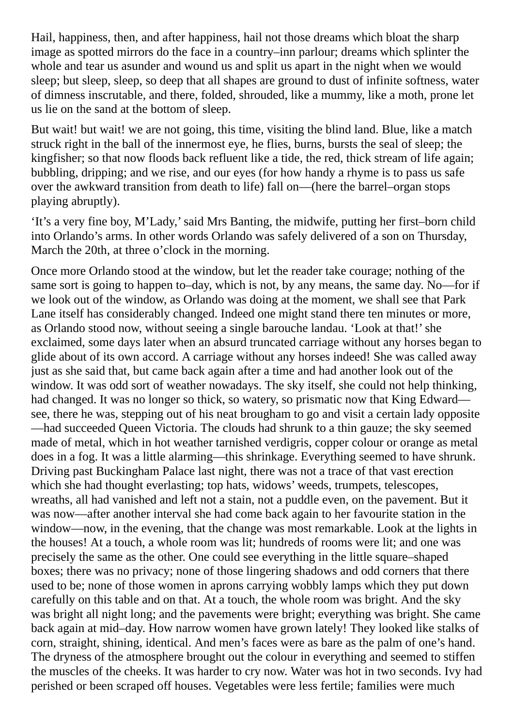Hail, happiness, then, and after happiness, hail not those dreams which bloat the sharp image as spotted mirrors do the face in a country–inn parlour; dreams which splinter the whole and tear us asunder and wound us and split us apart in the night when we would sleep; but sleep, sleep, so deep that all shapes are ground to dust of infinite softness, water of dimness inscrutable, and there, folded, shrouded, like a mummy, like a moth, prone let us lie on the sand at the bottom of sleep.

But wait! but wait! we are not going, this time, visiting the blind land. Blue, like a match struck right in the ball of the innermost eye, he flies, burns, bursts the seal of sleep; the kingfisher; so that now floods back refluent like a tide, the red, thick stream of life again; bubbling, dripping; and we rise, and our eyes (for how handy a rhyme is to pass us safe over the awkward transition from death to life) fall on—(here the barrel–organ stops playing abruptly).

'It's a very fine boy, M'Lady,' said Mrs Banting, the midwife, putting her first–born child into Orlando's arms. In other words Orlando was safely delivered of a son on Thursday, March the 20th, at three o'clock in the morning.

Once more Orlando stood at the window, but let the reader take courage; nothing of the same sort is going to happen to–day, which is not, by any means, the same day. No—for if we look out of the window, as Orlando was doing at the moment, we shall see that Park Lane itself has considerably changed. Indeed one might stand there ten minutes or more, as Orlando stood now, without seeing a single barouche landau. 'Look at that!' she exclaimed, some days later when an absurd truncated carriage without any horses began to glide about of its own accord. A carriage without any horses indeed! She was called away just as she said that, but came back again after a time and had another look out of the window. It was odd sort of weather nowadays. The sky itself, she could not help thinking, had changed. It was no longer so thick, so watery, so prismatic now that King Edward—see, there he was, stepping out of his neat brougham to go and visit a certain lady opposite—had succeeded Queen Victoria. The clouds had shrunk to a thin gauze; the sky seemed made of metal, which in hot weather tarnished verdigris, copper colour or orange as metal does in a fog. It was a little alarming—this shrinkage. Everything seemed to have shrunk. Driving past Buckingham Palace last night, there was not a trace of that vast erection which she had thought everlasting; top hats, widows' weeds, trumpets, telescopes, wreaths, all had vanished and left not a stain, not a puddle even, on the pavement. But it was now—after another interval she had come back again to her favourite station in the window—now, in the evening, that the change was most remarkable. Look at the lights in the houses! At a touch, a whole room was lit; hundreds of rooms were lit; and one was precisely the same as the other. One could see everything in the little square–shaped boxes; there was no privacy; none of those lingering shadows and odd corners that there used to be; none of those women in aprons carrying wobbly lamps which they put down carefully on this table and on that. At a touch, the whole room was bright. And the sky was bright all night long; and the pavements were bright; everything was bright. She came back again at mid–day. How narrow women have grown lately! They looked like stalks of corn, straight, shining, identical. And men's faces were as bare as the palm of one's hand. The dryness of the atmosphere brought out the colour in everything and seemed to stiffen the muscles of the cheeks. It was harder to cry now. Water was hot in two seconds. Ivy had perished or been scraped off houses. Vegetables were less fertile; families were much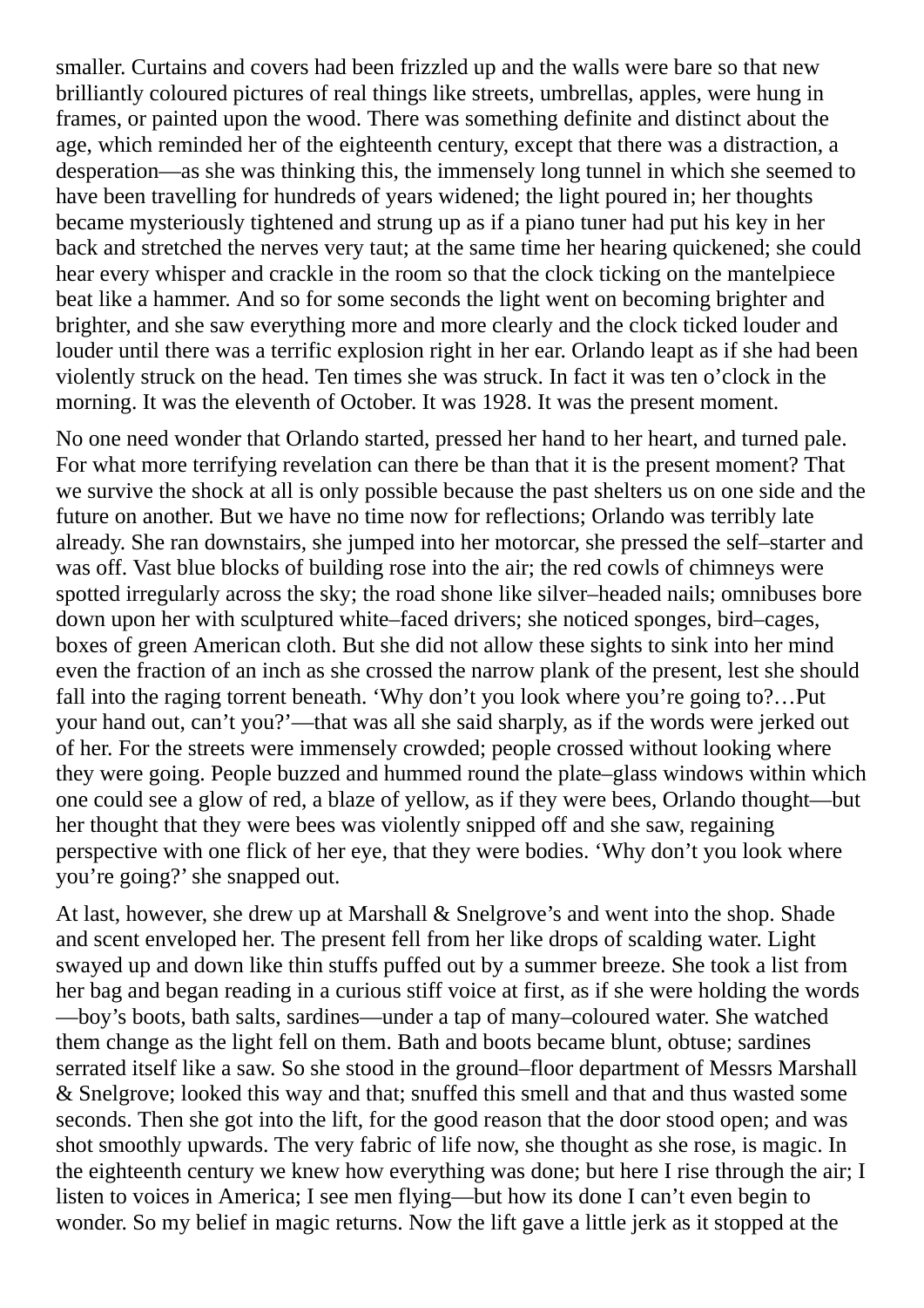smaller. Curtains and covers had been frizzled up and the walls were bare so that new brilliantly coloured pictures of real things like streets, umbrellas, apples, were hung in frames, or painted upon the wood. There was something definite and distinct about the age, which reminded her of the eighteenth century, except that there was a distraction, a desperation—as she was thinking this, the immensely long tunnel in which she seemed to have been travelling for hundreds of years widened; the light poured in; her thoughts became mysteriously tightened and strung up as if a piano tuner had put his key in her back and stretched the nerves very taut; at the same time her hearing quickened; she could hear every whisper and crackle in the room so that the clock ticking on the mantelpiece beat like a hammer. And so for some seconds the light went on becoming brighter and brighter, and she saw everything more and more clearly and the clock ticked louder and louder until there was a terrific explosion right in her ear. Orlando leapt as if she had been violently struck on the head. Ten times she was struck. In fact it was ten o'clock in the morning. It was the eleventh of October. It was 1928. It was the present moment.

No one need wonder that Orlando started, pressed her hand to her heart, and turned pale. For what more terrifying revelation can there be than that it is the present moment? That we survive the shock at all is only possible because the past shelters us on one side and the future on another. But we have no time now for reflections; Orlando was terribly late already. She ran downstairs, she jumped into her motorcar, she pressed the self–starter and was off. Vast blue blocks of building rose into the air; the red cowls of chimneys were spotted irregularly across the sky; the road shone like silver–headed nails; omnibuses bore down upon her with sculptured white–faced drivers; she noticed sponges, bird–cages, boxes of green American cloth. But she did not allow these sights to sink into her mind even the fraction of an inch as she crossed the narrow plank of the present, lest she should fall into the raging torrent beneath. 'Why don't you look where you're going to?…Put your hand out, can't you?'—that was all she said sharply, as if the words were jerked out of her. For the streets were immensely crowded; people crossed without looking where they were going. People buzzed and hummed round the plate–glass windows within which one could see a glow of red, a blaze of yellow, as if they were bees, Orlando thought—but her thought that they were bees was violently snipped off and she saw, regaining perspective with one flick of her eye, that they were bodies. 'Why don't you look where you're going?' she snapped out.

At last, however, she drew up at Marshall & Snelgrove's and went into the shop. Shade and scent enveloped her. The present fell from her like drops of scalding water. Light swayed up and down like thin stuffs puffed out by a summer breeze. She took a list from her bag and began reading in a curious stiff voice at first, as if she were holding the words—boy's boots, bath salts, sardines—under a tap of many–coloured water. She watched them change as the light fell on them. Bath and boots became blunt, obtuse; sardines serrated itself like a saw. So she stood in the ground–floor department of Messrs Marshall & Snelgrove; looked this way and that; snuffed this smell and that and thus wasted some seconds. Then she got into the lift, for the good reason that the door stood open; and was shot smoothly upwards. The very fabric of life now, she thought as she rose, is magic. In the eighteenth century we knew how everything was done; but here I rise through the air; I listen to voices in America; I see men flying—but how its done I can't even begin to wonder. So my belief in magic returns. Now the lift gave a little jerk as it stopped at the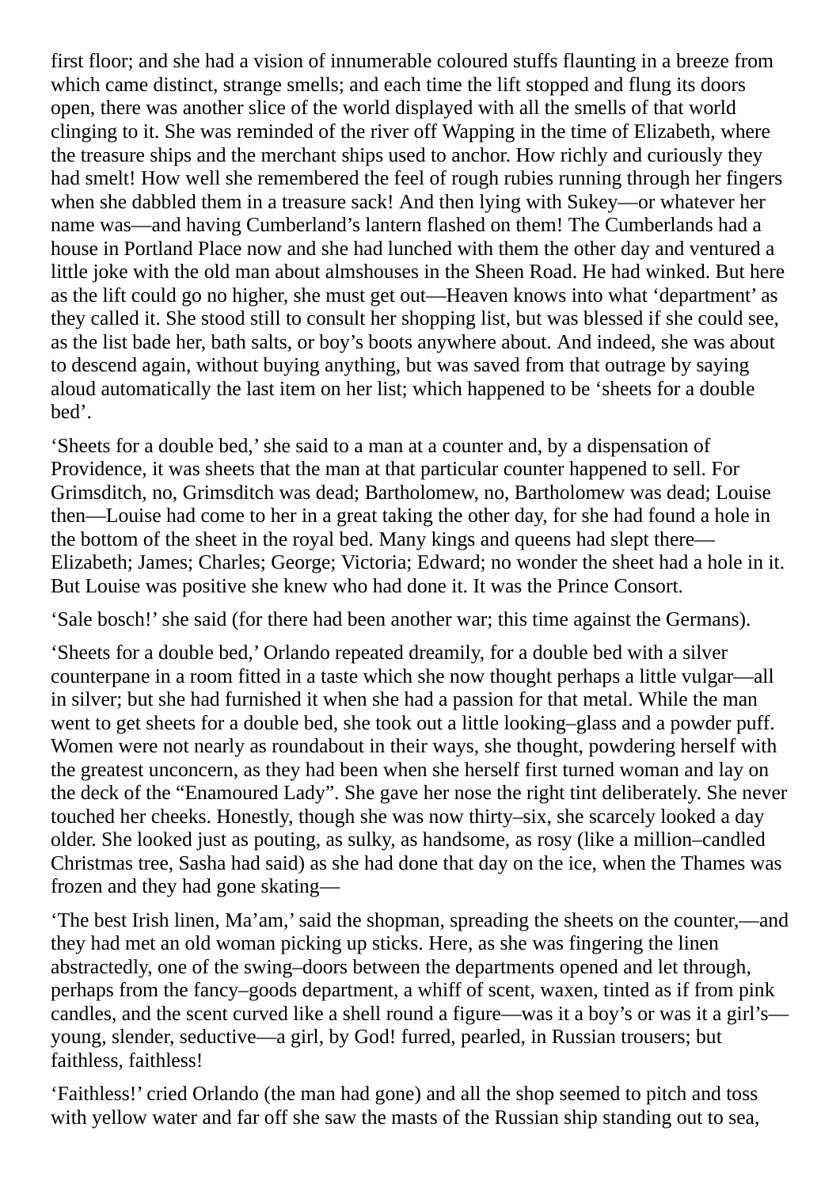first floor; and she had a vision of innumerable coloured stuffs flaunting in a breeze from which came distinct, strange smells; and each time the lift stopped and flung its doors open, there was another slice of the world displayed with all the smells of that world clinging to it. She was reminded of the river off Wapping in the time of Elizabeth, where the treasure ships and the merchant ships used to anchor. How richly and curiously they had smelt! How well she remembered the feel of rough rubies running through her fingers when she dabbled them in a treasure sack! And then lying with Sukey—or whatever her name was—and having Cumberland's lantern flashed on them! The Cumberlands had a house in Portland Place now and she had lunched with them the other day and ventured a little joke with the old man about almshouses in the Sheen Road. He had winked. But here as the lift could go no higher, she must get out—Heaven knows into what 'department' as they called it. She stood still to consult her shopping list, but was blessed if she could see, as the list bade her, bath salts, or boy's boots anywhere about. And indeed, she was about to descend again, without buying anything, but was saved from that outrage by saying aloud automatically the last item on her list; which happened to be 'sheets for a double bed'.

'Sheets for a double bed,' she said to a man at a counter and, by a dispensation of Providence, it was sheets that the man at that particular counter happened to sell. For Grimsditch, no, Grimsditch was dead; Bartholomew, no, Bartholomew was dead; Louise then—Louise had come to her in a great taking the other day, for she had found a hole in the bottom of the sheet in the royal bed. Many kings and queens had slept there—Elizabeth; James; Charles; George; Victoria; Edward; no wonder the sheet had a hole in it. But Louise was positive she knew who had done it. It was the Prince Consort.

'Sale bosch!' she said (for there had been another war; this time against the Germans).

'Sheets for a double bed,' Orlando repeated dreamily, for a double bed with a silver counterpane in a room fitted in a taste which she now thought perhaps a little vulgar—all in silver; but she had furnished it when she had a passion for that metal. While the man went to get sheets for a double bed, she took out a little looking–glass and a powder puff. Women were not nearly as roundabout in their ways, she thought, powdering herself with the greatest unconcern, as they had been when she herself first turned woman and lay on the deck of the "Enamoured Lady". She gave her nose the right tint deliberately. She never touched her cheeks. Honestly, though she was now thirty–six, she scarcely looked a day older. She looked just as pouting, as sulky, as handsome, as rosy (like a million–candled Christmas tree, Sasha had said) as she had done that day on the ice, when the Thames was frozen and they had gone skating—

'The best Irish linen, Ma'am,' said the shopman, spreading the sheets on the counter,—and they had met an old woman picking up sticks. Here, as she was fingering the linen abstractedly, one of the swing–doors between the departments opened and let through, perhaps from the fancy–goods department, a whiff of scent, waxen, tinted as if from pink candles, and the scent curved like a shell round a figure—was it a boy's or was it a girl's—young, slender, seductive—a girl, by God! furred, pearled, in Russian trousers; but faithless, faithless!

'Faithless!' cried Orlando (the man had gone) and all the shop seemed to pitch and toss with yellow water and far off she saw the masts of the Russian ship standing out to sea,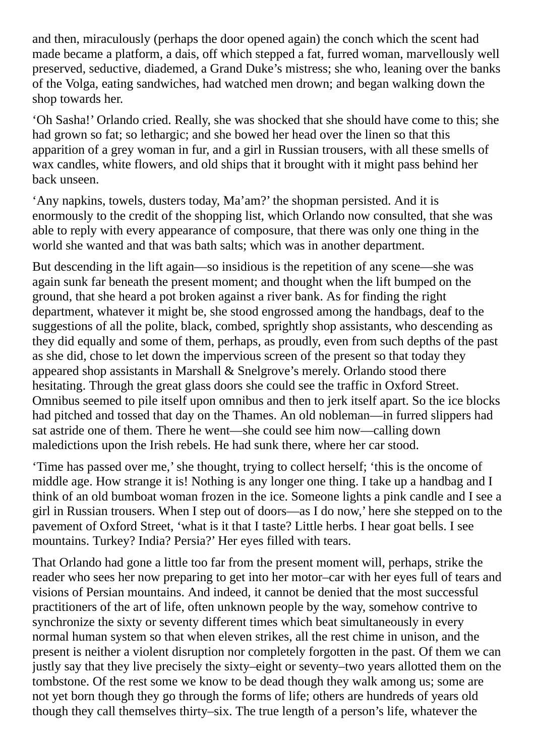and then, miraculously (perhaps the door opened again) the conch which the scent had made became a platform, a dais, off which stepped a fat, furred woman, marvellously well preserved, seductive, diademed, a Grand Duke's mistress; she who, leaning over the banks of the Volga, eating sandwiches, had watched men drown; and began walking down the shop towards her.

'Oh Sasha!' Orlando cried. Really, she was shocked that she should have come to this; she had grown so fat; so lethargic; and she bowed her head over the linen so that this apparition of a grey woman in fur, and a girl in Russian trousers, with all these smells of wax candles, white flowers, and old ships that it brought with it might pass behind her back unseen.

'Any napkins, towels, dusters today, Ma'am?' the shopman persisted. And it is enormously to the credit of the shopping list, which Orlando now consulted, that she was able to reply with every appearance of composure, that there was only one thing in the world she wanted and that was bath salts; which was in another department.

But descending in the lift again—so insidious is the repetition of any scene—she was again sunk far beneath the present moment; and thought when the lift bumped on the ground, that she heard a pot broken against a river bank. As for finding the right department, whatever it might be, she stood engrossed among the handbags, deaf to the suggestions of all the polite, black, combed, sprightly shop assistants, who descending as they did equally and some of them, perhaps, as proudly, even from such depths of the past as she did, chose to let down the impervious screen of the present so that today they appeared shop assistants in Marshall & Snelgrove's merely. Orlando stood there hesitating. Through the great glass doors she could see the traffic in Oxford Street. Omnibus seemed to pile itself upon omnibus and then to jerk itself apart. So the ice blocks had pitched and tossed that day on the Thames. An old nobleman—in furred slippers had sat astride one of them. There he went—she could see him now—calling down maledictions upon the Irish rebels. He had sunk there, where her car stood.

'Time has passed over me,' she thought, trying to collect herself; 'this is the oncome of middle age. How strange it is! Nothing is any longer one thing. I take up a handbag and I think of an old bumboat woman frozen in the ice. Someone lights a pink candle and I see a girl in Russian trousers. When I step out of doors—as I do now,' here she stepped on to the pavement of Oxford Street, 'what is it that I taste? Little herbs. I hear goat bells. I see mountains. Turkey? India? Persia?' Her eyes filled with tears.

That Orlando had gone a little too far from the present moment will, perhaps, strike the reader who sees her now preparing to get into her motor–car with her eyes full of tears and visions of Persian mountains. And indeed, it cannot be denied that the most successful practitioners of the art of life, often unknown people by the way, somehow contrive to synchronize the sixty or seventy different times which beat simultaneously in every normal human system so that when eleven strikes, all the rest chime in unison, and the present is neither a violent disruption nor completely forgotten in the past. Of them we can justly say that they live precisely the sixty–eight or seventy–two years allotted them on the tombstone. Of the rest some we know to be dead though they walk among us; some are not yet born though they go through the forms of life; others are hundreds of years old though they call themselves thirty–six. The true length of a person's life, whatever the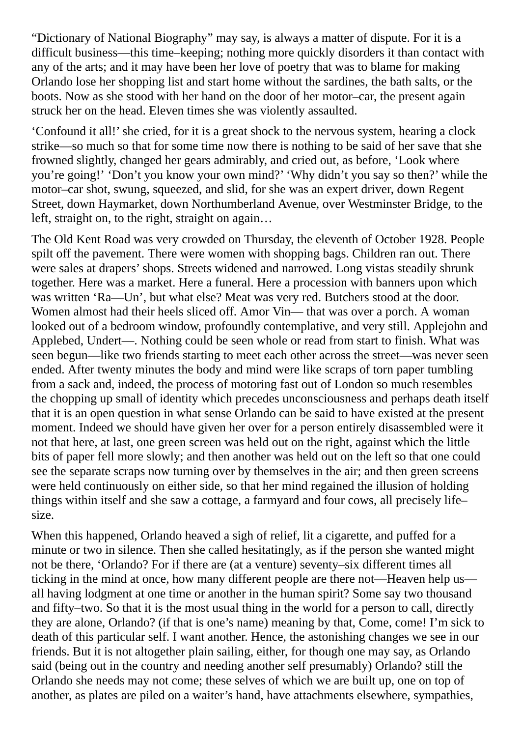"Dictionary of National Biography" may say, is always a matter of dispute. For it is a difficult business—this time–keeping; nothing more quickly disorders it than contact with any of the arts; and it may have been her love of poetry that was to blame for making Orlando lose her shopping list and start home without the sardines, the bath salts, or the boots. Now as she stood with her hand on the door of her motor–car, the present again struck her on the head. Eleven times she was violently assaulted.

'Confound it all!' she cried, for it is a great shock to the nervous system, hearing a clock strike—so much so that for some time now there is nothing to be said of her save that she frowned slightly, changed her gears admirably, and cried out, as before, 'Look where you're going!' 'Don't you know your own mind?' 'Why didn't you say so then?' while the motor–car shot, swung, squeezed, and slid, for she was an expert driver, down Regent Street, down Haymarket, down Northumberland Avenue, over Westminster Bridge, to the left, straight on, to the right, straight on again…

The Old Kent Road was very crowded on Thursday, the eleventh of October 1928. People spilt off the pavement. There were women with shopping bags. Children ran out. There were sales at drapers' shops. Streets widened and narrowed. Long vistas steadily shrunk together. Here was a market. Here a funeral. Here a procession with banners upon which was written 'Ra—Un', but what else? Meat was very red. Butchers stood at the door. Women almost had their heels sliced off. Amor Vin— that was over a porch. A woman looked out of a bedroom window, profoundly contemplative, and very still. Applejohn and Applebed, Undert—. Nothing could be seen whole or read from start to finish. What was seen begun—like two friends starting to meet each other across the street—was never seen ended. After twenty minutes the body and mind were like scraps of torn paper tumbling from a sack and, indeed, the process of motoring fast out of London so much resembles the chopping up small of identity which precedes unconsciousness and perhaps death itself that it is an open question in what sense Orlando can be said to have existed at the present moment. Indeed we should have given her over for a person entirely disassembled were it not that here, at last, one green screen was held out on the right, against which the little bits of paper fell more slowly; and then another was held out on the left so that one could see the separate scraps now turning over by themselves in the air; and then green screens were held continuously on either side, so that her mind regained the illusion of holding things within itself and she saw a cottage, a farmyard and four cows, all precisely life–size.

When this happened, Orlando heaved a sigh of relief, lit a cigarette, and puffed for a minute or two in silence. Then she called hesitatingly, as if the person she wanted might not be there, 'Orlando? For if there are (at a venture) seventy–six different times all ticking in the mind at once, how many different people are there not—Heaven help us—all having lodgment at one time or another in the human spirit? Some say two thousand and fifty–two. So that it is the most usual thing in the world for a person to call, directly they are alone, Orlando? (if that is one's name) meaning by that, Come, come! I'm sick to death of this particular self. I want another. Hence, the astonishing changes we see in our friends. But it is not altogether plain sailing, either, for though one may say, as Orlando said (being out in the country and needing another self presumably) Orlando? still the Orlando she needs may not come; these selves of which we are built up, one on top of another, as plates are piled on a waiter's hand, have attachments elsewhere, sympathies,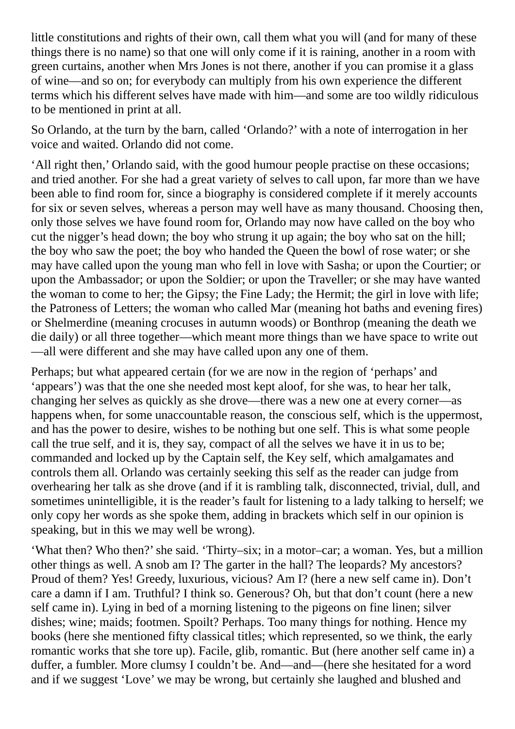little constitutions and rights of their own, call them what you will (and for many of these things there is no name) so that one will only come if it is raining, another in a room with green curtains, another when Mrs Jones is not there, another if you can promise it a glass of wine—and so on; for everybody can multiply from his own experience the different terms which his different selves have made with him—and some are too wildly ridiculous to be mentioned in print at all.

So Orlando, at the turn by the barn, called 'Orlando?' with a note of interrogation in her voice and waited. Orlando did not come.

'All right then,' Orlando said, with the good humour people practise on these occasions; and tried another. For she had a great variety of selves to call upon, far more than we have been able to find room for, since a biography is considered complete if it merely accounts for six or seven selves, whereas a person may well have as many thousand. Choosing then, only those selves we have found room for, Orlando may now have called on the boy who cut the nigger's head down; the boy who strung it up again; the boy who sat on the hill; the boy who saw the poet; the boy who handed the Queen the bowl of rose water; or she may have called upon the young man who fell in love with Sasha; or upon the Courtier; or upon the Ambassador; or upon the Soldier; or upon the Traveller; or she may have wanted the woman to come to her; the Gipsy; the Fine Lady; the Hermit; the girl in love with life; the Patroness of Letters; the woman who called Mar (meaning hot baths and evening fires) or Shelmerdine (meaning crocuses in autumn woods) or Bonthrop (meaning the death we die daily) or all three together—which meant more things than we have space to write out—all were different and she may have called upon any one of them.

Perhaps; but what appeared certain (for we are now in the region of 'perhaps' and 'appears') was that the one she needed most kept aloof, for she was, to hear her talk, changing her selves as quickly as she drove—there was a new one at every corner—as happens when, for some unaccountable reason, the conscious self, which is the uppermost, and has the power to desire, wishes to be nothing but one self. This is what some people call the true self, and it is, they say, compact of all the selves we have it in us to be; commanded and locked up by the Captain self, the Key self, which amalgamates and controls them all. Orlando was certainly seeking this self as the reader can judge from overhearing her talk as she drove (and if it is rambling talk, disconnected, trivial, dull, and sometimes unintelligible, it is the reader's fault for listening to a lady talking to herself; we only copy her words as she spoke them, adding in brackets which self in our opinion is speaking, but in this we may well be wrong).

'What then? Who then?' she said. 'Thirty–six; in a motor–car; a woman. Yes, but a million other things as well. A snob am I? The garter in the hall? The leopards? My ancestors? Proud of them? Yes! Greedy, luxurious, vicious? Am I? (here a new self came in). Don't care a damn if I am. Truthful? I think so. Generous? Oh, but that don't count (here a new self came in). Lying in bed of a morning listening to the pigeons on fine linen; silver dishes; wine; maids; footmen. Spoilt? Perhaps. Too many things for nothing. Hence my books (here she mentioned fifty classical titles; which represented, so we think, the early romantic works that she tore up). Facile, glib, romantic. But (here another self came in) a duffer, a fumbler. More clumsy I couldn't be. And—and—(here she hesitated for a word and if we suggest 'Love' we may be wrong, but certainly she laughed and blushed and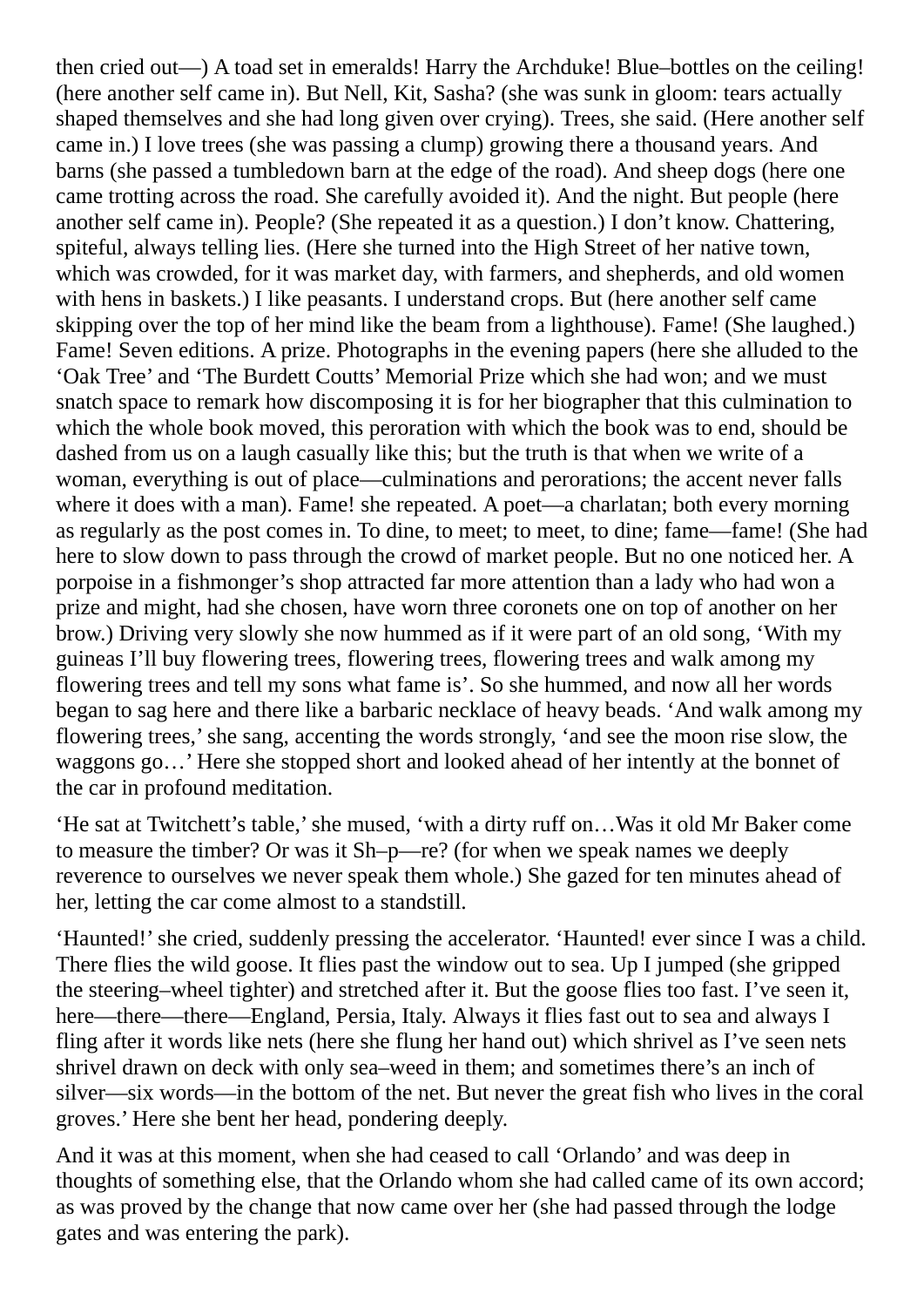then cried out—) A toad set in emeralds! Harry the Archduke! Blue–bottles on the ceiling! (here another self came in). But Nell, Kit, Sasha? (she was sunk in gloom: tears actually shaped themselves and she had long given over crying). Trees, she said. (Here another self came in.) I love trees (she was passing a clump) growing there a thousand years. And barns (she passed a tumbledown barn at the edge of the road). And sheep dogs (here one came trotting across the road. She carefully avoided it). And the night. But people (here another self came in). People? (She repeated it as a question.) I don't know. Chattering, spiteful, always telling lies. (Here she turned into the High Street of her native town, which was crowded, for it was market day, with farmers, and shepherds, and old women with hens in baskets.) I like peasants. I understand crops. But (here another self came skipping over the top of her mind like the beam from a lighthouse). Fame! (She laughed.) Fame! Seven editions. A prize. Photographs in the evening papers (here she alluded to the 'Oak Tree' and 'The Burdett Coutts' Memorial Prize which she had won; and we must snatch space to remark how discomposing it is for her biographer that this culmination to which the whole book moved, this peroration with which the book was to end, should be dashed from us on a laugh casually like this; but the truth is that when we write of a woman, everything is out of place—culminations and perorations; the accent never falls where it does with a man). Fame! she repeated. A poet—a charlatan; both every morning as regularly as the post comes in. To dine, to meet; to meet, to dine; fame—fame! (She had here to slow down to pass through the crowd of market people. But no one noticed her. A porpoise in a fishmonger's shop attracted far more attention than a lady who had won a prize and might, had she chosen, have worn three coronets one on top of another on her brow.) Driving very slowly she now hummed as if it were part of an old song, 'With my guineas I'll buy flowering trees, flowering trees, flowering trees and walk among my flowering trees and tell my sons what fame is'. So she hummed, and now all her words began to sag here and there like a barbaric necklace of heavy beads. 'And walk among my flowering trees,' she sang, accenting the words strongly, 'and see the moon rise slow, the waggons go…' Here she stopped short and looked ahead of her intently at the bonnet of the car in profound meditation.

'He sat at Twitchett's table,' she mused, 'with a dirty ruff on…Was it old Mr Baker come to measure the timber? Or was it Sh–p—re? (for when we speak names we deeply reverence to ourselves we never speak them whole.) She gazed for ten minutes ahead of her, letting the car come almost to a standstill.

'Haunted!' she cried, suddenly pressing the accelerator. 'Haunted! ever since I was a child. There flies the wild goose. It flies past the window out to sea. Up I jumped (she gripped the steering–wheel tighter) and stretched after it. But the goose flies too fast. I've seen it, here—there—there—England, Persia, Italy. Always it flies fast out to sea and always I fling after it words like nets (here she flung her hand out) which shrivel as I've seen nets shrivel drawn on deck with only sea–weed in them; and sometimes there's an inch of silver—six words—in the bottom of the net. But never the great fish who lives in the coral groves.' Here she bent her head, pondering deeply.

And it was at this moment, when she had ceased to call 'Orlando' and was deep in thoughts of something else, that the Orlando whom she had called came of its own accord; as was proved by the change that now came over her (she had passed through the lodge gates and was entering the park).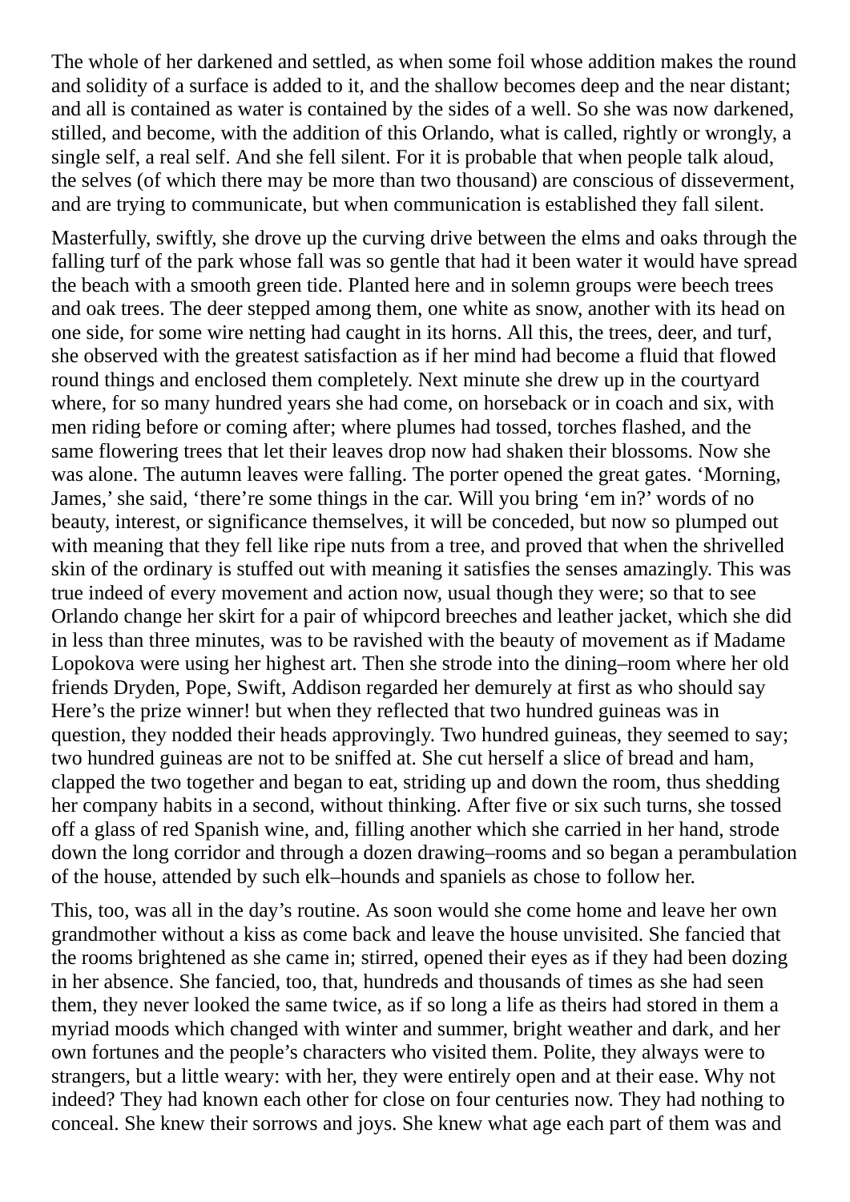The whole of her darkened and settled, as when some foil whose addition makes the round and solidity of a surface is added to it, and the shallow becomes deep and the near distant; and all is contained as water is contained by the sides of a well. So she was now darkened, stilled, and become, with the addition of this Orlando, what is called, rightly or wrongly, a single self, a real self. And she fell silent. For it is probable that when people talk aloud, the selves (of which there may be more than two thousand) are conscious of disseverment, and are trying to communicate, but when communication is established they fall silent.

Masterfully, swiftly, she drove up the curving drive between the elms and oaks through the falling turf of the park whose fall was so gentle that had it been water it would have spread the beach with a smooth green tide. Planted here and in solemn groups were beech trees and oak trees. The deer stepped among them, one white as snow, another with its head on one side, for some wire netting had caught in its horns. All this, the trees, deer, and turf, she observed with the greatest satisfaction as if her mind had become a fluid that flowed round things and enclosed them completely. Next minute she drew up in the courtyard where, for so many hundred years she had come, on horseback or in coach and six, with men riding before or coming after; where plumes had tossed, torches flashed, and the same flowering trees that let their leaves drop now had shaken their blossoms. Now she was alone. The autumn leaves were falling. The porter opened the great gates. 'Morning, James,' she said, 'there're some things in the car. Will you bring 'em in?' words of no beauty, interest, or significance themselves, it will be conceded, but now so plumped out with meaning that they fell like ripe nuts from a tree, and proved that when the shrivelled skin of the ordinary is stuffed out with meaning it satisfies the senses amazingly. This was true indeed of every movement and action now, usual though they were; so that to see Orlando change her skirt for a pair of whipcord breeches and leather jacket, which she did in less than three minutes, was to be ravished with the beauty of movement as if Madame Lopokova were using her highest art. Then she strode into the dining–room where her old friends Dryden, Pope, Swift, Addison regarded her demurely at first as who should say Here's the prize winner! but when they reflected that two hundred guineas was in question, they nodded their heads approvingly. Two hundred guineas, they seemed to say; two hundred guineas are not to be sniffed at. She cut herself a slice of bread and ham, clapped the two together and began to eat, striding up and down the room, thus shedding her company habits in a second, without thinking. After five or six such turns, she tossed off a glass of red Spanish wine, and, filling another which she carried in her hand, strode down the long corridor and through a dozen drawing–rooms and so began a perambulation of the house, attended by such elk–hounds and spaniels as chose to follow her.

This, too, was all in the day's routine. As soon would she come home and leave her own grandmother without a kiss as come back and leave the house unvisited. She fancied that the rooms brightened as she came in; stirred, opened their eyes as if they had been dozing in her absence. She fancied, too, that, hundreds and thousands of times as she had seen them, they never looked the same twice, as if so long a life as theirs had stored in them a myriad moods which changed with winter and summer, bright weather and dark, and her own fortunes and the people's characters who visited them. Polite, they always were to strangers, but a little weary: with her, they were entirely open and at their ease. Why not indeed? They had known each other for close on four centuries now. They had nothing to conceal. She knew their sorrows and joys. She knew what age each part of them was and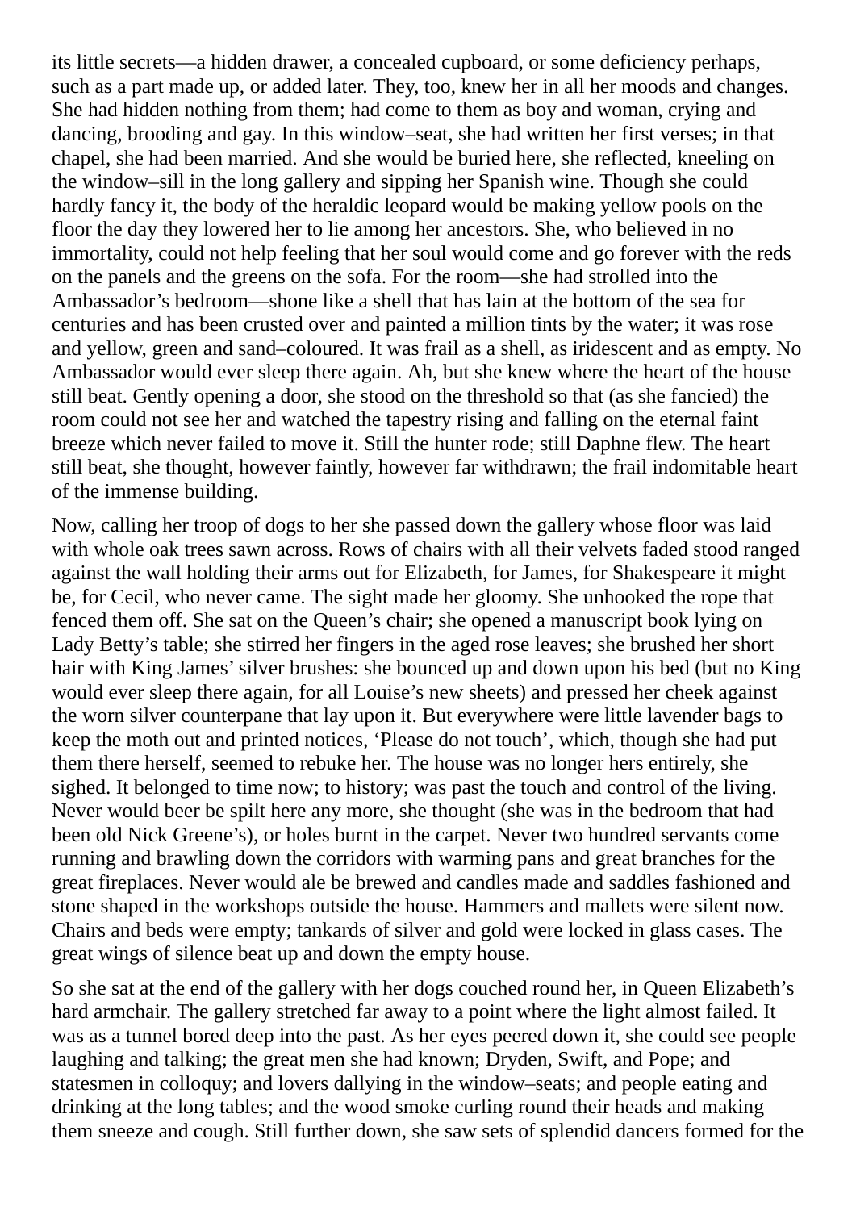its little secrets—a hidden drawer, a concealed cupboard, or some deficiency perhaps, such as a part made up, or added later. They, too, knew her in all her moods and changes. She had hidden nothing from them; had come to them as boy and woman, crying and dancing, brooding and gay. In this window–seat, she had written her first verses; in that chapel, she had been married. And she would be buried here, she reflected, kneeling on the window–sill in the long gallery and sipping her Spanish wine. Though she could hardly fancy it, the body of the heraldic leopard would be making yellow pools on the floor the day they lowered her to lie among her ancestors. She, who believed in no immortality, could not help feeling that her soul would come and go forever with the reds on the panels and the greens on the sofa. For the room—she had strolled into the Ambassador's bedroom—shone like a shell that has lain at the bottom of the sea for centuries and has been crusted over and painted a million tints by the water; it was rose and yellow, green and sand–coloured. It was frail as a shell, as iridescent and as empty. No Ambassador would ever sleep there again. Ah, but she knew where the heart of the house still beat. Gently opening a door, she stood on the threshold so that (as she fancied) the room could not see her and watched the tapestry rising and falling on the eternal faint breeze which never failed to move it. Still the hunter rode; still Daphne flew. The heart still beat, she thought, however faintly, however far withdrawn; the frail indomitable heart of the immense building.

Now, calling her troop of dogs to her she passed down the gallery whose floor was laid with whole oak trees sawn across. Rows of chairs with all their velvets faded stood ranged against the wall holding their arms out for Elizabeth, for James, for Shakespeare it might be, for Cecil, who never came. The sight made her gloomy. She unhooked the rope that fenced them off. She sat on the Queen's chair; she opened a manuscript book lying on Lady Betty's table; she stirred her fingers in the aged rose leaves; she brushed her short hair with King James' silver brushes: she bounced up and down upon his bed (but no King would ever sleep there again, for all Louise's new sheets) and pressed her cheek against the worn silver counterpane that lay upon it. But everywhere were little lavender bags to keep the moth out and printed notices, 'Please do not touch', which, though she had put them there herself, seemed to rebuke her. The house was no longer hers entirely, she sighed. It belonged to time now; to history; was past the touch and control of the living. Never would beer be spilt here any more, she thought (she was in the bedroom that had been old Nick Greene's), or holes burnt in the carpet. Never two hundred servants come running and brawling down the corridors with warming pans and great branches for the great fireplaces. Never would ale be brewed and candles made and saddles fashioned and stone shaped in the workshops outside the house. Hammers and mallets were silent now. Chairs and beds were empty; tankards of silver and gold were locked in glass cases. The great wings of silence beat up and down the empty house.

So she sat at the end of the gallery with her dogs couched round her, in Queen Elizabeth's hard armchair. The gallery stretched far away to a point where the light almost failed. It was as a tunnel bored deep into the past. As her eyes peered down it, she could see people laughing and talking; the great men she had known; Dryden, Swift, and Pope; and statesmen in colloquy; and lovers dallying in the window–seats; and people eating and drinking at the long tables; and the wood smoke curling round their heads and making them sneeze and cough. Still further down, she saw sets of splendid dancers formed for the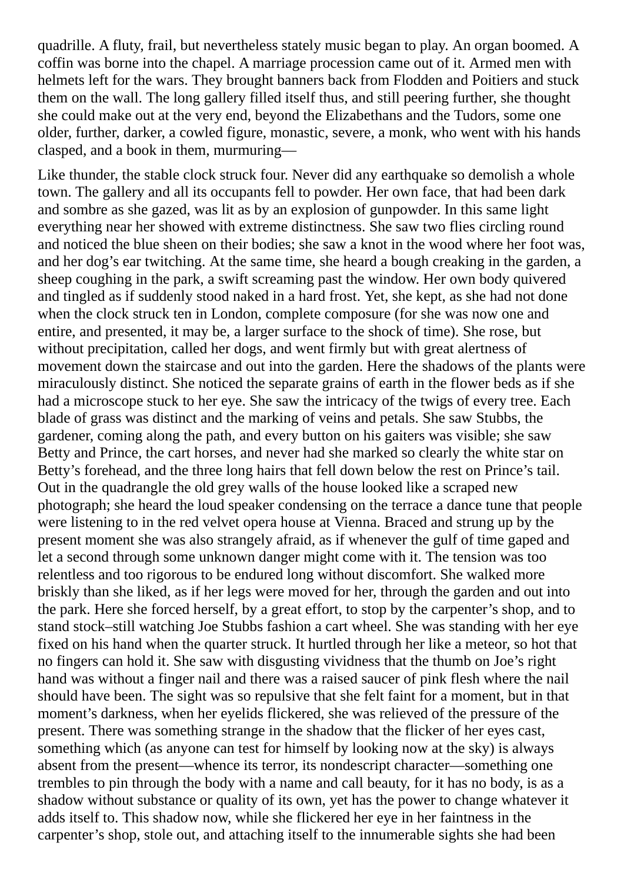quadrille. A fluty, frail, but nevertheless stately music began to play. An organ boomed. A coffin was borne into the chapel. A marriage procession came out of it. Armed men with helmets left for the wars. They brought banners back from Flodden and Poitiers and stuck them on the wall. The long gallery filled itself thus, and still peering further, she thought she could make out at the very end, beyond the Elizabethans and the Tudors, some one older, further, darker, a cowled figure, monastic, severe, a monk, who went with his hands clasped, and a book in them, murmuring—

Like thunder, the stable clock struck four. Never did any earthquake so demolish a whole town. The gallery and all its occupants fell to powder. Her own face, that had been dark and sombre as she gazed, was lit as by an explosion of gunpowder. In this same light everything near her showed with extreme distinctness. She saw two flies circling round and noticed the blue sheen on their bodies; she saw a knot in the wood where her foot was, and her dog's ear twitching. At the same time, she heard a bough creaking in the garden, a sheep coughing in the park, a swift screaming past the window. Her own body quivered and tingled as if suddenly stood naked in a hard frost. Yet, she kept, as she had not done when the clock struck ten in London, complete composure (for she was now one and entire, and presented, it may be, a larger surface to the shock of time). She rose, but without precipitation, called her dogs, and went firmly but with great alertness of movement down the staircase and out into the garden. Here the shadows of the plants were miraculously distinct. She noticed the separate grains of earth in the flower beds as if she had a microscope stuck to her eye. She saw the intricacy of the twigs of every tree. Each blade of grass was distinct and the marking of veins and petals. She saw Stubbs, the gardener, coming along the path, and every button on his gaiters was visible; she saw Betty and Prince, the cart horses, and never had she marked so clearly the white star on Betty's forehead, and the three long hairs that fell down below the rest on Prince's tail. Out in the quadrangle the old grey walls of the house looked like a scraped new photograph; she heard the loud speaker condensing on the terrace a dance tune that people were listening to in the red velvet opera house at Vienna. Braced and strung up by the present moment she was also strangely afraid, as if whenever the gulf of time gaped and let a second through some unknown danger might come with it. The tension was too relentless and too rigorous to be endured long without discomfort. She walked more briskly than she liked, as if her legs were moved for her, through the garden and out into the park. Here she forced herself, by a great effort, to stop by the carpenter's shop, and to stand stock–still watching Joe Stubbs fashion a cart wheel. She was standing with her eye fixed on his hand when the quarter struck. It hurtled through her like a meteor, so hot that no fingers can hold it. She saw with disgusting vividness that the thumb on Joe's right hand was without a finger nail and there was a raised saucer of pink flesh where the nail should have been. The sight was so repulsive that she felt faint for a moment, but in that moment's darkness, when her eyelids flickered, she was relieved of the pressure of the present. There was something strange in the shadow that the flicker of her eyes cast, something which (as anyone can test for himself by looking now at the sky) is always absent from the present—whence its terror, its nondescript character—something one trembles to pin through the body with a name and call beauty, for it has no body, is as a shadow without substance or quality of its own, yet has the power to change whatever it adds itself to. This shadow now, while she flickered her eye in her faintness in the carpenter's shop, stole out, and attaching itself to the innumerable sights she had been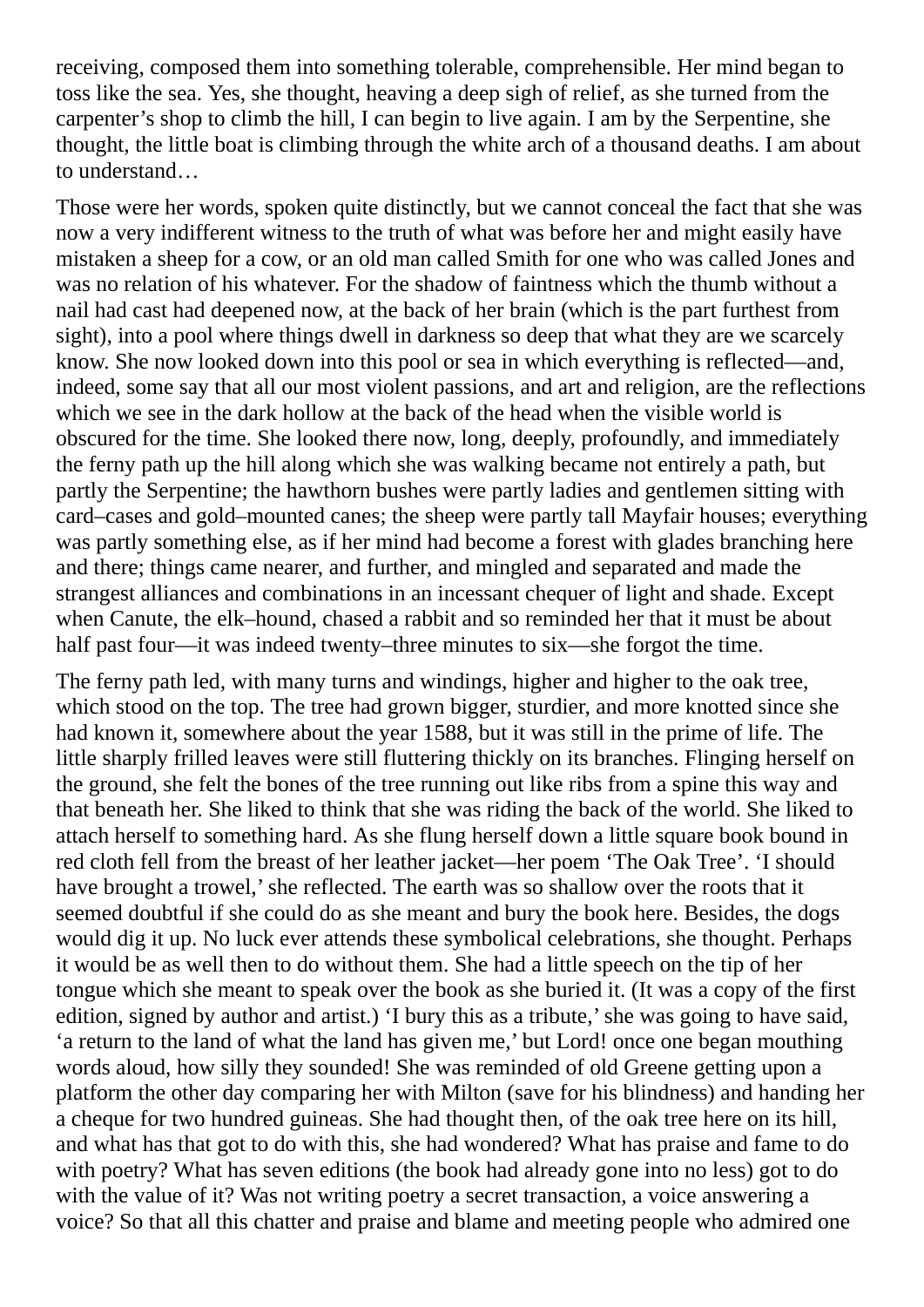receiving, composed them into something tolerable, comprehensible. Her mind began to toss like the sea. Yes, she thought, heaving a deep sigh of relief, as she turned from the carpenter's shop to climb the hill, I can begin to live again. I am by the Serpentine, she thought, the little boat is climbing through the white arch of a thousand deaths. I am about to understand…

Those were her words, spoken quite distinctly, but we cannot conceal the fact that she was now a very indifferent witness to the truth of what was before her and might easily have mistaken a sheep for a cow, or an old man called Smith for one who was called Jones and was no relation of his whatever. For the shadow of faintness which the thumb without a nail had cast had deepened now, at the back of her brain (which is the part furthest from sight), into a pool where things dwell in darkness so deep that what they are we scarcely know. She now looked down into this pool or sea in which everything is reflected—and, indeed, some say that all our most violent passions, and art and religion, are the reflections which we see in the dark hollow at the back of the head when the visible world is obscured for the time. She looked there now, long, deeply, profoundly, and immediately the ferny path up the hill along which she was walking became not entirely a path, but partly the Serpentine; the hawthorn bushes were partly ladies and gentlemen sitting with card–cases and gold–mounted canes; the sheep were partly tall Mayfair houses; everything was partly something else, as if her mind had become a forest with glades branching here and there; things came nearer, and further, and mingled and separated and made the strangest alliances and combinations in an incessant chequer of light and shade. Except when Canute, the elk–hound, chased a rabbit and so reminded her that it must be about half past four—it was indeed twenty–three minutes to six—she forgot the time.

The ferny path led, with many turns and windings, higher and higher to the oak tree, which stood on the top. The tree had grown bigger, sturdier, and more knotted since she had known it, somewhere about the year 1588, but it was still in the prime of life. The little sharply frilled leaves were still fluttering thickly on its branches. Flinging herself on the ground, she felt the bones of the tree running out like ribs from a spine this way and that beneath her. She liked to think that she was riding the back of the world. She liked to attach herself to something hard. As she flung herself down a little square book bound in red cloth fell from the breast of her leather jacket—her poem 'The Oak Tree'. 'I should have brought a trowel,' she reflected. The earth was so shallow over the roots that it seemed doubtful if she could do as she meant and bury the book here. Besides, the dogs would dig it up. No luck ever attends these symbolical celebrations, she thought. Perhaps it would be as well then to do without them. She had a little speech on the tip of her tongue which she meant to speak over the book as she buried it. (It was a copy of the first edition, signed by author and artist.) 'I bury this as a tribute,' she was going to have said, 'a return to the land of what the land has given me,' but Lord! once one began mouthing words aloud, how silly they sounded! She was reminded of old Greene getting upon a platform the other day comparing her with Milton (save for his blindness) and handing her a cheque for two hundred guineas. She had thought then, of the oak tree here on its hill, and what has that got to do with this, she had wondered? What has praise and fame to do with poetry? What has seven editions (the book had already gone into no less) got to do with the value of it? Was not writing poetry a secret transaction, a voice answering a voice? So that all this chatter and praise and blame and meeting people who admired one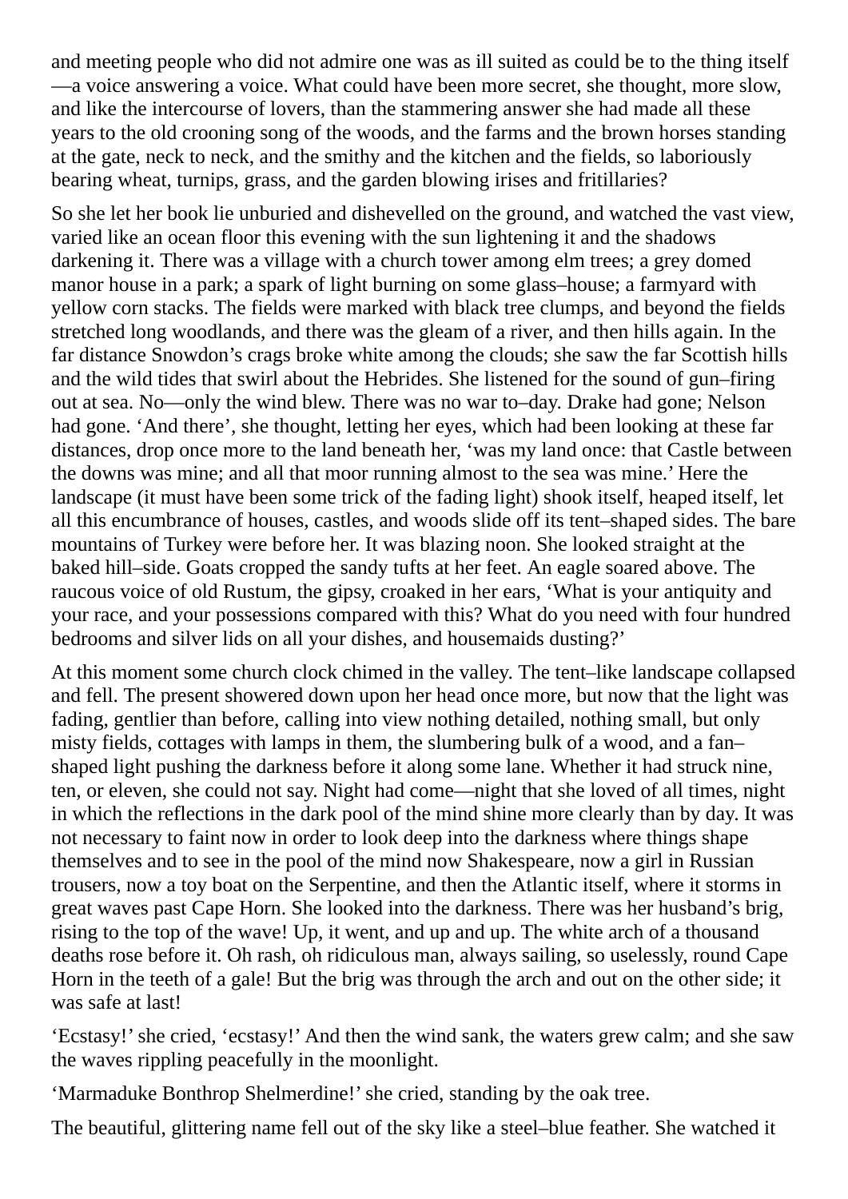and meeting people who did not admire one was as ill suited as could be to the thing itself—a voice answering a voice. What could have been more secret, she thought, more slow, and like the intercourse of lovers, than the stammering answer she had made all these years to the old crooning song of the woods, and the farms and the brown horses standing at the gate, neck to neck, and the smithy and the kitchen and the fields, so laboriously bearing wheat, turnips, grass, and the garden blowing irises and fritillaries?

So she let her book lie unburied and dishevelled on the ground, and watched the vast view, varied like an ocean floor this evening with the sun lightening it and the shadows darkening it. There was a village with a church tower among elm trees; a grey domed manor house in a park; a spark of light burning on some glass–house; a farmyard with yellow corn stacks. The fields were marked with black tree clumps, and beyond the fields stretched long woodlands, and there was the gleam of a river, and then hills again. In the far distance Snowdon's crags broke white among the clouds; she saw the far Scottish hills and the wild tides that swirl about the Hebrides. She listened for the sound of gun–firing out at sea. No—only the wind blew. There was no war to–day. Drake had gone; Nelson had gone. 'And there', she thought, letting her eyes, which had been looking at these far distances, drop once more to the land beneath her, 'was my land once: that Castle between the downs was mine; and all that moor running almost to the sea was mine.' Here the landscape (it must have been some trick of the fading light) shook itself, heaped itself, let all this encumbrance of houses, castles, and woods slide off its tent–shaped sides. The bare mountains of Turkey were before her. It was blazing noon. She looked straight at the baked hill–side. Goats cropped the sandy tufts at her feet. An eagle soared above. The raucous voice of old Rustum, the gipsy, croaked in her ears, 'What is your antiquity and your race, and your possessions compared with this? What do you need with four hundred bedrooms and silver lids on all your dishes, and housemaids dusting?'

At this moment some church clock chimed in the valley. The tent–like landscape collapsed and fell. The present showered down upon her head once more, but now that the light was fading, gentlier than before, calling into view nothing detailed, nothing small, but only misty fields, cottages with lamps in them, the slumbering bulk of a wood, and a fan–shaped light pushing the darkness before it along some lane. Whether it had struck nine, ten, or eleven, she could not say. Night had come—night that she loved of all times, night in which the reflections in the dark pool of the mind shine more clearly than by day. It was not necessary to faint now in order to look deep into the darkness where things shape themselves and to see in the pool of the mind now Shakespeare, now a girl in Russian trousers, now a toy boat on the Serpentine, and then the Atlantic itself, where it storms in great waves past Cape Horn. She looked into the darkness. There was her husband's brig, rising to the top of the wave! Up, it went, and up and up. The white arch of a thousand deaths rose before it. Oh rash, oh ridiculous man, always sailing, so uselessly, round Cape Horn in the teeth of a gale! But the brig was through the arch and out on the other side; it was safe at last!

'Ecstasy!' she cried, 'ecstasy!' And then the wind sank, the waters grew calm; and she saw the waves rippling peacefully in the moonlight.

'Marmaduke Bonthrop Shelmerdine!' she cried, standing by the oak tree.

The beautiful, glittering name fell out of the sky like a steel–blue feather. She watched it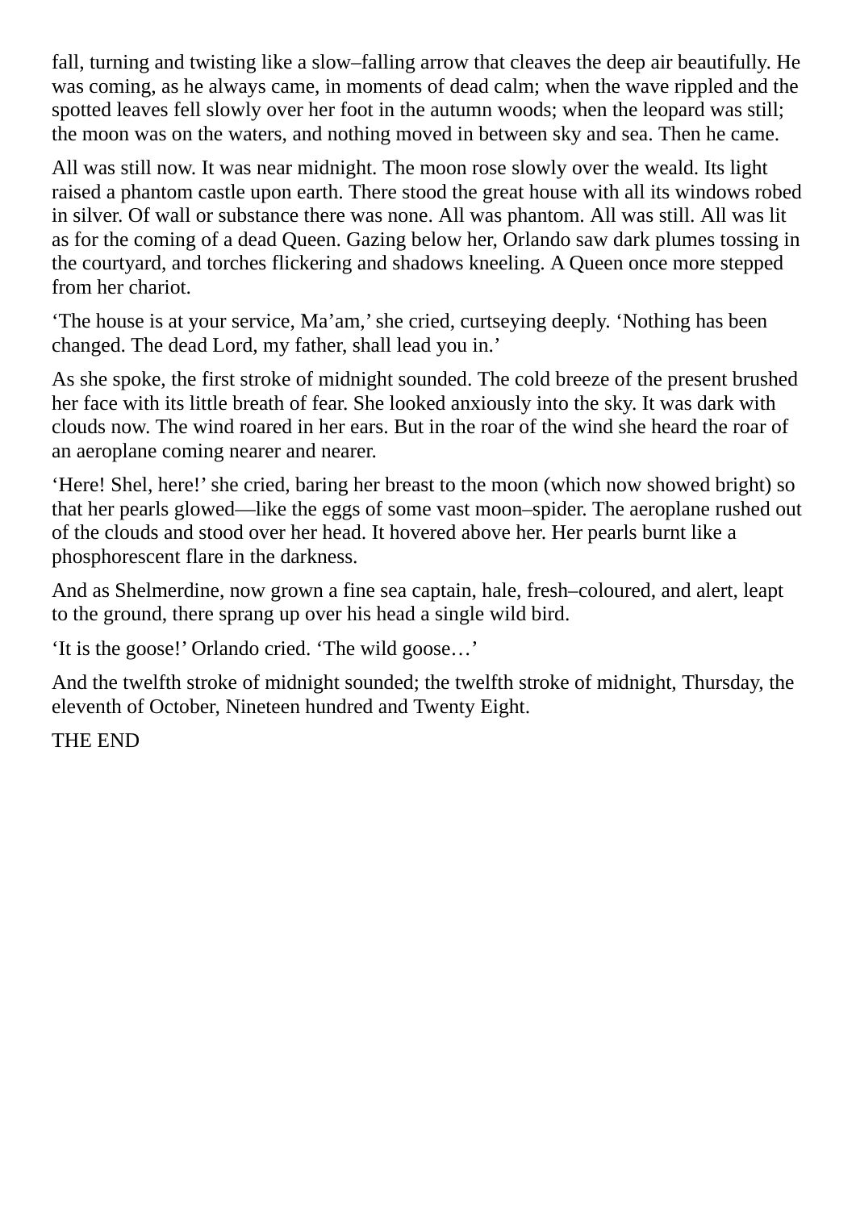fall, turning and twisting like a slow–falling arrow that cleaves the deep air beautifully. He was coming, as he always came, in moments of dead calm; when the wave rippled and the spotted leaves fell slowly over her foot in the autumn woods; when the leopard was still; the moon was on the waters, and nothing moved in between sky and sea. Then he came.

All was still now. It was near midnight. The moon rose slowly over the weald. Its light raised a phantom castle upon earth. There stood the great house with all its windows robed in silver. Of wall or substance there was none. All was phantom. All was still. All was lit as for the coming of a dead Queen. Gazing below her, Orlando saw dark plumes tossing in the courtyard, and torches flickering and shadows kneeling. A Queen once more stepped from her chariot.

'The house is at your service, Ma'am,' she cried, curtseying deeply. 'Nothing has been changed. The dead Lord, my father, shall lead you in.'

As she spoke, the first stroke of midnight sounded. The cold breeze of the present brushed her face with its little breath of fear. She looked anxiously into the sky. It was dark with clouds now. The wind roared in her ears. But in the roar of the wind she heard the roar of an aeroplane coming nearer and nearer.

'Here! Shel, here!' she cried, baring her breast to the moon (which now showed bright) so that her pearls glowed—like the eggs of some vast moon–spider. The aeroplane rushed out of the clouds and stood over her head. It hovered above her. Her pearls burnt like a phosphorescent flare in the darkness.

And as Shelmerdine, now grown a fine sea captain, hale, fresh–coloured, and alert, leapt to the ground, there sprang up over his head a single wild bird.

'It is the goose!' Orlando cried. 'The wild goose…'

And the twelfth stroke of midnight sounded; the twelfth stroke of midnight, Thursday, the eleventh of October, Nineteen hundred and Twenty Eight.

THE END